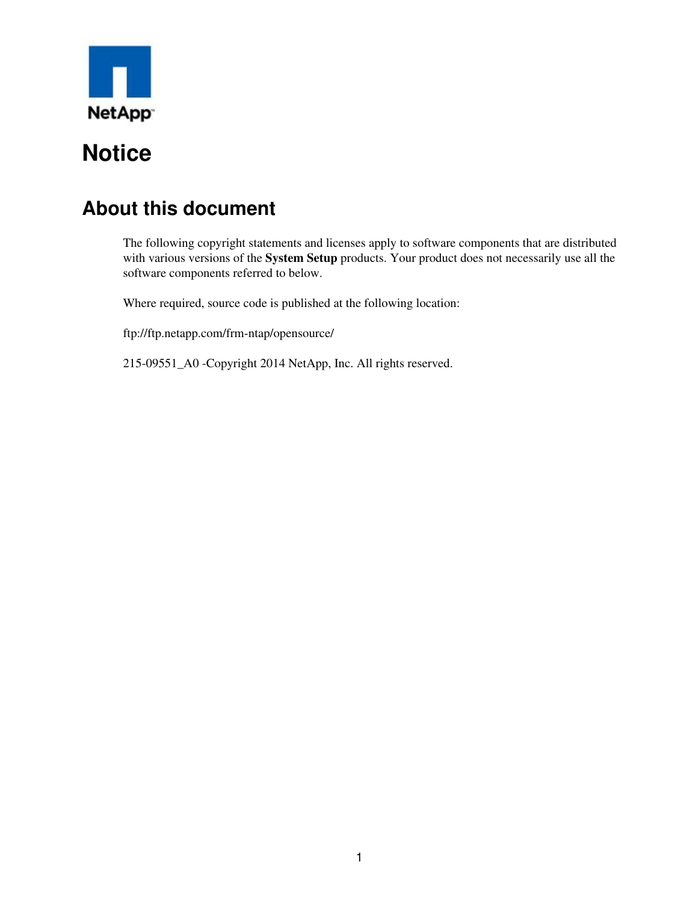NetApp

# Notice

## About this document

The following copyright statements and licenses apply to software components that are distributed with various versions of the **System Setup** products. Your product does not necessarily use all the software components referred to below.

Where required, source code is published at the following location:

ftp://ftp.netapp.com/frm-ntap/opensource/

215-09551_A0 -Copyright 2014 NetApp, Inc. All rights reserved.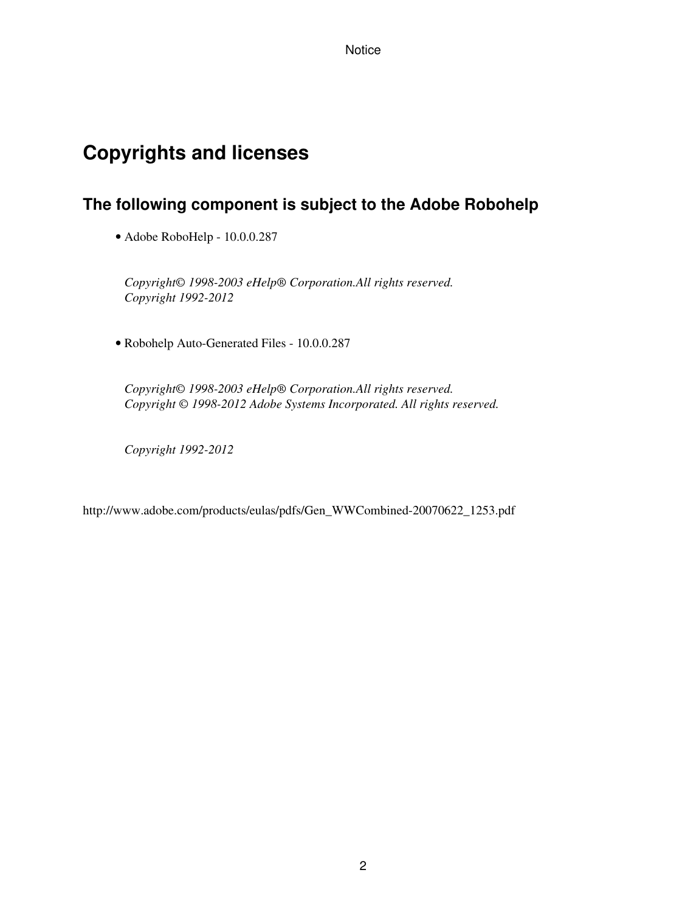# Copyrights and licenses

## The following component is subject to the Adobe Robohelp

- Adobe RoboHelp - 10.0.0.287

  *Copyright© 1998-2003 eHelp® Corporation.All rights reserved.*
  *Copyright 1992-2012*

- Robohelp Auto-Generated Files - 10.0.0.287

  *Copyright© 1998-2003 eHelp® Corporation.All rights reserved.*
  *Copyright © 1998-2012 Adobe Systems Incorporated. All rights reserved.*

  *Copyright 1992-2012*

http://www.adobe.com/products/eulas/pdfs/Gen_WWCombined-20070622_1253.pdf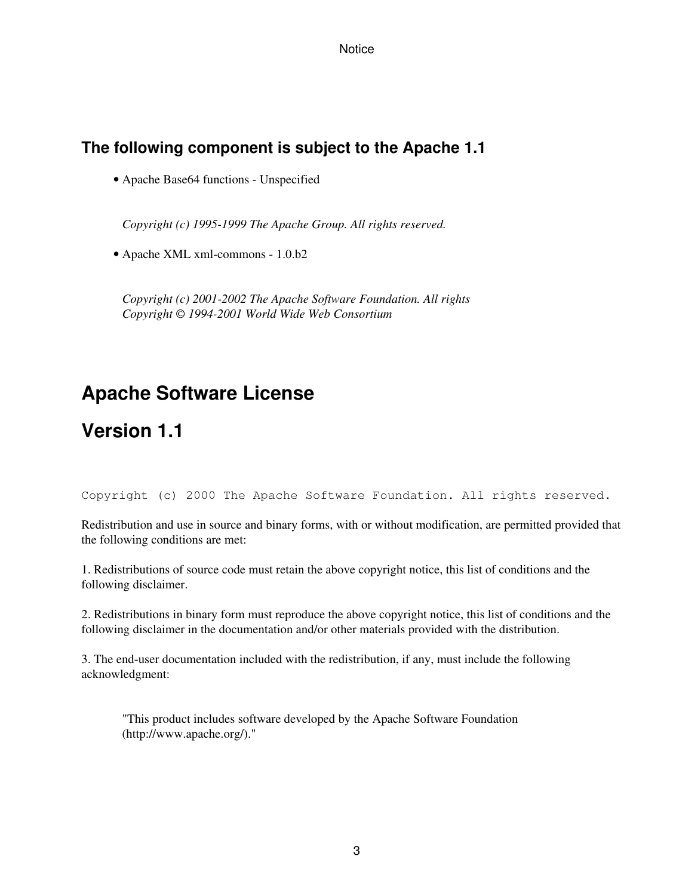### The following component is subject to the Apache 1.1

- Apache Base64 functions - Unspecified

  *Copyright (c) 1995-1999 The Apache Group. All rights reserved.*

- Apache XML xml-commons - 1.0.b2

  *Copyright (c) 2001-2002 The Apache Software Foundation. All rights*
  *Copyright © 1994-2001 World Wide Web Consortium*

## Apache Software License

## Version 1.1

```
Copyright (c) 2000 The Apache Software Foundation. All rights reserved.
```

Redistribution and use in source and binary forms, with or without modification, are permitted provided that the following conditions are met:

1. Redistributions of source code must retain the above copyright notice, this list of conditions and the following disclaimer.

2. Redistributions in binary form must reproduce the above copyright notice, this list of conditions and the following disclaimer in the documentation and/or other materials provided with the distribution.

3. The end-user documentation included with the redistribution, if any, must include the following acknowledgment:

> "This product includes software developed by the Apache Software Foundation (http://www.apache.org/)."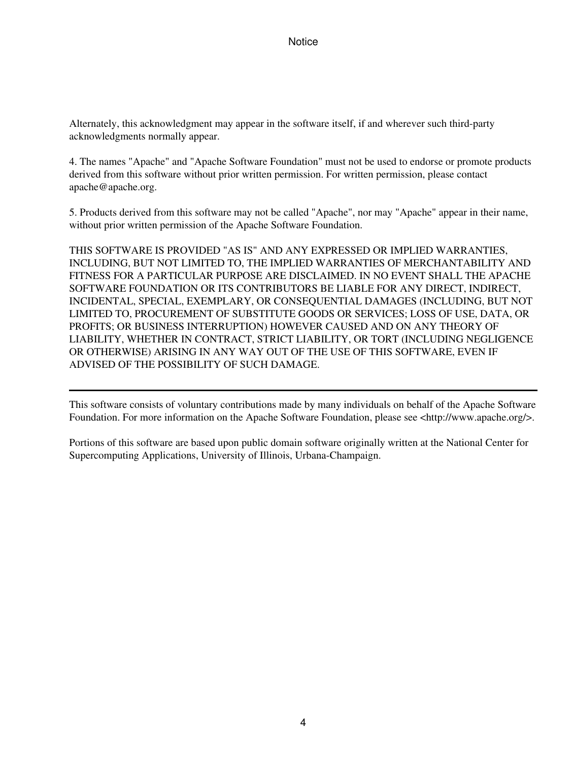Alternately, this acknowledgment may appear in the software itself, if and wherever such third-party acknowledgments normally appear.

4. The names "Apache" and "Apache Software Foundation" must not be used to endorse or promote products derived from this software without prior written permission. For written permission, please contact apache@apache.org.

5. Products derived from this software may not be called "Apache", nor may "Apache" appear in their name, without prior written permission of the Apache Software Foundation.

THIS SOFTWARE IS PROVIDED "AS IS" AND ANY EXPRESSED OR IMPLIED WARRANTIES, INCLUDING, BUT NOT LIMITED TO, THE IMPLIED WARRANTIES OF MERCHANTABILITY AND FITNESS FOR A PARTICULAR PURPOSE ARE DISCLAIMED. IN NO EVENT SHALL THE APACHE SOFTWARE FOUNDATION OR ITS CONTRIBUTORS BE LIABLE FOR ANY DIRECT, INDIRECT, INCIDENTAL, SPECIAL, EXEMPLARY, OR CONSEQUENTIAL DAMAGES (INCLUDING, BUT NOT LIMITED TO, PROCUREMENT OF SUBSTITUTE GOODS OR SERVICES; LOSS OF USE, DATA, OR PROFITS; OR BUSINESS INTERRUPTION) HOWEVER CAUSED AND ON ANY THEORY OF LIABILITY, WHETHER IN CONTRACT, STRICT LIABILITY, OR TORT (INCLUDING NEGLIGENCE OR OTHERWISE) ARISING IN ANY WAY OUT OF THE USE OF THIS SOFTWARE, EVEN IF ADVISED OF THE POSSIBILITY OF SUCH DAMAGE.

---

This software consists of voluntary contributions made by many individuals on behalf of the Apache Software Foundation. For more information on the Apache Software Foundation, please see <http://www.apache.org/>.

Portions of this software are based upon public domain software originally written at the National Center for Supercomputing Applications, University of Illinois, Urbana-Champaign.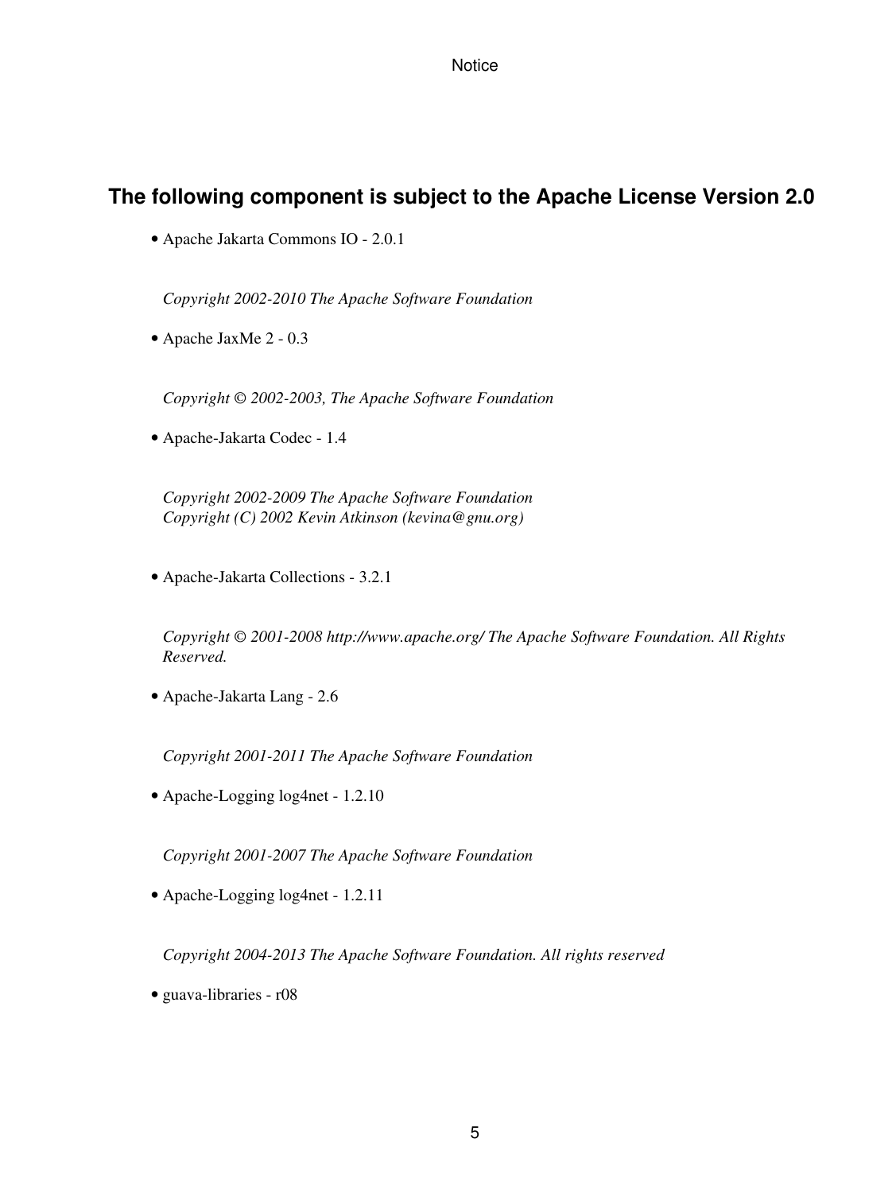## The following component is subject to the Apache License Version 2.0

- Apache Jakarta Commons IO - 2.0.1

  *Copyright 2002-2010 The Apache Software Foundation*

- Apache JaxMe 2 - 0.3

  *Copyright © 2002-2003, The Apache Software Foundation*

- Apache-Jakarta Codec - 1.4

  *Copyright 2002-2009 The Apache Software Foundation*
  *Copyright (C) 2002 Kevin Atkinson (kevina@gnu.org)*

- Apache-Jakarta Collections - 3.2.1

  *Copyright © 2001-2008 http://www.apache.org/ The Apache Software Foundation. All Rights Reserved.*

- Apache-Jakarta Lang - 2.6

  *Copyright 2001-2011 The Apache Software Foundation*

- Apache-Logging log4net - 1.2.10

  *Copyright 2001-2007 The Apache Software Foundation*

- Apache-Logging log4net - 1.2.11

  *Copyright 2004-2013 The Apache Software Foundation. All rights reserved*

- guava-libraries - r08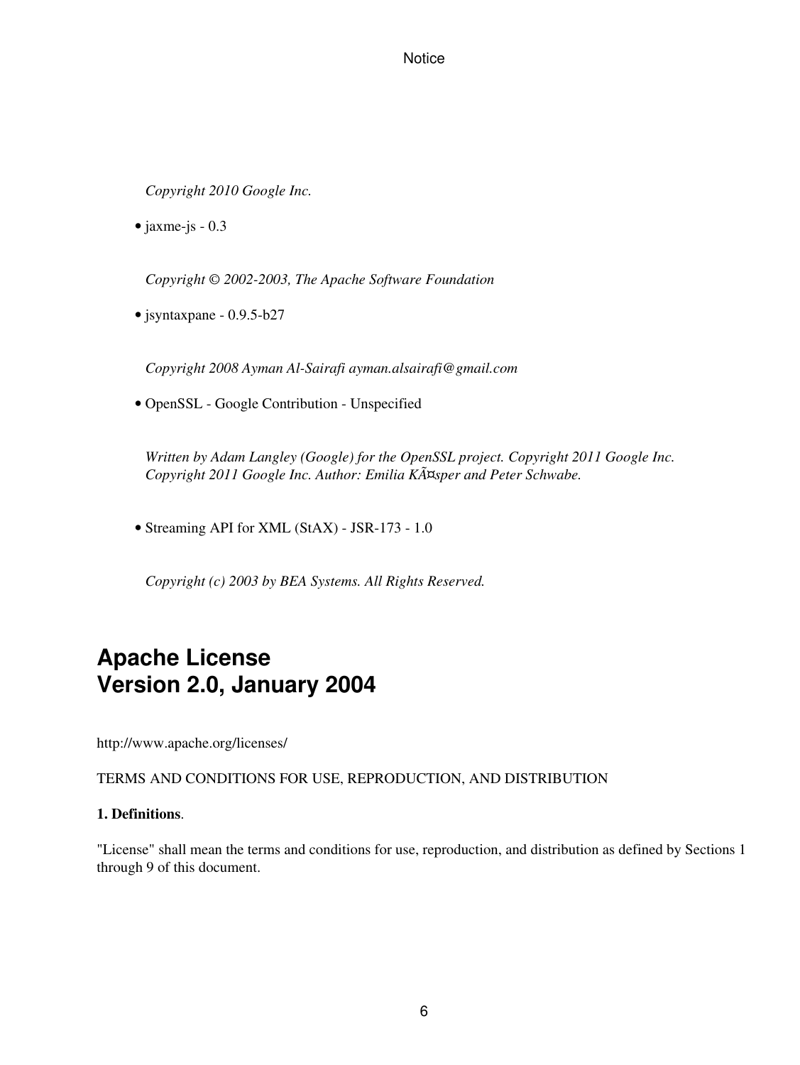*Copyright 2010 Google Inc.*

- jaxme-js - 0.3

  *Copyright © 2002-2003, The Apache Software Foundation*

- jsyntaxpane - 0.9.5-b27

  *Copyright 2008 Ayman Al-Sairafi ayman.alsairafi@gmail.com*

- OpenSSL - Google Contribution - Unspecified

  *Written by Adam Langley (Google) for the OpenSSL project. Copyright 2011 Google Inc. Copyright 2011 Google Inc. Author: Emilia KÃ¤sper and Peter Schwabe.*

- Streaming API for XML (StAX) - JSR-173 - 1.0

  *Copyright (c) 2003 by BEA Systems. All Rights Reserved.*

## Apache License
## Version 2.0, January 2004

http://www.apache.org/licenses/

TERMS AND CONDITIONS FOR USE, REPRODUCTION, AND DISTRIBUTION

**1. Definitions**.

"License" shall mean the terms and conditions for use, reproduction, and distribution as defined by Sections 1 through 9 of this document.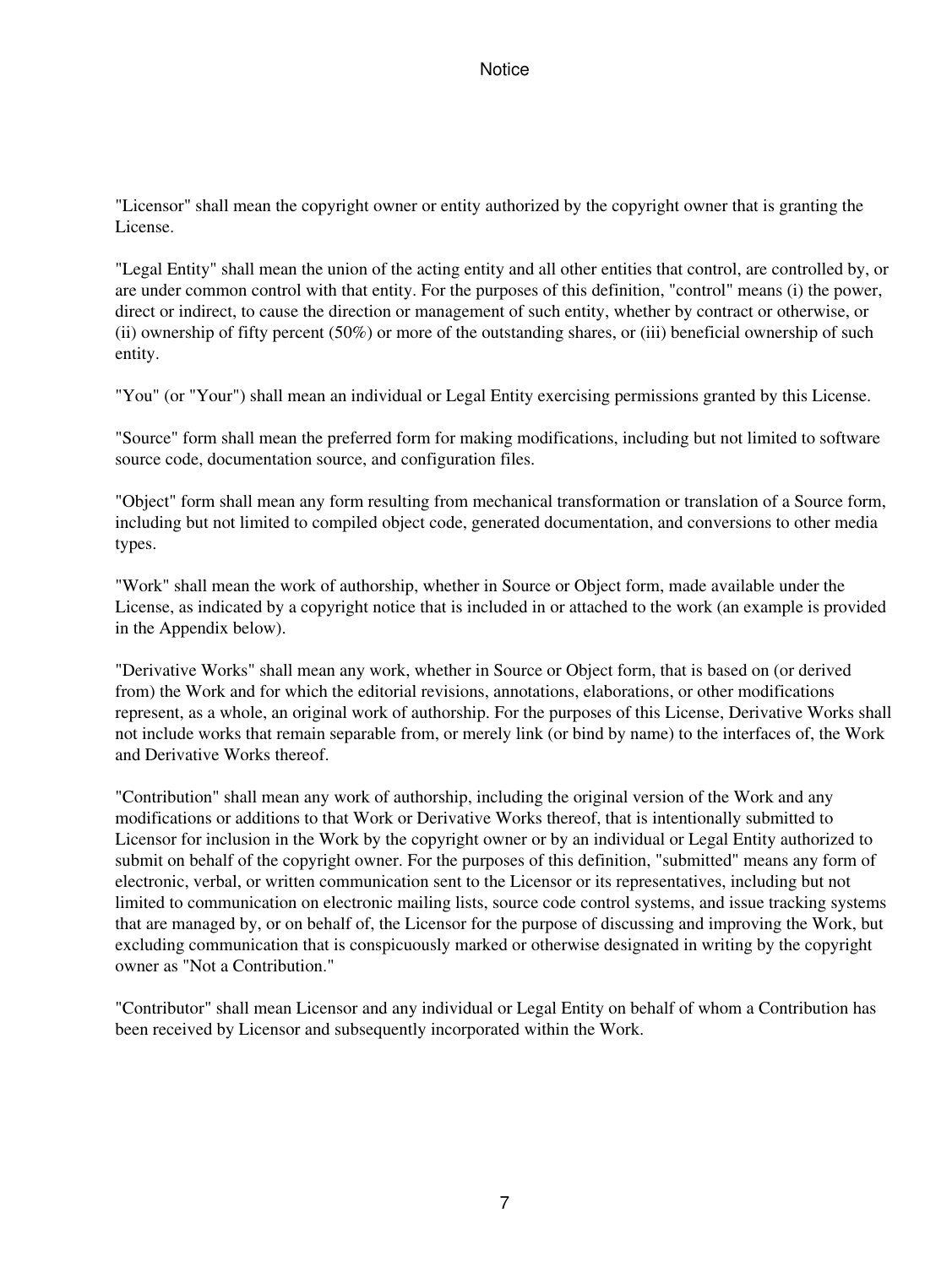"Licensor" shall mean the copyright owner or entity authorized by the copyright owner that is granting the License.

"Legal Entity" shall mean the union of the acting entity and all other entities that control, are controlled by, or are under common control with that entity. For the purposes of this definition, "control" means (i) the power, direct or indirect, to cause the direction or management of such entity, whether by contract or otherwise, or (ii) ownership of fifty percent (50%) or more of the outstanding shares, or (iii) beneficial ownership of such entity.

"You" (or "Your") shall mean an individual or Legal Entity exercising permissions granted by this License.

"Source" form shall mean the preferred form for making modifications, including but not limited to software source code, documentation source, and configuration files.

"Object" form shall mean any form resulting from mechanical transformation or translation of a Source form, including but not limited to compiled object code, generated documentation, and conversions to other media types.

"Work" shall mean the work of authorship, whether in Source or Object form, made available under the License, as indicated by a copyright notice that is included in or attached to the work (an example is provided in the Appendix below).

"Derivative Works" shall mean any work, whether in Source or Object form, that is based on (or derived from) the Work and for which the editorial revisions, annotations, elaborations, or other modifications represent, as a whole, an original work of authorship. For the purposes of this License, Derivative Works shall not include works that remain separable from, or merely link (or bind by name) to the interfaces of, the Work and Derivative Works thereof.

"Contribution" shall mean any work of authorship, including the original version of the Work and any modifications or additions to that Work or Derivative Works thereof, that is intentionally submitted to Licensor for inclusion in the Work by the copyright owner or by an individual or Legal Entity authorized to submit on behalf of the copyright owner. For the purposes of this definition, "submitted" means any form of electronic, verbal, or written communication sent to the Licensor or its representatives, including but not limited to communication on electronic mailing lists, source code control systems, and issue tracking systems that are managed by, or on behalf of, the Licensor for the purpose of discussing and improving the Work, but excluding communication that is conspicuously marked or otherwise designated in writing by the copyright owner as "Not a Contribution."

"Contributor" shall mean Licensor and any individual or Legal Entity on behalf of whom a Contribution has been received by Licensor and subsequently incorporated within the Work.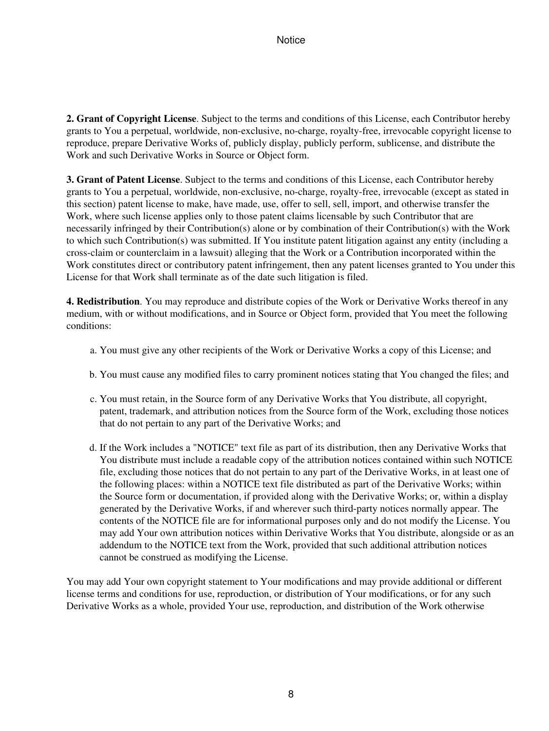**2. Grant of Copyright License**. Subject to the terms and conditions of this License, each Contributor hereby grants to You a perpetual, worldwide, non-exclusive, no-charge, royalty-free, irrevocable copyright license to reproduce, prepare Derivative Works of, publicly display, publicly perform, sublicense, and distribute the Work and such Derivative Works in Source or Object form.

**3. Grant of Patent License**. Subject to the terms and conditions of this License, each Contributor hereby grants to You a perpetual, worldwide, non-exclusive, no-charge, royalty-free, irrevocable (except as stated in this section) patent license to make, have made, use, offer to sell, sell, import, and otherwise transfer the Work, where such license applies only to those patent claims licensable by such Contributor that are necessarily infringed by their Contribution(s) alone or by combination of their Contribution(s) with the Work to which such Contribution(s) was submitted. If You institute patent litigation against any entity (including a cross-claim or counterclaim in a lawsuit) alleging that the Work or a Contribution incorporated within the Work constitutes direct or contributory patent infringement, then any patent licenses granted to You under this License for that Work shall terminate as of the date such litigation is filed.

**4. Redistribution**. You may reproduce and distribute copies of the Work or Derivative Works thereof in any medium, with or without modifications, and in Source or Object form, provided that You meet the following conditions:

a. You must give any other recipients of the Work or Derivative Works a copy of this License; and

b. You must cause any modified files to carry prominent notices stating that You changed the files; and

c. You must retain, in the Source form of any Derivative Works that You distribute, all copyright, patent, trademark, and attribution notices from the Source form of the Work, excluding those notices that do not pertain to any part of the Derivative Works; and

d. If the Work includes a "NOTICE" text file as part of its distribution, then any Derivative Works that You distribute must include a readable copy of the attribution notices contained within such NOTICE file, excluding those notices that do not pertain to any part of the Derivative Works, in at least one of the following places: within a NOTICE text file distributed as part of the Derivative Works; within the Source form or documentation, if provided along with the Derivative Works; or, within a display generated by the Derivative Works, if and wherever such third-party notices normally appear. The contents of the NOTICE file are for informational purposes only and do not modify the License. You may add Your own attribution notices within Derivative Works that You distribute, alongside or as an addendum to the NOTICE text from the Work, provided that such additional attribution notices cannot be construed as modifying the License.

You may add Your own copyright statement to Your modifications and may provide additional or different license terms and conditions for use, reproduction, or distribution of Your modifications, or for any such Derivative Works as a whole, provided Your use, reproduction, and distribution of the Work otherwise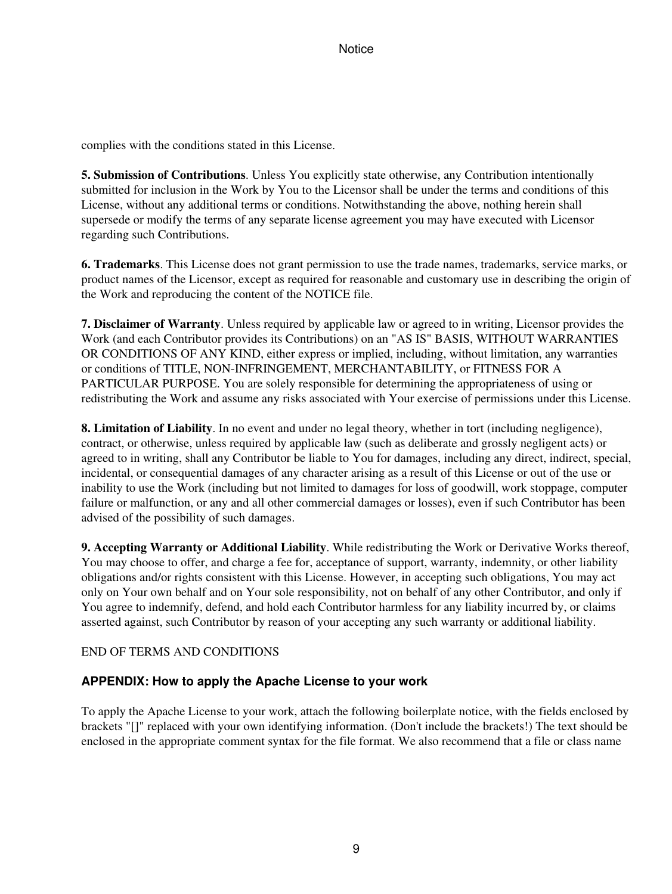complies with the conditions stated in this License.

**5. Submission of Contributions**. Unless You explicitly state otherwise, any Contribution intentionally submitted for inclusion in the Work by You to the Licensor shall be under the terms and conditions of this License, without any additional terms or conditions. Notwithstanding the above, nothing herein shall supersede or modify the terms of any separate license agreement you may have executed with Licensor regarding such Contributions.

**6. Trademarks**. This License does not grant permission to use the trade names, trademarks, service marks, or product names of the Licensor, except as required for reasonable and customary use in describing the origin of the Work and reproducing the content of the NOTICE file.

**7. Disclaimer of Warranty**. Unless required by applicable law or agreed to in writing, Licensor provides the Work (and each Contributor provides its Contributions) on an "AS IS" BASIS, WITHOUT WARRANTIES OR CONDITIONS OF ANY KIND, either express or implied, including, without limitation, any warranties or conditions of TITLE, NON-INFRINGEMENT, MERCHANTABILITY, or FITNESS FOR A PARTICULAR PURPOSE. You are solely responsible for determining the appropriateness of using or redistributing the Work and assume any risks associated with Your exercise of permissions under this License.

**8. Limitation of Liability**. In no event and under no legal theory, whether in tort (including negligence), contract, or otherwise, unless required by applicable law (such as deliberate and grossly negligent acts) or agreed to in writing, shall any Contributor be liable to You for damages, including any direct, indirect, special, incidental, or consequential damages of any character arising as a result of this License or out of the use or inability to use the Work (including but not limited to damages for loss of goodwill, work stoppage, computer failure or malfunction, or any and all other commercial damages or losses), even if such Contributor has been advised of the possibility of such damages.

**9. Accepting Warranty or Additional Liability**. While redistributing the Work or Derivative Works thereof, You may choose to offer, and charge a fee for, acceptance of support, warranty, indemnity, or other liability obligations and/or rights consistent with this License. However, in accepting such obligations, You may act only on Your own behalf and on Your sole responsibility, not on behalf of any other Contributor, and only if You agree to indemnify, defend, and hold each Contributor harmless for any liability incurred by, or claims asserted against, such Contributor by reason of your accepting any such warranty or additional liability.

END OF TERMS AND CONDITIONS

### APPENDIX: How to apply the Apache License to your work

To apply the Apache License to your work, attach the following boilerplate notice, with the fields enclosed by brackets "[]" replaced with your own identifying information. (Don't include the brackets!) The text should be enclosed in the appropriate comment syntax for the file format. We also recommend that a file or class name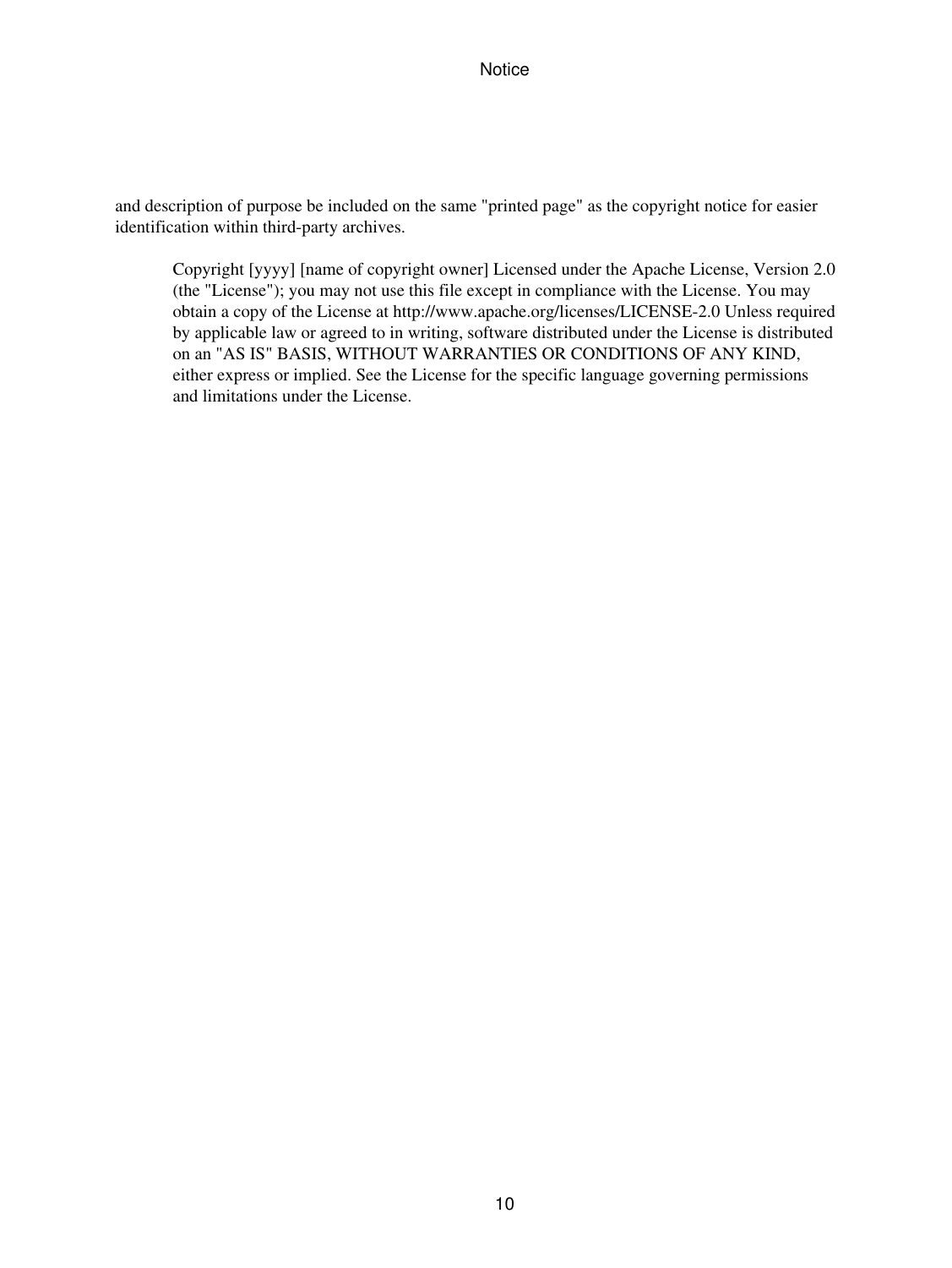and description of purpose be included on the same "printed page" as the copyright notice for easier identification within third-party archives.

> Copyright [yyyy] [name of copyright owner] Licensed under the Apache License, Version 2.0 (the "License"); you may not use this file except in compliance with the License. You may obtain a copy of the License at http://www.apache.org/licenses/LICENSE-2.0 Unless required by applicable law or agreed to in writing, software distributed under the License is distributed on an "AS IS" BASIS, WITHOUT WARRANTIES OR CONDITIONS OF ANY KIND, either express or implied. See the License for the specific language governing permissions and limitations under the License.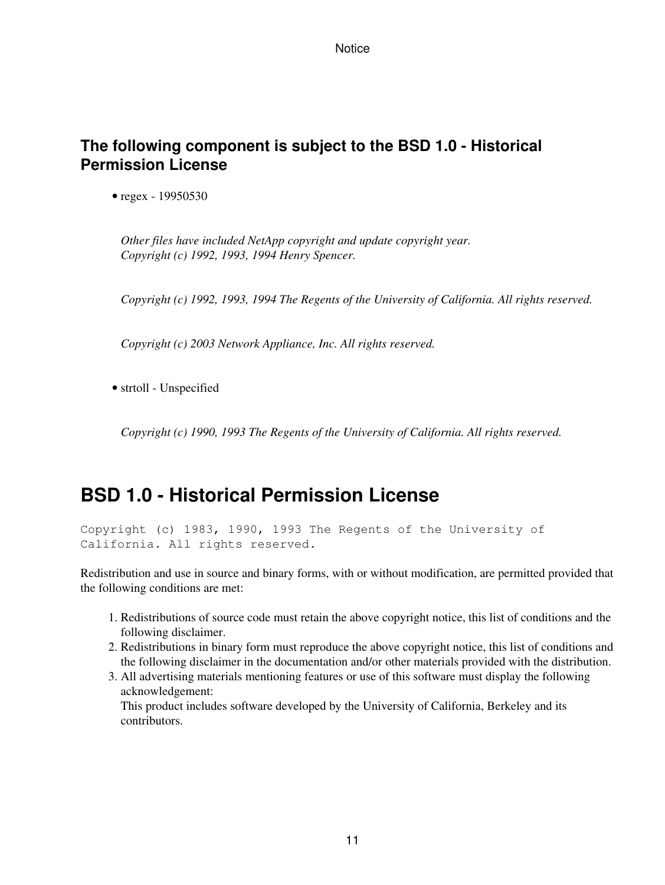### The following component is subject to the BSD 1.0 - Historical Permission License

- regex - 19950530

  *Other files have included NetApp copyright and update copyright year.*
  *Copyright (c) 1992, 1993, 1994 Henry Spencer.*

  *Copyright (c) 1992, 1993, 1994 The Regents of the University of California. All rights reserved.*

  *Copyright (c) 2003 Network Appliance, Inc. All rights reserved.*

- strtoll - Unspecified

  *Copyright (c) 1990, 1993 The Regents of the University of California. All rights reserved.*

## BSD 1.0 - Historical Permission License

```
Copyright (c) 1983, 1990, 1993 The Regents of the University of
California. All rights reserved.
```

Redistribution and use in source and binary forms, with or without modification, are permitted provided that the following conditions are met:

1. Redistributions of source code must retain the above copyright notice, this list of conditions and the following disclaimer.
2. Redistributions in binary form must reproduce the above copyright notice, this list of conditions and the following disclaimer in the documentation and/or other materials provided with the distribution.
3. All advertising materials mentioning features or use of this software must display the following acknowledgement:
   This product includes software developed by the University of California, Berkeley and its contributors.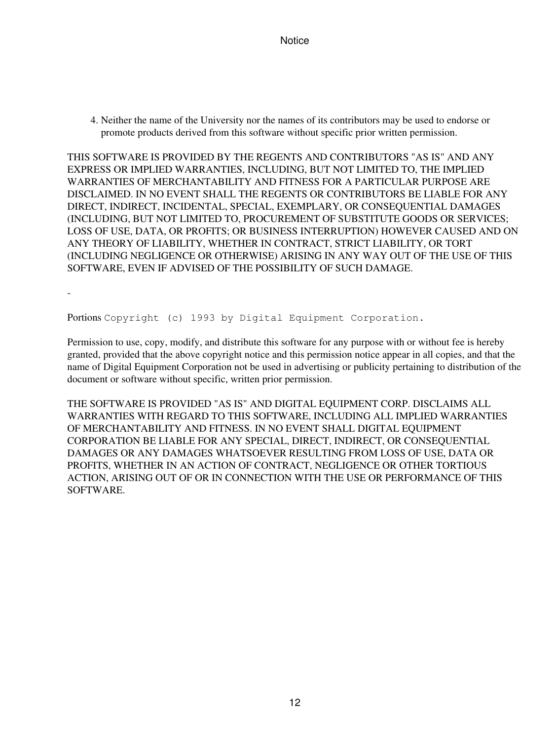4. Neither the name of the University nor the names of its contributors may be used to endorse or promote products derived from this software without specific prior written permission.

THIS SOFTWARE IS PROVIDED BY THE REGENTS AND CONTRIBUTORS "AS IS" AND ANY EXPRESS OR IMPLIED WARRANTIES, INCLUDING, BUT NOT LIMITED TO, THE IMPLIED WARRANTIES OF MERCHANTABILITY AND FITNESS FOR A PARTICULAR PURPOSE ARE DISCLAIMED. IN NO EVENT SHALL THE REGENTS OR CONTRIBUTORS BE LIABLE FOR ANY DIRECT, INDIRECT, INCIDENTAL, SPECIAL, EXEMPLARY, OR CONSEQUENTIAL DAMAGES (INCLUDING, BUT NOT LIMITED TO, PROCUREMENT OF SUBSTITUTE GOODS OR SERVICES; LOSS OF USE, DATA, OR PROFITS; OR BUSINESS INTERRUPTION) HOWEVER CAUSED AND ON ANY THEORY OF LIABILITY, WHETHER IN CONTRACT, STRICT LIABILITY, OR TORT (INCLUDING NEGLIGENCE OR OTHERWISE) ARISING IN ANY WAY OUT OF THE USE OF THIS SOFTWARE, EVEN IF ADVISED OF THE POSSIBILITY OF SUCH DAMAGE.

-

Portions `Copyright (c) 1993 by Digital Equipment Corporation.`

Permission to use, copy, modify, and distribute this software for any purpose with or without fee is hereby granted, provided that the above copyright notice and this permission notice appear in all copies, and that the name of Digital Equipment Corporation not be used in advertising or publicity pertaining to distribution of the document or software without specific, written prior permission.

THE SOFTWARE IS PROVIDED "AS IS" AND DIGITAL EQUIPMENT CORP. DISCLAIMS ALL WARRANTIES WITH REGARD TO THIS SOFTWARE, INCLUDING ALL IMPLIED WARRANTIES OF MERCHANTABILITY AND FITNESS. IN NO EVENT SHALL DIGITAL EQUIPMENT CORPORATION BE LIABLE FOR ANY SPECIAL, DIRECT, INDIRECT, OR CONSEQUENTIAL DAMAGES OR ANY DAMAGES WHATSOEVER RESULTING FROM LOSS OF USE, DATA OR PROFITS, WHETHER IN AN ACTION OF CONTRACT, NEGLIGENCE OR OTHER TORTIOUS ACTION, ARISING OUT OF OR IN CONNECTION WITH THE USE OR PERFORMANCE OF THIS SOFTWARE.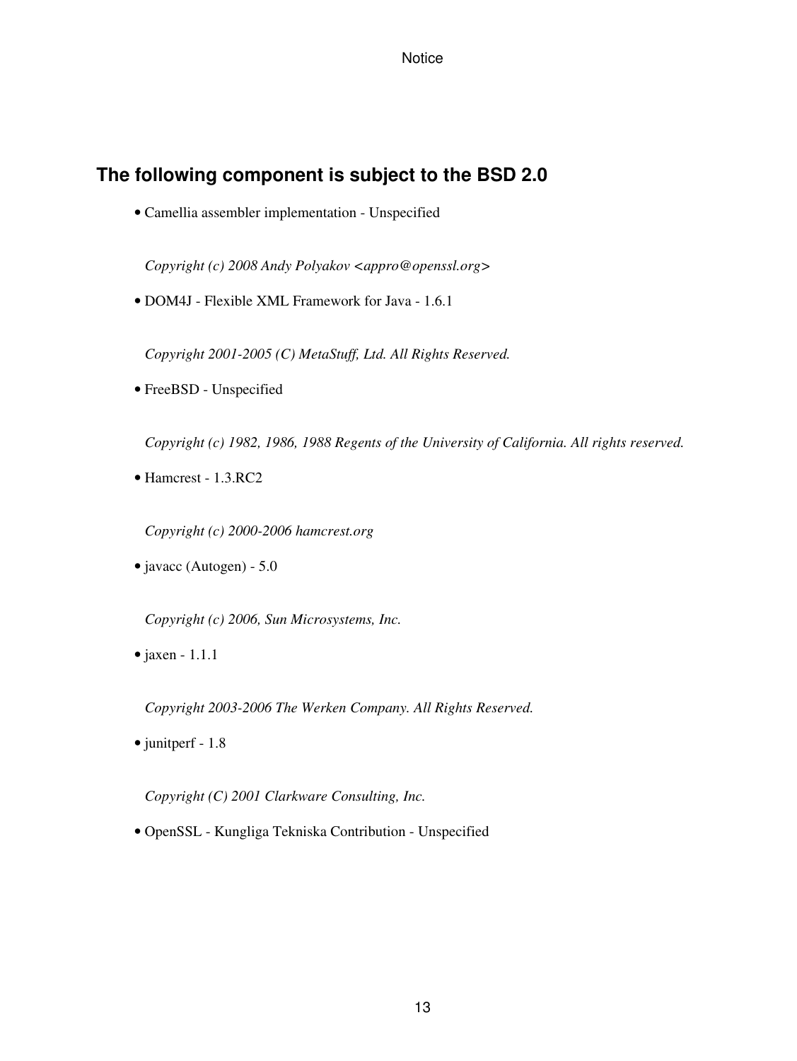## The following component is subject to the BSD 2.0

- Camellia assembler implementation - Unspecified

  *Copyright (c) 2008 Andy Polyakov <appro@openssl.org>*

- DOM4J - Flexible XML Framework for Java - 1.6.1

  *Copyright 2001-2005 (C) MetaStuff, Ltd. All Rights Reserved.*

- FreeBSD - Unspecified

  *Copyright (c) 1982, 1986, 1988 Regents of the University of California. All rights reserved.*

- Hamcrest - 1.3.RC2

  *Copyright (c) 2000-2006 hamcrest.org*

- javacc (Autogen) - 5.0

  *Copyright (c) 2006, Sun Microsystems, Inc.*

- jaxen - 1.1.1

  *Copyright 2003-2006 The Werken Company. All Rights Reserved.*

- junitperf - 1.8

  *Copyright (C) 2001 Clarkware Consulting, Inc.*

- OpenSSL - Kungliga Tekniska Contribution - Unspecified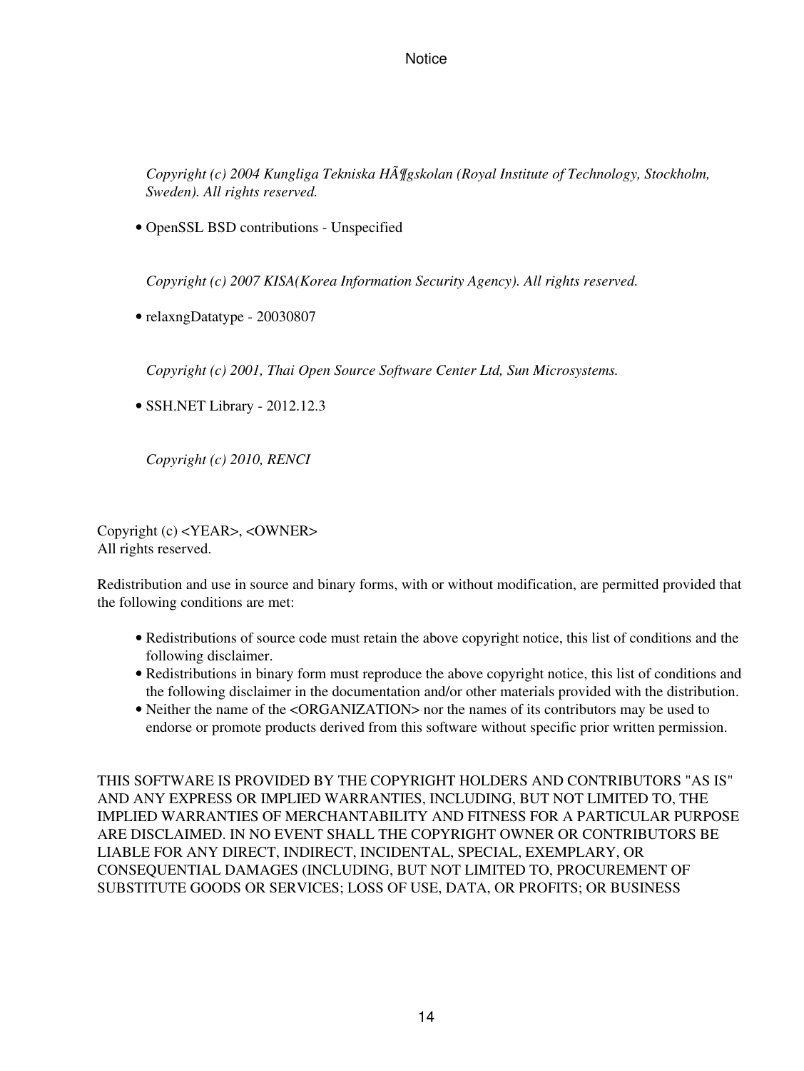*Copyright (c) 2004 Kungliga Tekniska HÃ¶gskolan (Royal Institute of Technology, Stockholm, Sweden). All rights reserved.*

- OpenSSL BSD contributions - Unspecified

  *Copyright (c) 2007 KISA(Korea Information Security Agency). All rights reserved.*

- relaxngDatatype - 20030807

  *Copyright (c) 2001, Thai Open Source Software Center Ltd, Sun Microsystems.*

- SSH.NET Library - 2012.12.3

  *Copyright (c) 2010, RENCI*

Copyright (c) <YEAR>, <OWNER>
All rights reserved.

Redistribution and use in source and binary forms, with or without modification, are permitted provided that the following conditions are met:

- Redistributions of source code must retain the above copyright notice, this list of conditions and the following disclaimer.
- Redistributions in binary form must reproduce the above copyright notice, this list of conditions and the following disclaimer in the documentation and/or other materials provided with the distribution.
- Neither the name of the <ORGANIZATION> nor the names of its contributors may be used to endorse or promote products derived from this software without specific prior written permission.

THIS SOFTWARE IS PROVIDED BY THE COPYRIGHT HOLDERS AND CONTRIBUTORS "AS IS" AND ANY EXPRESS OR IMPLIED WARRANTIES, INCLUDING, BUT NOT LIMITED TO, THE IMPLIED WARRANTIES OF MERCHANTABILITY AND FITNESS FOR A PARTICULAR PURPOSE ARE DISCLAIMED. IN NO EVENT SHALL THE COPYRIGHT OWNER OR CONTRIBUTORS BE LIABLE FOR ANY DIRECT, INDIRECT, INCIDENTAL, SPECIAL, EXEMPLARY, OR CONSEQUENTIAL DAMAGES (INCLUDING, BUT NOT LIMITED TO, PROCUREMENT OF SUBSTITUTE GOODS OR SERVICES; LOSS OF USE, DATA, OR PROFITS; OR BUSINESS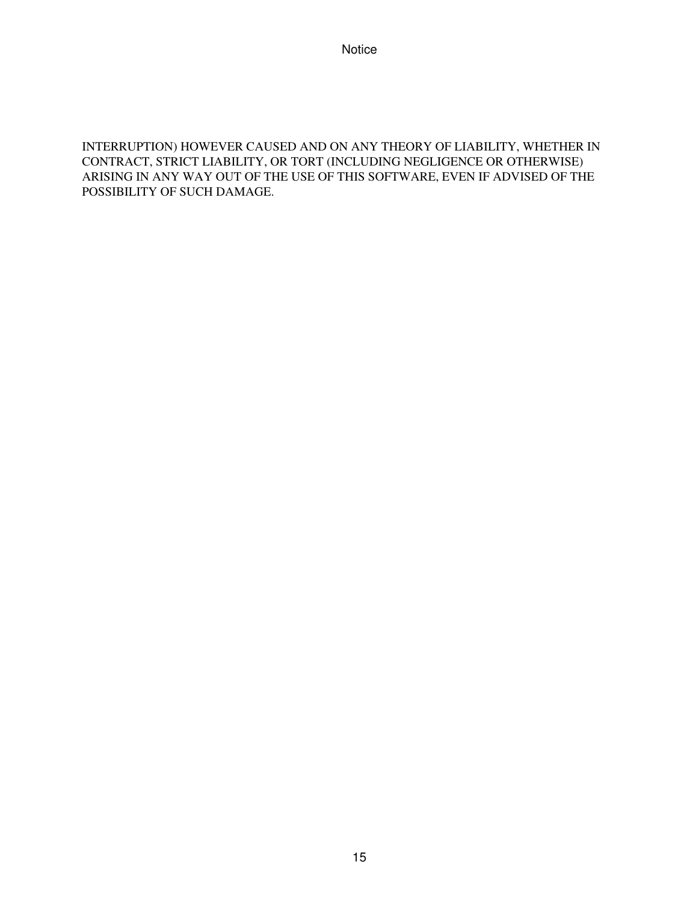INTERRUPTION) HOWEVER CAUSED AND ON ANY THEORY OF LIABILITY, WHETHER IN CONTRACT, STRICT LIABILITY, OR TORT (INCLUDING NEGLIGENCE OR OTHERWISE) ARISING IN ANY WAY OUT OF THE USE OF THIS SOFTWARE, EVEN IF ADVISED OF THE POSSIBILITY OF SUCH DAMAGE.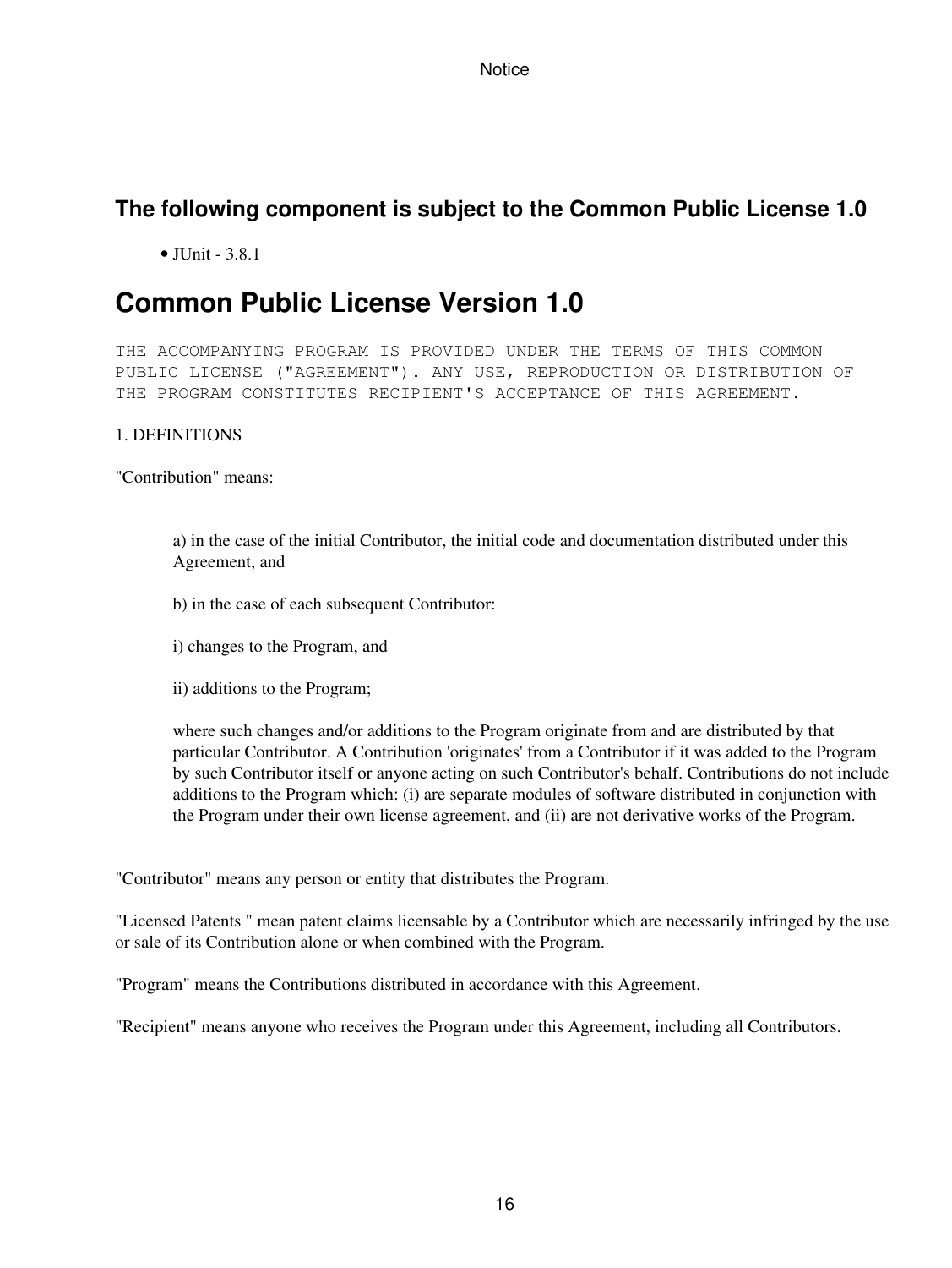### The following component is subject to the Common Public License 1.0

- JUnit - 3.8.1

## Common Public License Version 1.0

```
THE ACCOMPANYING PROGRAM IS PROVIDED UNDER THE TERMS OF THIS COMMON
PUBLIC LICENSE ("AGREEMENT"). ANY USE, REPRODUCTION OR DISTRIBUTION OF
THE PROGRAM CONSTITUTES RECIPIENT'S ACCEPTANCE OF THIS AGREEMENT.
```

1. DEFINITIONS

"Contribution" means:

> a) in the case of the initial Contributor, the initial code and documentation distributed under this Agreement, and
>
> b) in the case of each subsequent Contributor:
>
> i) changes to the Program, and
>
> ii) additions to the Program;
>
> where such changes and/or additions to the Program originate from and are distributed by that particular Contributor. A Contribution 'originates' from a Contributor if it was added to the Program by such Contributor itself or anyone acting on such Contributor's behalf. Contributions do not include additions to the Program which: (i) are separate modules of software distributed in conjunction with the Program under their own license agreement, and (ii) are not derivative works of the Program.

"Contributor" means any person or entity that distributes the Program.

"Licensed Patents " mean patent claims licensable by a Contributor which are necessarily infringed by the use or sale of its Contribution alone or when combined with the Program.

"Program" means the Contributions distributed in accordance with this Agreement.

"Recipient" means anyone who receives the Program under this Agreement, including all Contributors.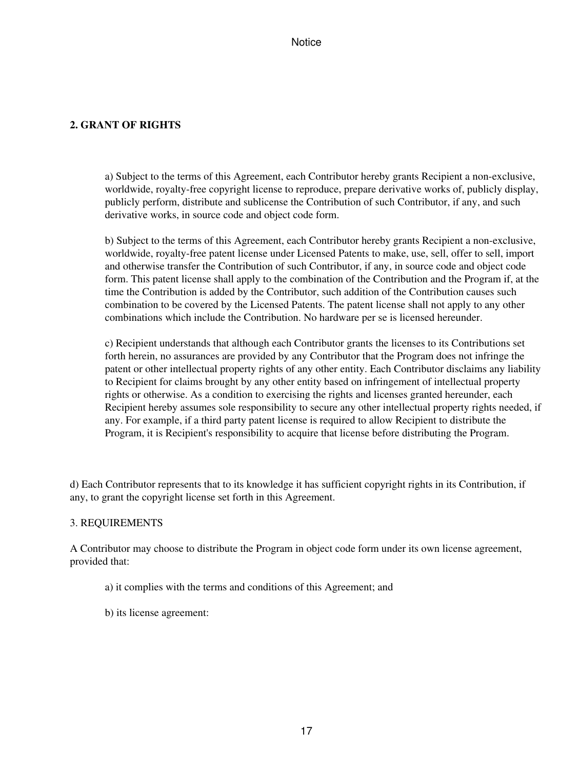**2. GRANT OF RIGHTS**

a) Subject to the terms of this Agreement, each Contributor hereby grants Recipient a non-exclusive, worldwide, royalty-free copyright license to reproduce, prepare derivative works of, publicly display, publicly perform, distribute and sublicense the Contribution of such Contributor, if any, and such derivative works, in source code and object code form.

b) Subject to the terms of this Agreement, each Contributor hereby grants Recipient a non-exclusive, worldwide, royalty-free patent license under Licensed Patents to make, use, sell, offer to sell, import and otherwise transfer the Contribution of such Contributor, if any, in source code and object code form. This patent license shall apply to the combination of the Contribution and the Program if, at the time the Contribution is added by the Contributor, such addition of the Contribution causes such combination to be covered by the Licensed Patents. The patent license shall not apply to any other combinations which include the Contribution. No hardware per se is licensed hereunder.

c) Recipient understands that although each Contributor grants the licenses to its Contributions set forth herein, no assurances are provided by any Contributor that the Program does not infringe the patent or other intellectual property rights of any other entity. Each Contributor disclaims any liability to Recipient for claims brought by any other entity based on infringement of intellectual property rights or otherwise. As a condition to exercising the rights and licenses granted hereunder, each Recipient hereby assumes sole responsibility to secure any other intellectual property rights needed, if any. For example, if a third party patent license is required to allow Recipient to distribute the Program, it is Recipient's responsibility to acquire that license before distributing the Program.

d) Each Contributor represents that to its knowledge it has sufficient copyright rights in its Contribution, if any, to grant the copyright license set forth in this Agreement.

3. REQUIREMENTS

A Contributor may choose to distribute the Program in object code form under its own license agreement, provided that:

a) it complies with the terms and conditions of this Agreement; and

b) its license agreement: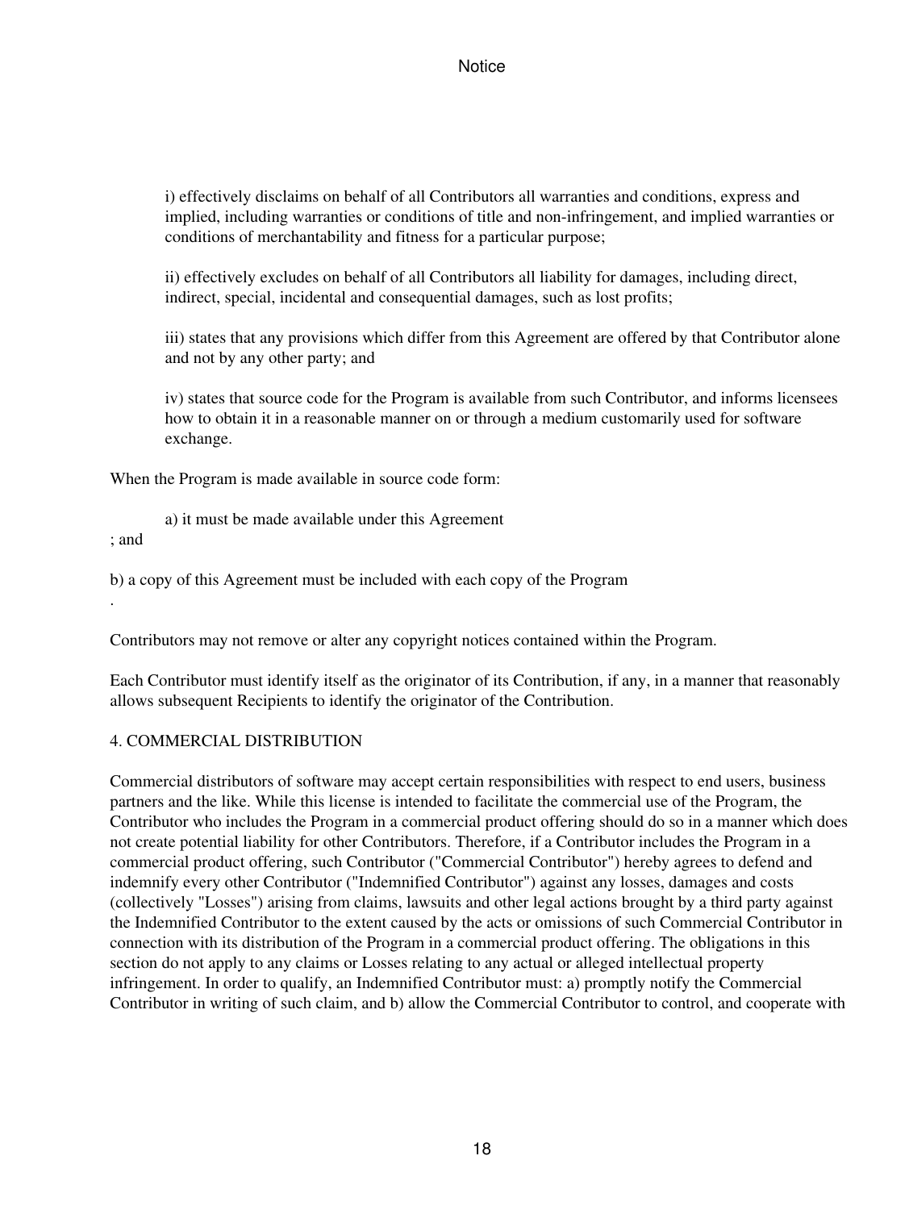i) effectively disclaims on behalf of all Contributors all warranties and conditions, express and implied, including warranties or conditions of title and non-infringement, and implied warranties or conditions of merchantability and fitness for a particular purpose;

ii) effectively excludes on behalf of all Contributors all liability for damages, including direct, indirect, special, incidental and consequential damages, such as lost profits;

iii) states that any provisions which differ from this Agreement are offered by that Contributor alone and not by any other party; and

iv) states that source code for the Program is available from such Contributor, and informs licensees how to obtain it in a reasonable manner on or through a medium customarily used for software exchange.

When the Program is made available in source code form:

a) it must be made available under this Agreement

; and

b) a copy of this Agreement must be included with each copy of the Program

.

Contributors may not remove or alter any copyright notices contained within the Program.

Each Contributor must identify itself as the originator of its Contribution, if any, in a manner that reasonably allows subsequent Recipients to identify the originator of the Contribution.

4. COMMERCIAL DISTRIBUTION

Commercial distributors of software may accept certain responsibilities with respect to end users, business partners and the like. While this license is intended to facilitate the commercial use of the Program, the Contributor who includes the Program in a commercial product offering should do so in a manner which does not create potential liability for other Contributors. Therefore, if a Contributor includes the Program in a commercial product offering, such Contributor ("Commercial Contributor") hereby agrees to defend and indemnify every other Contributor ("Indemnified Contributor") against any losses, damages and costs (collectively "Losses") arising from claims, lawsuits and other legal actions brought by a third party against the Indemnified Contributor to the extent caused by the acts or omissions of such Commercial Contributor in connection with its distribution of the Program in a commercial product offering. The obligations in this section do not apply to any claims or Losses relating to any actual or alleged intellectual property infringement. In order to qualify, an Indemnified Contributor must: a) promptly notify the Commercial Contributor in writing of such claim, and b) allow the Commercial Contributor to control, and cooperate with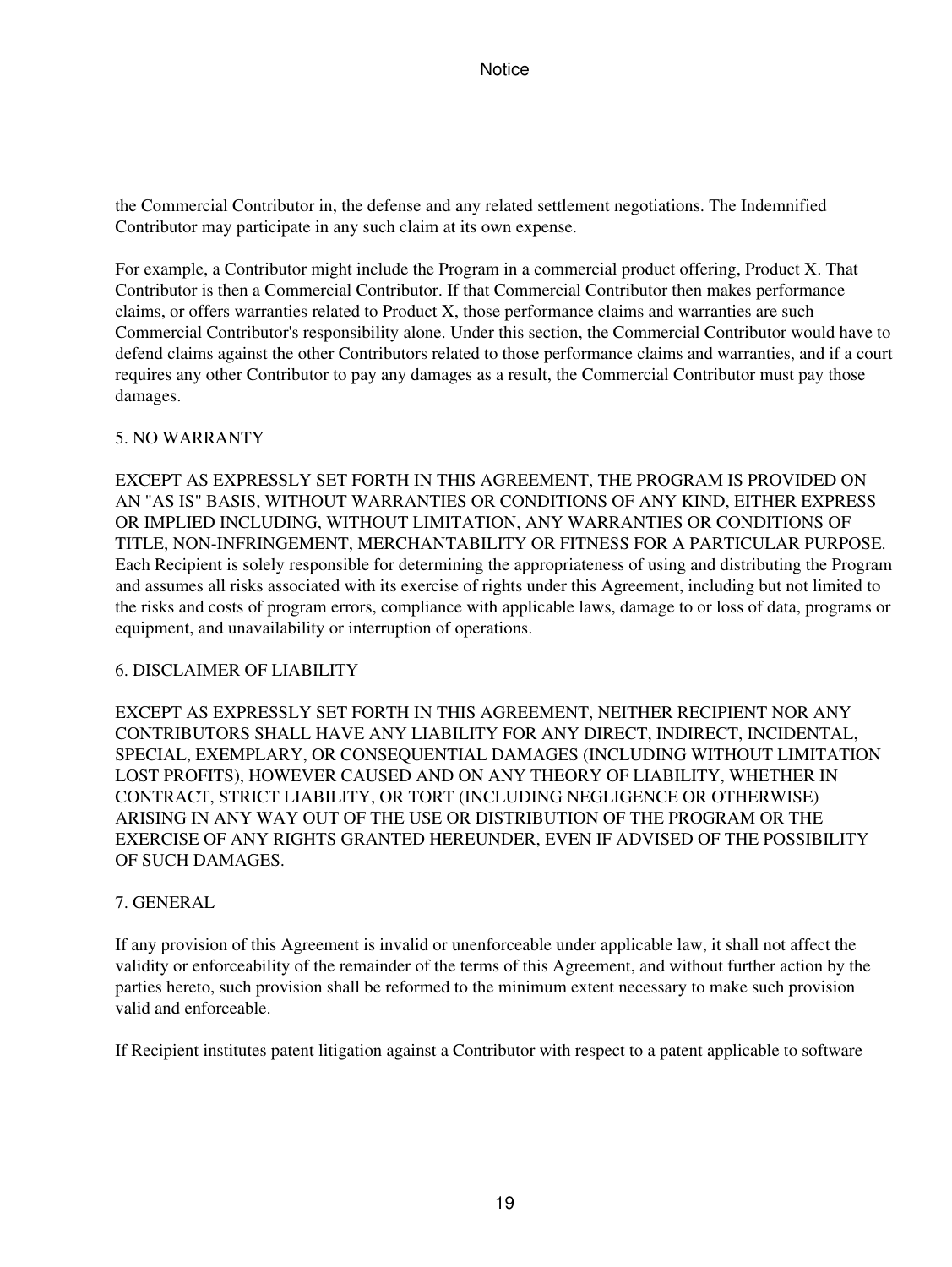the Commercial Contributor in, the defense and any related settlement negotiations. The Indemnified Contributor may participate in any such claim at its own expense.

For example, a Contributor might include the Program in a commercial product offering, Product X. That Contributor is then a Commercial Contributor. If that Commercial Contributor then makes performance claims, or offers warranties related to Product X, those performance claims and warranties are such Commercial Contributor's responsibility alone. Under this section, the Commercial Contributor would have to defend claims against the other Contributors related to those performance claims and warranties, and if a court requires any other Contributor to pay any damages as a result, the Commercial Contributor must pay those damages.

5. NO WARRANTY

EXCEPT AS EXPRESSLY SET FORTH IN THIS AGREEMENT, THE PROGRAM IS PROVIDED ON AN "AS IS" BASIS, WITHOUT WARRANTIES OR CONDITIONS OF ANY KIND, EITHER EXPRESS OR IMPLIED INCLUDING, WITHOUT LIMITATION, ANY WARRANTIES OR CONDITIONS OF TITLE, NON-INFRINGEMENT, MERCHANTABILITY OR FITNESS FOR A PARTICULAR PURPOSE. Each Recipient is solely responsible for determining the appropriateness of using and distributing the Program and assumes all risks associated with its exercise of rights under this Agreement, including but not limited to the risks and costs of program errors, compliance with applicable laws, damage to or loss of data, programs or equipment, and unavailability or interruption of operations.

6. DISCLAIMER OF LIABILITY

EXCEPT AS EXPRESSLY SET FORTH IN THIS AGREEMENT, NEITHER RECIPIENT NOR ANY CONTRIBUTORS SHALL HAVE ANY LIABILITY FOR ANY DIRECT, INDIRECT, INCIDENTAL, SPECIAL, EXEMPLARY, OR CONSEQUENTIAL DAMAGES (INCLUDING WITHOUT LIMITATION LOST PROFITS), HOWEVER CAUSED AND ON ANY THEORY OF LIABILITY, WHETHER IN CONTRACT, STRICT LIABILITY, OR TORT (INCLUDING NEGLIGENCE OR OTHERWISE) ARISING IN ANY WAY OUT OF THE USE OR DISTRIBUTION OF THE PROGRAM OR THE EXERCISE OF ANY RIGHTS GRANTED HEREUNDER, EVEN IF ADVISED OF THE POSSIBILITY OF SUCH DAMAGES.

7. GENERAL

If any provision of this Agreement is invalid or unenforceable under applicable law, it shall not affect the validity or enforceability of the remainder of the terms of this Agreement, and without further action by the parties hereto, such provision shall be reformed to the minimum extent necessary to make such provision valid and enforceable.

If Recipient institutes patent litigation against a Contributor with respect to a patent applicable to software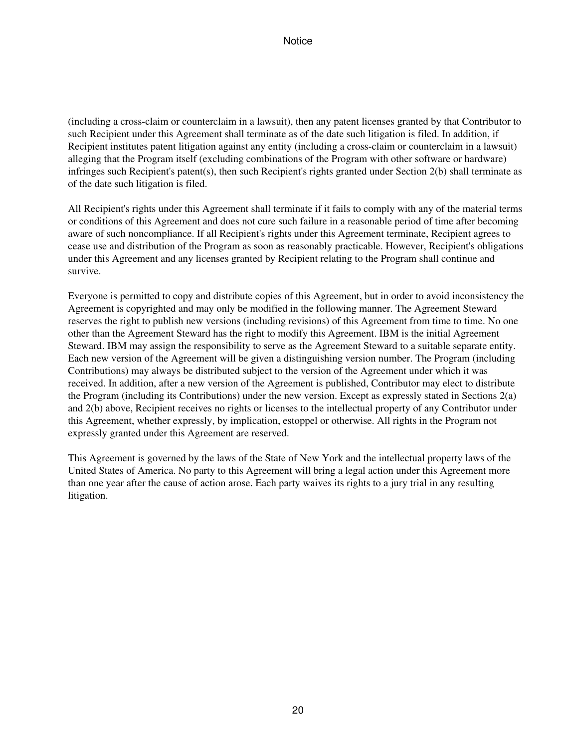(including a cross-claim or counterclaim in a lawsuit), then any patent licenses granted by that Contributor to such Recipient under this Agreement shall terminate as of the date such litigation is filed. In addition, if Recipient institutes patent litigation against any entity (including a cross-claim or counterclaim in a lawsuit) alleging that the Program itself (excluding combinations of the Program with other software or hardware) infringes such Recipient's patent(s), then such Recipient's rights granted under Section 2(b) shall terminate as of the date such litigation is filed.

All Recipient's rights under this Agreement shall terminate if it fails to comply with any of the material terms or conditions of this Agreement and does not cure such failure in a reasonable period of time after becoming aware of such noncompliance. If all Recipient's rights under this Agreement terminate, Recipient agrees to cease use and distribution of the Program as soon as reasonably practicable. However, Recipient's obligations under this Agreement and any licenses granted by Recipient relating to the Program shall continue and survive.

Everyone is permitted to copy and distribute copies of this Agreement, but in order to avoid inconsistency the Agreement is copyrighted and may only be modified in the following manner. The Agreement Steward reserves the right to publish new versions (including revisions) of this Agreement from time to time. No one other than the Agreement Steward has the right to modify this Agreement. IBM is the initial Agreement Steward. IBM may assign the responsibility to serve as the Agreement Steward to a suitable separate entity. Each new version of the Agreement will be given a distinguishing version number. The Program (including Contributions) may always be distributed subject to the version of the Agreement under which it was received. In addition, after a new version of the Agreement is published, Contributor may elect to distribute the Program (including its Contributions) under the new version. Except as expressly stated in Sections 2(a) and 2(b) above, Recipient receives no rights or licenses to the intellectual property of any Contributor under this Agreement, whether expressly, by implication, estoppel or otherwise. All rights in the Program not expressly granted under this Agreement are reserved.

This Agreement is governed by the laws of the State of New York and the intellectual property laws of the United States of America. No party to this Agreement will bring a legal action under this Agreement more than one year after the cause of action arose. Each party waives its rights to a jury trial in any resulting litigation.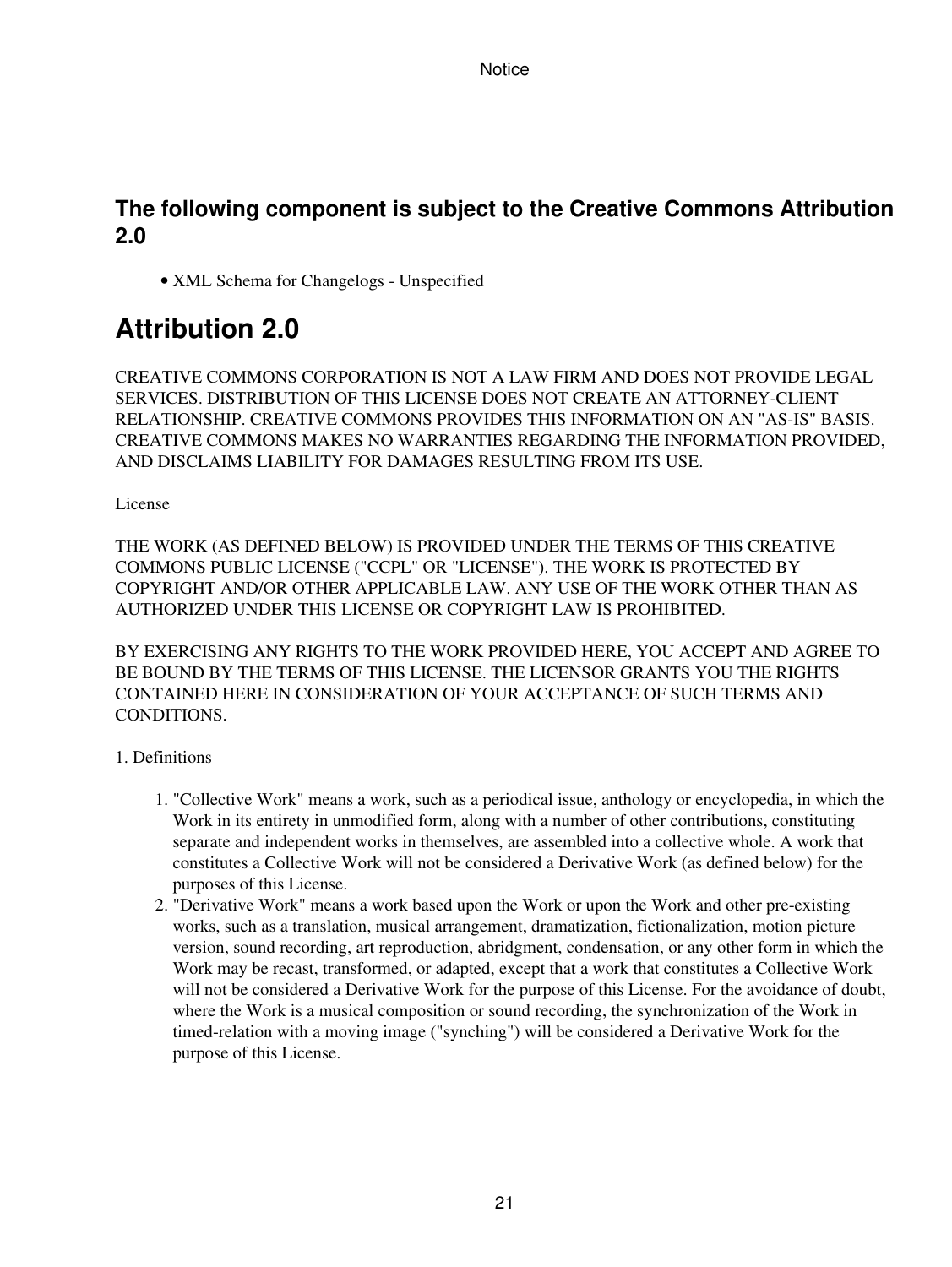## The following component is subject to the Creative Commons Attribution 2.0

- XML Schema for Changelogs - Unspecified

# Attribution 2.0

CREATIVE COMMONS CORPORATION IS NOT A LAW FIRM AND DOES NOT PROVIDE LEGAL SERVICES. DISTRIBUTION OF THIS LICENSE DOES NOT CREATE AN ATTORNEY-CLIENT RELATIONSHIP. CREATIVE COMMONS PROVIDES THIS INFORMATION ON AN "AS-IS" BASIS. CREATIVE COMMONS MAKES NO WARRANTIES REGARDING THE INFORMATION PROVIDED, AND DISCLAIMS LIABILITY FOR DAMAGES RESULTING FROM ITS USE.

License

THE WORK (AS DEFINED BELOW) IS PROVIDED UNDER THE TERMS OF THIS CREATIVE COMMONS PUBLIC LICENSE ("CCPL" OR "LICENSE"). THE WORK IS PROTECTED BY COPYRIGHT AND/OR OTHER APPLICABLE LAW. ANY USE OF THE WORK OTHER THAN AS AUTHORIZED UNDER THIS LICENSE OR COPYRIGHT LAW IS PROHIBITED.

BY EXERCISING ANY RIGHTS TO THE WORK PROVIDED HERE, YOU ACCEPT AND AGREE TO BE BOUND BY THE TERMS OF THIS LICENSE. THE LICENSOR GRANTS YOU THE RIGHTS CONTAINED HERE IN CONSIDERATION OF YOUR ACCEPTANCE OF SUCH TERMS AND CONDITIONS.

1. Definitions

1. "Collective Work" means a work, such as a periodical issue, anthology or encyclopedia, in which the Work in its entirety in unmodified form, along with a number of other contributions, constituting separate and independent works in themselves, are assembled into a collective whole. A work that constitutes a Collective Work will not be considered a Derivative Work (as defined below) for the purposes of this License.
2. "Derivative Work" means a work based upon the Work or upon the Work and other pre-existing works, such as a translation, musical arrangement, dramatization, fictionalization, motion picture version, sound recording, art reproduction, abridgment, condensation, or any other form in which the Work may be recast, transformed, or adapted, except that a work that constitutes a Collective Work will not be considered a Derivative Work for the purpose of this License. For the avoidance of doubt, where the Work is a musical composition or sound recording, the synchronization of the Work in timed-relation with a moving image ("synching") will be considered a Derivative Work for the purpose of this License.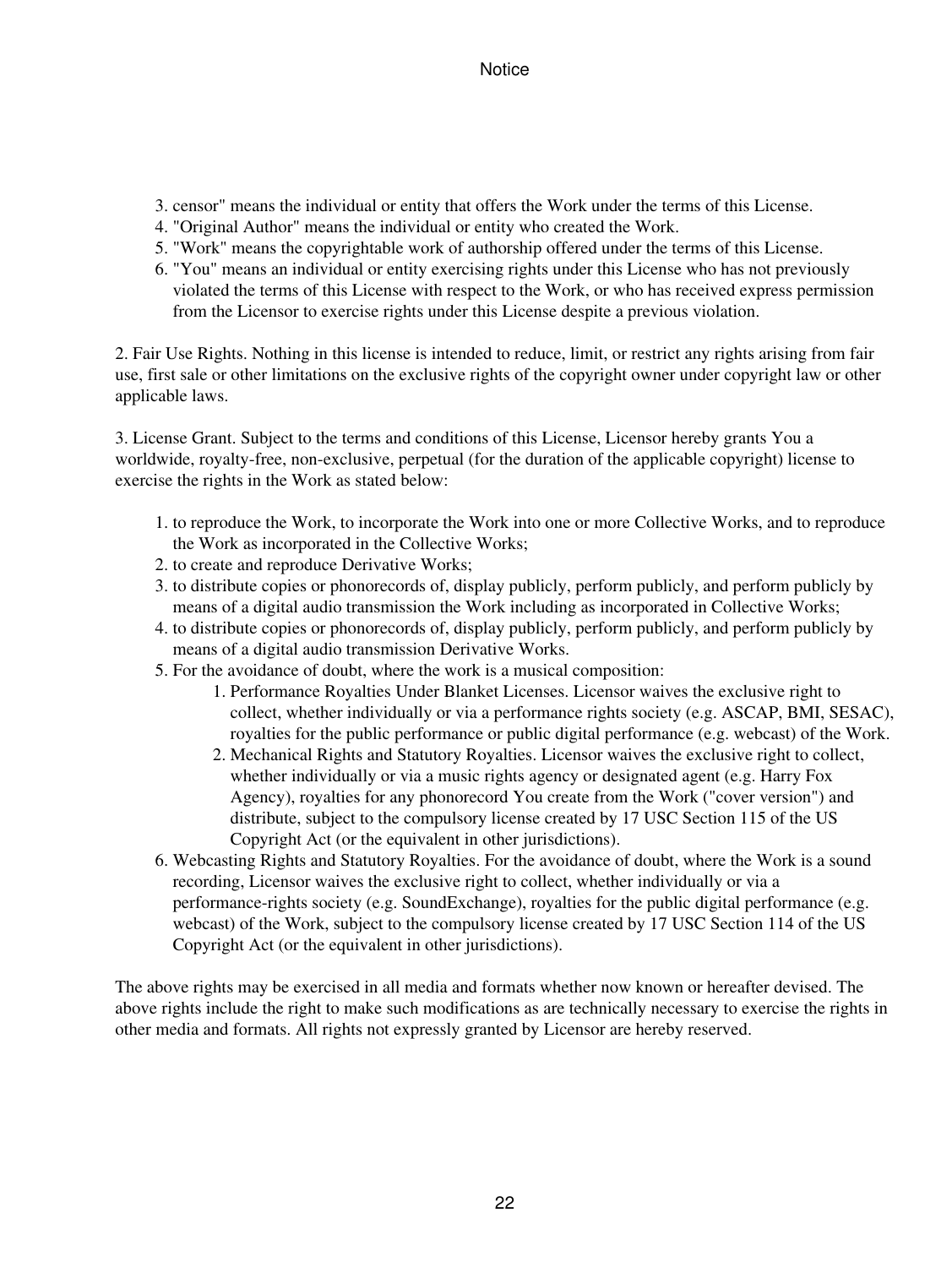3. censor" means the individual or entity that offers the Work under the terms of this License.
4. "Original Author" means the individual or entity who created the Work.
5. "Work" means the copyrightable work of authorship offered under the terms of this License.
6. "You" means an individual or entity exercising rights under this License who has not previously violated the terms of this License with respect to the Work, or who has received express permission from the Licensor to exercise rights under this License despite a previous violation.

2. Fair Use Rights. Nothing in this license is intended to reduce, limit, or restrict any rights arising from fair use, first sale or other limitations on the exclusive rights of the copyright owner under copyright law or other applicable laws.

3. License Grant. Subject to the terms and conditions of this License, Licensor hereby grants You a worldwide, royalty-free, non-exclusive, perpetual (for the duration of the applicable copyright) license to exercise the rights in the Work as stated below:

1. to reproduce the Work, to incorporate the Work into one or more Collective Works, and to reproduce the Work as incorporated in the Collective Works;
2. to create and reproduce Derivative Works;
3. to distribute copies or phonorecords of, display publicly, perform publicly, and perform publicly by means of a digital audio transmission the Work including as incorporated in Collective Works;
4. to distribute copies or phonorecords of, display publicly, perform publicly, and perform publicly by means of a digital audio transmission Derivative Works.
5. For the avoidance of doubt, where the work is a musical composition:
    1. Performance Royalties Under Blanket Licenses. Licensor waives the exclusive right to collect, whether individually or via a performance rights society (e.g. ASCAP, BMI, SESAC), royalties for the public performance or public digital performance (e.g. webcast) of the Work.
    2. Mechanical Rights and Statutory Royalties. Licensor waives the exclusive right to collect, whether individually or via a music rights agency or designated agent (e.g. Harry Fox Agency), royalties for any phonorecord You create from the Work ("cover version") and distribute, subject to the compulsory license created by 17 USC Section 115 of the US Copyright Act (or the equivalent in other jurisdictions).
6. Webcasting Rights and Statutory Royalties. For the avoidance of doubt, where the Work is a sound recording, Licensor waives the exclusive right to collect, whether individually or via a performance-rights society (e.g. SoundExchange), royalties for the public digital performance (e.g. webcast) of the Work, subject to the compulsory license created by 17 USC Section 114 of the US Copyright Act (or the equivalent in other jurisdictions).

The above rights may be exercised in all media and formats whether now known or hereafter devised. The above rights include the right to make such modifications as are technically necessary to exercise the rights in other media and formats. All rights not expressly granted by Licensor are hereby reserved.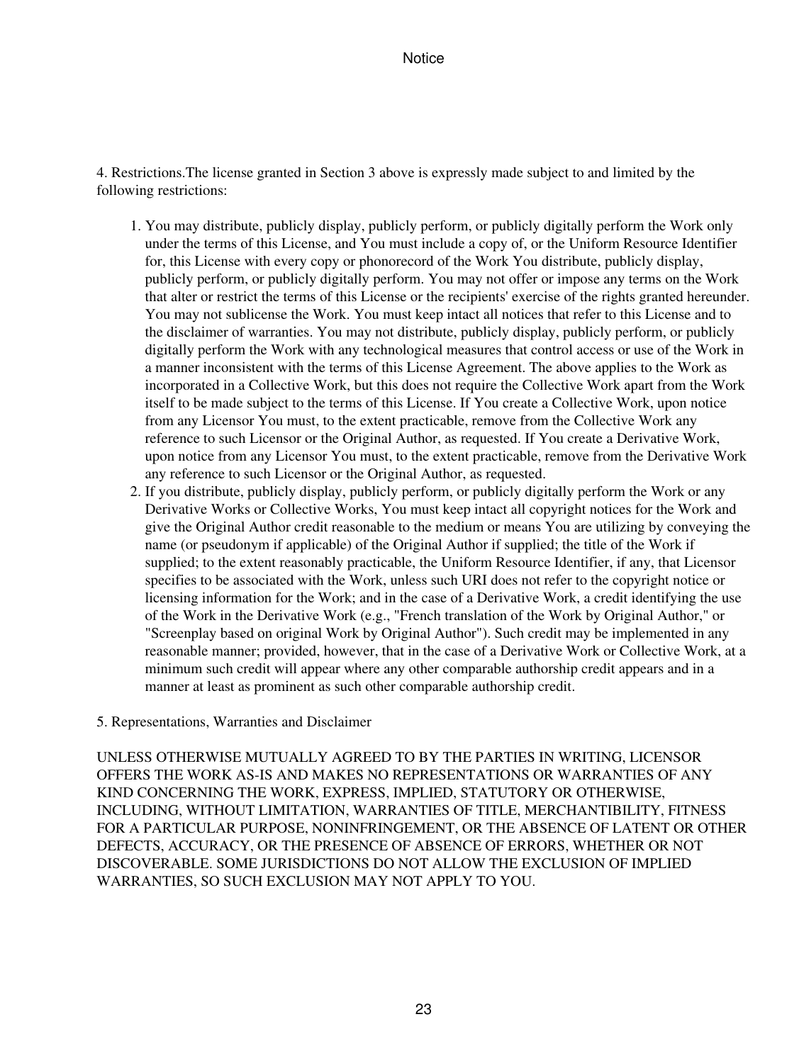4. Restrictions.The license granted in Section 3 above is expressly made subject to and limited by the following restrictions:

1. You may distribute, publicly display, publicly perform, or publicly digitally perform the Work only under the terms of this License, and You must include a copy of, or the Uniform Resource Identifier for, this License with every copy or phonorecord of the Work You distribute, publicly display, publicly perform, or publicly digitally perform. You may not offer or impose any terms on the Work that alter or restrict the terms of this License or the recipients' exercise of the rights granted hereunder. You may not sublicense the Work. You must keep intact all notices that refer to this License and to the disclaimer of warranties. You may not distribute, publicly display, publicly perform, or publicly digitally perform the Work with any technological measures that control access or use of the Work in a manner inconsistent with the terms of this License Agreement. The above applies to the Work as incorporated in a Collective Work, but this does not require the Collective Work apart from the Work itself to be made subject to the terms of this License. If You create a Collective Work, upon notice from any Licensor You must, to the extent practicable, remove from the Collective Work any reference to such Licensor or the Original Author, as requested. If You create a Derivative Work, upon notice from any Licensor You must, to the extent practicable, remove from the Derivative Work any reference to such Licensor or the Original Author, as requested.
2. If you distribute, publicly display, publicly perform, or publicly digitally perform the Work or any Derivative Works or Collective Works, You must keep intact all copyright notices for the Work and give the Original Author credit reasonable to the medium or means You are utilizing by conveying the name (or pseudonym if applicable) of the Original Author if supplied; the title of the Work if supplied; to the extent reasonably practicable, the Uniform Resource Identifier, if any, that Licensor specifies to be associated with the Work, unless such URI does not refer to the copyright notice or licensing information for the Work; and in the case of a Derivative Work, a credit identifying the use of the Work in the Derivative Work (e.g., "French translation of the Work by Original Author," or "Screenplay based on original Work by Original Author"). Such credit may be implemented in any reasonable manner; provided, however, that in the case of a Derivative Work or Collective Work, at a minimum such credit will appear where any other comparable authorship credit appears and in a manner at least as prominent as such other comparable authorship credit.

5. Representations, Warranties and Disclaimer

UNLESS OTHERWISE MUTUALLY AGREED TO BY THE PARTIES IN WRITING, LICENSOR OFFERS THE WORK AS-IS AND MAKES NO REPRESENTATIONS OR WARRANTIES OF ANY KIND CONCERNING THE WORK, EXPRESS, IMPLIED, STATUTORY OR OTHERWISE, INCLUDING, WITHOUT LIMITATION, WARRANTIES OF TITLE, MERCHANTIBILITY, FITNESS FOR A PARTICULAR PURPOSE, NONINFRINGEMENT, OR THE ABSENCE OF LATENT OR OTHER DEFECTS, ACCURACY, OR THE PRESENCE OF ABSENCE OF ERRORS, WHETHER OR NOT DISCOVERABLE. SOME JURISDICTIONS DO NOT ALLOW THE EXCLUSION OF IMPLIED WARRANTIES, SO SUCH EXCLUSION MAY NOT APPLY TO YOU.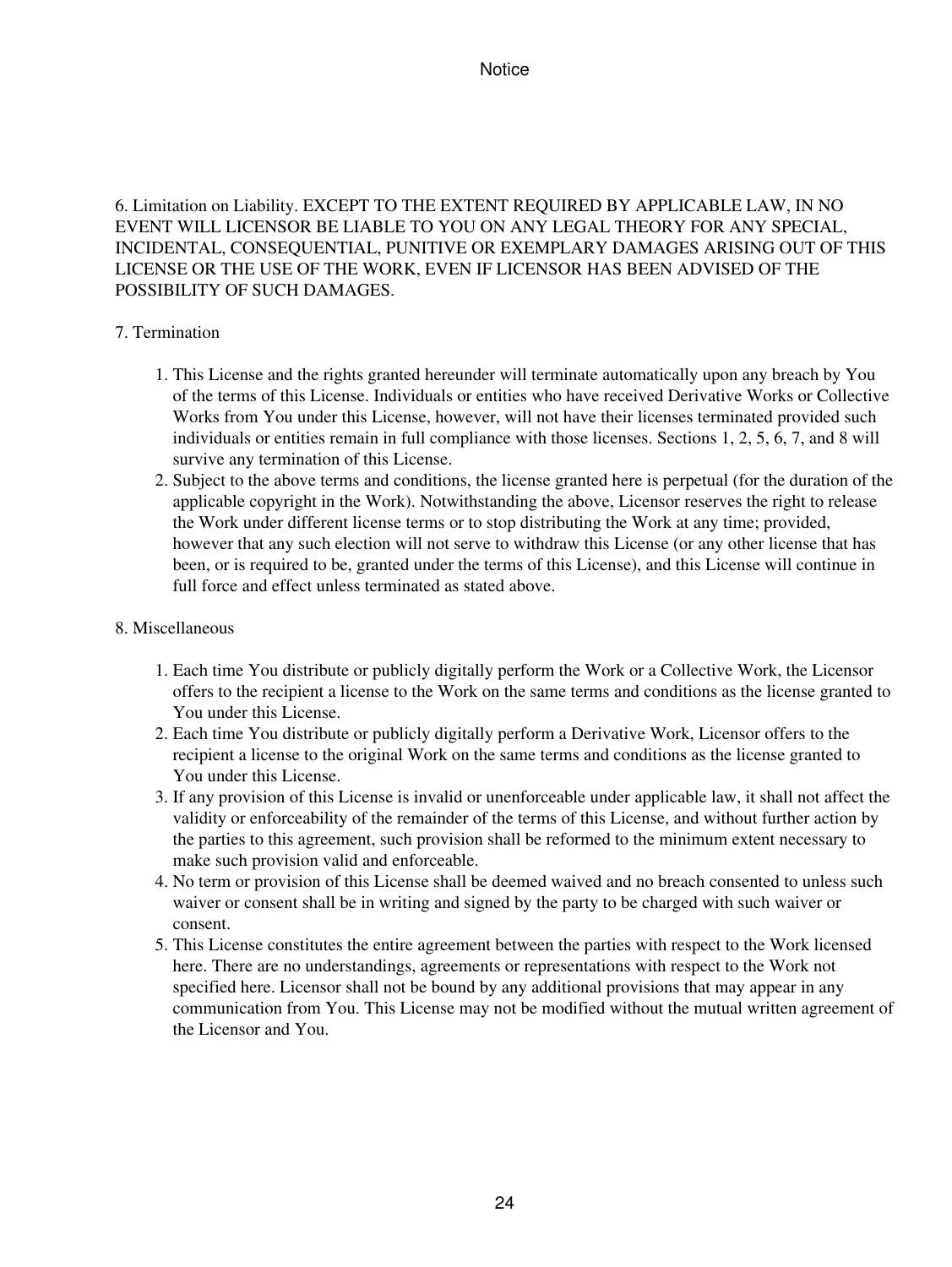6. Limitation on Liability. EXCEPT TO THE EXTENT REQUIRED BY APPLICABLE LAW, IN NO EVENT WILL LICENSOR BE LIABLE TO YOU ON ANY LEGAL THEORY FOR ANY SPECIAL, INCIDENTAL, CONSEQUENTIAL, PUNITIVE OR EXEMPLARY DAMAGES ARISING OUT OF THIS LICENSE OR THE USE OF THE WORK, EVEN IF LICENSOR HAS BEEN ADVISED OF THE POSSIBILITY OF SUCH DAMAGES.

7. Termination

1. This License and the rights granted hereunder will terminate automatically upon any breach by You of the terms of this License. Individuals or entities who have received Derivative Works or Collective Works from You under this License, however, will not have their licenses terminated provided such individuals or entities remain in full compliance with those licenses. Sections 1, 2, 5, 6, 7, and 8 will survive any termination of this License.
2. Subject to the above terms and conditions, the license granted here is perpetual (for the duration of the applicable copyright in the Work). Notwithstanding the above, Licensor reserves the right to release the Work under different license terms or to stop distributing the Work at any time; provided, however that any such election will not serve to withdraw this License (or any other license that has been, or is required to be, granted under the terms of this License), and this License will continue in full force and effect unless terminated as stated above.

8. Miscellaneous

1. Each time You distribute or publicly digitally perform the Work or a Collective Work, the Licensor offers to the recipient a license to the Work on the same terms and conditions as the license granted to You under this License.
2. Each time You distribute or publicly digitally perform a Derivative Work, Licensor offers to the recipient a license to the original Work on the same terms and conditions as the license granted to You under this License.
3. If any provision of this License is invalid or unenforceable under applicable law, it shall not affect the validity or enforceability of the remainder of the terms of this License, and without further action by the parties to this agreement, such provision shall be reformed to the minimum extent necessary to make such provision valid and enforceable.
4. No term or provision of this License shall be deemed waived and no breach consented to unless such waiver or consent shall be in writing and signed by the party to be charged with such waiver or consent.
5. This License constitutes the entire agreement between the parties with respect to the Work licensed here. There are no understandings, agreements or representations with respect to the Work not specified here. Licensor shall not be bound by any additional provisions that may appear in any communication from You. This License may not be modified without the mutual written agreement of the Licensor and You.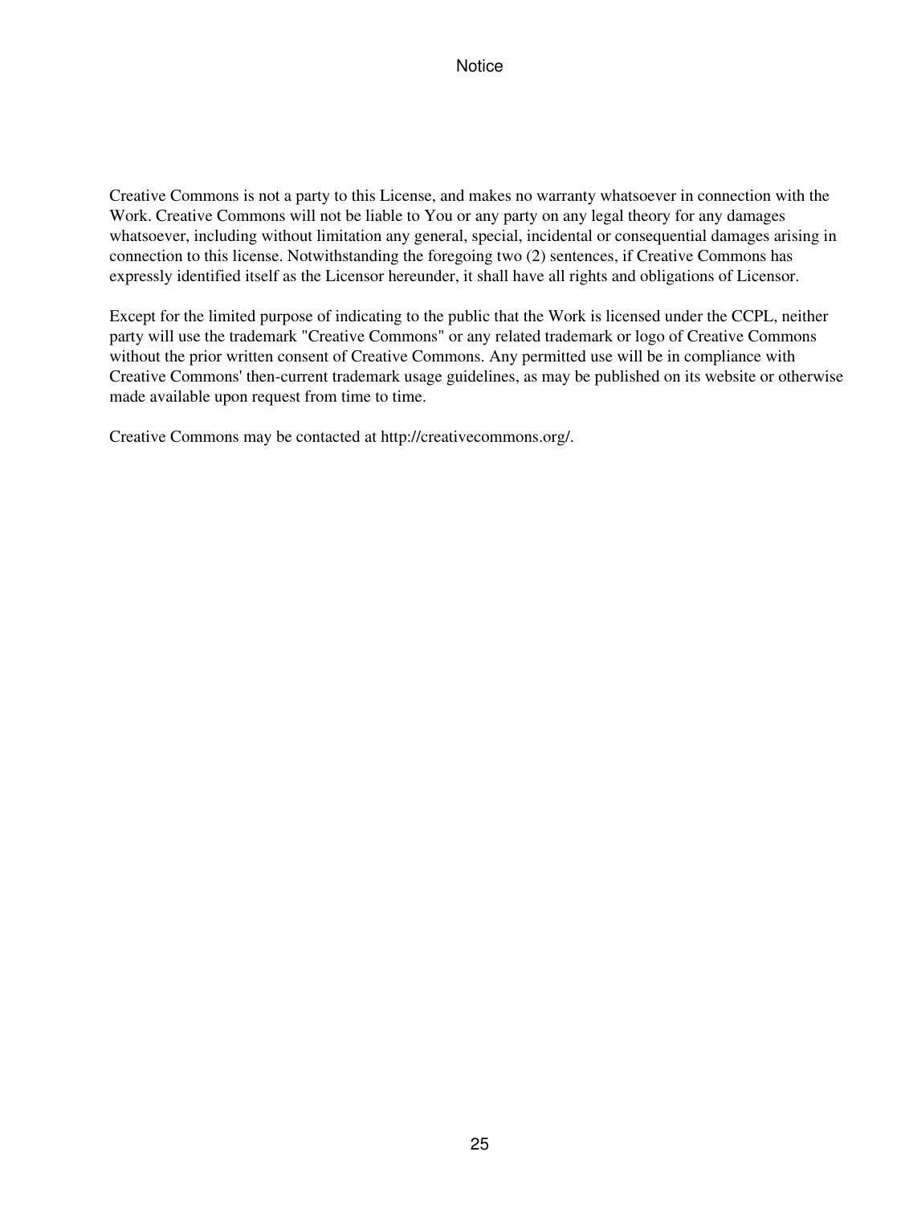Creative Commons is not a party to this License, and makes no warranty whatsoever in connection with the Work. Creative Commons will not be liable to You or any party on any legal theory for any damages whatsoever, including without limitation any general, special, incidental or consequential damages arising in connection to this license. Notwithstanding the foregoing two (2) sentences, if Creative Commons has expressly identified itself as the Licensor hereunder, it shall have all rights and obligations of Licensor.

Except for the limited purpose of indicating to the public that the Work is licensed under the CCPL, neither party will use the trademark "Creative Commons" or any related trademark or logo of Creative Commons without the prior written consent of Creative Commons. Any permitted use will be in compliance with Creative Commons' then-current trademark usage guidelines, as may be published on its website or otherwise made available upon request from time to time.

Creative Commons may be contacted at http://creativecommons.org/.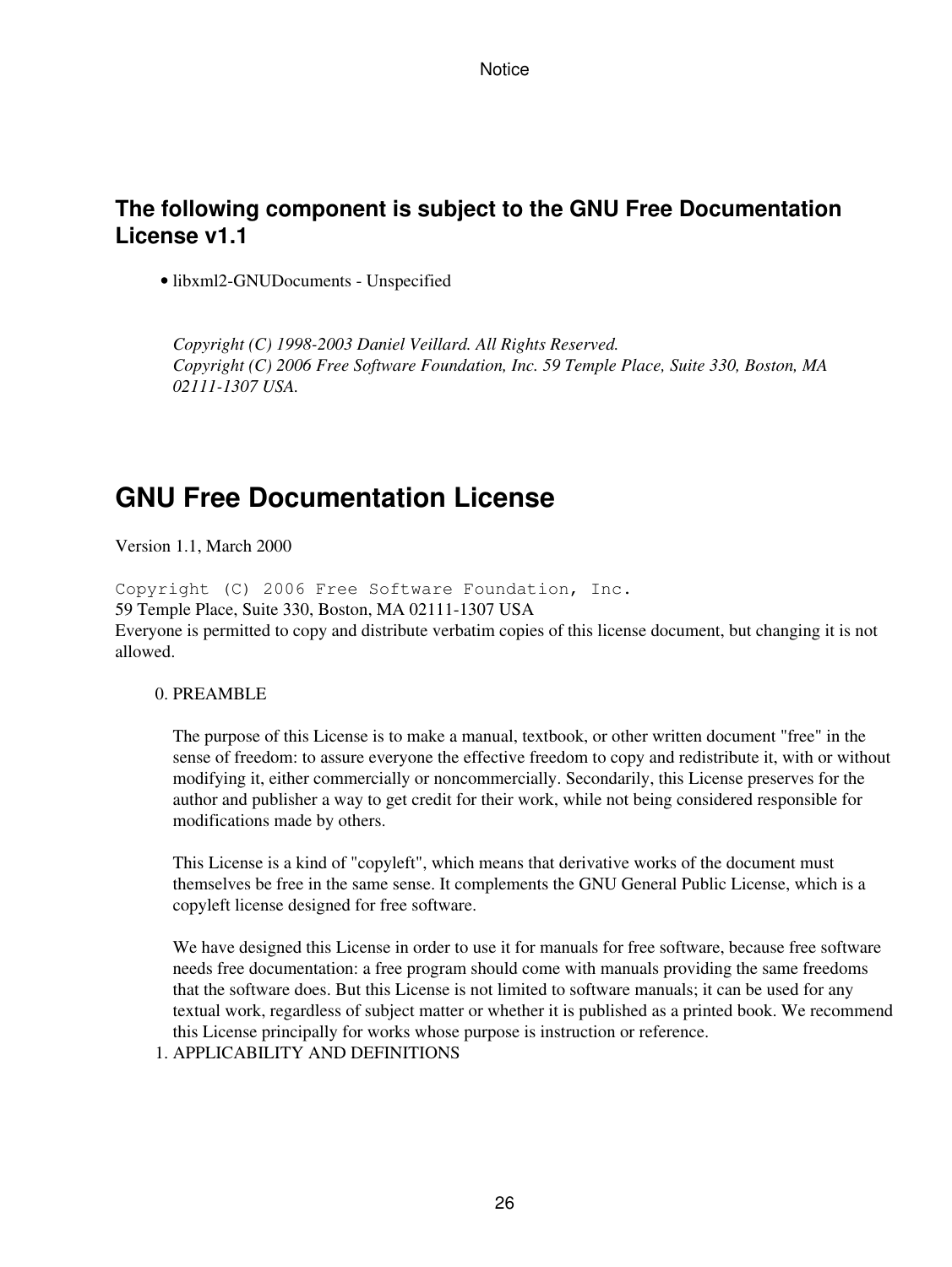## The following component is subject to the GNU Free Documentation License v1.1

- libxml2-GNUDocuments - Unspecified

*Copyright (C) 1998-2003 Daniel Veillard. All Rights Reserved.*
*Copyright (C) 2006 Free Software Foundation, Inc. 59 Temple Place, Suite 330, Boston, MA 02111-1307 USA.*

# GNU Free Documentation License

Version 1.1, March 2000

`Copyright (C) 2006 Free Software Foundation, Inc.`
59 Temple Place, Suite 330, Boston, MA 02111-1307 USA
Everyone is permitted to copy and distribute verbatim copies of this license document, but changing it is not allowed.

0. PREAMBLE

   The purpose of this License is to make a manual, textbook, or other written document "free" in the sense of freedom: to assure everyone the effective freedom to copy and redistribute it, with or without modifying it, either commercially or noncommercially. Secondarily, this License preserves for the author and publisher a way to get credit for their work, while not being considered responsible for modifications made by others.

   This License is a kind of "copyleft", which means that derivative works of the document must themselves be free in the same sense. It complements the GNU General Public License, which is a copyleft license designed for free software.

   We have designed this License in order to use it for manuals for free software, because free software needs free documentation: a free program should come with manuals providing the same freedoms that the software does. But this License is not limited to software manuals; it can be used for any textual work, regardless of subject matter or whether it is published as a printed book. We recommend this License principally for works whose purpose is instruction or reference.
1. APPLICABILITY AND DEFINITIONS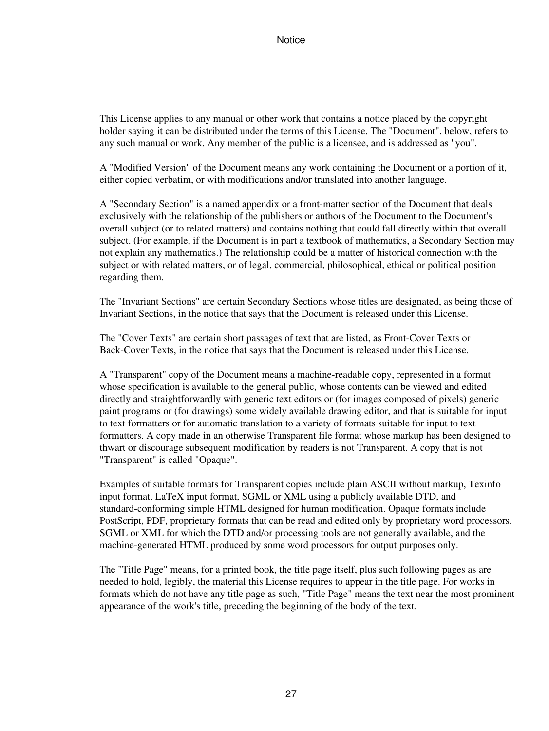This License applies to any manual or other work that contains a notice placed by the copyright holder saying it can be distributed under the terms of this License. The "Document", below, refers to any such manual or work. Any member of the public is a licensee, and is addressed as "you".

A "Modified Version" of the Document means any work containing the Document or a portion of it, either copied verbatim, or with modifications and/or translated into another language.

A "Secondary Section" is a named appendix or a front-matter section of the Document that deals exclusively with the relationship of the publishers or authors of the Document to the Document's overall subject (or to related matters) and contains nothing that could fall directly within that overall subject. (For example, if the Document is in part a textbook of mathematics, a Secondary Section may not explain any mathematics.) The relationship could be a matter of historical connection with the subject or with related matters, or of legal, commercial, philosophical, ethical or political position regarding them.

The "Invariant Sections" are certain Secondary Sections whose titles are designated, as being those of Invariant Sections, in the notice that says that the Document is released under this License.

The "Cover Texts" are certain short passages of text that are listed, as Front-Cover Texts or Back-Cover Texts, in the notice that says that the Document is released under this License.

A "Transparent" copy of the Document means a machine-readable copy, represented in a format whose specification is available to the general public, whose contents can be viewed and edited directly and straightforwardly with generic text editors or (for images composed of pixels) generic paint programs or (for drawings) some widely available drawing editor, and that is suitable for input to text formatters or for automatic translation to a variety of formats suitable for input to text formatters. A copy made in an otherwise Transparent file format whose markup has been designed to thwart or discourage subsequent modification by readers is not Transparent. A copy that is not "Transparent" is called "Opaque".

Examples of suitable formats for Transparent copies include plain ASCII without markup, Texinfo input format, LaTeX input format, SGML or XML using a publicly available DTD, and standard-conforming simple HTML designed for human modification. Opaque formats include PostScript, PDF, proprietary formats that can be read and edited only by proprietary word processors, SGML or XML for which the DTD and/or processing tools are not generally available, and the machine-generated HTML produced by some word processors for output purposes only.

The "Title Page" means, for a printed book, the title page itself, plus such following pages as are needed to hold, legibly, the material this License requires to appear in the title page. For works in formats which do not have any title page as such, "Title Page" means the text near the most prominent appearance of the work's title, preceding the beginning of the body of the text.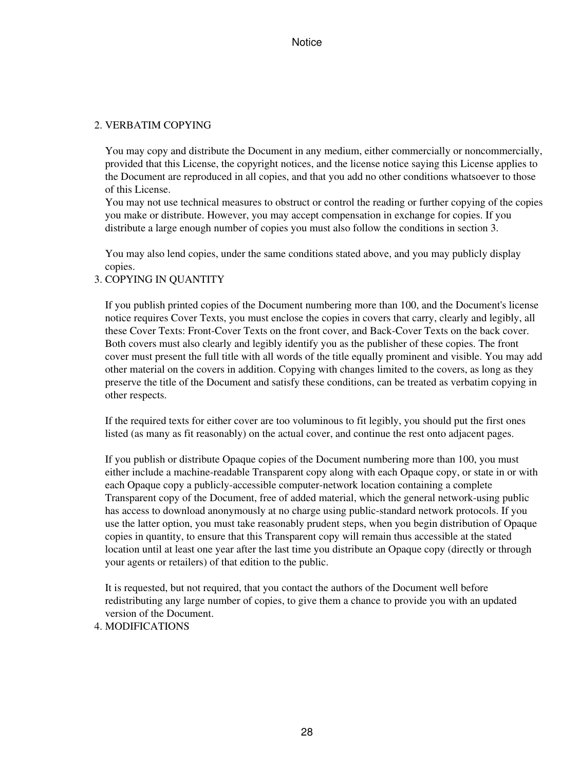2. VERBATIM COPYING

   You may copy and distribute the Document in any medium, either commercially or noncommercially, provided that this License, the copyright notices, and the license notice saying this License applies to the Document are reproduced in all copies, and that you add no other conditions whatsoever to those of this License.
   You may not use technical measures to obstruct or control the reading or further copying of the copies you make or distribute. However, you may accept compensation in exchange for copies. If you distribute a large enough number of copies you must also follow the conditions in section 3.

   You may also lend copies, under the same conditions stated above, and you may publicly display copies.
3. COPYING IN QUANTITY

   If you publish printed copies of the Document numbering more than 100, and the Document's license notice requires Cover Texts, you must enclose the copies in covers that carry, clearly and legibly, all these Cover Texts: Front-Cover Texts on the front cover, and Back-Cover Texts on the back cover. Both covers must also clearly and legibly identify you as the publisher of these copies. The front cover must present the full title with all words of the title equally prominent and visible. You may add other material on the covers in addition. Copying with changes limited to the covers, as long as they preserve the title of the Document and satisfy these conditions, can be treated as verbatim copying in other respects.

   If the required texts for either cover are too voluminous to fit legibly, you should put the first ones listed (as many as fit reasonably) on the actual cover, and continue the rest onto adjacent pages.

   If you publish or distribute Opaque copies of the Document numbering more than 100, you must either include a machine-readable Transparent copy along with each Opaque copy, or state in or with each Opaque copy a publicly-accessible computer-network location containing a complete Transparent copy of the Document, free of added material, which the general network-using public has access to download anonymously at no charge using public-standard network protocols. If you use the latter option, you must take reasonably prudent steps, when you begin distribution of Opaque copies in quantity, to ensure that this Transparent copy will remain thus accessible at the stated location until at least one year after the last time you distribute an Opaque copy (directly or through your agents or retailers) of that edition to the public.

   It is requested, but not required, that you contact the authors of the Document well before redistributing any large number of copies, to give them a chance to provide you with an updated version of the Document.
4. MODIFICATIONS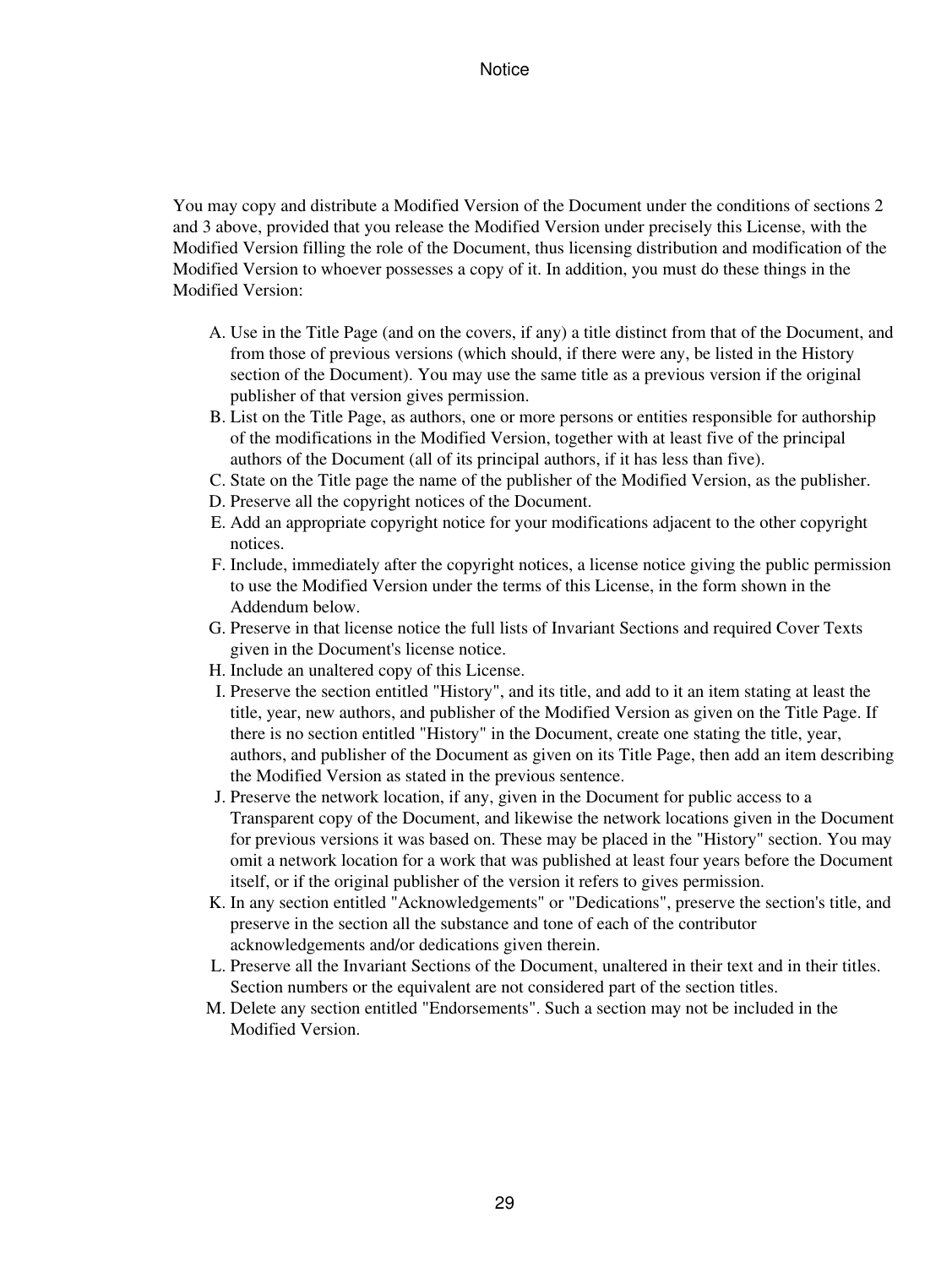You may copy and distribute a Modified Version of the Document under the conditions of sections 2 and 3 above, provided that you release the Modified Version under precisely this License, with the Modified Version filling the role of the Document, thus licensing distribution and modification of the Modified Version to whoever possesses a copy of it. In addition, you must do these things in the Modified Version:

A. Use in the Title Page (and on the covers, if any) a title distinct from that of the Document, and from those of previous versions (which should, if there were any, be listed in the History section of the Document). You may use the same title as a previous version if the original publisher of that version gives permission.
B. List on the Title Page, as authors, one or more persons or entities responsible for authorship of the modifications in the Modified Version, together with at least five of the principal authors of the Document (all of its principal authors, if it has less than five).
C. State on the Title page the name of the publisher of the Modified Version, as the publisher.
D. Preserve all the copyright notices of the Document.
E. Add an appropriate copyright notice for your modifications adjacent to the other copyright notices.
F. Include, immediately after the copyright notices, a license notice giving the public permission to use the Modified Version under the terms of this License, in the form shown in the Addendum below.
G. Preserve in that license notice the full lists of Invariant Sections and required Cover Texts given in the Document's license notice.
H. Include an unaltered copy of this License.
I. Preserve the section entitled "History", and its title, and add to it an item stating at least the title, year, new authors, and publisher of the Modified Version as given on the Title Page. If there is no section entitled "History" in the Document, create one stating the title, year, authors, and publisher of the Document as given on its Title Page, then add an item describing the Modified Version as stated in the previous sentence.
J. Preserve the network location, if any, given in the Document for public access to a Transparent copy of the Document, and likewise the network locations given in the Document for previous versions it was based on. These may be placed in the "History" section. You may omit a network location for a work that was published at least four years before the Document itself, or if the original publisher of the version it refers to gives permission.
K. In any section entitled "Acknowledgements" or "Dedications", preserve the section's title, and preserve in the section all the substance and tone of each of the contributor acknowledgements and/or dedications given therein.
L. Preserve all the Invariant Sections of the Document, unaltered in their text and in their titles. Section numbers or the equivalent are not considered part of the section titles.
M. Delete any section entitled "Endorsements". Such a section may not be included in the Modified Version.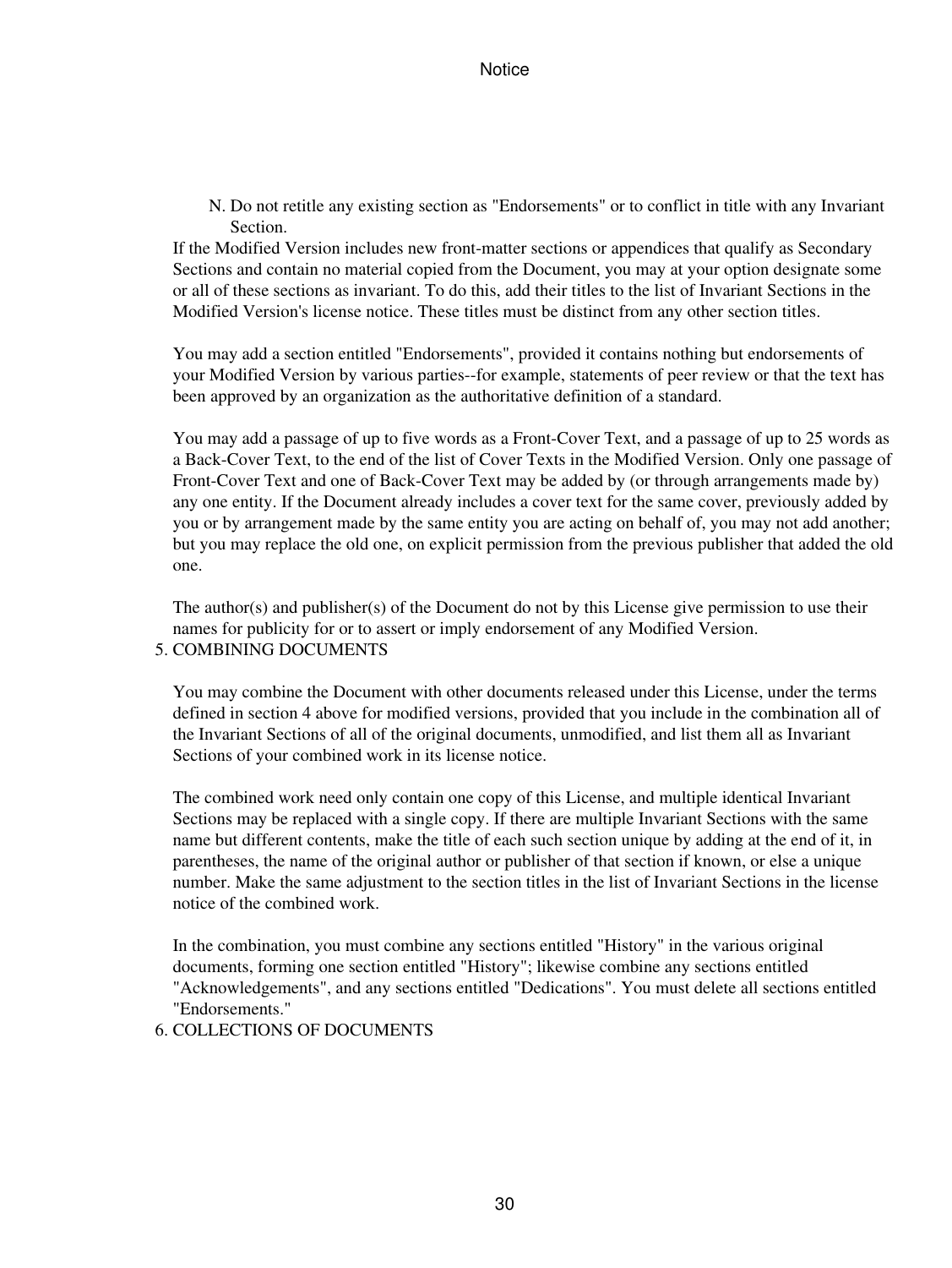N. Do not retitle any existing section as "Endorsements" or to conflict in title with any Invariant Section.

If the Modified Version includes new front-matter sections or appendices that qualify as Secondary Sections and contain no material copied from the Document, you may at your option designate some or all of these sections as invariant. To do this, add their titles to the list of Invariant Sections in the Modified Version's license notice. These titles must be distinct from any other section titles.

You may add a section entitled "Endorsements", provided it contains nothing but endorsements of your Modified Version by various parties--for example, statements of peer review or that the text has been approved by an organization as the authoritative definition of a standard.

You may add a passage of up to five words as a Front-Cover Text, and a passage of up to 25 words as a Back-Cover Text, to the end of the list of Cover Texts in the Modified Version. Only one passage of Front-Cover Text and one of Back-Cover Text may be added by (or through arrangements made by) any one entity. If the Document already includes a cover text for the same cover, previously added by you or by arrangement made by the same entity you are acting on behalf of, you may not add another; but you may replace the old one, on explicit permission from the previous publisher that added the old one.

The author(s) and publisher(s) of the Document do not by this License give permission to use their names for publicity for or to assert or imply endorsement of any Modified Version.

5. COMBINING DOCUMENTS

You may combine the Document with other documents released under this License, under the terms defined in section 4 above for modified versions, provided that you include in the combination all of the Invariant Sections of all of the original documents, unmodified, and list them all as Invariant Sections of your combined work in its license notice.

The combined work need only contain one copy of this License, and multiple identical Invariant Sections may be replaced with a single copy. If there are multiple Invariant Sections with the same name but different contents, make the title of each such section unique by adding at the end of it, in parentheses, the name of the original author or publisher of that section if known, or else a unique number. Make the same adjustment to the section titles in the list of Invariant Sections in the license notice of the combined work.

In the combination, you must combine any sections entitled "History" in the various original documents, forming one section entitled "History"; likewise combine any sections entitled "Acknowledgements", and any sections entitled "Dedications". You must delete all sections entitled "Endorsements."

6. COLLECTIONS OF DOCUMENTS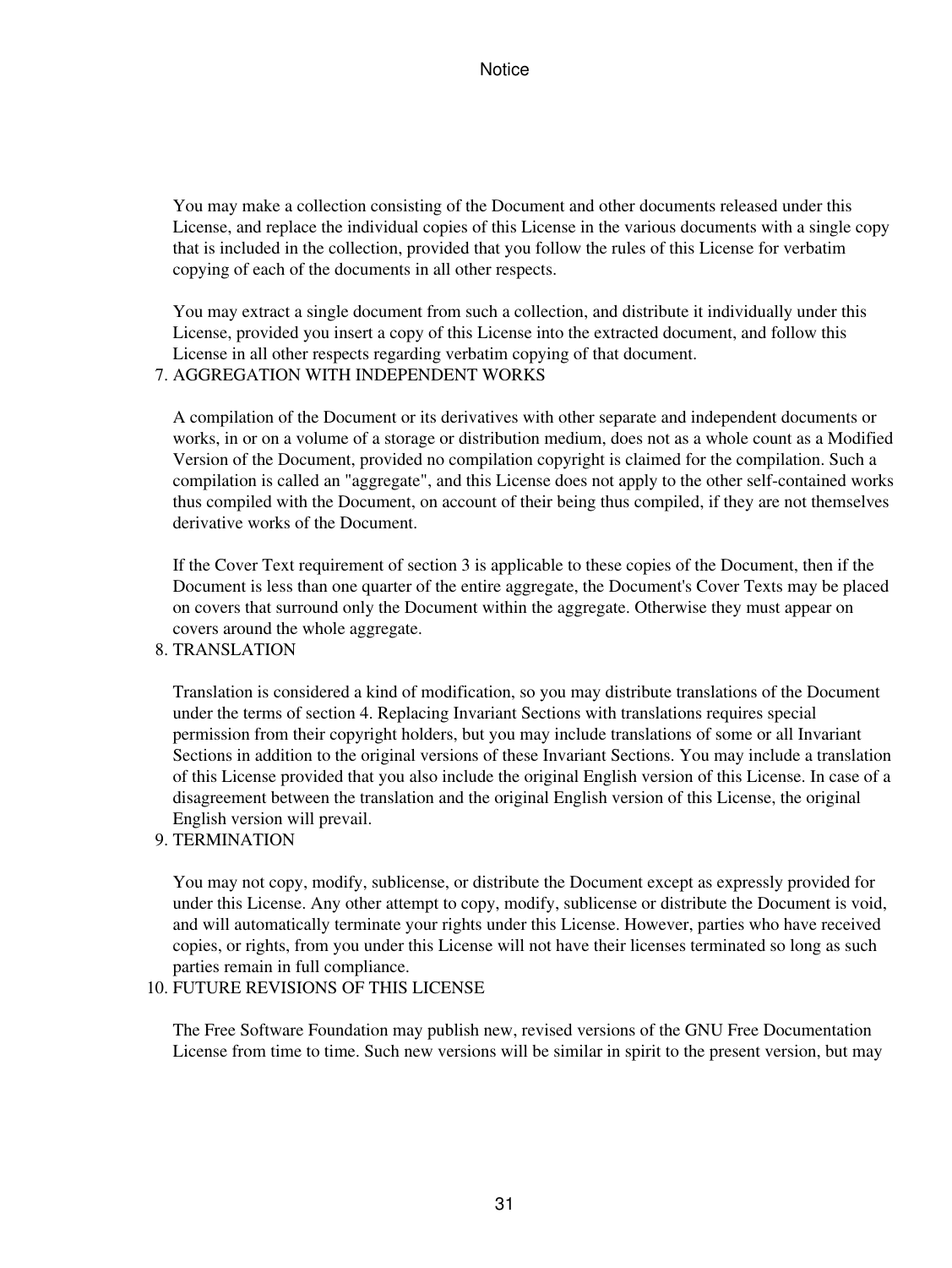You may make a collection consisting of the Document and other documents released under this License, and replace the individual copies of this License in the various documents with a single copy that is included in the collection, provided that you follow the rules of this License for verbatim copying of each of the documents in all other respects.

You may extract a single document from such a collection, and distribute it individually under this License, provided you insert a copy of this License into the extracted document, and follow this License in all other respects regarding verbatim copying of that document.

7. AGGREGATION WITH INDEPENDENT WORKS

   A compilation of the Document or its derivatives with other separate and independent documents or works, in or on a volume of a storage or distribution medium, does not as a whole count as a Modified Version of the Document, provided no compilation copyright is claimed for the compilation. Such a compilation is called an "aggregate", and this License does not apply to the other self-contained works thus compiled with the Document, on account of their being thus compiled, if they are not themselves derivative works of the Document.

   If the Cover Text requirement of section 3 is applicable to these copies of the Document, then if the Document is less than one quarter of the entire aggregate, the Document's Cover Texts may be placed on covers that surround only the Document within the aggregate. Otherwise they must appear on covers around the whole aggregate.

8. TRANSLATION

   Translation is considered a kind of modification, so you may distribute translations of the Document under the terms of section 4. Replacing Invariant Sections with translations requires special permission from their copyright holders, but you may include translations of some or all Invariant Sections in addition to the original versions of these Invariant Sections. You may include a translation of this License provided that you also include the original English version of this License. In case of a disagreement between the translation and the original English version of this License, the original English version will prevail.

9. TERMINATION

   You may not copy, modify, sublicense, or distribute the Document except as expressly provided for under this License. Any other attempt to copy, modify, sublicense or distribute the Document is void, and will automatically terminate your rights under this License. However, parties who have received copies, or rights, from you under this License will not have their licenses terminated so long as such parties remain in full compliance.

10. FUTURE REVISIONS OF THIS LICENSE

    The Free Software Foundation may publish new, revised versions of the GNU Free Documentation License from time to time. Such new versions will be similar in spirit to the present version, but may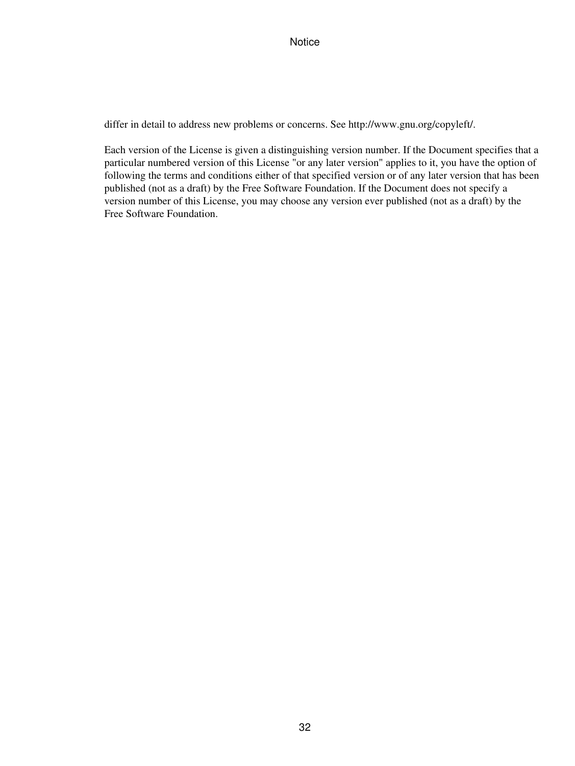differ in detail to address new problems or concerns. See http://www.gnu.org/copyleft/.

Each version of the License is given a distinguishing version number. If the Document specifies that a particular numbered version of this License "or any later version" applies to it, you have the option of following the terms and conditions either of that specified version or of any later version that has been published (not as a draft) by the Free Software Foundation. If the Document does not specify a version number of this License, you may choose any version ever published (not as a draft) by the Free Software Foundation.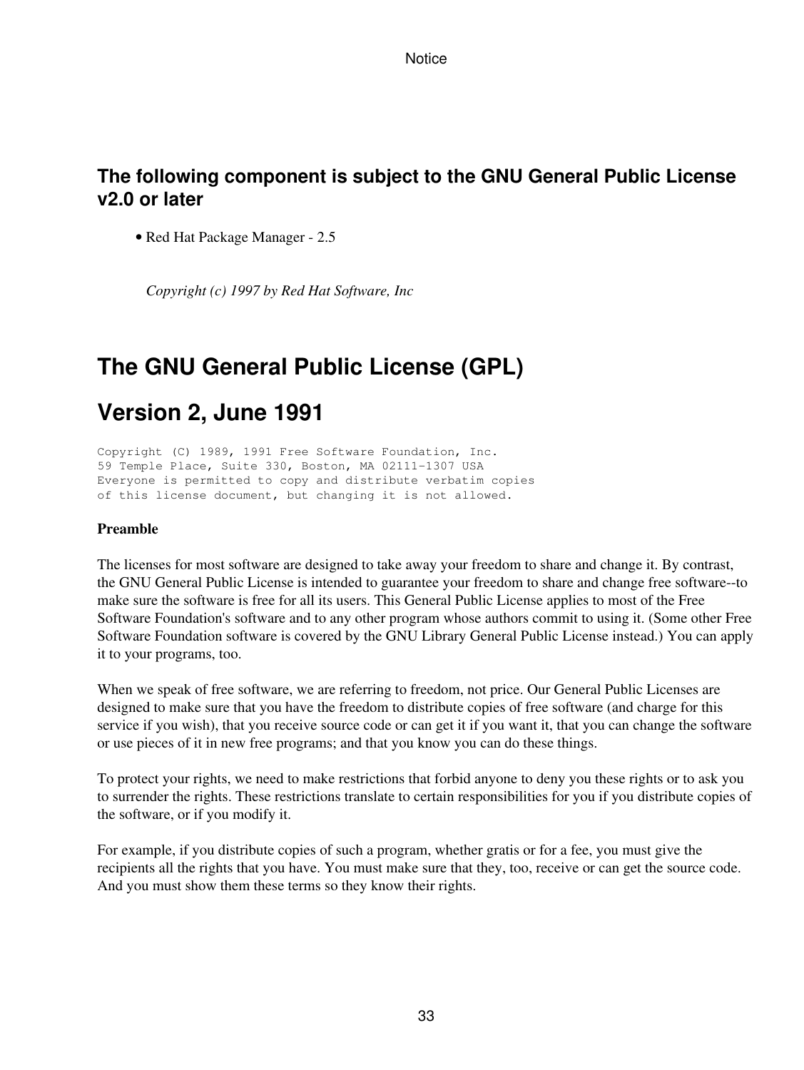### The following component is subject to the GNU General Public License v2.0 or later

- Red Hat Package Manager - 2.5

*Copyright (c) 1997 by Red Hat Software, Inc*

# The GNU General Public License (GPL)

# Version 2, June 1991

```
Copyright (C) 1989, 1991 Free Software Foundation, Inc.
59 Temple Place, Suite 330, Boston, MA 02111-1307 USA
Everyone is permitted to copy and distribute verbatim copies
of this license document, but changing it is not allowed.
```

**Preamble**

The licenses for most software are designed to take away your freedom to share and change it. By contrast, the GNU General Public License is intended to guarantee your freedom to share and change free software--to make sure the software is free for all its users. This General Public License applies to most of the Free Software Foundation's software and to any other program whose authors commit to using it. (Some other Free Software Foundation software is covered by the GNU Library General Public License instead.) You can apply it to your programs, too.

When we speak of free software, we are referring to freedom, not price. Our General Public Licenses are designed to make sure that you have the freedom to distribute copies of free software (and charge for this service if you wish), that you receive source code or can get it if you want it, that you can change the software or use pieces of it in new free programs; and that you know you can do these things.

To protect your rights, we need to make restrictions that forbid anyone to deny you these rights or to ask you to surrender the rights. These restrictions translate to certain responsibilities for you if you distribute copies of the software, or if you modify it.

For example, if you distribute copies of such a program, whether gratis or for a fee, you must give the recipients all the rights that you have. You must make sure that they, too, receive or can get the source code. And you must show them these terms so they know their rights.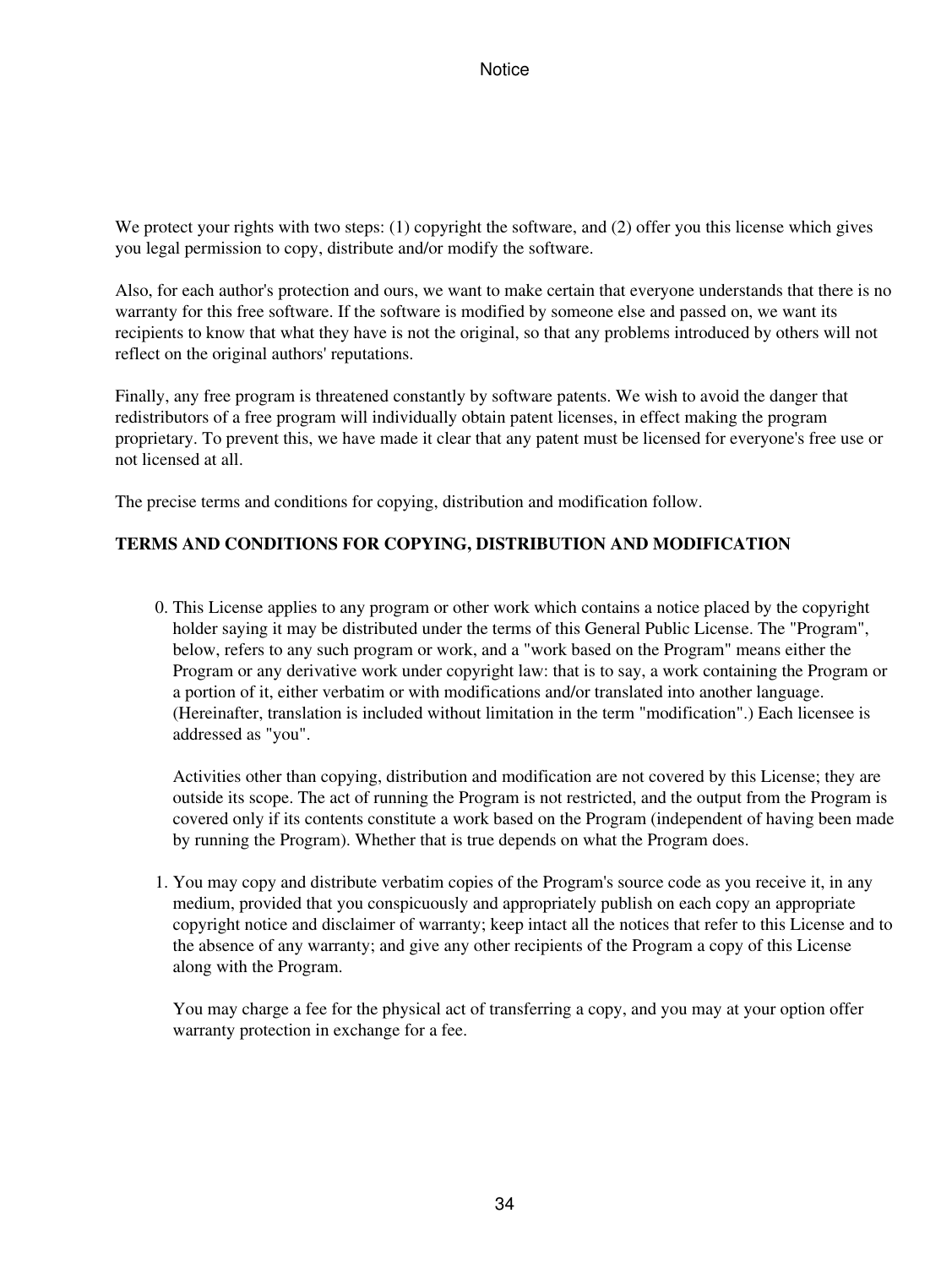We protect your rights with two steps: (1) copyright the software, and (2) offer you this license which gives you legal permission to copy, distribute and/or modify the software.

Also, for each author's protection and ours, we want to make certain that everyone understands that there is no warranty for this free software. If the software is modified by someone else and passed on, we want its recipients to know that what they have is not the original, so that any problems introduced by others will not reflect on the original authors' reputations.

Finally, any free program is threatened constantly by software patents. We wish to avoid the danger that redistributors of a free program will individually obtain patent licenses, in effect making the program proprietary. To prevent this, we have made it clear that any patent must be licensed for everyone's free use or not licensed at all.

The precise terms and conditions for copying, distribution and modification follow.

**TERMS AND CONDITIONS FOR COPYING, DISTRIBUTION AND MODIFICATION**

0. This License applies to any program or other work which contains a notice placed by the copyright holder saying it may be distributed under the terms of this General Public License. The "Program", below, refers to any such program or work, and a "work based on the Program" means either the Program or any derivative work under copyright law: that is to say, a work containing the Program or a portion of it, either verbatim or with modifications and/or translated into another language. (Hereinafter, translation is included without limitation in the term "modification".) Each licensee is addressed as "you".

   Activities other than copying, distribution and modification are not covered by this License; they are outside its scope. The act of running the Program is not restricted, and the output from the Program is covered only if its contents constitute a work based on the Program (independent of having been made by running the Program). Whether that is true depends on what the Program does.

1. You may copy and distribute verbatim copies of the Program's source code as you receive it, in any medium, provided that you conspicuously and appropriately publish on each copy an appropriate copyright notice and disclaimer of warranty; keep intact all the notices that refer to this License and to the absence of any warranty; and give any other recipients of the Program a copy of this License along with the Program.

   You may charge a fee for the physical act of transferring a copy, and you may at your option offer warranty protection in exchange for a fee.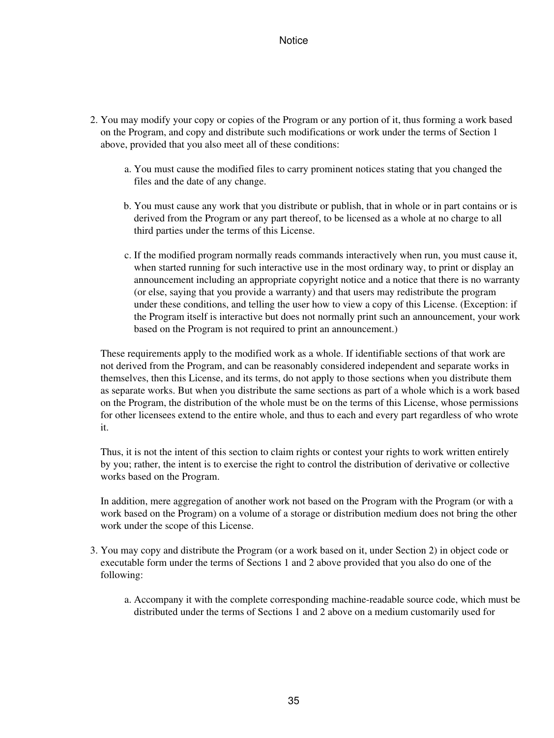2. You may modify your copy or copies of the Program or any portion of it, thus forming a work based on the Program, and copy and distribute such modifications or work under the terms of Section 1 above, provided that you also meet all of these conditions:

    a. You must cause the modified files to carry prominent notices stating that you changed the files and the date of any change.

    b. You must cause any work that you distribute or publish, that in whole or in part contains or is derived from the Program or any part thereof, to be licensed as a whole at no charge to all third parties under the terms of this License.

    c. If the modified program normally reads commands interactively when run, you must cause it, when started running for such interactive use in the most ordinary way, to print or display an announcement including an appropriate copyright notice and a notice that there is no warranty (or else, saying that you provide a warranty) and that users may redistribute the program under these conditions, and telling the user how to view a copy of this License. (Exception: if the Program itself is interactive but does not normally print such an announcement, your work based on the Program is not required to print an announcement.)

   These requirements apply to the modified work as a whole. If identifiable sections of that work are not derived from the Program, and can be reasonably considered independent and separate works in themselves, then this License, and its terms, do not apply to those sections when you distribute them as separate works. But when you distribute the same sections as part of a whole which is a work based on the Program, the distribution of the whole must be on the terms of this License, whose permissions for other licensees extend to the entire whole, and thus to each and every part regardless of who wrote it.

   Thus, it is not the intent of this section to claim rights or contest your rights to work written entirely by you; rather, the intent is to exercise the right to control the distribution of derivative or collective works based on the Program.

   In addition, mere aggregation of another work not based on the Program with the Program (or with a work based on the Program) on a volume of a storage or distribution medium does not bring the other work under the scope of this License.

3. You may copy and distribute the Program (or a work based on it, under Section 2) in object code or executable form under the terms of Sections 1 and 2 above provided that you also do one of the following:

    a. Accompany it with the complete corresponding machine-readable source code, which must be distributed under the terms of Sections 1 and 2 above on a medium customarily used for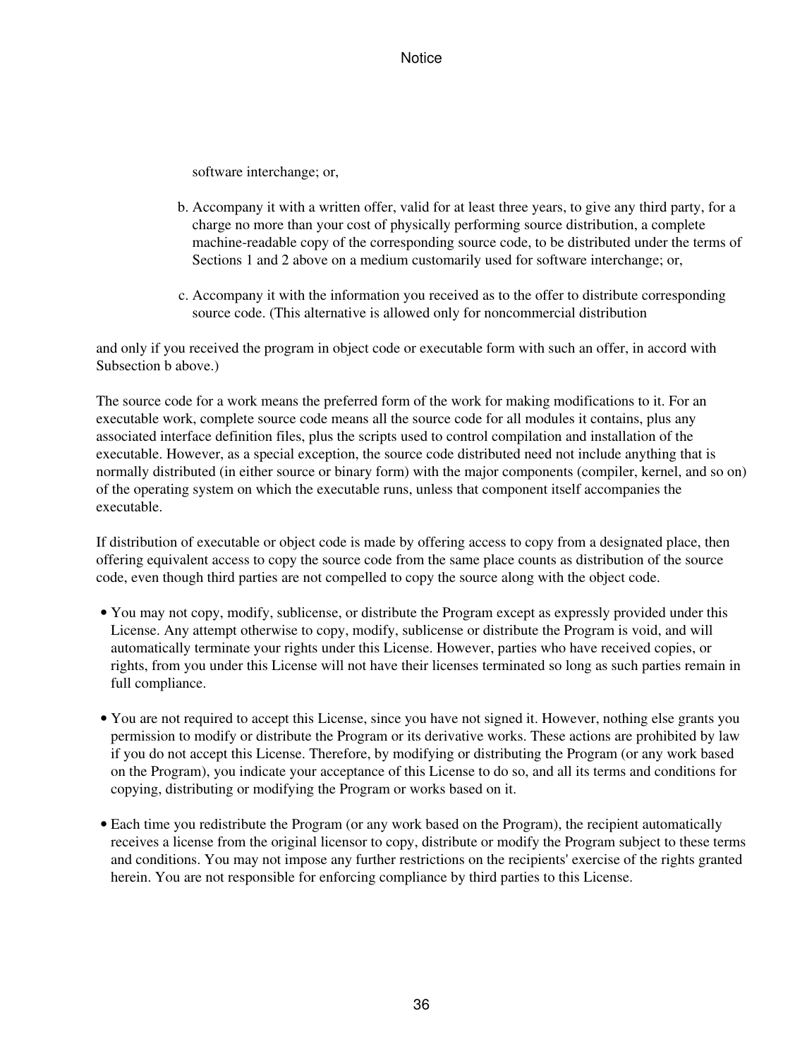software interchange; or,

b. Accompany it with a written offer, valid for at least three years, to give any third party, for a charge no more than your cost of physically performing source distribution, a complete machine-readable copy of the corresponding source code, to be distributed under the terms of Sections 1 and 2 above on a medium customarily used for software interchange; or,

c. Accompany it with the information you received as to the offer to distribute corresponding source code. (This alternative is allowed only for noncommercial distribution

and only if you received the program in object code or executable form with such an offer, in accord with Subsection b above.)

The source code for a work means the preferred form of the work for making modifications to it. For an executable work, complete source code means all the source code for all modules it contains, plus any associated interface definition files, plus the scripts used to control compilation and installation of the executable. However, as a special exception, the source code distributed need not include anything that is normally distributed (in either source or binary form) with the major components (compiler, kernel, and so on) of the operating system on which the executable runs, unless that component itself accompanies the executable.

If distribution of executable or object code is made by offering access to copy from a designated place, then offering equivalent access to copy the source code from the same place counts as distribution of the source code, even though third parties are not compelled to copy the source along with the object code.

- You may not copy, modify, sublicense, or distribute the Program except as expressly provided under this License. Any attempt otherwise to copy, modify, sublicense or distribute the Program is void, and will automatically terminate your rights under this License. However, parties who have received copies, or rights, from you under this License will not have their licenses terminated so long as such parties remain in full compliance.

- You are not required to accept this License, since you have not signed it. However, nothing else grants you permission to modify or distribute the Program or its derivative works. These actions are prohibited by law if you do not accept this License. Therefore, by modifying or distributing the Program (or any work based on the Program), you indicate your acceptance of this License to do so, and all its terms and conditions for copying, distributing or modifying the Program or works based on it.

- Each time you redistribute the Program (or any work based on the Program), the recipient automatically receives a license from the original licensor to copy, distribute or modify the Program subject to these terms and conditions. You may not impose any further restrictions on the recipients' exercise of the rights granted herein. You are not responsible for enforcing compliance by third parties to this License.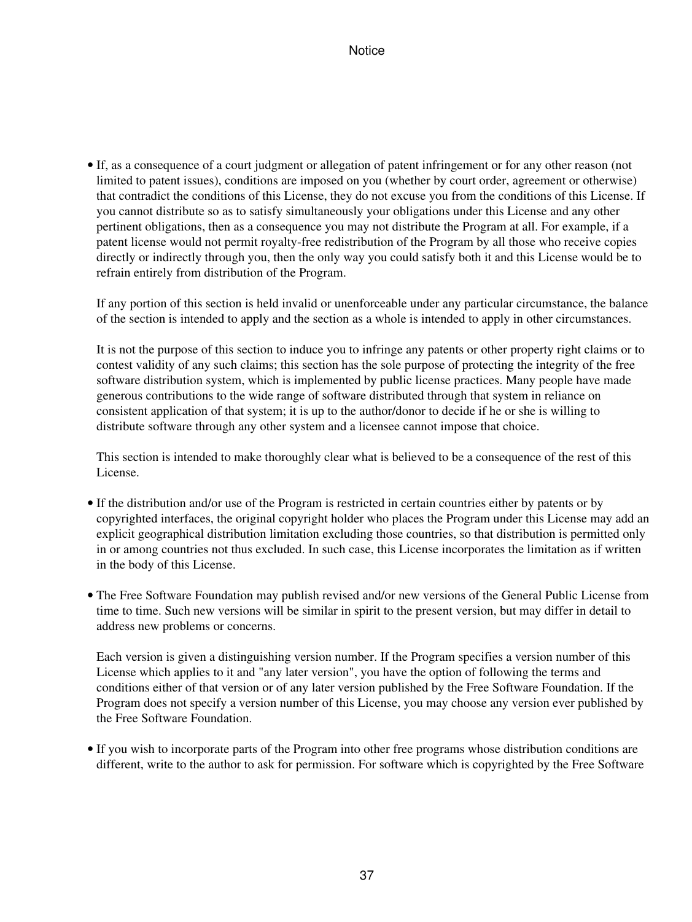- If, as a consequence of a court judgment or allegation of patent infringement or for any other reason (not limited to patent issues), conditions are imposed on you (whether by court order, agreement or otherwise) that contradict the conditions of this License, they do not excuse you from the conditions of this License. If you cannot distribute so as to satisfy simultaneously your obligations under this License and any other pertinent obligations, then as a consequence you may not distribute the Program at all. For example, if a patent license would not permit royalty-free redistribution of the Program by all those who receive copies directly or indirectly through you, then the only way you could satisfy both it and this License would be to refrain entirely from distribution of the Program.

  If any portion of this section is held invalid or unenforceable under any particular circumstance, the balance of the section is intended to apply and the section as a whole is intended to apply in other circumstances.

  It is not the purpose of this section to induce you to infringe any patents or other property right claims or to contest validity of any such claims; this section has the sole purpose of protecting the integrity of the free software distribution system, which is implemented by public license practices. Many people have made generous contributions to the wide range of software distributed through that system in reliance on consistent application of that system; it is up to the author/donor to decide if he or she is willing to distribute software through any other system and a licensee cannot impose that choice.

  This section is intended to make thoroughly clear what is believed to be a consequence of the rest of this License.

- If the distribution and/or use of the Program is restricted in certain countries either by patents or by copyrighted interfaces, the original copyright holder who places the Program under this License may add an explicit geographical distribution limitation excluding those countries, so that distribution is permitted only in or among countries not thus excluded. In such case, this License incorporates the limitation as if written in the body of this License.

- The Free Software Foundation may publish revised and/or new versions of the General Public License from time to time. Such new versions will be similar in spirit to the present version, but may differ in detail to address new problems or concerns.

  Each version is given a distinguishing version number. If the Program specifies a version number of this License which applies to it and "any later version", you have the option of following the terms and conditions either of that version or of any later version published by the Free Software Foundation. If the Program does not specify a version number of this License, you may choose any version ever published by the Free Software Foundation.

- If you wish to incorporate parts of the Program into other free programs whose distribution conditions are different, write to the author to ask for permission. For software which is copyrighted by the Free Software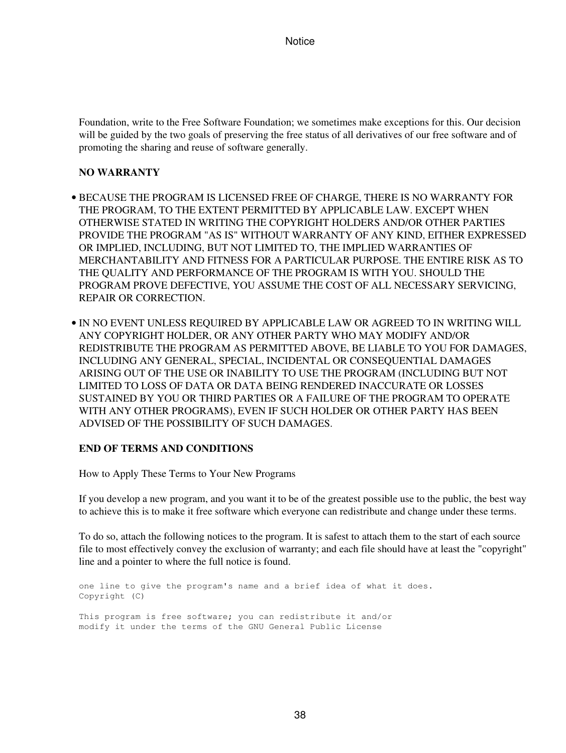Foundation, write to the Free Software Foundation; we sometimes make exceptions for this. Our decision will be guided by the two goals of preserving the free status of all derivatives of our free software and of promoting the sharing and reuse of software generally.

**NO WARRANTY**

- BECAUSE THE PROGRAM IS LICENSED FREE OF CHARGE, THERE IS NO WARRANTY FOR THE PROGRAM, TO THE EXTENT PERMITTED BY APPLICABLE LAW. EXCEPT WHEN OTHERWISE STATED IN WRITING THE COPYRIGHT HOLDERS AND/OR OTHER PARTIES PROVIDE THE PROGRAM "AS IS" WITHOUT WARRANTY OF ANY KIND, EITHER EXPRESSED OR IMPLIED, INCLUDING, BUT NOT LIMITED TO, THE IMPLIED WARRANTIES OF MERCHANTABILITY AND FITNESS FOR A PARTICULAR PURPOSE. THE ENTIRE RISK AS TO THE QUALITY AND PERFORMANCE OF THE PROGRAM IS WITH YOU. SHOULD THE PROGRAM PROVE DEFECTIVE, YOU ASSUME THE COST OF ALL NECESSARY SERVICING, REPAIR OR CORRECTION.
- IN NO EVENT UNLESS REQUIRED BY APPLICABLE LAW OR AGREED TO IN WRITING WILL ANY COPYRIGHT HOLDER, OR ANY OTHER PARTY WHO MAY MODIFY AND/OR REDISTRIBUTE THE PROGRAM AS PERMITTED ABOVE, BE LIABLE TO YOU FOR DAMAGES, INCLUDING ANY GENERAL, SPECIAL, INCIDENTAL OR CONSEQUENTIAL DAMAGES ARISING OUT OF THE USE OR INABILITY TO USE THE PROGRAM (INCLUDING BUT NOT LIMITED TO LOSS OF DATA OR DATA BEING RENDERED INACCURATE OR LOSSES SUSTAINED BY YOU OR THIRD PARTIES OR A FAILURE OF THE PROGRAM TO OPERATE WITH ANY OTHER PROGRAMS), EVEN IF SUCH HOLDER OR OTHER PARTY HAS BEEN ADVISED OF THE POSSIBILITY OF SUCH DAMAGES.

**END OF TERMS AND CONDITIONS**

How to Apply These Terms to Your New Programs

If you develop a new program, and you want it to be of the greatest possible use to the public, the best way to achieve this is to make it free software which everyone can redistribute and change under these terms.

To do so, attach the following notices to the program. It is safest to attach them to the start of each source file to most effectively convey the exclusion of warranty; and each file should have at least the "copyright" line and a pointer to where the full notice is found.

```
one line to give the program's name and a brief idea of what it does.
Copyright (C)

This program is free software; you can redistribute it and/or
modify it under the terms of the GNU General Public License
```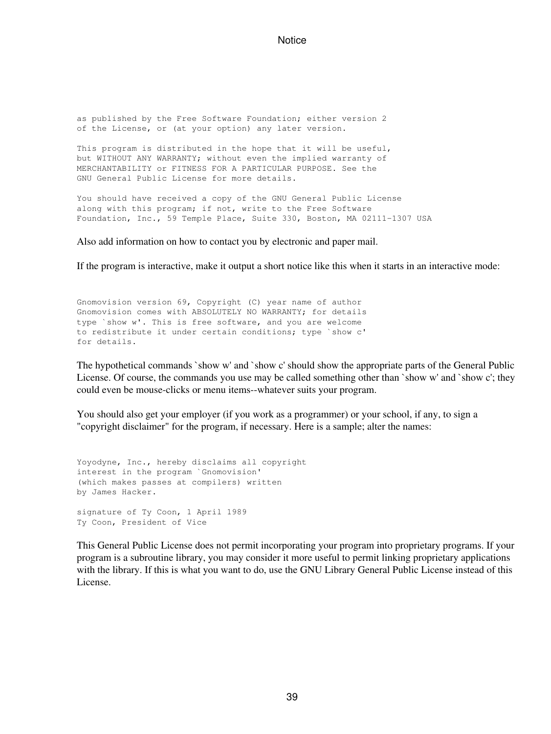```
as published by the Free Software Foundation; either version 2
of the License, or (at your option) any later version.

This program is distributed in the hope that it will be useful,
but WITHOUT ANY WARRANTY; without even the implied warranty of
MERCHANTABILITY or FITNESS FOR A PARTICULAR PURPOSE. See the
GNU General Public License for more details.

You should have received a copy of the GNU General Public License
along with this program; if not, write to the Free Software
Foundation, Inc., 59 Temple Place, Suite 330, Boston, MA 02111-1307 USA
```

Also add information on how to contact you by electronic and paper mail.

If the program is interactive, make it output a short notice like this when it starts in an interactive mode:

```
Gnomovision version 69, Copyright (C) year name of author
Gnomovision comes with ABSOLUTELY NO WARRANTY; for details
type `show w'. This is free software, and you are welcome
to redistribute it under certain conditions; type `show c'
for details.
```

The hypothetical commands `show w' and `show c' should show the appropriate parts of the General Public License. Of course, the commands you use may be called something other than `show w' and `show c'; they could even be mouse-clicks or menu items--whatever suits your program.

You should also get your employer (if you work as a programmer) or your school, if any, to sign a "copyright disclaimer" for the program, if necessary. Here is a sample; alter the names:

```
Yoyodyne, Inc., hereby disclaims all copyright
interest in the program `Gnomovision'
(which makes passes at compilers) written
by James Hacker.

signature of Ty Coon, 1 April 1989
Ty Coon, President of Vice
```

This General Public License does not permit incorporating your program into proprietary programs. If your program is a subroutine library, you may consider it more useful to permit linking proprietary applications with the library. If this is what you want to do, use the GNU Library General Public License instead of this License.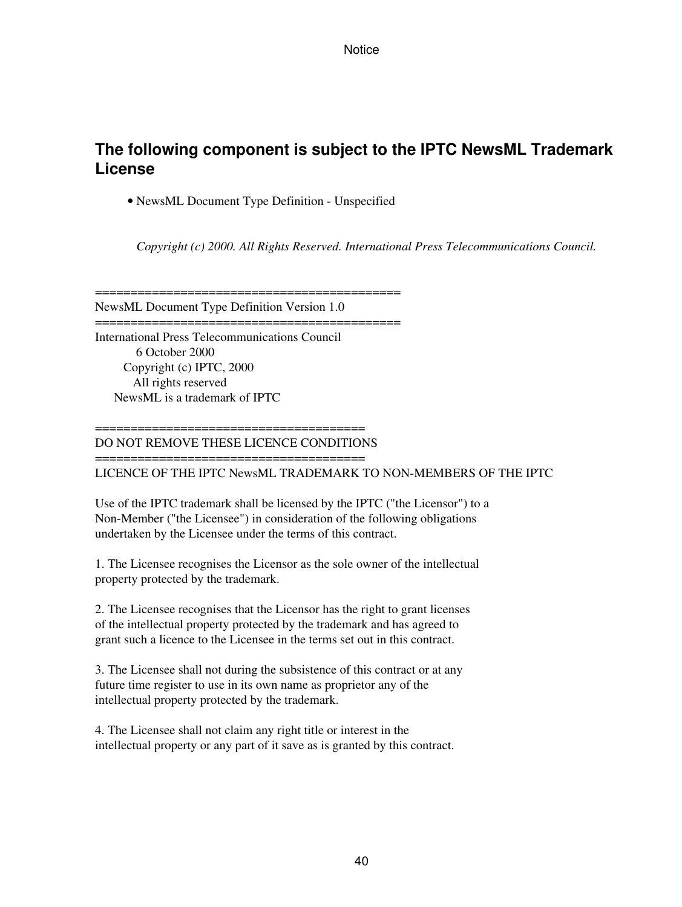## The following component is subject to the IPTC NewsML Trademark License

- NewsML Document Type Definition - Unspecified

*Copyright (c) 2000. All Rights Reserved. International Press Telecommunications Council.*

```
============================================
NewsML Document Type Definition Version 1.0
============================================
International Press Telecommunications Council
           6 October 2000
        Copyright (c) IPTC, 2000
          All rights reserved
      NewsML is a trademark of IPTC

======================================
DO NOT REMOVE THESE LICENCE CONDITIONS
======================================
LICENCE OF THE IPTC NewsML TRADEMARK TO NON-MEMBERS OF THE IPTC

Use of the IPTC trademark shall be licensed by the IPTC ("the Licensor") to a
Non-Member ("the Licensee") in consideration of the following obligations
undertaken by the Licensee under the terms of this contract.

1. The Licensee recognises the Licensor as the sole owner of the intellectual
property protected by the trademark.

2. The Licensee recognises that the Licensor has the right to grant licenses
of the intellectual property protected by the trademark and has agreed to
grant such a licence to the Licensee in the terms set out in this contract.

3. The Licensee shall not during the subsistence of this contract or at any
future time register to use in its own name as proprietor any of the
intellectual property protected by the trademark.

4. The Licensee shall not claim any right title or interest in the
intellectual property or any part of it save as is granted by this contract.
```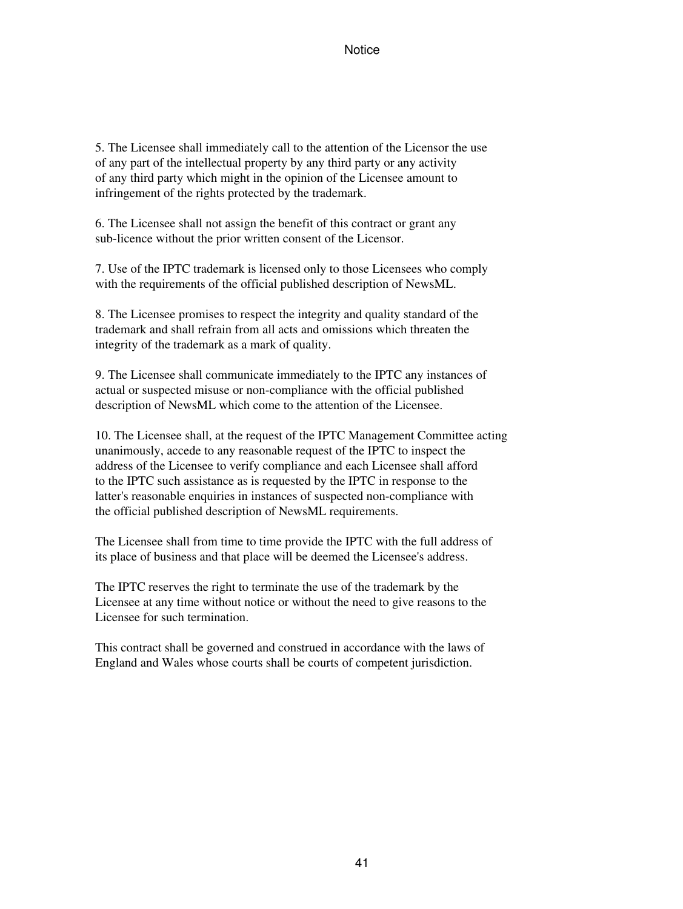5. The Licensee shall immediately call to the attention of the Licensor the use of any part of the intellectual property by any third party or any activity of any third party which might in the opinion of the Licensee amount to infringement of the rights protected by the trademark.

6. The Licensee shall not assign the benefit of this contract or grant any sub-licence without the prior written consent of the Licensor.

7. Use of the IPTC trademark is licensed only to those Licensees who comply with the requirements of the official published description of NewsML.

8. The Licensee promises to respect the integrity and quality standard of the trademark and shall refrain from all acts and omissions which threaten the integrity of the trademark as a mark of quality.

9. The Licensee shall communicate immediately to the IPTC any instances of actual or suspected misuse or non-compliance with the official published description of NewsML which come to the attention of the Licensee.

10. The Licensee shall, at the request of the IPTC Management Committee acting unanimously, accede to any reasonable request of the IPTC to inspect the address of the Licensee to verify compliance and each Licensee shall afford to the IPTC such assistance as is requested by the IPTC in response to the latter's reasonable enquiries in instances of suspected non-compliance with the official published description of NewsML requirements.

The Licensee shall from time to time provide the IPTC with the full address of its place of business and that place will be deemed the Licensee's address.

The IPTC reserves the right to terminate the use of the trademark by the Licensee at any time without notice or without the need to give reasons to the Licensee for such termination.

This contract shall be governed and construed in accordance with the laws of England and Wales whose courts shall be courts of competent jurisdiction.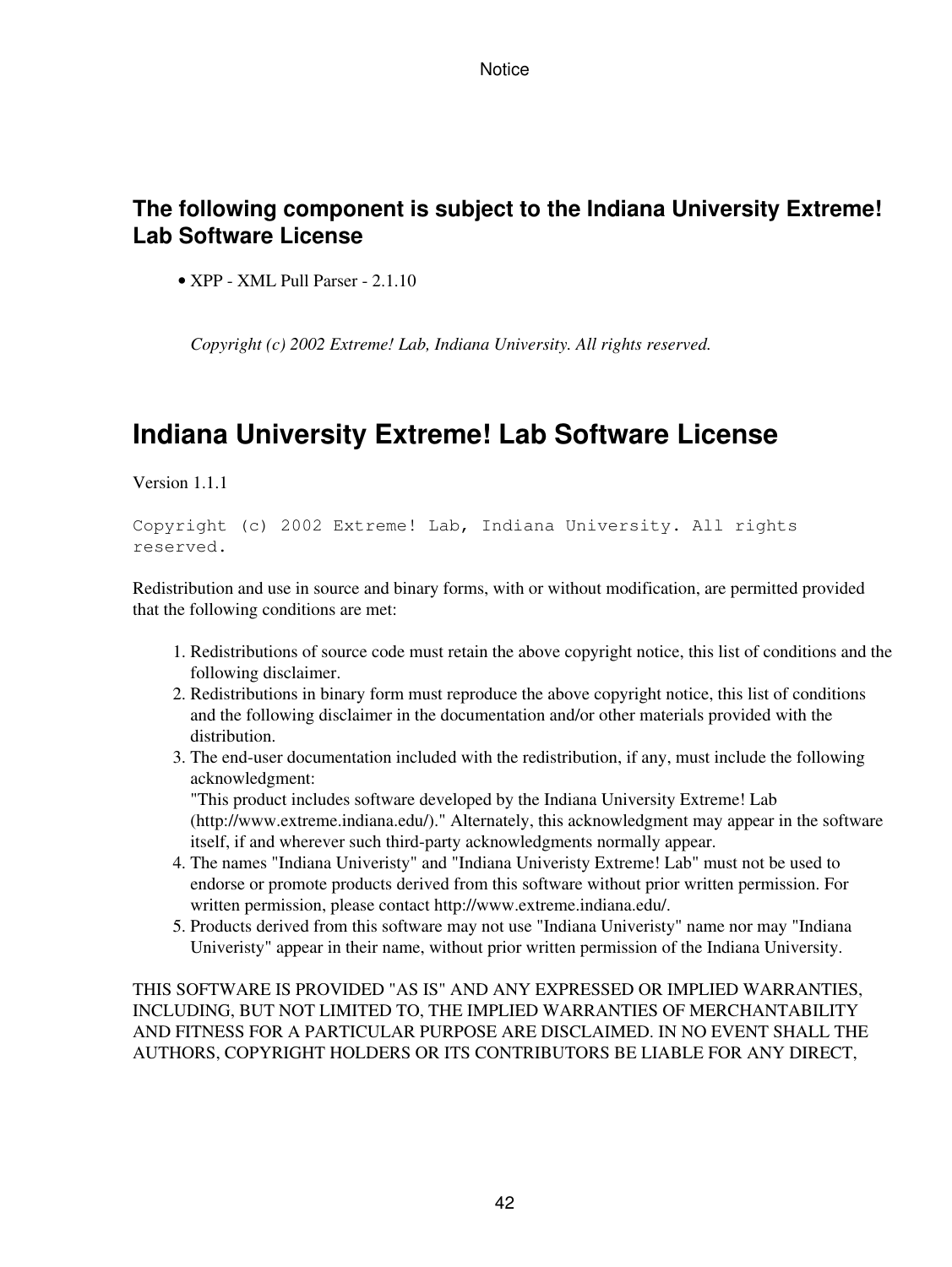### The following component is subject to the Indiana University Extreme! Lab Software License

- XPP - XML Pull Parser - 2.1.10

*Copyright (c) 2002 Extreme! Lab, Indiana University. All rights reserved.*

## Indiana University Extreme! Lab Software License

Version 1.1.1

```
Copyright (c) 2002 Extreme! Lab, Indiana University. All rights
reserved.
```

Redistribution and use in source and binary forms, with or without modification, are permitted provided that the following conditions are met:

1. Redistributions of source code must retain the above copyright notice, this list of conditions and the following disclaimer.
2. Redistributions in binary form must reproduce the above copyright notice, this list of conditions and the following disclaimer in the documentation and/or other materials provided with the distribution.
3. The end-user documentation included with the redistribution, if any, must include the following acknowledgment:
   "This product includes software developed by the Indiana University Extreme! Lab (http://www.extreme.indiana.edu/)." Alternately, this acknowledgment may appear in the software itself, if and wherever such third-party acknowledgments normally appear.
4. The names "Indiana Univeristy" and "Indiana Univeristy Extreme! Lab" must not be used to endorse or promote products derived from this software without prior written permission. For written permission, please contact http://www.extreme.indiana.edu/.
5. Products derived from this software may not use "Indiana Univeristy" name nor may "Indiana Univeristy" appear in their name, without prior written permission of the Indiana University.

THIS SOFTWARE IS PROVIDED "AS IS" AND ANY EXPRESSED OR IMPLIED WARRANTIES, INCLUDING, BUT NOT LIMITED TO, THE IMPLIED WARRANTIES OF MERCHANTABILITY AND FITNESS FOR A PARTICULAR PURPOSE ARE DISCLAIMED. IN NO EVENT SHALL THE AUTHORS, COPYRIGHT HOLDERS OR ITS CONTRIBUTORS BE LIABLE FOR ANY DIRECT,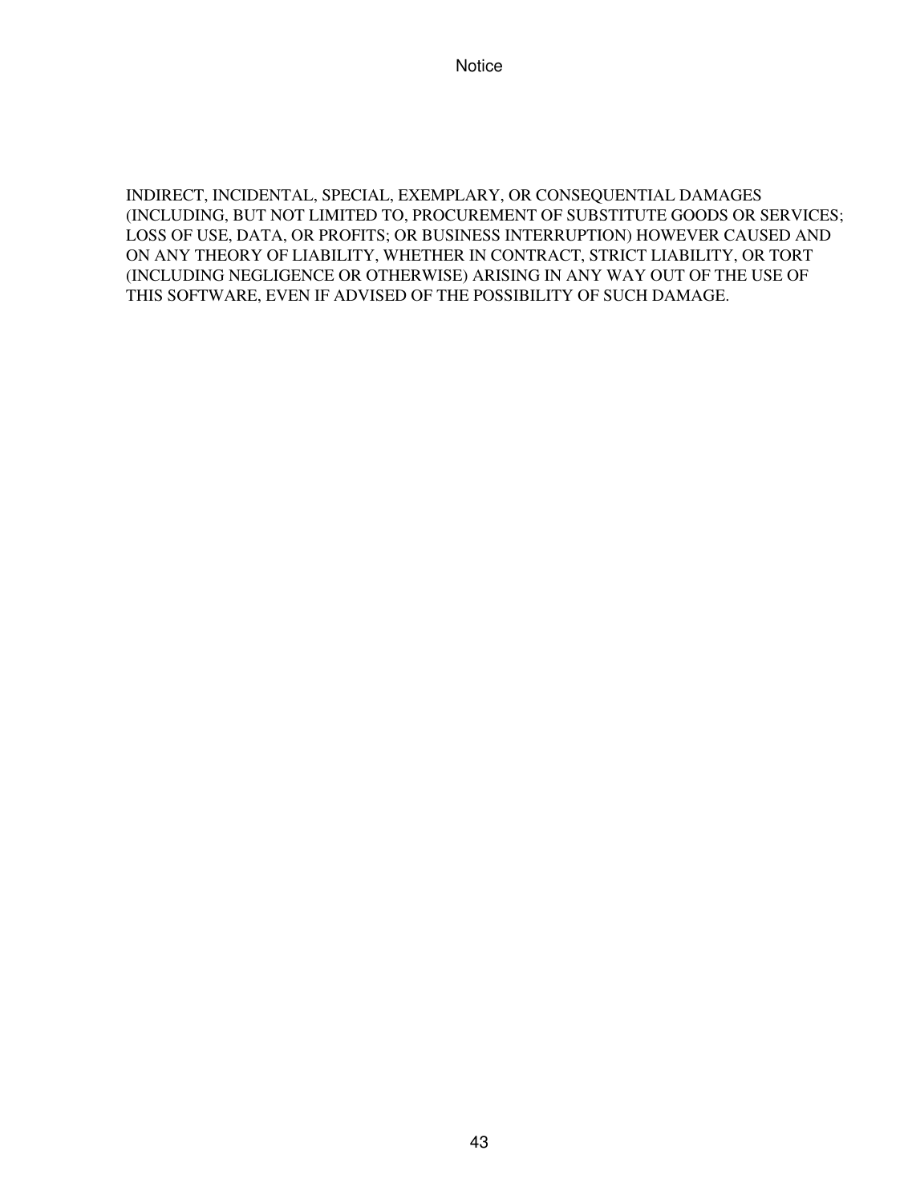INDIRECT, INCIDENTAL, SPECIAL, EXEMPLARY, OR CONSEQUENTIAL DAMAGES (INCLUDING, BUT NOT LIMITED TO, PROCUREMENT OF SUBSTITUTE GOODS OR SERVICES; LOSS OF USE, DATA, OR PROFITS; OR BUSINESS INTERRUPTION) HOWEVER CAUSED AND ON ANY THEORY OF LIABILITY, WHETHER IN CONTRACT, STRICT LIABILITY, OR TORT (INCLUDING NEGLIGENCE OR OTHERWISE) ARISING IN ANY WAY OUT OF THE USE OF THIS SOFTWARE, EVEN IF ADVISED OF THE POSSIBILITY OF SUCH DAMAGE.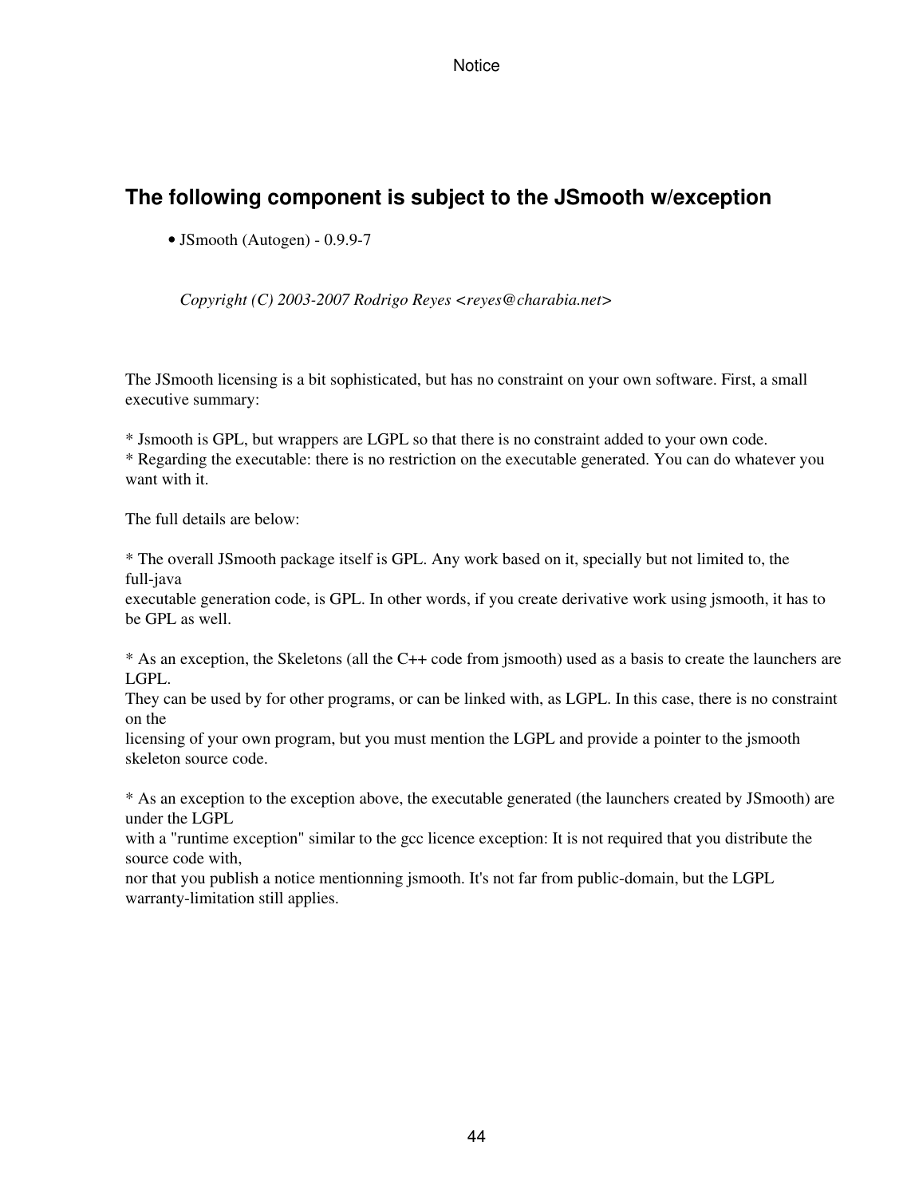## The following component is subject to the JSmooth w/exception

- JSmooth (Autogen) - 0.9.9-7

*Copyright (C) 2003-2007 Rodrigo Reyes <reyes@charabia.net>*

The JSmooth licensing is a bit sophisticated, but has no constraint on your own software. First, a small executive summary:

* Jsmooth is GPL, but wrappers are LGPL so that there is no constraint added to your own code.
* Regarding the executable: there is no restriction on the executable generated. You can do whatever you want with it.

The full details are below:

* The overall JSmooth package itself is GPL. Any work based on it, specially but not limited to, the full-java
executable generation code, is GPL. In other words, if you create derivative work using jsmooth, it has to be GPL as well.

* As an exception, the Skeletons (all the C++ code from jsmooth) used as a basis to create the launchers are LGPL.
They can be used by for other programs, or can be linked with, as LGPL. In this case, there is no constraint on the
licensing of your own program, but you must mention the LGPL and provide a pointer to the jsmooth skeleton source code.

* As an exception to the exception above, the executable generated (the launchers created by JSmooth) are under the LGPL
with a "runtime exception" similar to the gcc licence exception: It is not required that you distribute the source code with,
nor that you publish a notice mentionning jsmooth. It's not far from public-domain, but the LGPL warranty-limitation still applies.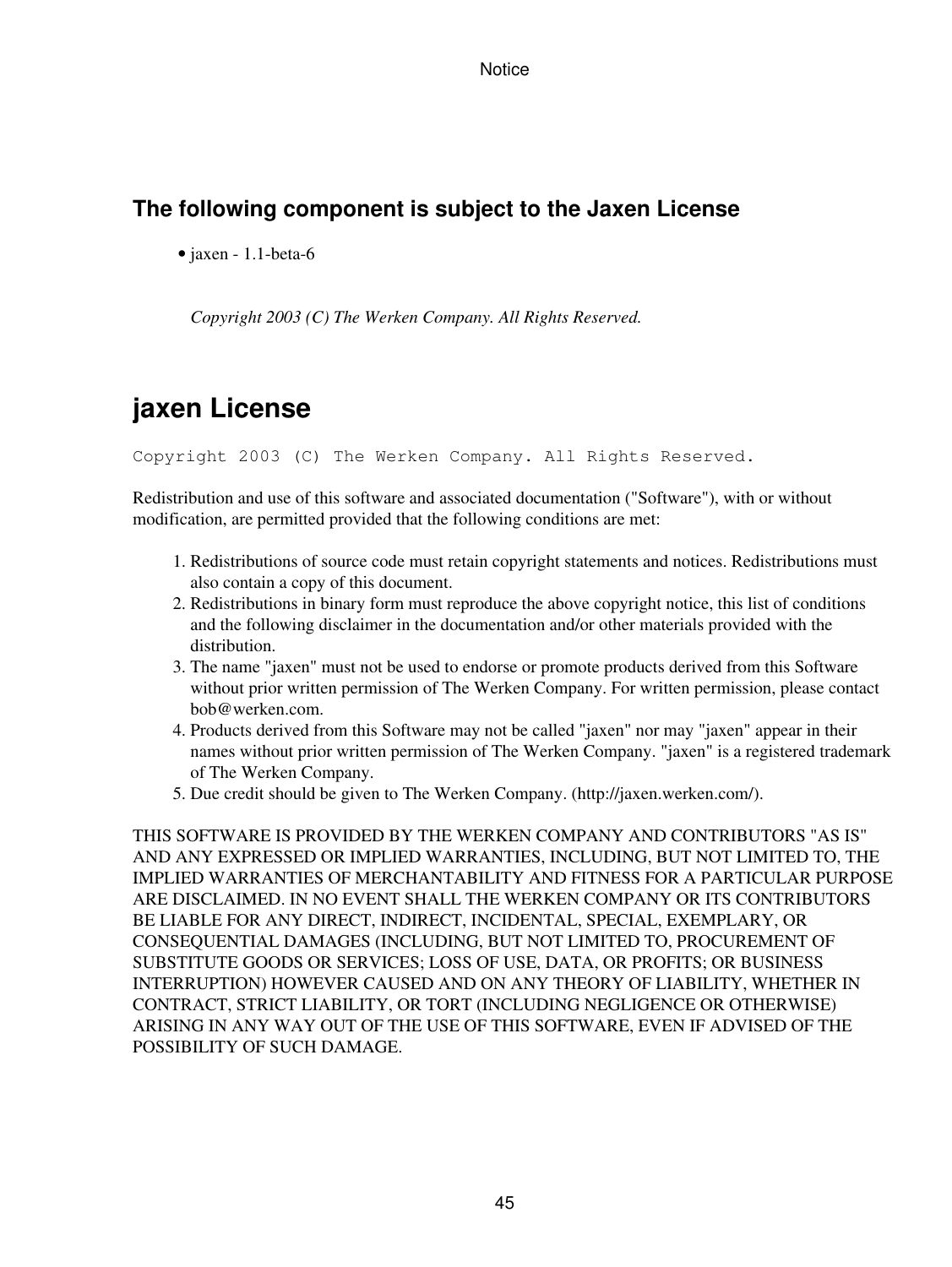### The following component is subject to the Jaxen License

- jaxen - 1.1-beta-6

*Copyright 2003 (C) The Werken Company. All Rights Reserved.*

## jaxen License

```
Copyright 2003 (C) The Werken Company. All Rights Reserved.
```

Redistribution and use of this software and associated documentation ("Software"), with or without modification, are permitted provided that the following conditions are met:

1. Redistributions of source code must retain copyright statements and notices. Redistributions must also contain a copy of this document.
2. Redistributions in binary form must reproduce the above copyright notice, this list of conditions and the following disclaimer in the documentation and/or other materials provided with the distribution.
3. The name "jaxen" must not be used to endorse or promote products derived from this Software without prior written permission of The Werken Company. For written permission, please contact bob@werken.com.
4. Products derived from this Software may not be called "jaxen" nor may "jaxen" appear in their names without prior written permission of The Werken Company. "jaxen" is a registered trademark of The Werken Company.
5. Due credit should be given to The Werken Company. (http://jaxen.werken.com/).

THIS SOFTWARE IS PROVIDED BY THE WERKEN COMPANY AND CONTRIBUTORS "AS IS" AND ANY EXPRESSED OR IMPLIED WARRANTIES, INCLUDING, BUT NOT LIMITED TO, THE IMPLIED WARRANTIES OF MERCHANTABILITY AND FITNESS FOR A PARTICULAR PURPOSE ARE DISCLAIMED. IN NO EVENT SHALL THE WERKEN COMPANY OR ITS CONTRIBUTORS BE LIABLE FOR ANY DIRECT, INDIRECT, INCIDENTAL, SPECIAL, EXEMPLARY, OR CONSEQUENTIAL DAMAGES (INCLUDING, BUT NOT LIMITED TO, PROCUREMENT OF SUBSTITUTE GOODS OR SERVICES; LOSS OF USE, DATA, OR PROFITS; OR BUSINESS INTERRUPTION) HOWEVER CAUSED AND ON ANY THEORY OF LIABILITY, WHETHER IN CONTRACT, STRICT LIABILITY, OR TORT (INCLUDING NEGLIGENCE OR OTHERWISE) ARISING IN ANY WAY OUT OF THE USE OF THIS SOFTWARE, EVEN IF ADVISED OF THE POSSIBILITY OF SUCH DAMAGE.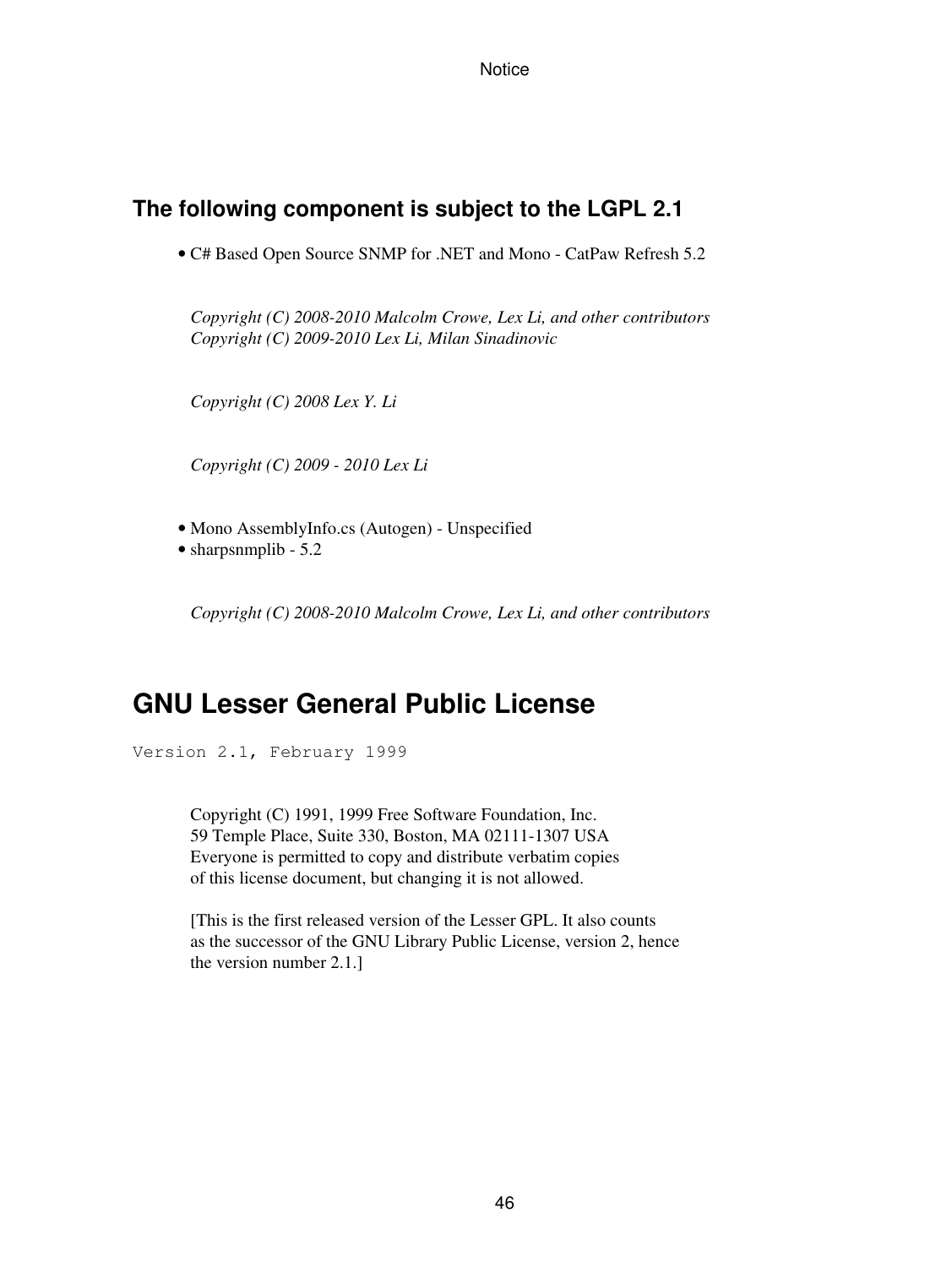### The following component is subject to the LGPL 2.1

- C# Based Open Source SNMP for .NET and Mono - CatPaw Refresh 5.2

  *Copyright (C) 2008-2010 Malcolm Crowe, Lex Li, and other contributors*
  *Copyright (C) 2009-2010 Lex Li, Milan Sinadinovic*

  *Copyright (C) 2008 Lex Y. Li*

  *Copyright (C) 2009 - 2010 Lex Li*

- Mono AssemblyInfo.cs (Autogen) - Unspecified
- sharpsnmplib - 5.2

  *Copyright (C) 2008-2010 Malcolm Crowe, Lex Li, and other contributors*

## GNU Lesser General Public License

`Version 2.1, February 1999`

> Copyright (C) 1991, 1999 Free Software Foundation, Inc.
> 59 Temple Place, Suite 330, Boston, MA 02111-1307 USA
> Everyone is permitted to copy and distribute verbatim copies
> of this license document, but changing it is not allowed.
>
> [This is the first released version of the Lesser GPL. It also counts
> as the successor of the GNU Library Public License, version 2, hence
> the version number 2.1.]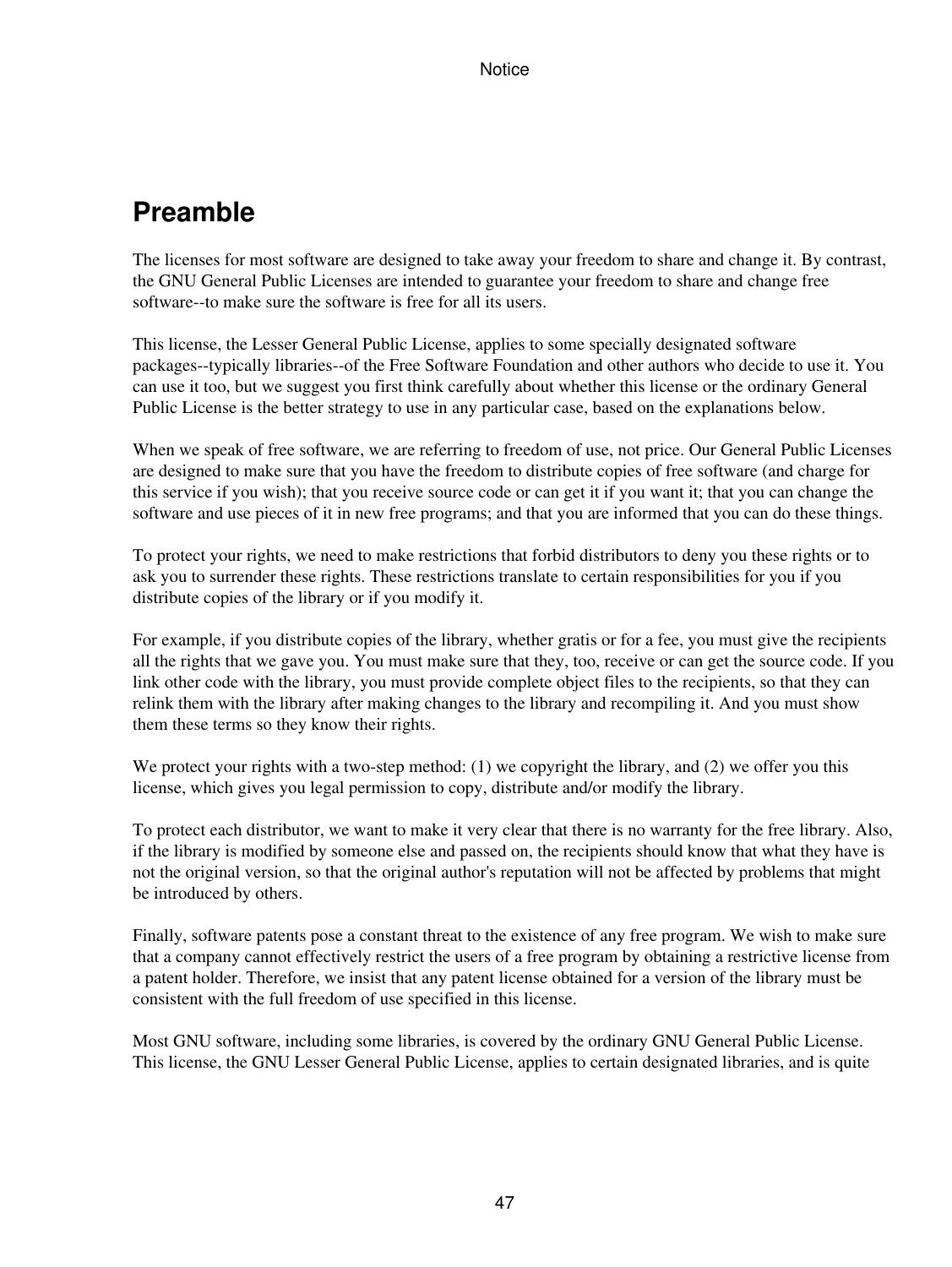## Preamble

The licenses for most software are designed to take away your freedom to share and change it. By contrast, the GNU General Public Licenses are intended to guarantee your freedom to share and change free software--to make sure the software is free for all its users.

This license, the Lesser General Public License, applies to some specially designated software packages--typically libraries--of the Free Software Foundation and other authors who decide to use it. You can use it too, but we suggest you first think carefully about whether this license or the ordinary General Public License is the better strategy to use in any particular case, based on the explanations below.

When we speak of free software, we are referring to freedom of use, not price. Our General Public Licenses are designed to make sure that you have the freedom to distribute copies of free software (and charge for this service if you wish); that you receive source code or can get it if you want it; that you can change the software and use pieces of it in new free programs; and that you are informed that you can do these things.

To protect your rights, we need to make restrictions that forbid distributors to deny you these rights or to ask you to surrender these rights. These restrictions translate to certain responsibilities for you if you distribute copies of the library or if you modify it.

For example, if you distribute copies of the library, whether gratis or for a fee, you must give the recipients all the rights that we gave you. You must make sure that they, too, receive or can get the source code. If you link other code with the library, you must provide complete object files to the recipients, so that they can relink them with the library after making changes to the library and recompiling it. And you must show them these terms so they know their rights.

We protect your rights with a two-step method: (1) we copyright the library, and (2) we offer you this license, which gives you legal permission to copy, distribute and/or modify the library.

To protect each distributor, we want to make it very clear that there is no warranty for the free library. Also, if the library is modified by someone else and passed on, the recipients should know that what they have is not the original version, so that the original author's reputation will not be affected by problems that might be introduced by others.

Finally, software patents pose a constant threat to the existence of any free program. We wish to make sure that a company cannot effectively restrict the users of a free program by obtaining a restrictive license from a patent holder. Therefore, we insist that any patent license obtained for a version of the library must be consistent with the full freedom of use specified in this license.

Most GNU software, including some libraries, is covered by the ordinary GNU General Public License. This license, the GNU Lesser General Public License, applies to certain designated libraries, and is quite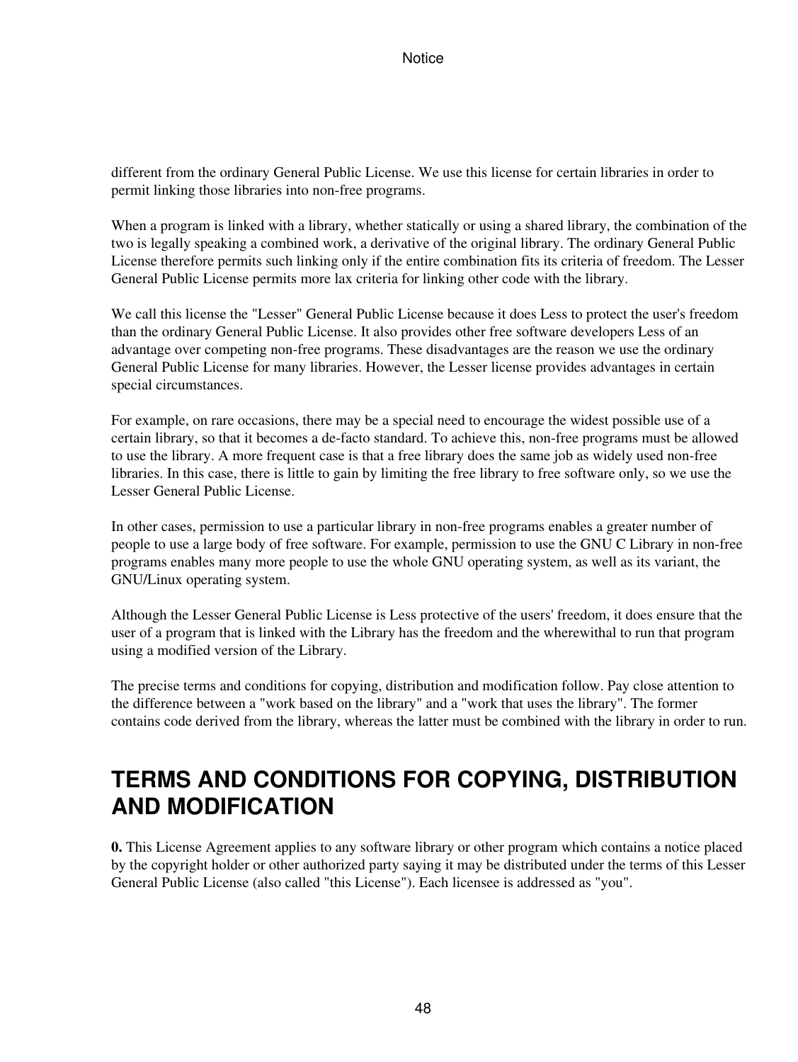different from the ordinary General Public License. We use this license for certain libraries in order to permit linking those libraries into non-free programs.

When a program is linked with a library, whether statically or using a shared library, the combination of the two is legally speaking a combined work, a derivative of the original library. The ordinary General Public License therefore permits such linking only if the entire combination fits its criteria of freedom. The Lesser General Public License permits more lax criteria for linking other code with the library.

We call this license the "Lesser" General Public License because it does Less to protect the user's freedom than the ordinary General Public License. It also provides other free software developers Less of an advantage over competing non-free programs. These disadvantages are the reason we use the ordinary General Public License for many libraries. However, the Lesser license provides advantages in certain special circumstances.

For example, on rare occasions, there may be a special need to encourage the widest possible use of a certain library, so that it becomes a de-facto standard. To achieve this, non-free programs must be allowed to use the library. A more frequent case is that a free library does the same job as widely used non-free libraries. In this case, there is little to gain by limiting the free library to free software only, so we use the Lesser General Public License.

In other cases, permission to use a particular library in non-free programs enables a greater number of people to use a large body of free software. For example, permission to use the GNU C Library in non-free programs enables many more people to use the whole GNU operating system, as well as its variant, the GNU/Linux operating system.

Although the Lesser General Public License is Less protective of the users' freedom, it does ensure that the user of a program that is linked with the Library has the freedom and the wherewithal to run that program using a modified version of the Library.

The precise terms and conditions for copying, distribution and modification follow. Pay close attention to the difference between a "work based on the library" and a "work that uses the library". The former contains code derived from the library, whereas the latter must be combined with the library in order to run.

## TERMS AND CONDITIONS FOR COPYING, DISTRIBUTION AND MODIFICATION

**0.** This License Agreement applies to any software library or other program which contains a notice placed by the copyright holder or other authorized party saying it may be distributed under the terms of this Lesser General Public License (also called "this License"). Each licensee is addressed as "you".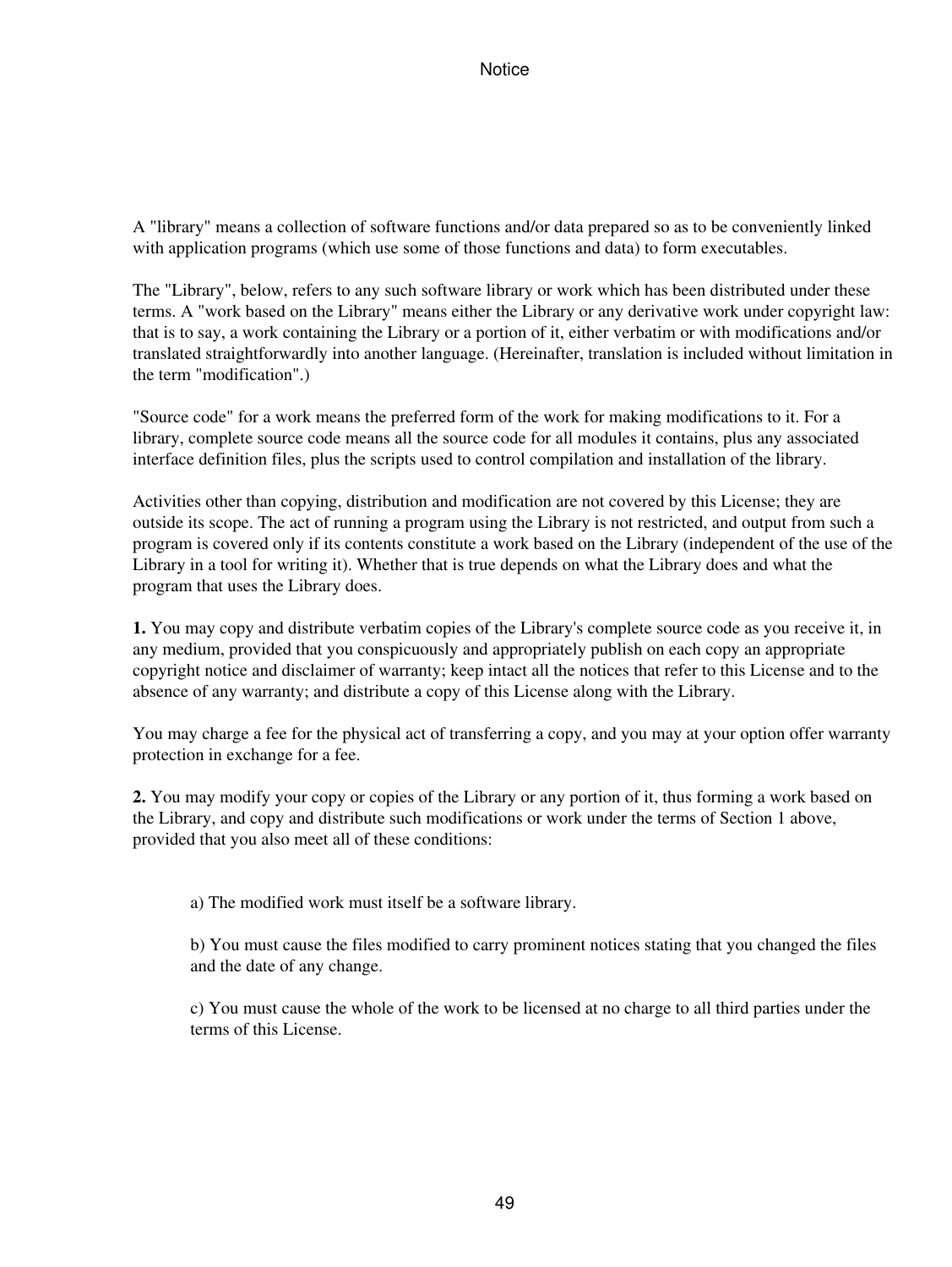A "library" means a collection of software functions and/or data prepared so as to be conveniently linked with application programs (which use some of those functions and data) to form executables.

The "Library", below, refers to any such software library or work which has been distributed under these terms. A "work based on the Library" means either the Library or any derivative work under copyright law: that is to say, a work containing the Library or a portion of it, either verbatim or with modifications and/or translated straightforwardly into another language. (Hereinafter, translation is included without limitation in the term "modification".)

"Source code" for a work means the preferred form of the work for making modifications to it. For a library, complete source code means all the source code for all modules it contains, plus any associated interface definition files, plus the scripts used to control compilation and installation of the library.

Activities other than copying, distribution and modification are not covered by this License; they are outside its scope. The act of running a program using the Library is not restricted, and output from such a program is covered only if its contents constitute a work based on the Library (independent of the use of the Library in a tool for writing it). Whether that is true depends on what the Library does and what the program that uses the Library does.

**1.** You may copy and distribute verbatim copies of the Library's complete source code as you receive it, in any medium, provided that you conspicuously and appropriately publish on each copy an appropriate copyright notice and disclaimer of warranty; keep intact all the notices that refer to this License and to the absence of any warranty; and distribute a copy of this License along with the Library.

You may charge a fee for the physical act of transferring a copy, and you may at your option offer warranty protection in exchange for a fee.

**2.** You may modify your copy or copies of the Library or any portion of it, thus forming a work based on the Library, and copy and distribute such modifications or work under the terms of Section 1 above, provided that you also meet all of these conditions:

> a) The modified work must itself be a software library.
>
> b) You must cause the files modified to carry prominent notices stating that you changed the files and the date of any change.
>
> c) You must cause the whole of the work to be licensed at no charge to all third parties under the terms of this License.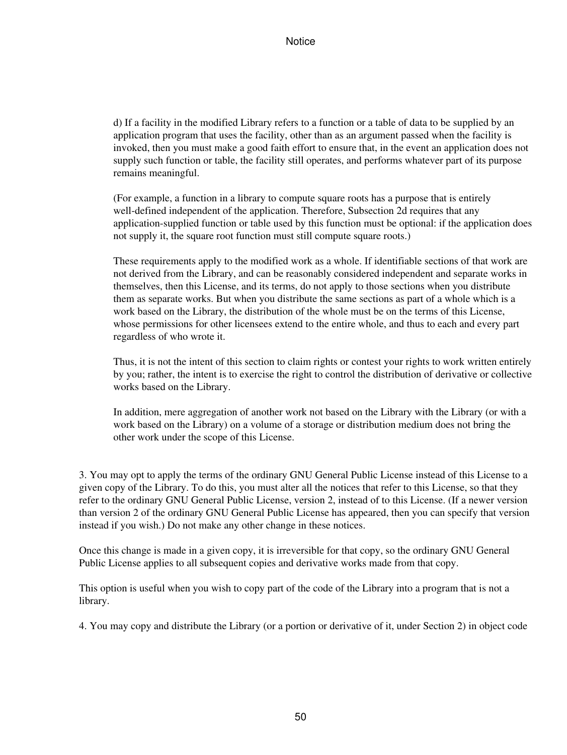d) If a facility in the modified Library refers to a function or a table of data to be supplied by an application program that uses the facility, other than as an argument passed when the facility is invoked, then you must make a good faith effort to ensure that, in the event an application does not supply such function or table, the facility still operates, and performs whatever part of its purpose remains meaningful.

(For example, a function in a library to compute square roots has a purpose that is entirely well-defined independent of the application. Therefore, Subsection 2d requires that any application-supplied function or table used by this function must be optional: if the application does not supply it, the square root function must still compute square roots.)

These requirements apply to the modified work as a whole. If identifiable sections of that work are not derived from the Library, and can be reasonably considered independent and separate works in themselves, then this License, and its terms, do not apply to those sections when you distribute them as separate works. But when you distribute the same sections as part of a whole which is a work based on the Library, the distribution of the whole must be on the terms of this License, whose permissions for other licensees extend to the entire whole, and thus to each and every part regardless of who wrote it.

Thus, it is not the intent of this section to claim rights or contest your rights to work written entirely by you; rather, the intent is to exercise the right to control the distribution of derivative or collective works based on the Library.

In addition, mere aggregation of another work not based on the Library with the Library (or with a work based on the Library) on a volume of a storage or distribution medium does not bring the other work under the scope of this License.

3. You may opt to apply the terms of the ordinary GNU General Public License instead of this License to a given copy of the Library. To do this, you must alter all the notices that refer to this License, so that they refer to the ordinary GNU General Public License, version 2, instead of to this License. (If a newer version than version 2 of the ordinary GNU General Public License has appeared, then you can specify that version instead if you wish.) Do not make any other change in these notices.

Once this change is made in a given copy, it is irreversible for that copy, so the ordinary GNU General Public License applies to all subsequent copies and derivative works made from that copy.

This option is useful when you wish to copy part of the code of the Library into a program that is not a library.

4. You may copy and distribute the Library (or a portion or derivative of it, under Section 2) in object code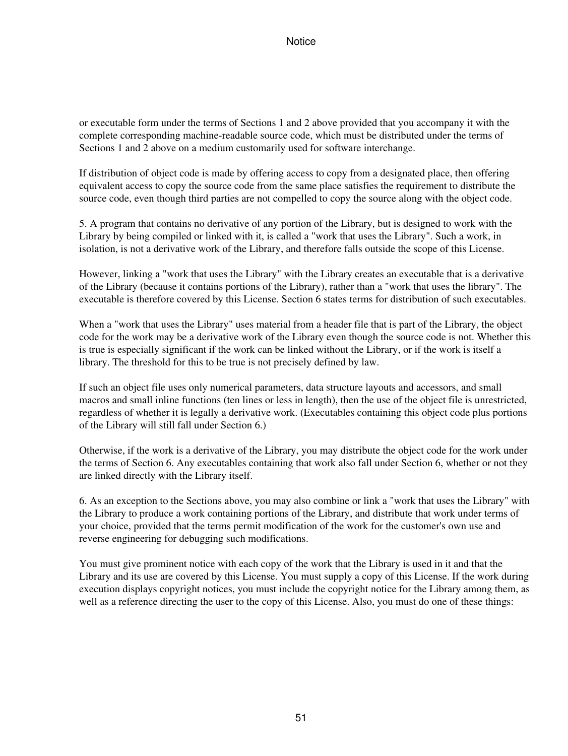or executable form under the terms of Sections 1 and 2 above provided that you accompany it with the complete corresponding machine-readable source code, which must be distributed under the terms of Sections 1 and 2 above on a medium customarily used for software interchange.

If distribution of object code is made by offering access to copy from a designated place, then offering equivalent access to copy the source code from the same place satisfies the requirement to distribute the source code, even though third parties are not compelled to copy the source along with the object code.

5. A program that contains no derivative of any portion of the Library, but is designed to work with the Library by being compiled or linked with it, is called a "work that uses the Library". Such a work, in isolation, is not a derivative work of the Library, and therefore falls outside the scope of this License.

However, linking a "work that uses the Library" with the Library creates an executable that is a derivative of the Library (because it contains portions of the Library), rather than a "work that uses the library". The executable is therefore covered by this License. Section 6 states terms for distribution of such executables.

When a "work that uses the Library" uses material from a header file that is part of the Library, the object code for the work may be a derivative work of the Library even though the source code is not. Whether this is true is especially significant if the work can be linked without the Library, or if the work is itself a library. The threshold for this to be true is not precisely defined by law.

If such an object file uses only numerical parameters, data structure layouts and accessors, and small macros and small inline functions (ten lines or less in length), then the use of the object file is unrestricted, regardless of whether it is legally a derivative work. (Executables containing this object code plus portions of the Library will still fall under Section 6.)

Otherwise, if the work is a derivative of the Library, you may distribute the object code for the work under the terms of Section 6. Any executables containing that work also fall under Section 6, whether or not they are linked directly with the Library itself.

6. As an exception to the Sections above, you may also combine or link a "work that uses the Library" with the Library to produce a work containing portions of the Library, and distribute that work under terms of your choice, provided that the terms permit modification of the work for the customer's own use and reverse engineering for debugging such modifications.

You must give prominent notice with each copy of the work that the Library is used in it and that the Library and its use are covered by this License. You must supply a copy of this License. If the work during execution displays copyright notices, you must include the copyright notice for the Library among them, as well as a reference directing the user to the copy of this License. Also, you must do one of these things: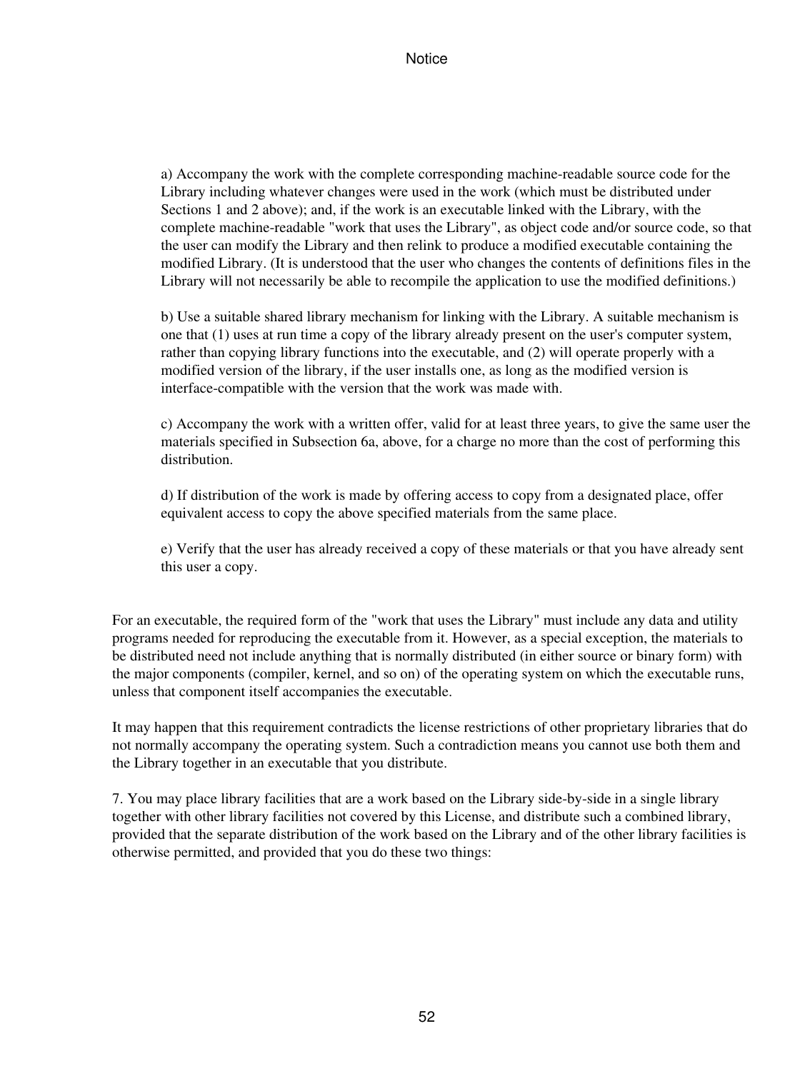a) Accompany the work with the complete corresponding machine-readable source code for the Library including whatever changes were used in the work (which must be distributed under Sections 1 and 2 above); and, if the work is an executable linked with the Library, with the complete machine-readable "work that uses the Library", as object code and/or source code, so that the user can modify the Library and then relink to produce a modified executable containing the modified Library. (It is understood that the user who changes the contents of definitions files in the Library will not necessarily be able to recompile the application to use the modified definitions.)

b) Use a suitable shared library mechanism for linking with the Library. A suitable mechanism is one that (1) uses at run time a copy of the library already present on the user's computer system, rather than copying library functions into the executable, and (2) will operate properly with a modified version of the library, if the user installs one, as long as the modified version is interface-compatible with the version that the work was made with.

c) Accompany the work with a written offer, valid for at least three years, to give the same user the materials specified in Subsection 6a, above, for a charge no more than the cost of performing this distribution.

d) If distribution of the work is made by offering access to copy from a designated place, offer equivalent access to copy the above specified materials from the same place.

e) Verify that the user has already received a copy of these materials or that you have already sent this user a copy.

For an executable, the required form of the "work that uses the Library" must include any data and utility programs needed for reproducing the executable from it. However, as a special exception, the materials to be distributed need not include anything that is normally distributed (in either source or binary form) with the major components (compiler, kernel, and so on) of the operating system on which the executable runs, unless that component itself accompanies the executable.

It may happen that this requirement contradicts the license restrictions of other proprietary libraries that do not normally accompany the operating system. Such a contradiction means you cannot use both them and the Library together in an executable that you distribute.

7. You may place library facilities that are a work based on the Library side-by-side in a single library together with other library facilities not covered by this License, and distribute such a combined library, provided that the separate distribution of the work based on the Library and of the other library facilities is otherwise permitted, and provided that you do these two things: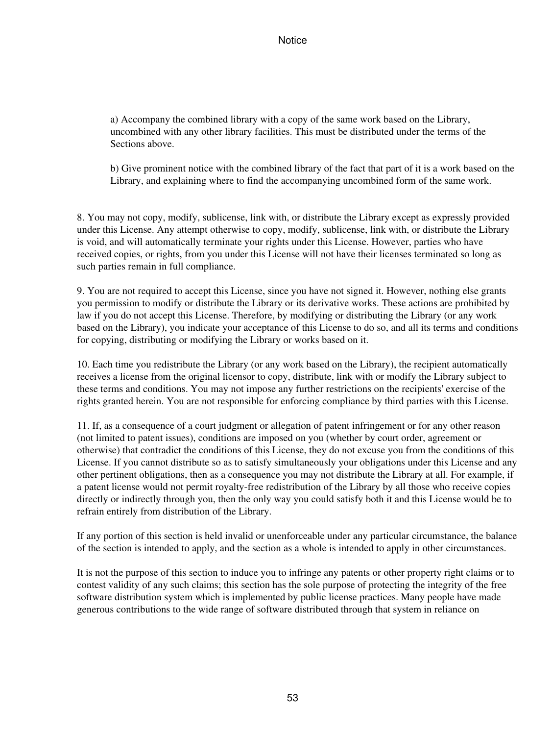a) Accompany the combined library with a copy of the same work based on the Library, uncombined with any other library facilities. This must be distributed under the terms of the Sections above.

b) Give prominent notice with the combined library of the fact that part of it is a work based on the Library, and explaining where to find the accompanying uncombined form of the same work.

8. You may not copy, modify, sublicense, link with, or distribute the Library except as expressly provided under this License. Any attempt otherwise to copy, modify, sublicense, link with, or distribute the Library is void, and will automatically terminate your rights under this License. However, parties who have received copies, or rights, from you under this License will not have their licenses terminated so long as such parties remain in full compliance.

9. You are not required to accept this License, since you have not signed it. However, nothing else grants you permission to modify or distribute the Library or its derivative works. These actions are prohibited by law if you do not accept this License. Therefore, by modifying or distributing the Library (or any work based on the Library), you indicate your acceptance of this License to do so, and all its terms and conditions for copying, distributing or modifying the Library or works based on it.

10. Each time you redistribute the Library (or any work based on the Library), the recipient automatically receives a license from the original licensor to copy, distribute, link with or modify the Library subject to these terms and conditions. You may not impose any further restrictions on the recipients' exercise of the rights granted herein. You are not responsible for enforcing compliance by third parties with this License.

11. If, as a consequence of a court judgment or allegation of patent infringement or for any other reason (not limited to patent issues), conditions are imposed on you (whether by court order, agreement or otherwise) that contradict the conditions of this License, they do not excuse you from the conditions of this License. If you cannot distribute so as to satisfy simultaneously your obligations under this License and any other pertinent obligations, then as a consequence you may not distribute the Library at all. For example, if a patent license would not permit royalty-free redistribution of the Library by all those who receive copies directly or indirectly through you, then the only way you could satisfy both it and this License would be to refrain entirely from distribution of the Library.

If any portion of this section is held invalid or unenforceable under any particular circumstance, the balance of the section is intended to apply, and the section as a whole is intended to apply in other circumstances.

It is not the purpose of this section to induce you to infringe any patents or other property right claims or to contest validity of any such claims; this section has the sole purpose of protecting the integrity of the free software distribution system which is implemented by public license practices. Many people have made generous contributions to the wide range of software distributed through that system in reliance on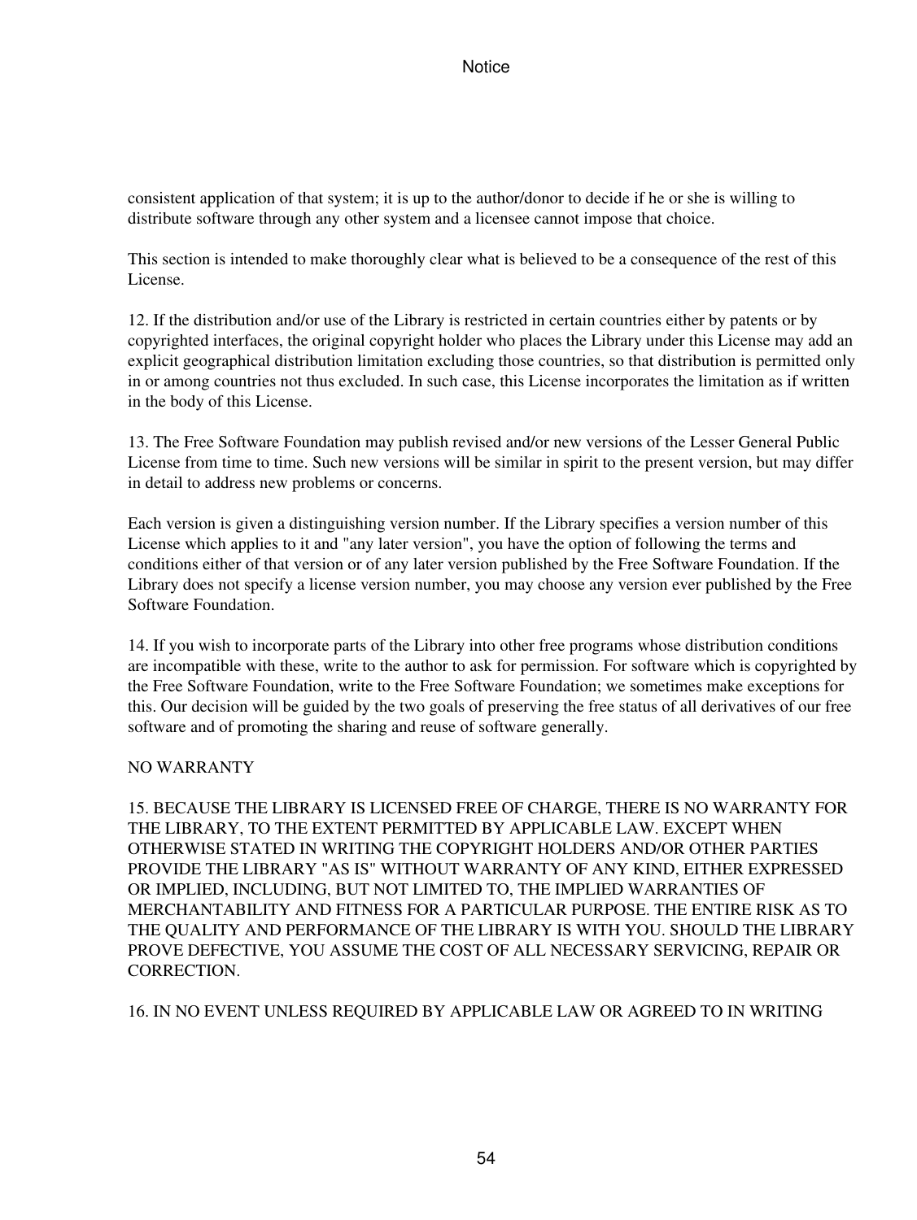consistent application of that system; it is up to the author/donor to decide if he or she is willing to distribute software through any other system and a licensee cannot impose that choice.

This section is intended to make thoroughly clear what is believed to be a consequence of the rest of this License.

12. If the distribution and/or use of the Library is restricted in certain countries either by patents or by copyrighted interfaces, the original copyright holder who places the Library under this License may add an explicit geographical distribution limitation excluding those countries, so that distribution is permitted only in or among countries not thus excluded. In such case, this License incorporates the limitation as if written in the body of this License.

13. The Free Software Foundation may publish revised and/or new versions of the Lesser General Public License from time to time. Such new versions will be similar in spirit to the present version, but may differ in detail to address new problems or concerns.

Each version is given a distinguishing version number. If the Library specifies a version number of this License which applies to it and "any later version", you have the option of following the terms and conditions either of that version or of any later version published by the Free Software Foundation. If the Library does not specify a license version number, you may choose any version ever published by the Free Software Foundation.

14. If you wish to incorporate parts of the Library into other free programs whose distribution conditions are incompatible with these, write to the author to ask for permission. For software which is copyrighted by the Free Software Foundation, write to the Free Software Foundation; we sometimes make exceptions for this. Our decision will be guided by the two goals of preserving the free status of all derivatives of our free software and of promoting the sharing and reuse of software generally.

NO WARRANTY

15. BECAUSE THE LIBRARY IS LICENSED FREE OF CHARGE, THERE IS NO WARRANTY FOR THE LIBRARY, TO THE EXTENT PERMITTED BY APPLICABLE LAW. EXCEPT WHEN OTHERWISE STATED IN WRITING THE COPYRIGHT HOLDERS AND/OR OTHER PARTIES PROVIDE THE LIBRARY "AS IS" WITHOUT WARRANTY OF ANY KIND, EITHER EXPRESSED OR IMPLIED, INCLUDING, BUT NOT LIMITED TO, THE IMPLIED WARRANTIES OF MERCHANTABILITY AND FITNESS FOR A PARTICULAR PURPOSE. THE ENTIRE RISK AS TO THE QUALITY AND PERFORMANCE OF THE LIBRARY IS WITH YOU. SHOULD THE LIBRARY PROVE DEFECTIVE, YOU ASSUME THE COST OF ALL NECESSARY SERVICING, REPAIR OR CORRECTION.

16. IN NO EVENT UNLESS REQUIRED BY APPLICABLE LAW OR AGREED TO IN WRITING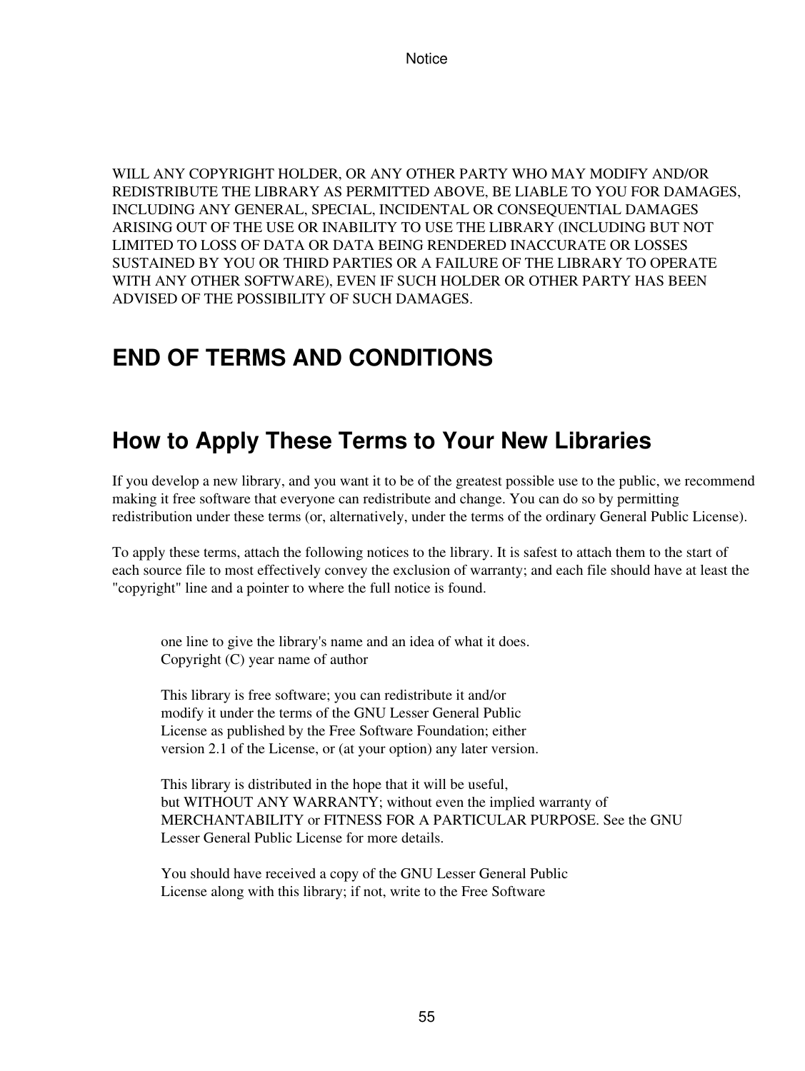WILL ANY COPYRIGHT HOLDER, OR ANY OTHER PARTY WHO MAY MODIFY AND/OR REDISTRIBUTE THE LIBRARY AS PERMITTED ABOVE, BE LIABLE TO YOU FOR DAMAGES, INCLUDING ANY GENERAL, SPECIAL, INCIDENTAL OR CONSEQUENTIAL DAMAGES ARISING OUT OF THE USE OR INABILITY TO USE THE LIBRARY (INCLUDING BUT NOT LIMITED TO LOSS OF DATA OR DATA BEING RENDERED INACCURATE OR LOSSES SUSTAINED BY YOU OR THIRD PARTIES OR A FAILURE OF THE LIBRARY TO OPERATE WITH ANY OTHER SOFTWARE), EVEN IF SUCH HOLDER OR OTHER PARTY HAS BEEN ADVISED OF THE POSSIBILITY OF SUCH DAMAGES.

## END OF TERMS AND CONDITIONS

## How to Apply These Terms to Your New Libraries

If you develop a new library, and you want it to be of the greatest possible use to the public, we recommend making it free software that everyone can redistribute and change. You can do so by permitting redistribution under these terms (or, alternatively, under the terms of the ordinary General Public License).

To apply these terms, attach the following notices to the library. It is safest to attach them to the start of each source file to most effectively convey the exclusion of warranty; and each file should have at least the "copyright" line and a pointer to where the full notice is found.

```
one line to give the library's name and an idea of what it does.
Copyright (C) year name of author

This library is free software; you can redistribute it and/or
modify it under the terms of the GNU Lesser General Public
License as published by the Free Software Foundation; either
version 2.1 of the License, or (at your option) any later version.

This library is distributed in the hope that it will be useful,
but WITHOUT ANY WARRANTY; without even the implied warranty of
MERCHANTABILITY or FITNESS FOR A PARTICULAR PURPOSE. See the GNU
Lesser General Public License for more details.

You should have received a copy of the GNU Lesser General Public
License along with this library; if not, write to the Free Software
```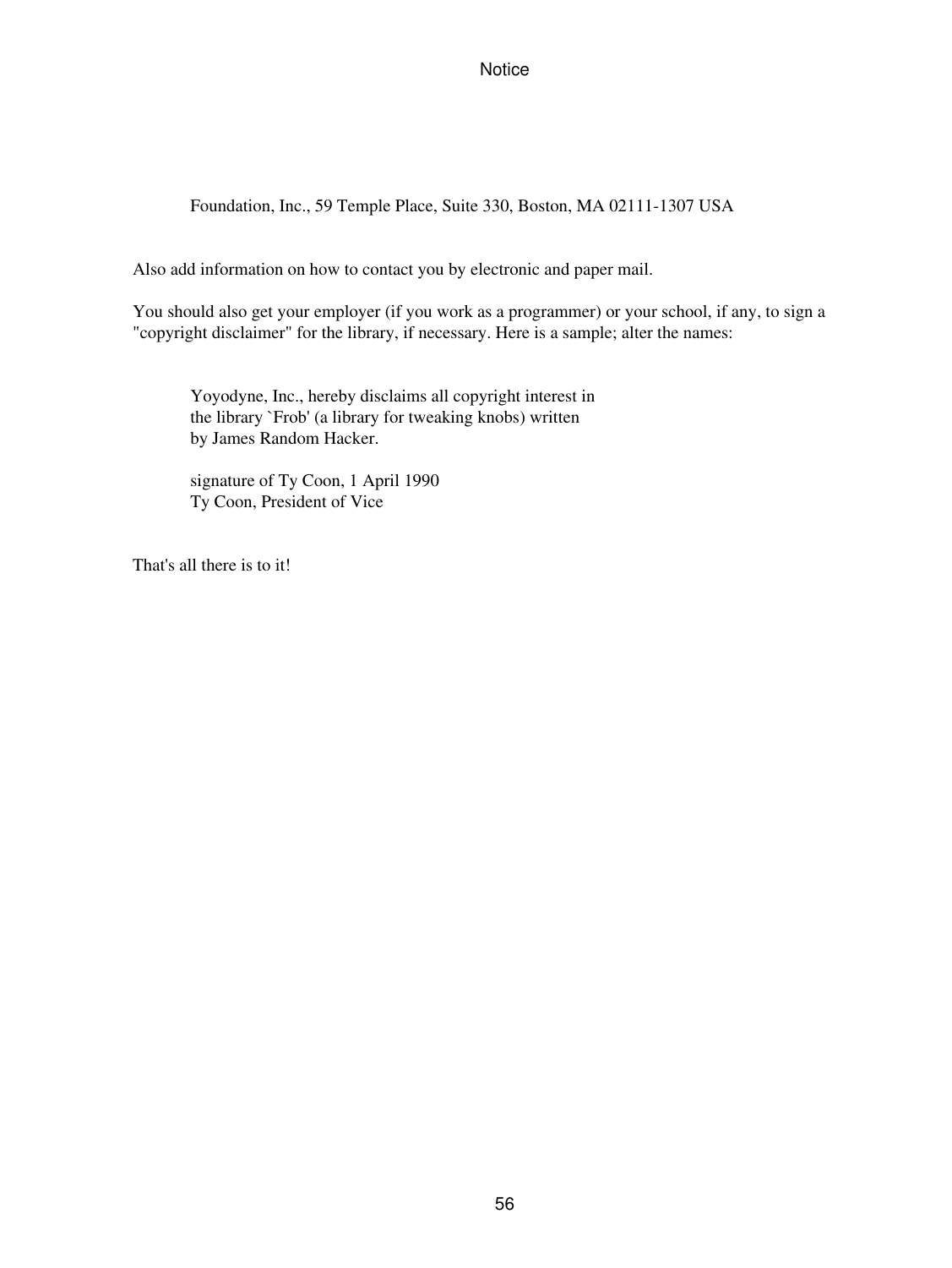```
Foundation, Inc., 59 Temple Place, Suite 330, Boston, MA 02111-1307 USA
```

Also add information on how to contact you by electronic and paper mail.

You should also get your employer (if you work as a programmer) or your school, if any, to sign a "copyright disclaimer" for the library, if necessary. Here is a sample; alter the names:

```
Yoyodyne, Inc., hereby disclaims all copyright interest in
the library `Frob' (a library for tweaking knobs) written
by James Random Hacker.

signature of Ty Coon, 1 April 1990
Ty Coon, President of Vice
```

That's all there is to it!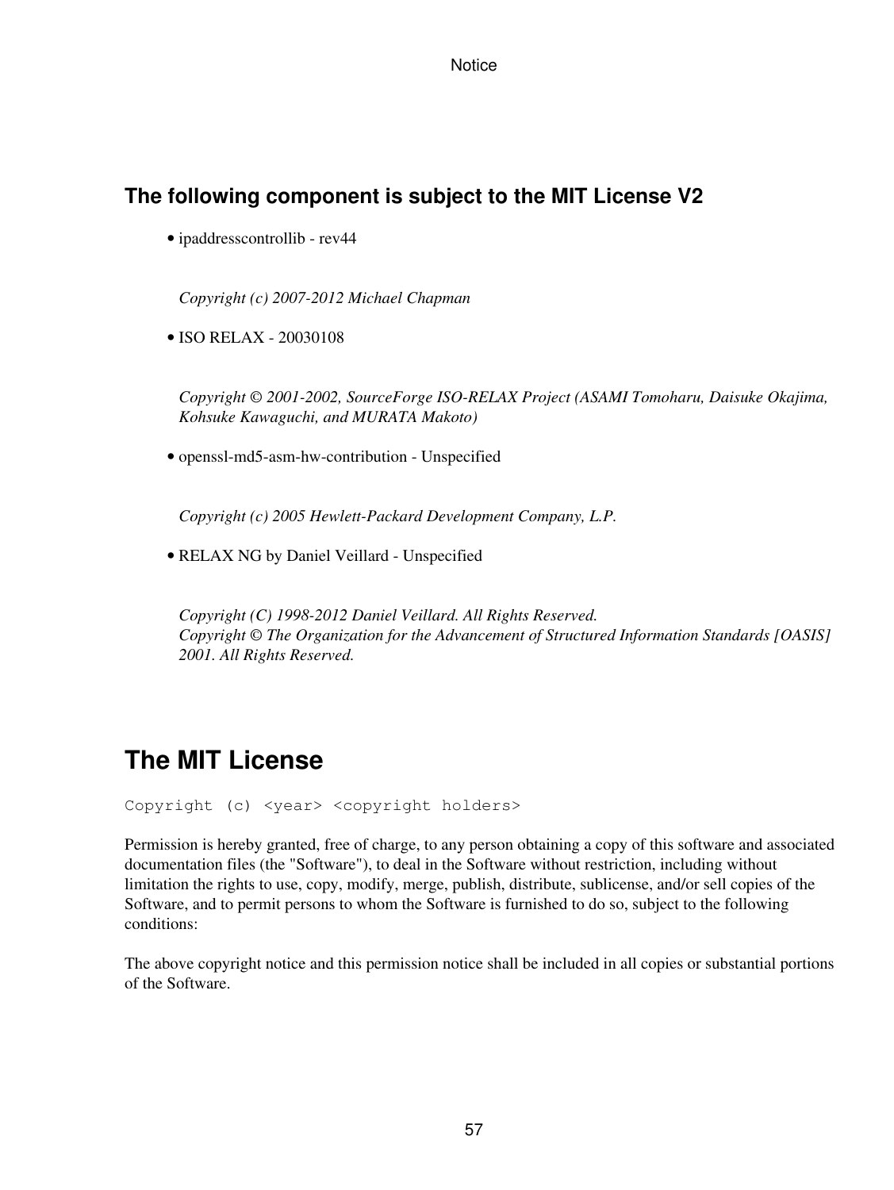### The following component is subject to the MIT License V2

- ipaddresscontrollib - rev44

  *Copyright (c) 2007-2012 Michael Chapman*

- ISO RELAX - 20030108

  *Copyright © 2001-2002, SourceForge ISO-RELAX Project (ASAMI Tomoharu, Daisuke Okajima, Kohsuke Kawaguchi, and MURATA Makoto)*

- openssl-md5-asm-hw-contribution - Unspecified

  *Copyright (c) 2005 Hewlett-Packard Development Company, L.P.*

- RELAX NG by Daniel Veillard - Unspecified

  *Copyright (C) 1998-2012 Daniel Veillard. All Rights Reserved.*
  *Copyright © The Organization for the Advancement of Structured Information Standards [OASIS] 2001. All Rights Reserved.*

## The MIT License

```
Copyright (c) <year> <copyright holders>
```

Permission is hereby granted, free of charge, to any person obtaining a copy of this software and associated documentation files (the "Software"), to deal in the Software without restriction, including without limitation the rights to use, copy, modify, merge, publish, distribute, sublicense, and/or sell copies of the Software, and to permit persons to whom the Software is furnished to do so, subject to the following conditions:

The above copyright notice and this permission notice shall be included in all copies or substantial portions of the Software.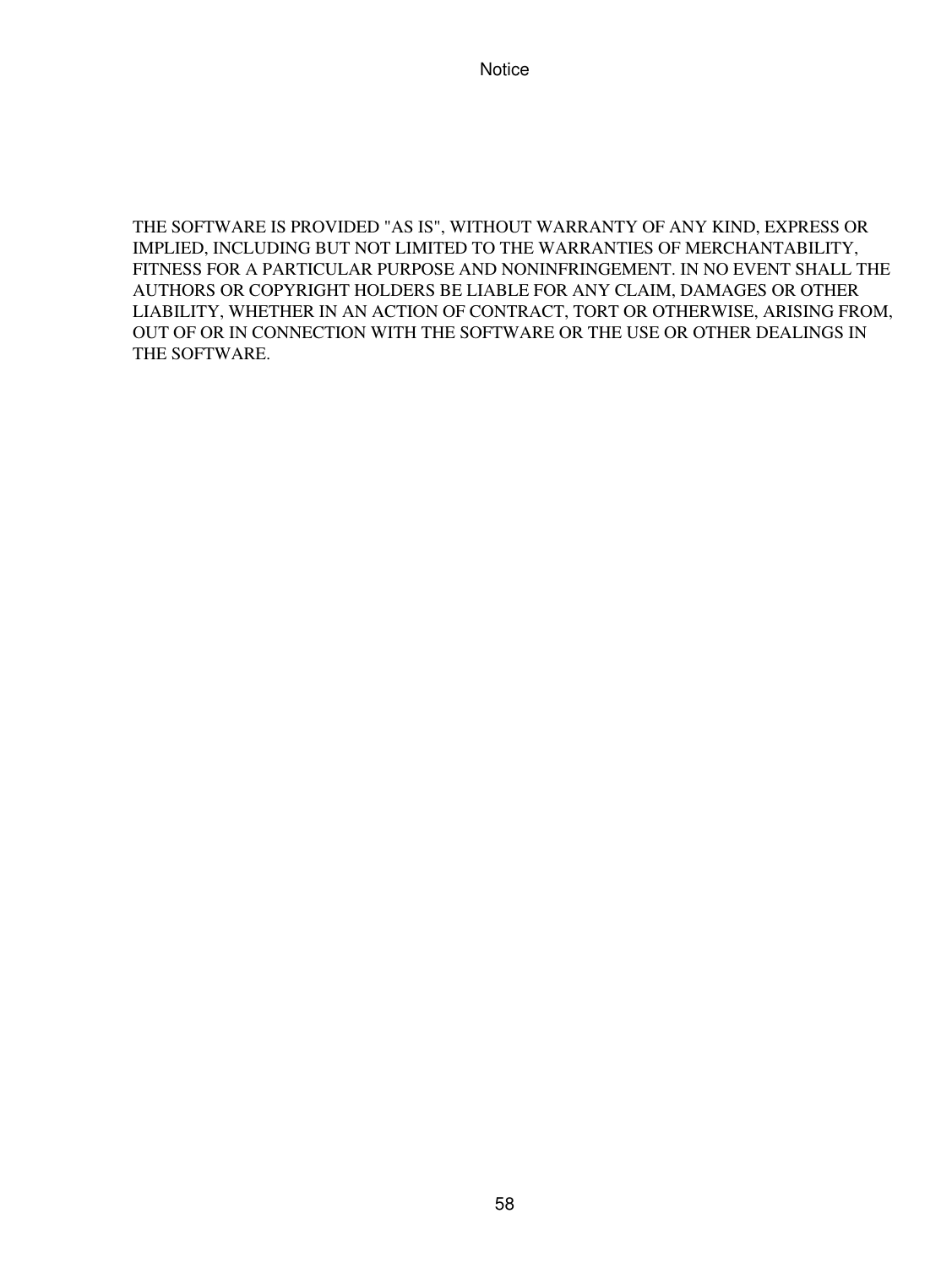THE SOFTWARE IS PROVIDED "AS IS", WITHOUT WARRANTY OF ANY KIND, EXPRESS OR IMPLIED, INCLUDING BUT NOT LIMITED TO THE WARRANTIES OF MERCHANTABILITY, FITNESS FOR A PARTICULAR PURPOSE AND NONINFRINGEMENT. IN NO EVENT SHALL THE AUTHORS OR COPYRIGHT HOLDERS BE LIABLE FOR ANY CLAIM, DAMAGES OR OTHER LIABILITY, WHETHER IN AN ACTION OF CONTRACT, TORT OR OTHERWISE, ARISING FROM, OUT OF OR IN CONNECTION WITH THE SOFTWARE OR THE USE OR OTHER DEALINGS IN THE SOFTWARE.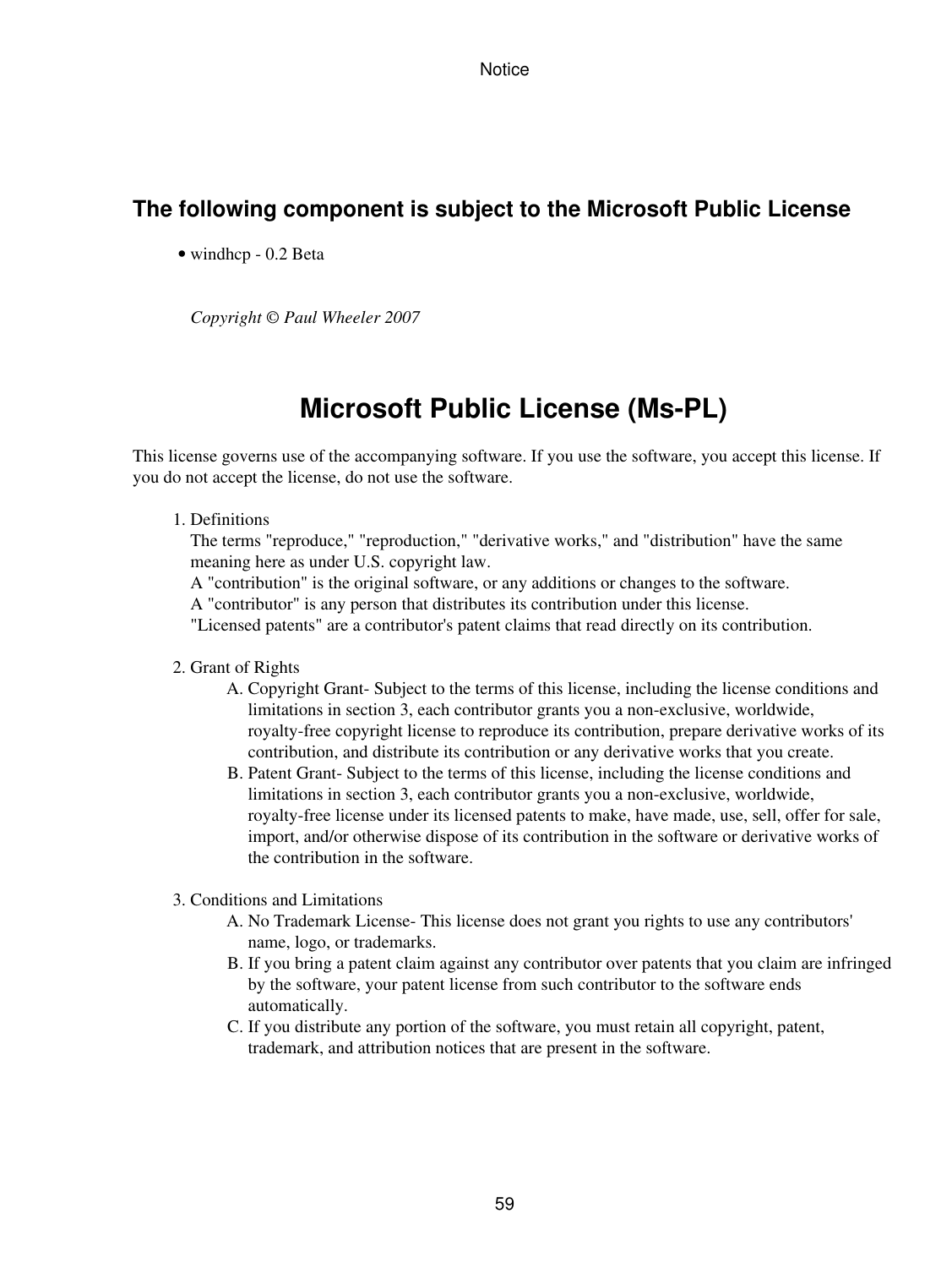### The following component is subject to the Microsoft Public License

- windhcp - 0.2 Beta

*Copyright © Paul Wheeler 2007*

## Microsoft Public License (Ms-PL)

This license governs use of the accompanying software. If you use the software, you accept this license. If you do not accept the license, do not use the software.

1. Definitions
   The terms "reproduce," "reproduction," "derivative works," and "distribution" have the same meaning here as under U.S. copyright law.
   A "contribution" is the original software, or any additions or changes to the software.
   A "contributor" is any person that distributes its contribution under this license.
   "Licensed patents" are a contributor's patent claims that read directly on its contribution.

2. Grant of Rights
   A. Copyright Grant- Subject to the terms of this license, including the license conditions and limitations in section 3, each contributor grants you a non-exclusive, worldwide, royalty-free copyright license to reproduce its contribution, prepare derivative works of its contribution, and distribute its contribution or any derivative works that you create.
   B. Patent Grant- Subject to the terms of this license, including the license conditions and limitations in section 3, each contributor grants you a non-exclusive, worldwide, royalty-free license under its licensed patents to make, have made, use, sell, offer for sale, import, and/or otherwise dispose of its contribution in the software or derivative works of the contribution in the software.

3. Conditions and Limitations
   A. No Trademark License- This license does not grant you rights to use any contributors' name, logo, or trademarks.
   B. If you bring a patent claim against any contributor over patents that you claim are infringed by the software, your patent license from such contributor to the software ends automatically.
   C. If you distribute any portion of the software, you must retain all copyright, patent, trademark, and attribution notices that are present in the software.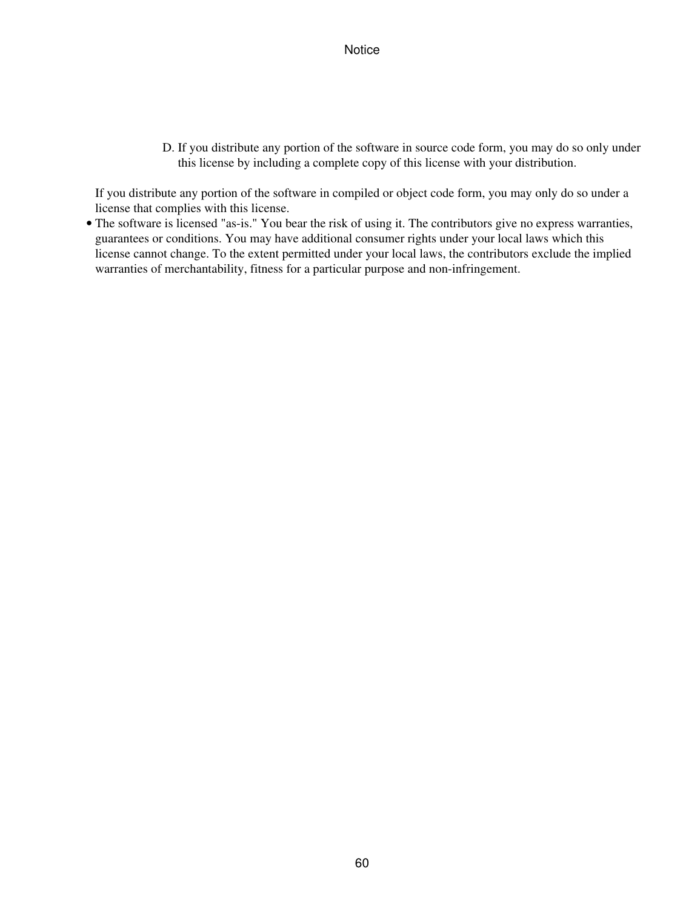D. If you distribute any portion of the software in source code form, you may do so only under this license by including a complete copy of this license with your distribution.

If you distribute any portion of the software in compiled or object code form, you may only do so under a license that complies with this license.

- The software is licensed "as-is." You bear the risk of using it. The contributors give no express warranties, guarantees or conditions. You may have additional consumer rights under your local laws which this license cannot change. To the extent permitted under your local laws, the contributors exclude the implied warranties of merchantability, fitness for a particular purpose and non-infringement.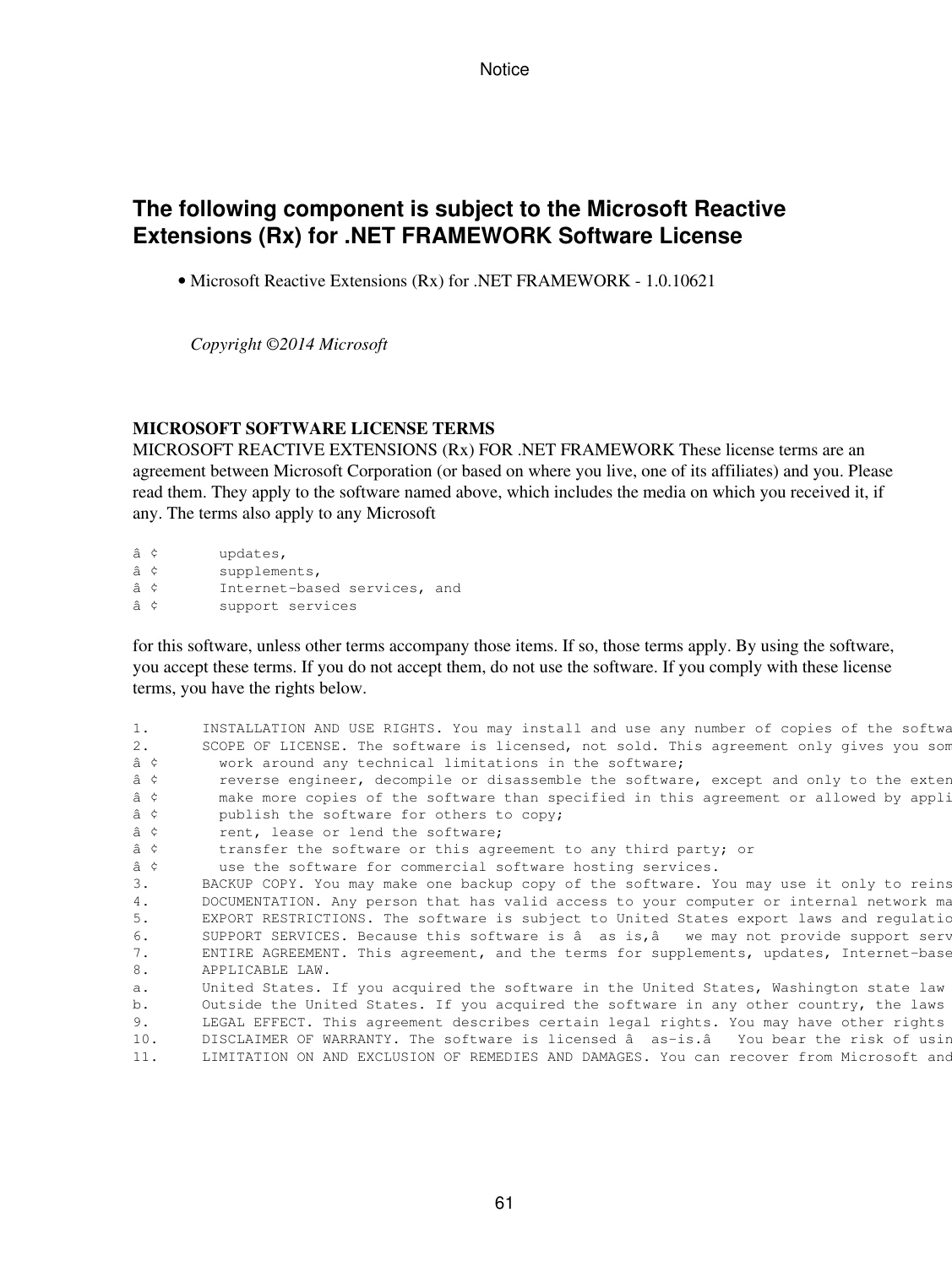## The following component is subject to the Microsoft Reactive Extensions (Rx) for .NET FRAMEWORK Software License

- Microsoft Reactive Extensions (Rx) for .NET FRAMEWORK - 1.0.10621

*Copyright ©2014 Microsoft*

**MICROSOFT SOFTWARE LICENSE TERMS**
MICROSOFT REACTIVE EXTENSIONS (Rx) FOR .NET FRAMEWORK These license terms are an agreement between Microsoft Corporation (or based on where you live, one of its affiliates) and you. Please read them. They apply to the software named above, which includes the media on which you received it, if any. The terms also apply to any Microsoft

```
â ¢       updates,
â ¢       supplements,
â ¢       Internet-based services, and
â ¢       support services
```

for this software, unless other terms accompany those items. If so, those terms apply. By using the software, you accept these terms. If you do not accept them, do not use the software. If you comply with these license terms, you have the rights below.

```
1.      INSTALLATION AND USE RIGHTS. You may install and use any number of copies of the softwa
2.      SCOPE OF LICENSE. The software is licensed, not sold. This agreement only gives you som
â ¢       work around any technical limitations in the software;
â ¢       reverse engineer, decompile or disassemble the software, except and only to the exten
â ¢       make more copies of the software than specified in this agreement or allowed by appli
â ¢       publish the software for others to copy;
â ¢       rent, lease or lend the software;
â ¢       transfer the software or this agreement to any third party; or
â ¢       use the software for commercial software hosting services.
3.      BACKUP COPY. You may make one backup copy of the software. You may use it only to reins
4.      DOCUMENTATION. Any person that has valid access to your computer or internal network ma
5.      EXPORT RESTRICTIONS. The software is subject to United States export laws and regulatio
6.      SUPPORT SERVICES. Because this software is â  as is,â   we may not provide support serv
7.      ENTIRE AGREEMENT. This agreement, and the terms for supplements, updates, Internet-base
8.      APPLICABLE LAW.
a.      United States. If you acquired the software in the United States, Washington state law
b.      Outside the United States. If you acquired the software in any other country, the laws
9.      LEGAL EFFECT. This agreement describes certain legal rights. You may have other rights
10.     DISCLAIMER OF WARRANTY. The software is licensed â  as-is.â   You bear the risk of usin
11.     LIMITATION ON AND EXCLUSION OF REMEDIES AND DAMAGES. You can recover from Microsoft and
```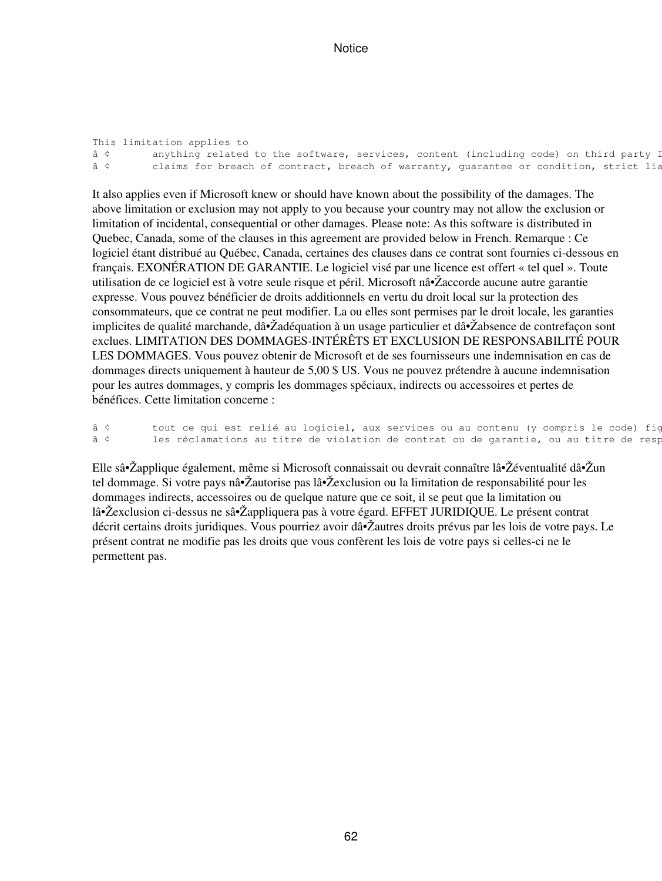```
This limitation applies to
â ¢       anything related to the software, services, content (including code) on third party I
â ¢       claims for breach of contract, breach of warranty, guarantee or condition, strict lia
```

It also applies even if Microsoft knew or should have known about the possibility of the damages. The above limitation or exclusion may not apply to you because your country may not allow the exclusion or limitation of incidental, consequential or other damages. Please note: As this software is distributed in Quebec, Canada, some of the clauses in this agreement are provided below in French. Remarque : Ce logiciel étant distribué au Québec, Canada, certaines des clauses dans ce contrat sont fournies ci-dessous en français. EXONÉRATION DE GARANTIE. Le logiciel visé par une licence est offert « tel quel ». Toute utilisation de ce logiciel est à votre seule risque et péril. Microsoft nâ•Žaccorde aucune autre garantie expresse. Vous pouvez bénéficier de droits additionnels en vertu du droit local sur la protection des consommateurs, que ce contrat ne peut modifier. La ou elles sont permises par le droit locale, les garanties implicites de qualité marchande, dâ•Žadéquation à un usage particulier et dâ•Žabsence de contrefaçon sont exclues. LIMITATION DES DOMMAGES-INTÉRÊTS ET EXCLUSION DE RESPONSABILITÉ POUR LES DOMMAGES. Vous pouvez obtenir de Microsoft et de ses fournisseurs une indemnisation en cas de dommages directs uniquement à hauteur de 5,00 $ US. Vous ne pouvez prétendre à aucune indemnisation pour les autres dommages, y compris les dommages spéciaux, indirects ou accessoires et pertes de bénéfices. Cette limitation concerne :

```
â ¢       tout ce qui est relié au logiciel, aux services ou au contenu (y compris le code) fig
â ¢       les réclamations au titre de violation de contrat ou de garantie, ou au titre de resp
```

Elle sâ•Žapplique également, même si Microsoft connaissait ou devrait connaître lâ•Žéventualité dâ•Žun tel dommage. Si votre pays nâ•Žautorise pas lâ•Žexclusion ou la limitation de responsabilité pour les dommages indirects, accessoires ou de quelque nature que ce soit, il se peut que la limitation ou lâ•Žexclusion ci-dessus ne sâ•Žappliquera pas à votre égard. EFFET JURIDIQUE. Le présent contrat décrit certains droits juridiques. Vous pourriez avoir dâ•Žautres droits prévus par les lois de votre pays. Le présent contrat ne modifie pas les droits que vous confèrent les lois de votre pays si celles-ci ne le permettent pas.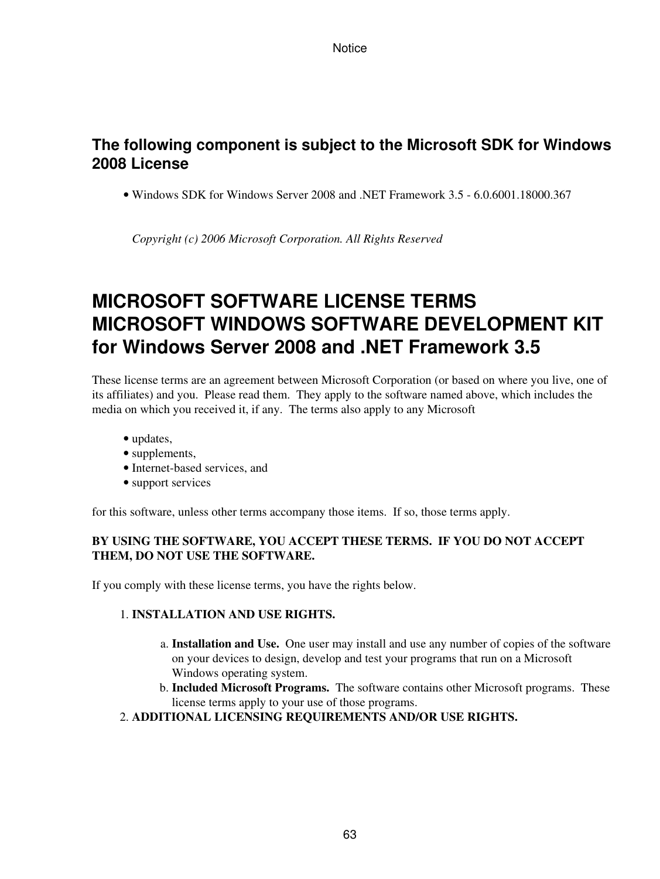## The following component is subject to the Microsoft SDK for Windows 2008 License

- Windows SDK for Windows Server 2008 and .NET Framework 3.5 - 6.0.6001.18000.367

*Copyright (c) 2006 Microsoft Corporation. All Rights Reserved*

# MICROSOFT SOFTWARE LICENSE TERMS
# MICROSOFT WINDOWS SOFTWARE DEVELOPMENT KIT for Windows Server 2008 and .NET Framework 3.5

These license terms are an agreement between Microsoft Corporation (or based on where you live, one of its affiliates) and you. Please read them. They apply to the software named above, which includes the media on which you received it, if any. The terms also apply to any Microsoft

- updates,
- supplements,
- Internet-based services, and
- support services

for this software, unless other terms accompany those items. If so, those terms apply.

**BY USING THE SOFTWARE, YOU ACCEPT THESE TERMS. IF YOU DO NOT ACCEPT THEM, DO NOT USE THE SOFTWARE.**

If you comply with these license terms, you have the rights below.

1. **INSTALLATION AND USE RIGHTS.**
   a. **Installation and Use.** One user may install and use any number of copies of the software on your devices to design, develop and test your programs that run on a Microsoft Windows operating system.
   b. **Included Microsoft Programs.** The software contains other Microsoft programs. These license terms apply to your use of those programs.
2. **ADDITIONAL LICENSING REQUIREMENTS AND/OR USE RIGHTS.**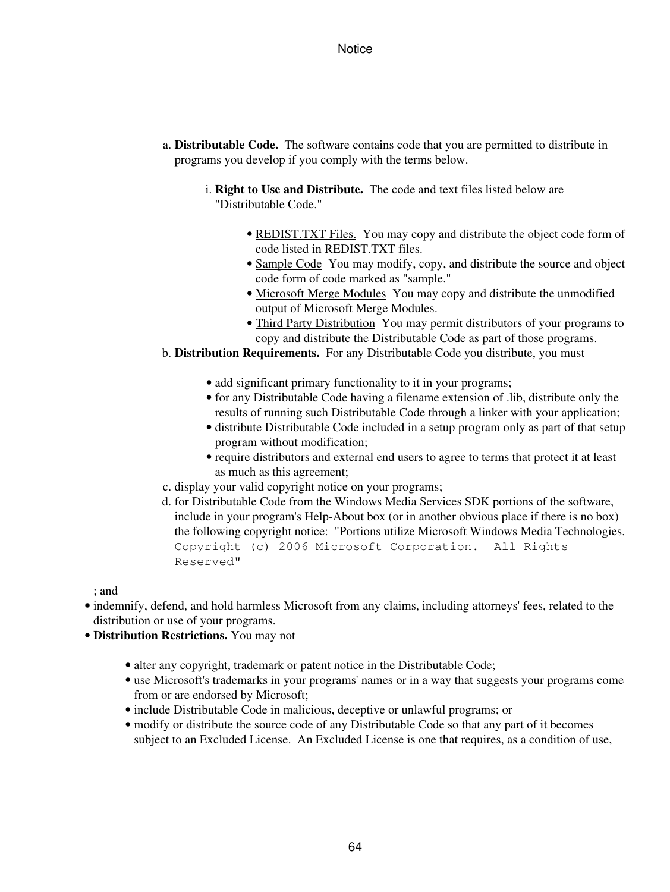a. **Distributable Code.** The software contains code that you are permitted to distribute in programs you develop if you comply with the terms below.

   i. **Right to Use and Distribute.** The code and text files listed below are "Distributable Code."

      - REDIST.TXT Files. You may copy and distribute the object code form of code listed in REDIST.TXT files.
      - Sample Code You may modify, copy, and distribute the source and object code form of code marked as "sample."
      - Microsoft Merge Modules You may copy and distribute the unmodified output of Microsoft Merge Modules.
      - Third Party Distribution You may permit distributors of your programs to copy and distribute the Distributable Code as part of those programs.

b. **Distribution Requirements.** For any Distributable Code you distribute, you must

   - add significant primary functionality to it in your programs;
   - for any Distributable Code having a filename extension of .lib, distribute only the results of running such Distributable Code through a linker with your application;
   - distribute Distributable Code included in a setup program only as part of that setup program without modification;
   - require distributors and external end users to agree to terms that protect it at least as much as this agreement;

c. display your valid copyright notice on your programs;

d. for Distributable Code from the Windows Media Services SDK portions of the software, include in your program's Help-About box (or in another obvious place if there is no box) the following copyright notice: "Portions utilize Microsoft Windows Media Technologies. `Copyright (c) 2006 Microsoft Corporation. All Rights Reserved`"

; and

- indemnify, defend, and hold harmless Microsoft from any claims, including attorneys' fees, related to the distribution or use of your programs.
- **Distribution Restrictions.** You may not

   - alter any copyright, trademark or patent notice in the Distributable Code;
   - use Microsoft's trademarks in your programs' names or in a way that suggests your programs come from or are endorsed by Microsoft;
   - include Distributable Code in malicious, deceptive or unlawful programs; or
   - modify or distribute the source code of any Distributable Code so that any part of it becomes subject to an Excluded License. An Excluded License is one that requires, as a condition of use,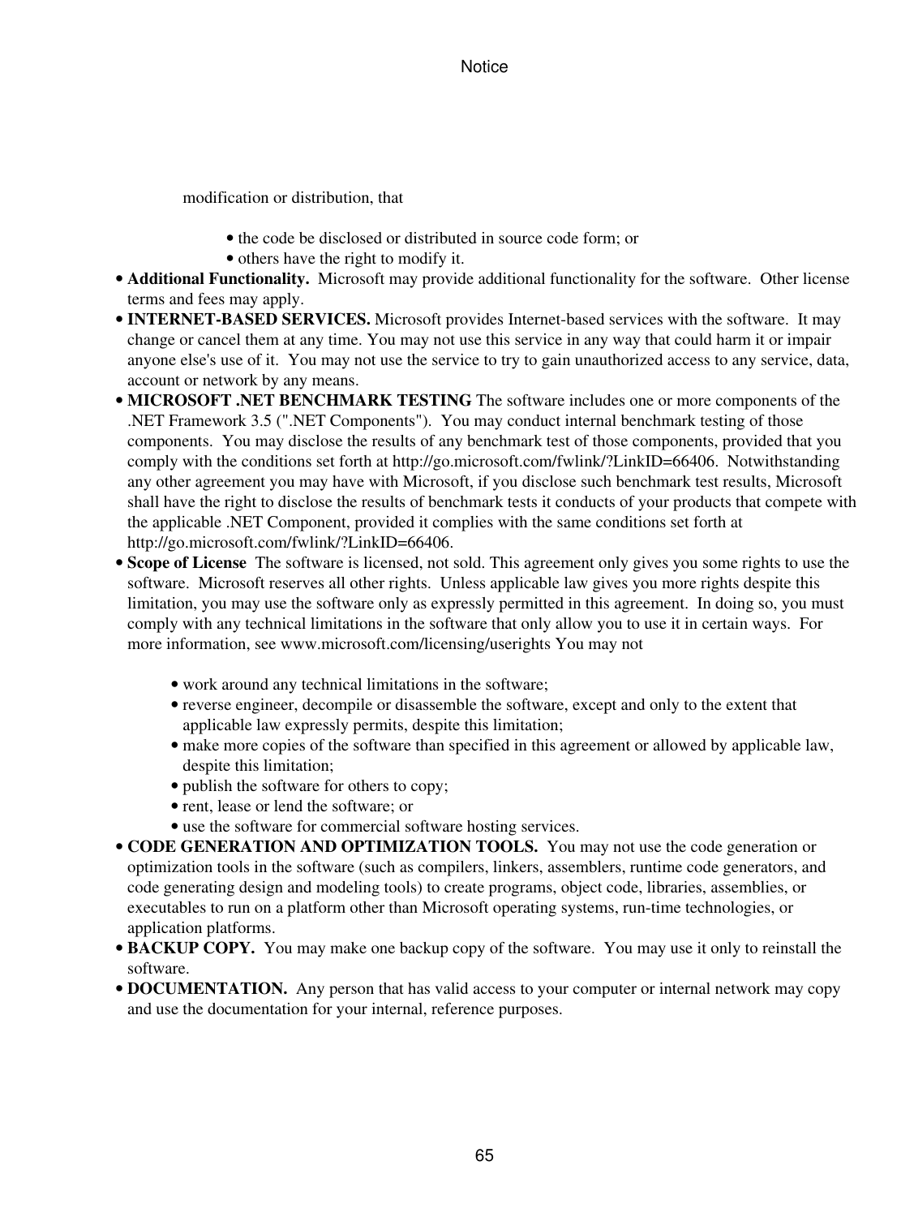modification or distribution, that

- the code be disclosed or distributed in source code form; or
- others have the right to modify it.

- **Additional Functionality.** Microsoft may provide additional functionality for the software. Other license terms and fees may apply.
- **INTERNET-BASED SERVICES.** Microsoft provides Internet-based services with the software. It may change or cancel them at any time. You may not use this service in any way that could harm it or impair anyone else's use of it. You may not use the service to try to gain unauthorized access to any service, data, account or network by any means.
- **MICROSOFT .NET BENCHMARK TESTING** The software includes one or more components of the .NET Framework 3.5 (".NET Components"). You may conduct internal benchmark testing of those components. You may disclose the results of any benchmark test of those components, provided that you comply with the conditions set forth at http://go.microsoft.com/fwlink/?LinkID=66406. Notwithstanding any other agreement you may have with Microsoft, if you disclose such benchmark test results, Microsoft shall have the right to disclose the results of benchmark tests it conducts of your products that compete with the applicable .NET Component, provided it complies with the same conditions set forth at http://go.microsoft.com/fwlink/?LinkID=66406.
- **Scope of License** The software is licensed, not sold. This agreement only gives you some rights to use the software. Microsoft reserves all other rights. Unless applicable law gives you more rights despite this limitation, you may use the software only as expressly permitted in this agreement. In doing so, you must comply with any technical limitations in the software that only allow you to use it in certain ways. For more information, see www.microsoft.com/licensing/userights You may not
  - work around any technical limitations in the software;
  - reverse engineer, decompile or disassemble the software, except and only to the extent that applicable law expressly permits, despite this limitation;
  - make more copies of the software than specified in this agreement or allowed by applicable law, despite this limitation;
  - publish the software for others to copy;
  - rent, lease or lend the software; or
  - use the software for commercial software hosting services.
- **CODE GENERATION AND OPTIMIZATION TOOLS.** You may not use the code generation or optimization tools in the software (such as compilers, linkers, assemblers, runtime code generators, and code generating design and modeling tools) to create programs, object code, libraries, assemblies, or executables to run on a platform other than Microsoft operating systems, run-time technologies, or application platforms.
- **BACKUP COPY.** You may make one backup copy of the software. You may use it only to reinstall the software.
- **DOCUMENTATION.** Any person that has valid access to your computer or internal network may copy and use the documentation for your internal, reference purposes.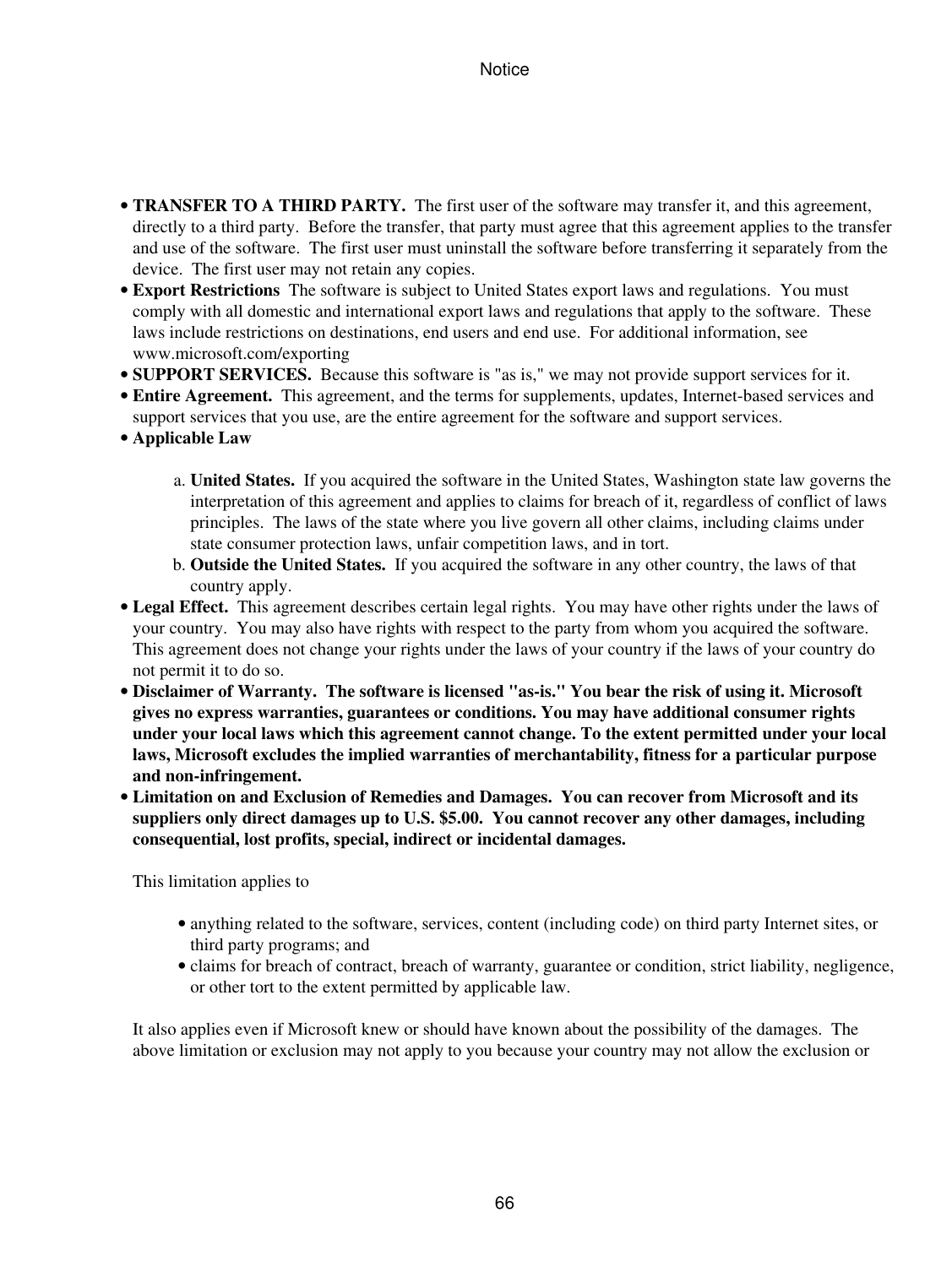- **TRANSFER TO A THIRD PARTY.** The first user of the software may transfer it, and this agreement, directly to a third party. Before the transfer, that party must agree that this agreement applies to the transfer and use of the software. The first user must uninstall the software before transferring it separately from the device. The first user may not retain any copies.
- **Export Restrictions** The software is subject to United States export laws and regulations. You must comply with all domestic and international export laws and regulations that apply to the software. These laws include restrictions on destinations, end users and end use. For additional information, see www.microsoft.com/exporting
- **SUPPORT SERVICES.** Because this software is "as is," we may not provide support services for it.
- **Entire Agreement.** This agreement, and the terms for supplements, updates, Internet-based services and support services that you use, are the entire agreement for the software and support services.
- **Applicable Law**

  a. **United States.** If you acquired the software in the United States, Washington state law governs the interpretation of this agreement and applies to claims for breach of it, regardless of conflict of laws principles. The laws of the state where you live govern all other claims, including claims under state consumer protection laws, unfair competition laws, and in tort.
  b. **Outside the United States.** If you acquired the software in any other country, the laws of that country apply.
- **Legal Effect.** This agreement describes certain legal rights. You may have other rights under the laws of your country. You may also have rights with respect to the party from whom you acquired the software. This agreement does not change your rights under the laws of your country if the laws of your country do not permit it to do so.
- **Disclaimer of Warranty. The software is licensed "as-is." You bear the risk of using it. Microsoft gives no express warranties, guarantees or conditions. You may have additional consumer rights under your local laws which this agreement cannot change. To the extent permitted under your local laws, Microsoft excludes the implied warranties of merchantability, fitness for a particular purpose and non-infringement.**
- **Limitation on and Exclusion of Remedies and Damages. You can recover from Microsoft and its suppliers only direct damages up to U.S. $5.00. You cannot recover any other damages, including consequential, lost profits, special, indirect or incidental damages.**

  This limitation applies to

  - anything related to the software, services, content (including code) on third party Internet sites, or third party programs; and
  - claims for breach of contract, breach of warranty, guarantee or condition, strict liability, negligence, or other tort to the extent permitted by applicable law.

  It also applies even if Microsoft knew or should have known about the possibility of the damages. The above limitation or exclusion may not apply to you because your country may not allow the exclusion or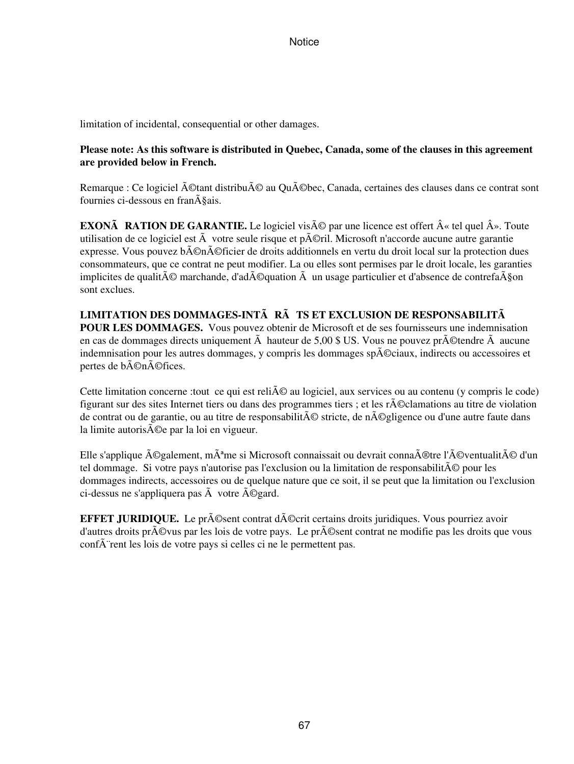limitation of incidental, consequential or other damages.

**Please note: As this software is distributed in Quebec, Canada, some of the clauses in this agreement are provided below in French.**

Remarque : Ce logiciel Ã©tant distribuÃ© au QuÃ©bec, Canada, certaines des clauses dans ce contrat sont fournies ci-dessous en franÃ§ais.

**EXONÃ  RATION DE GARANTIE.** Le logiciel visÃ© par une licence est offert Â« tel quel Â». Toute utilisation de ce logiciel est Ã  votre seule risque et pÃ©ril. Microsoft n'accorde aucune autre garantie expresse. Vous pouvez bÃ©nÃ©ficier de droits additionnels en vertu du droit local sur la protection dues consommateurs, que ce contrat ne peut modifier. La ou elles sont permises par le droit locale, les garanties implicites de qualitÃ© marchande, d'adÃ©quation Ã  un usage particulier et d'absence de contrefaÃ§on sont exclues.

**LIMITATION DES DOMMAGES-INTÃ  RÃ  TS ET EXCLUSION DE RESPONSABILITÃ POUR LES DOMMAGES.** Vous pouvez obtenir de Microsoft et de ses fournisseurs une indemnisation en cas de dommages directs uniquement Ã  hauteur de 5,00 $ US. Vous ne pouvez prÃ©tendre Ã  aucune indemnisation pour les autres dommages, y compris les dommages spÃ©ciaux, indirects ou accessoires et pertes de bÃ©nÃ©fices.

Cette limitation concerne :tout ce qui est reliÃ© au logiciel, aux services ou au contenu (y compris le code) figurant sur des sites Internet tiers ou dans des programmes tiers ; et les rÃ©clamations au titre de violation de contrat ou de garantie, ou au titre de responsabilitÃ© stricte, de nÃ©gligence ou d'une autre faute dans la limite autorisÃ©e par la loi en vigueur.

Elle s'applique Ã©galement, mÃªme si Microsoft connaissait ou devrait connaÃ®tre l'Ã©ventualitÃ© d'un tel dommage. Si votre pays n'autorise pas l'exclusion ou la limitation de responsabilitÃ© pour les dommages indirects, accessoires ou de quelque nature que ce soit, il se peut que la limitation ou l'exclusion ci-dessus ne s'appliquera pas Ã  votre Ã©gard.

**EFFET JURIDIQUE.** Le prÃ©sent contrat dÃ©crit certains droits juridiques. Vous pourriez avoir d'autres droits prÃ©vus par les lois de votre pays. Le prÃ©sent contrat ne modifie pas les droits que vous confÃ¨rent les lois de votre pays si celles ci ne le permettent pas.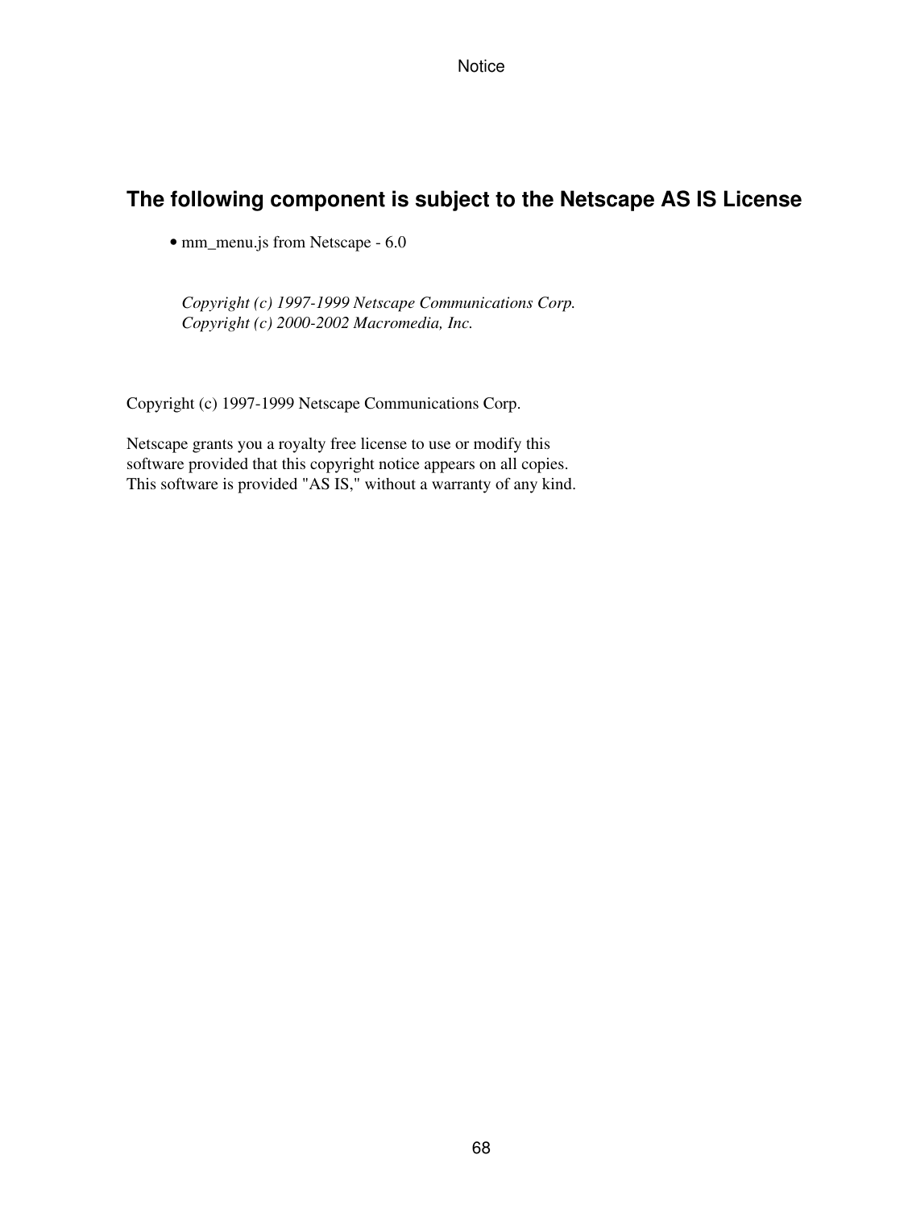## The following component is subject to the Netscape AS IS License

- mm_menu.js from Netscape - 6.0

*Copyright (c) 1997-1999 Netscape Communications Corp.*
*Copyright (c) 2000-2002 Macromedia, Inc.*

Copyright (c) 1997-1999 Netscape Communications Corp.

Netscape grants you a royalty free license to use or modify this
software provided that this copyright notice appears on all copies.
This software is provided "AS IS," without a warranty of any kind.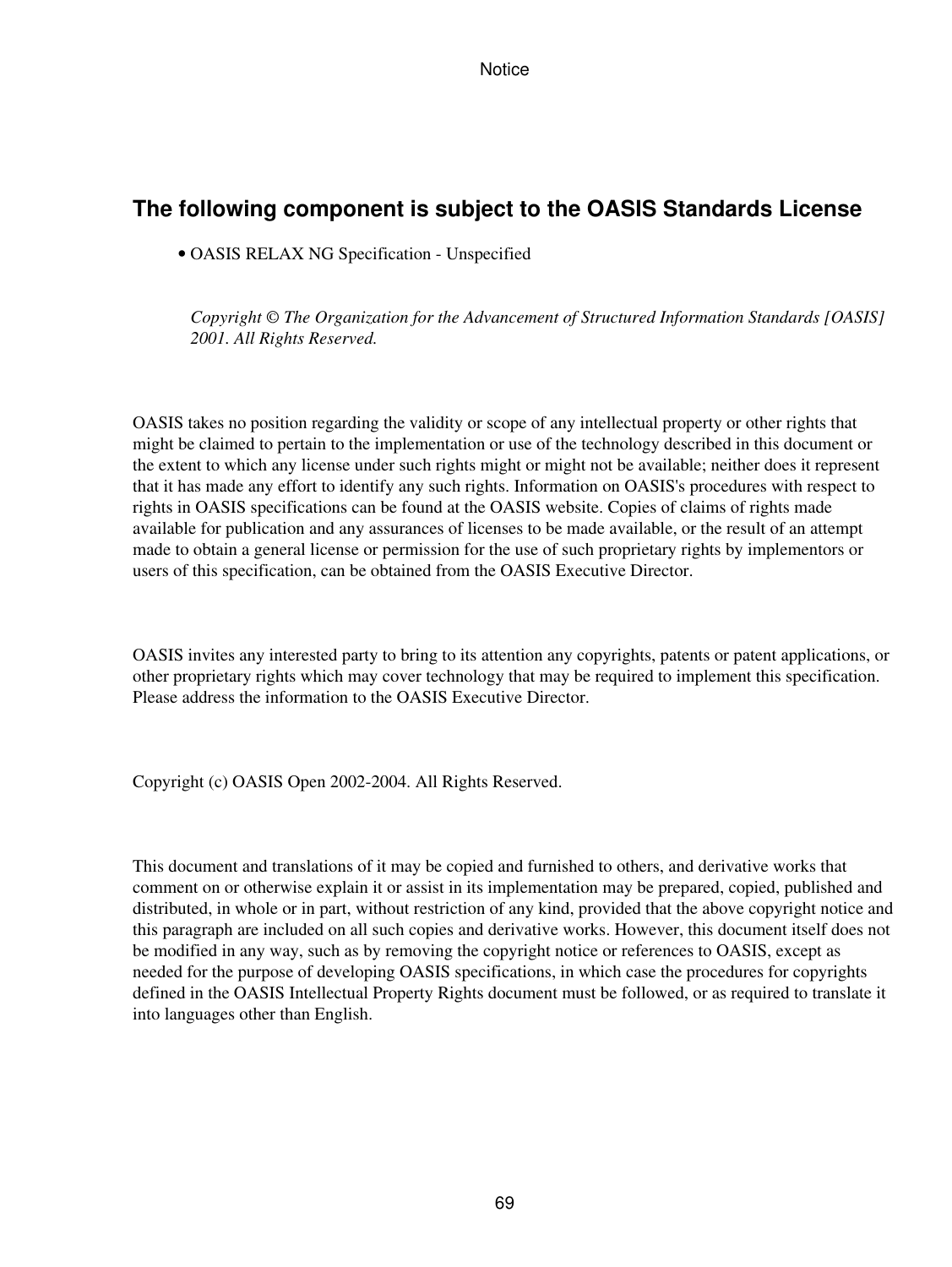## The following component is subject to the OASIS Standards License

- OASIS RELAX NG Specification - Unspecified

*Copyright © The Organization for the Advancement of Structured Information Standards [OASIS] 2001. All Rights Reserved.*

OASIS takes no position regarding the validity or scope of any intellectual property or other rights that might be claimed to pertain to the implementation or use of the technology described in this document or the extent to which any license under such rights might or might not be available; neither does it represent that it has made any effort to identify any such rights. Information on OASIS's procedures with respect to rights in OASIS specifications can be found at the OASIS website. Copies of claims of rights made available for publication and any assurances of licenses to be made available, or the result of an attempt made to obtain a general license or permission for the use of such proprietary rights by implementors or users of this specification, can be obtained from the OASIS Executive Director.

OASIS invites any interested party to bring to its attention any copyrights, patents or patent applications, or other proprietary rights which may cover technology that may be required to implement this specification. Please address the information to the OASIS Executive Director.

Copyright (c) OASIS Open 2002-2004. All Rights Reserved.

This document and translations of it may be copied and furnished to others, and derivative works that comment on or otherwise explain it or assist in its implementation may be prepared, copied, published and distributed, in whole or in part, without restriction of any kind, provided that the above copyright notice and this paragraph are included on all such copies and derivative works. However, this document itself does not be modified in any way, such as by removing the copyright notice or references to OASIS, except as needed for the purpose of developing OASIS specifications, in which case the procedures for copyrights defined in the OASIS Intellectual Property Rights document must be followed, or as required to translate it into languages other than English.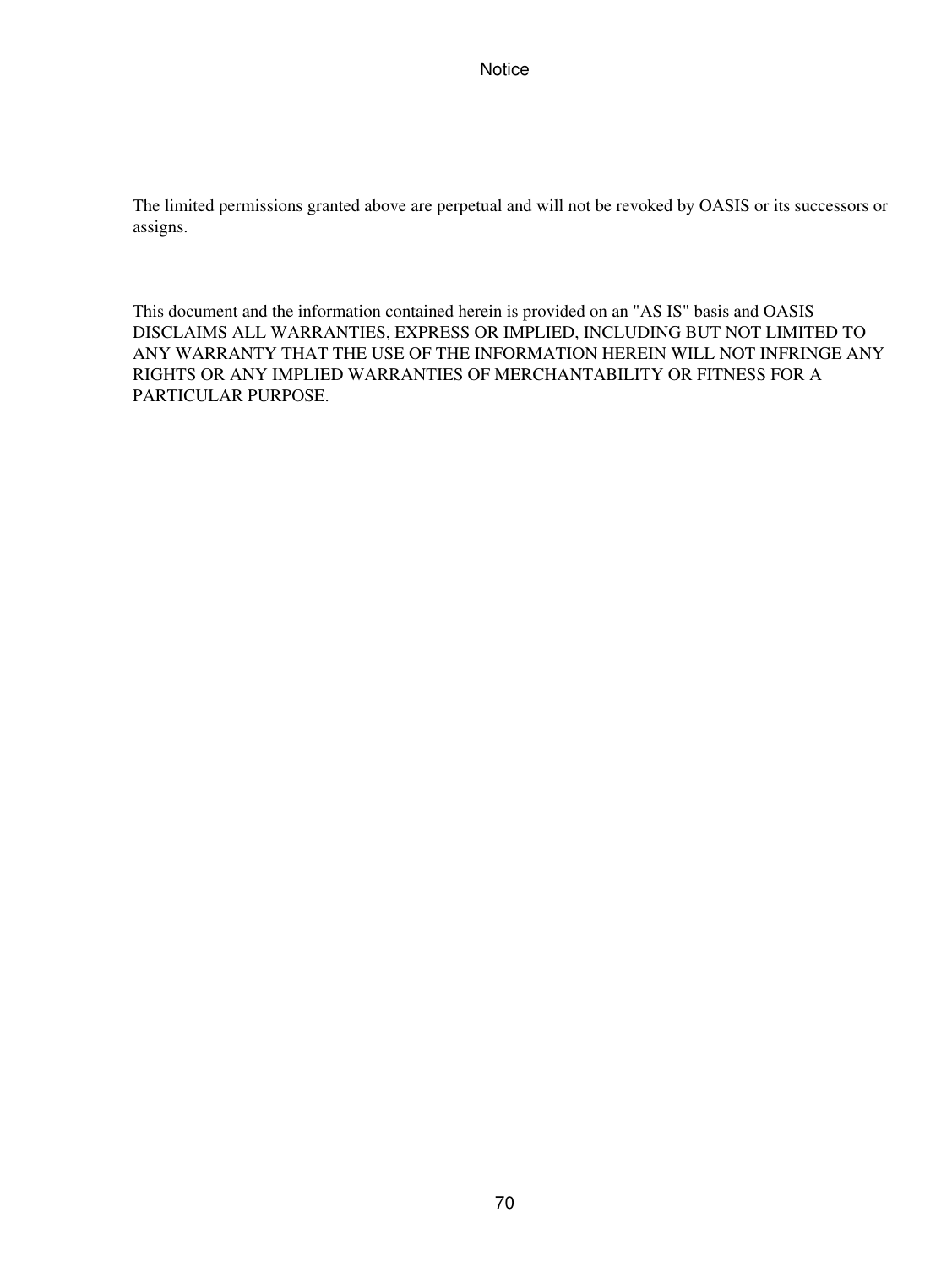The limited permissions granted above are perpetual and will not be revoked by OASIS or its successors or assigns.

This document and the information contained herein is provided on an "AS IS" basis and OASIS DISCLAIMS ALL WARRANTIES, EXPRESS OR IMPLIED, INCLUDING BUT NOT LIMITED TO ANY WARRANTY THAT THE USE OF THE INFORMATION HEREIN WILL NOT INFRINGE ANY RIGHTS OR ANY IMPLIED WARRANTIES OF MERCHANTABILITY OR FITNESS FOR A PARTICULAR PURPOSE.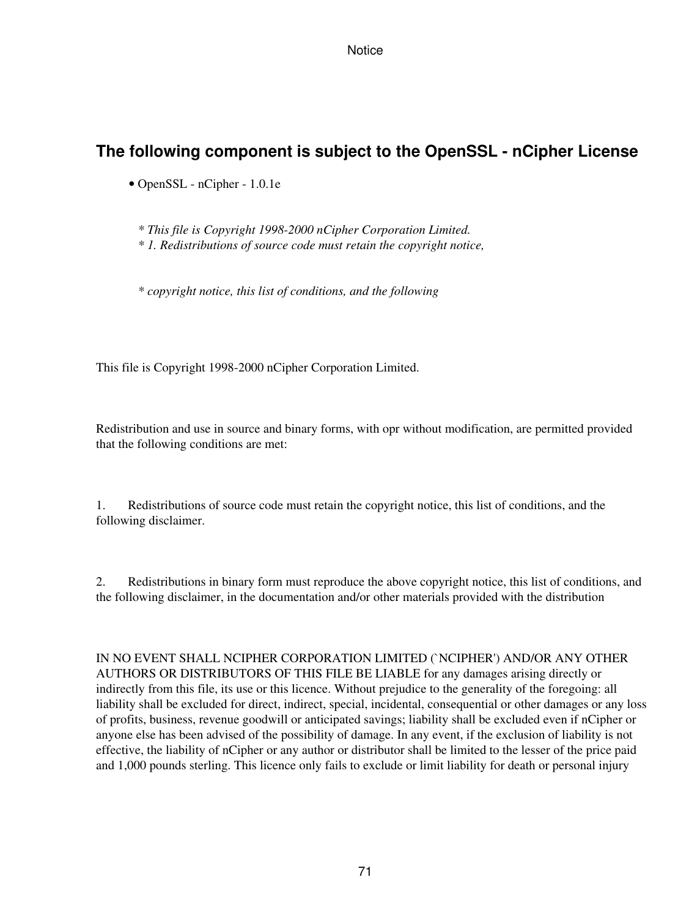## The following component is subject to the OpenSSL - nCipher License

- OpenSSL - nCipher - 1.0.1e

  *\* This file is Copyright 1998-2000 nCipher Corporation Limited.*
  *\* 1. Redistributions of source code must retain the copyright notice,*

  *\* copyright notice, this list of conditions, and the following*

This file is Copyright 1998-2000 nCipher Corporation Limited.

Redistribution and use in source and binary forms, with opr without modification, are permitted provided that the following conditions are met:

1. Redistributions of source code must retain the copyright notice, this list of conditions, and the following disclaimer.

2. Redistributions in binary form must reproduce the above copyright notice, this list of conditions, and the following disclaimer, in the documentation and/or other materials provided with the distribution

IN NO EVENT SHALL NCIPHER CORPORATION LIMITED (`NCIPHER') AND/OR ANY OTHER AUTHORS OR DISTRIBUTORS OF THIS FILE BE LIABLE for any damages arising directly or indirectly from this file, its use or this licence. Without prejudice to the generality of the foregoing: all liability shall be excluded for direct, indirect, special, incidental, consequential or other damages or any loss of profits, business, revenue goodwill or anticipated savings; liability shall be excluded even if nCipher or anyone else has been advised of the possibility of damage. In any event, if the exclusion of liability is not effective, the liability of nCipher or any author or distributor shall be limited to the lesser of the price paid and 1,000 pounds sterling. This licence only fails to exclude or limit liability for death or personal injury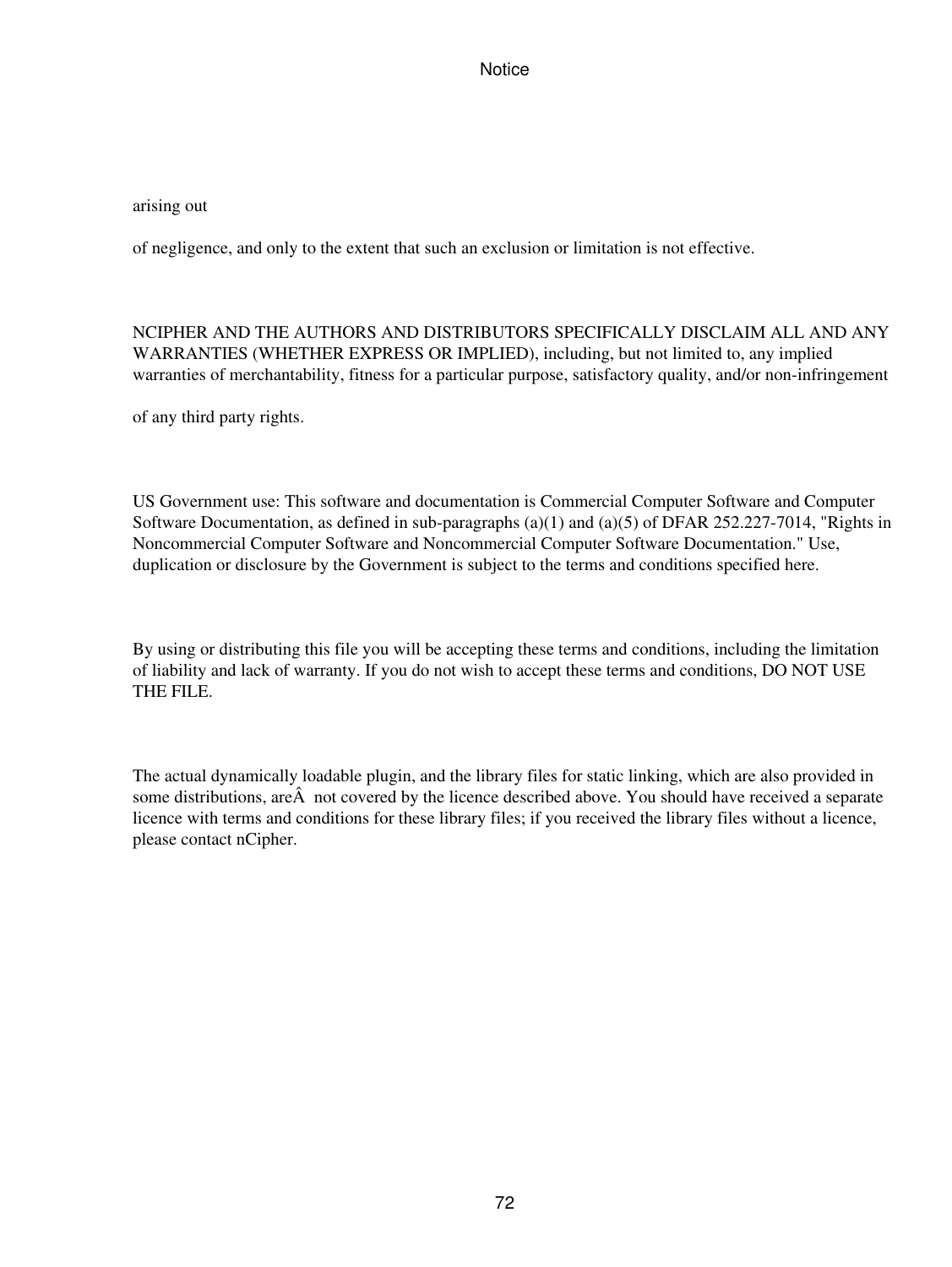arising out

of negligence, and only to the extent that such an exclusion or limitation is not effective.

NCIPHER AND THE AUTHORS AND DISTRIBUTORS SPECIFICALLY DISCLAIM ALL AND ANY WARRANTIES (WHETHER EXPRESS OR IMPLIED), including, but not limited to, any implied warranties of merchantability, fitness for a particular purpose, satisfactory quality, and/or non-infringement

of any third party rights.

US Government use: This software and documentation is Commercial Computer Software and Computer Software Documentation, as defined in sub-paragraphs (a)(1) and (a)(5) of DFAR 252.227-7014, "Rights in Noncommercial Computer Software and Noncommercial Computer Software Documentation." Use, duplication or disclosure by the Government is subject to the terms and conditions specified here.

By using or distributing this file you will be accepting these terms and conditions, including the limitation of liability and lack of warranty. If you do not wish to accept these terms and conditions, DO NOT USE THE FILE.

The actual dynamically loadable plugin, and the library files for static linking, which are also provided in some distributions, areÂ  not covered by the licence described above. You should have received a separate licence with terms and conditions for these library files; if you received the library files without a licence, please contact nCipher.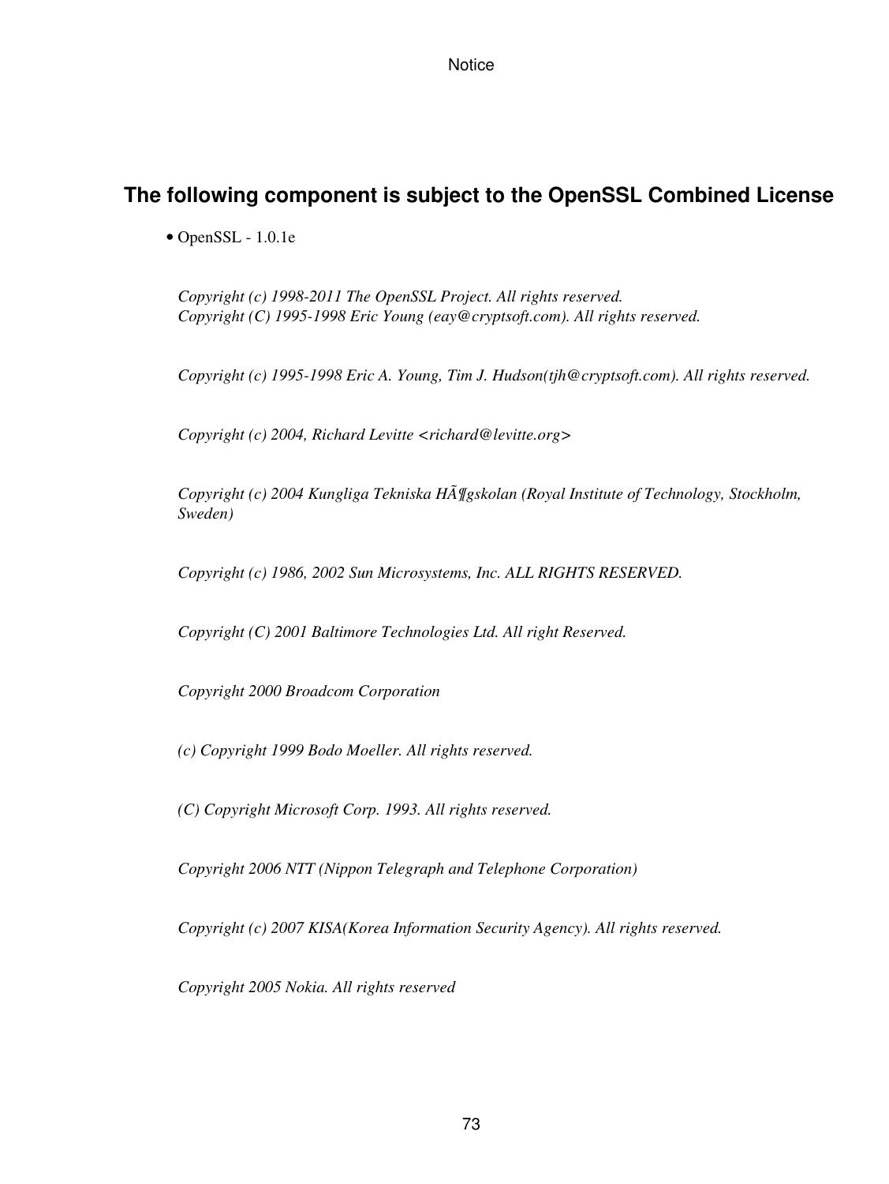## The following component is subject to the OpenSSL Combined License

- OpenSSL - 1.0.1e

*Copyright (c) 1998-2011 The OpenSSL Project. All rights reserved.*
*Copyright (C) 1995-1998 Eric Young (eay@cryptsoft.com). All rights reserved.*

*Copyright (c) 1995-1998 Eric A. Young, Tim J. Hudson(tjh@cryptsoft.com). All rights reserved.*

*Copyright (c) 2004, Richard Levitte <richard@levitte.org>*

*Copyright (c) 2004 Kungliga Tekniska HÃ¶gskolan (Royal Institute of Technology, Stockholm, Sweden)*

*Copyright (c) 1986, 2002 Sun Microsystems, Inc. ALL RIGHTS RESERVED.*

*Copyright (C) 2001 Baltimore Technologies Ltd. All right Reserved.*

*Copyright 2000 Broadcom Corporation*

*(c) Copyright 1999 Bodo Moeller. All rights reserved.*

*(C) Copyright Microsoft Corp. 1993. All rights reserved.*

*Copyright 2006 NTT (Nippon Telegraph and Telephone Corporation)*

*Copyright (c) 2007 KISA(Korea Information Security Agency). All rights reserved.*

*Copyright 2005 Nokia. All rights reserved*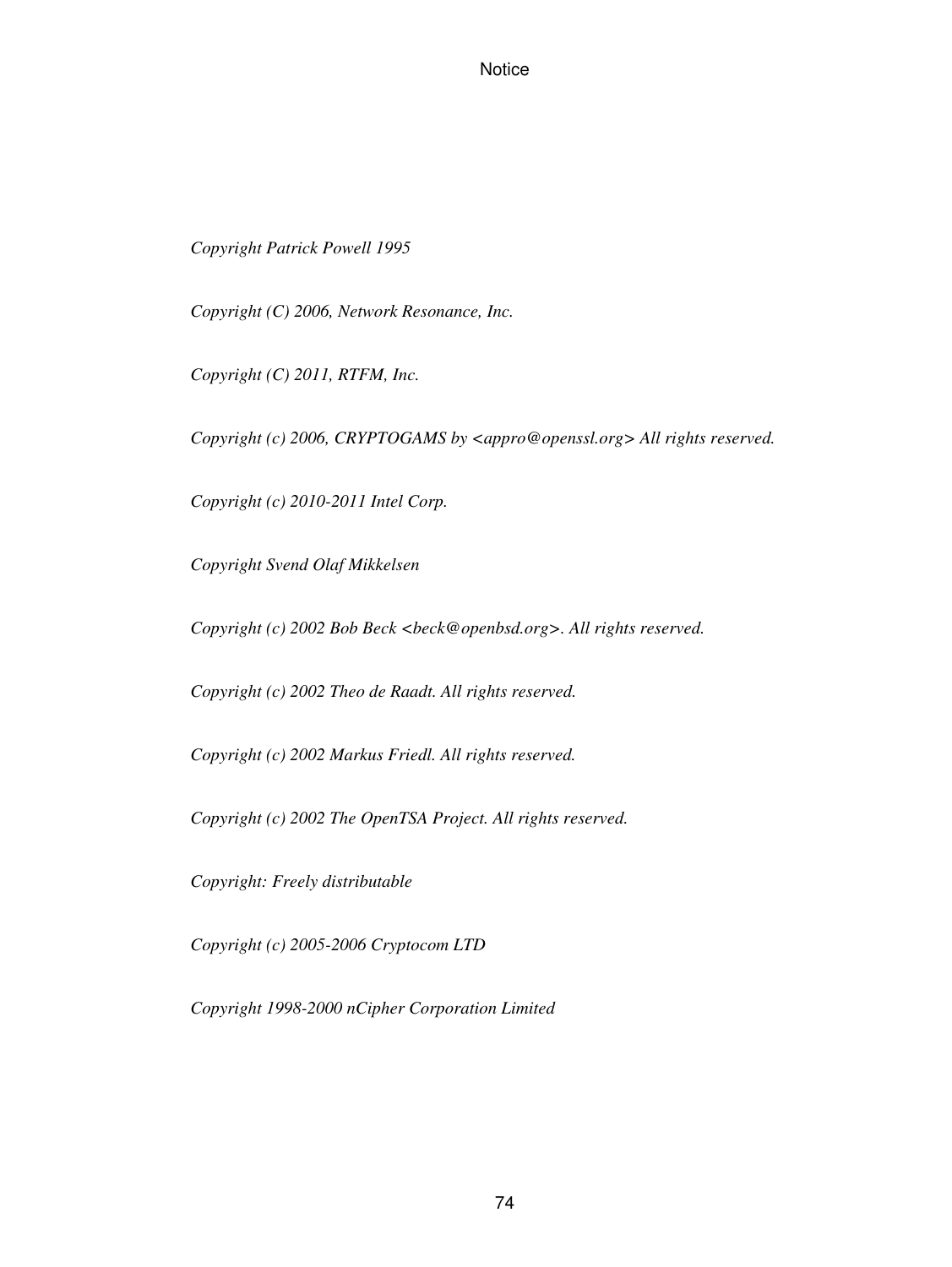*Copyright Patrick Powell 1995*

*Copyright (C) 2006, Network Resonance, Inc.*

*Copyright (C) 2011, RTFM, Inc.*

*Copyright (c) 2006, CRYPTOGAMS by <appro@openssl.org> All rights reserved.*

*Copyright (c) 2010-2011 Intel Corp.*

*Copyright Svend Olaf Mikkelsen*

*Copyright (c) 2002 Bob Beck <beck@openbsd.org>. All rights reserved.*

*Copyright (c) 2002 Theo de Raadt. All rights reserved.*

*Copyright (c) 2002 Markus Friedl. All rights reserved.*

*Copyright (c) 2002 The OpenTSA Project. All rights reserved.*

*Copyright: Freely distributable*

*Copyright (c) 2005-2006 Cryptocom LTD*

*Copyright 1998-2000 nCipher Corporation Limited*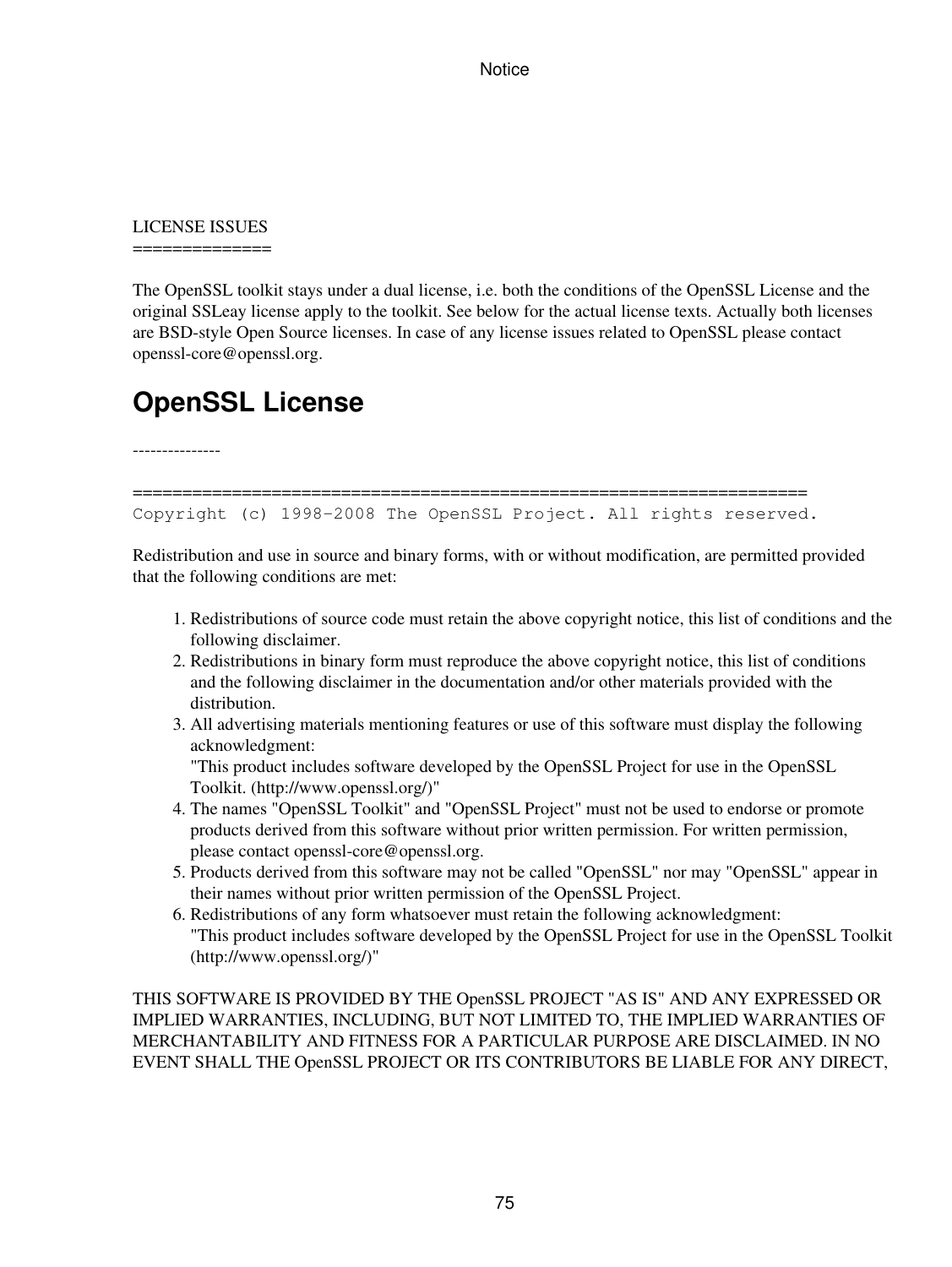LICENSE ISSUES
==============

The OpenSSL toolkit stays under a dual license, i.e. both the conditions of the OpenSSL License and the original SSLeay license apply to the toolkit. See below for the actual license texts. Actually both licenses are BSD-style Open Source licenses. In case of any license issues related to OpenSSL please contact openssl-core@openssl.org.

## OpenSSL License

---------------

```
====================================================================
Copyright (c) 1998-2008 The OpenSSL Project. All rights reserved.
```

Redistribution and use in source and binary forms, with or without modification, are permitted provided that the following conditions are met:

1. Redistributions of source code must retain the above copyright notice, this list of conditions and the following disclaimer.
2. Redistributions in binary form must reproduce the above copyright notice, this list of conditions and the following disclaimer in the documentation and/or other materials provided with the distribution.
3. All advertising materials mentioning features or use of this software must display the following acknowledgment:
   "This product includes software developed by the OpenSSL Project for use in the OpenSSL Toolkit. (http://www.openssl.org/)"
4. The names "OpenSSL Toolkit" and "OpenSSL Project" must not be used to endorse or promote products derived from this software without prior written permission. For written permission, please contact openssl-core@openssl.org.
5. Products derived from this software may not be called "OpenSSL" nor may "OpenSSL" appear in their names without prior written permission of the OpenSSL Project.
6. Redistributions of any form whatsoever must retain the following acknowledgment:
   "This product includes software developed by the OpenSSL Project for use in the OpenSSL Toolkit (http://www.openssl.org/)"

THIS SOFTWARE IS PROVIDED BY THE OpenSSL PROJECT "AS IS" AND ANY EXPRESSED OR IMPLIED WARRANTIES, INCLUDING, BUT NOT LIMITED TO, THE IMPLIED WARRANTIES OF MERCHANTABILITY AND FITNESS FOR A PARTICULAR PURPOSE ARE DISCLAIMED. IN NO EVENT SHALL THE OpenSSL PROJECT OR ITS CONTRIBUTORS BE LIABLE FOR ANY DIRECT,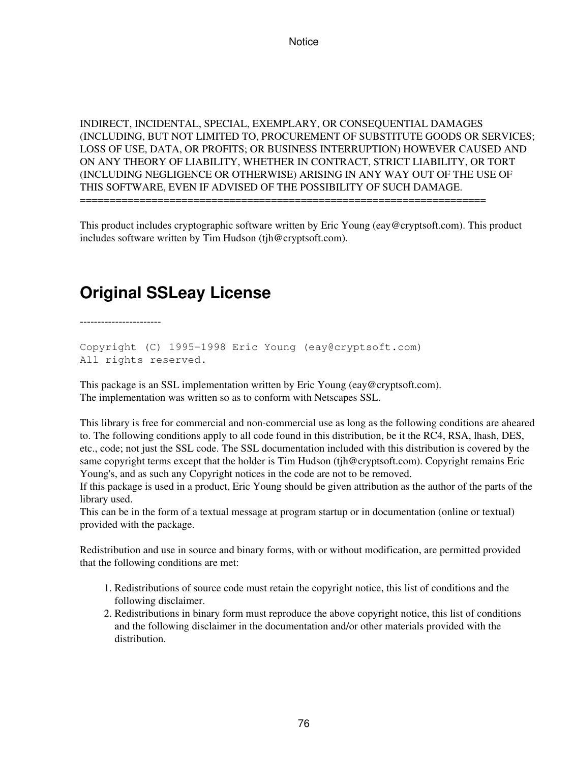INDIRECT, INCIDENTAL, SPECIAL, EXEMPLARY, OR CONSEQUENTIAL DAMAGES (INCLUDING, BUT NOT LIMITED TO, PROCUREMENT OF SUBSTITUTE GOODS OR SERVICES; LOSS OF USE, DATA, OR PROFITS; OR BUSINESS INTERRUPTION) HOWEVER CAUSED AND ON ANY THEORY OF LIABILITY, WHETHER IN CONTRACT, STRICT LIABILITY, OR TORT (INCLUDING NEGLIGENCE OR OTHERWISE) ARISING IN ANY WAY OUT OF THE USE OF THIS SOFTWARE, EVEN IF ADVISED OF THE POSSIBILITY OF SUCH DAMAGE.
====================================================================

This product includes cryptographic software written by Eric Young (eay@cryptsoft.com). This product includes software written by Tim Hudson (tjh@cryptsoft.com).

## Original SSLeay License

-----------------------

```
Copyright (C) 1995-1998 Eric Young (eay@cryptsoft.com)
All rights reserved.
```

This package is an SSL implementation written by Eric Young (eay@cryptsoft.com).
The implementation was written so as to conform with Netscapes SSL.

This library is free for commercial and non-commercial use as long as the following conditions are aheared to. The following conditions apply to all code found in this distribution, be it the RC4, RSA, lhash, DES, etc., code; not just the SSL code. The SSL documentation included with this distribution is covered by the same copyright terms except that the holder is Tim Hudson (tjh@cryptsoft.com). Copyright remains Eric Young's, and as such any Copyright notices in the code are not to be removed.
If this package is used in a product, Eric Young should be given attribution as the author of the parts of the library used.
This can be in the form of a textual message at program startup or in documentation (online or textual) provided with the package.

Redistribution and use in source and binary forms, with or without modification, are permitted provided that the following conditions are met:

1. Redistributions of source code must retain the copyright notice, this list of conditions and the following disclaimer.
2. Redistributions in binary form must reproduce the above copyright notice, this list of conditions and the following disclaimer in the documentation and/or other materials provided with the distribution.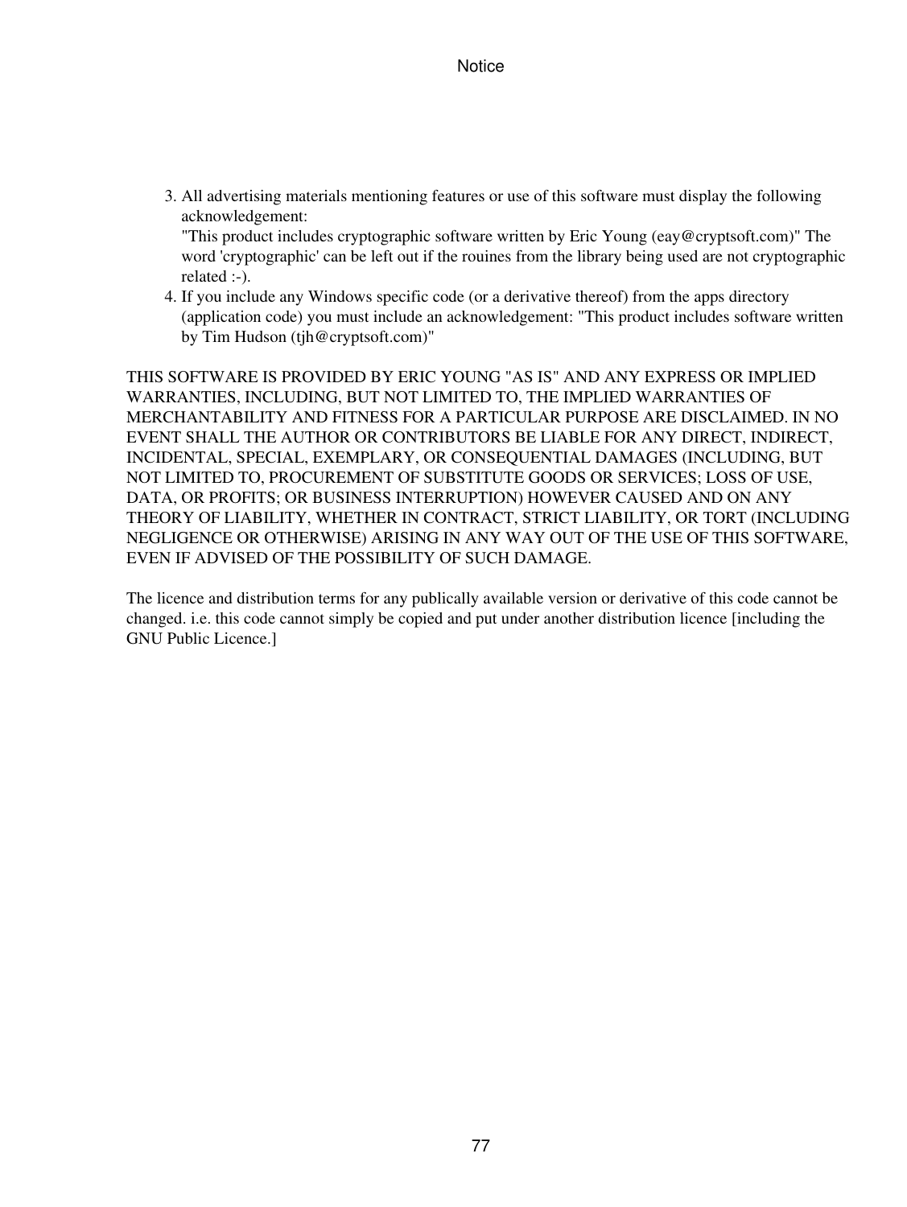3. All advertising materials mentioning features or use of this software must display the following acknowledgement:
   "This product includes cryptographic software written by Eric Young (eay@cryptsoft.com)" The word 'cryptographic' can be left out if the rouines from the library being used are not cryptographic related :-).
4. If you include any Windows specific code (or a derivative thereof) from the apps directory (application code) you must include an acknowledgement: "This product includes software written by Tim Hudson (tjh@cryptsoft.com)"

THIS SOFTWARE IS PROVIDED BY ERIC YOUNG "AS IS" AND ANY EXPRESS OR IMPLIED WARRANTIES, INCLUDING, BUT NOT LIMITED TO, THE IMPLIED WARRANTIES OF MERCHANTABILITY AND FITNESS FOR A PARTICULAR PURPOSE ARE DISCLAIMED. IN NO EVENT SHALL THE AUTHOR OR CONTRIBUTORS BE LIABLE FOR ANY DIRECT, INDIRECT, INCIDENTAL, SPECIAL, EXEMPLARY, OR CONSEQUENTIAL DAMAGES (INCLUDING, BUT NOT LIMITED TO, PROCUREMENT OF SUBSTITUTE GOODS OR SERVICES; LOSS OF USE, DATA, OR PROFITS; OR BUSINESS INTERRUPTION) HOWEVER CAUSED AND ON ANY THEORY OF LIABILITY, WHETHER IN CONTRACT, STRICT LIABILITY, OR TORT (INCLUDING NEGLIGENCE OR OTHERWISE) ARISING IN ANY WAY OUT OF THE USE OF THIS SOFTWARE, EVEN IF ADVISED OF THE POSSIBILITY OF SUCH DAMAGE.

The licence and distribution terms for any publically available version or derivative of this code cannot be changed. i.e. this code cannot simply be copied and put under another distribution licence [including the GNU Public Licence.]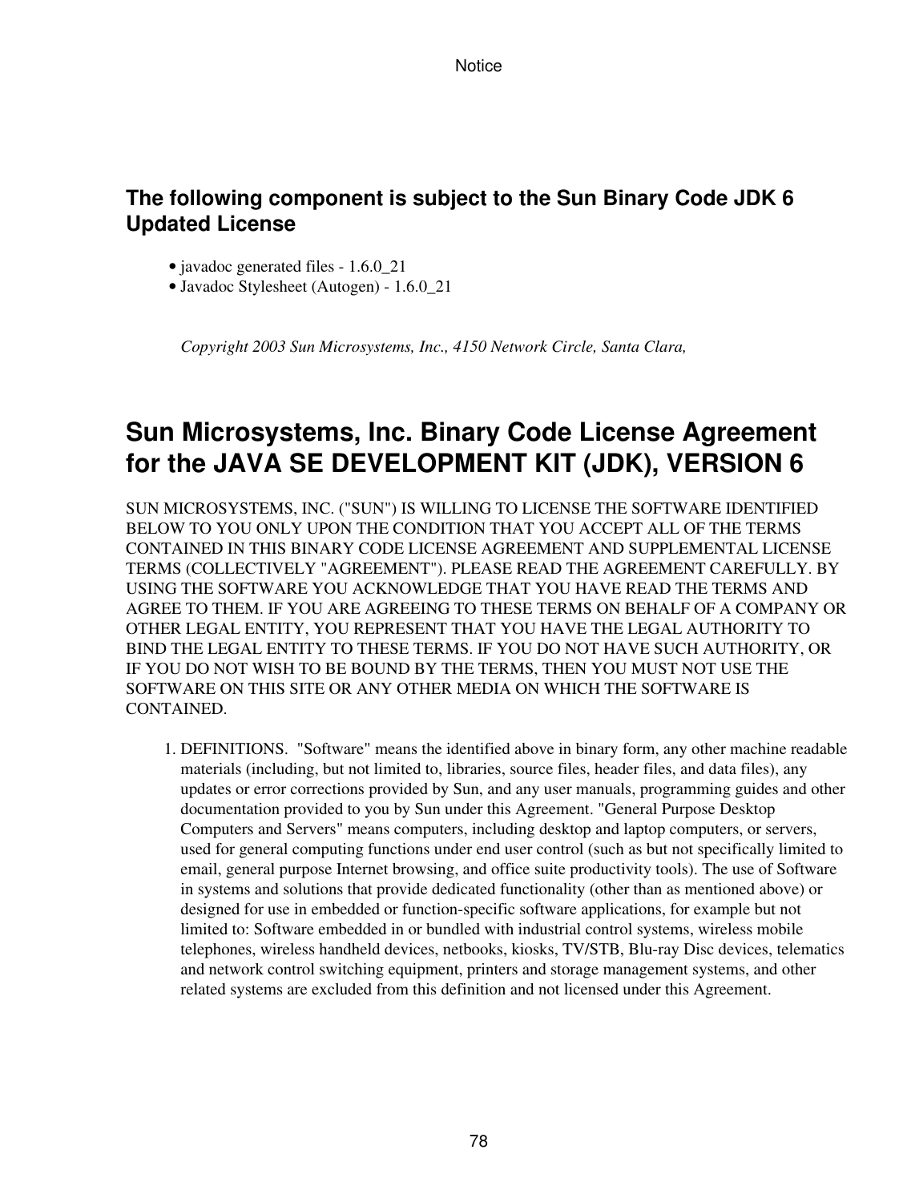### The following component is subject to the Sun Binary Code JDK 6 Updated License

- javadoc generated files - 1.6.0_21
- Javadoc Stylesheet (Autogen) - 1.6.0_21

*Copyright 2003 Sun Microsystems, Inc., 4150 Network Circle, Santa Clara,*

## Sun Microsystems, Inc. Binary Code License Agreement for the JAVA SE DEVELOPMENT KIT (JDK), VERSION 6

SUN MICROSYSTEMS, INC. ("SUN") IS WILLING TO LICENSE THE SOFTWARE IDENTIFIED BELOW TO YOU ONLY UPON THE CONDITION THAT YOU ACCEPT ALL OF THE TERMS CONTAINED IN THIS BINARY CODE LICENSE AGREEMENT AND SUPPLEMENTAL LICENSE TERMS (COLLECTIVELY "AGREEMENT"). PLEASE READ THE AGREEMENT CAREFULLY. BY USING THE SOFTWARE YOU ACKNOWLEDGE THAT YOU HAVE READ THE TERMS AND AGREE TO THEM. IF YOU ARE AGREEING TO THESE TERMS ON BEHALF OF A COMPANY OR OTHER LEGAL ENTITY, YOU REPRESENT THAT YOU HAVE THE LEGAL AUTHORITY TO BIND THE LEGAL ENTITY TO THESE TERMS. IF YOU DO NOT HAVE SUCH AUTHORITY, OR IF YOU DO NOT WISH TO BE BOUND BY THE TERMS, THEN YOU MUST NOT USE THE SOFTWARE ON THIS SITE OR ANY OTHER MEDIA ON WHICH THE SOFTWARE IS CONTAINED.

1. DEFINITIONS. "Software" means the identified above in binary form, any other machine readable materials (including, but not limited to, libraries, source files, header files, and data files), any updates or error corrections provided by Sun, and any user manuals, programming guides and other documentation provided to you by Sun under this Agreement. "General Purpose Desktop Computers and Servers" means computers, including desktop and laptop computers, or servers, used for general computing functions under end user control (such as but not specifically limited to email, general purpose Internet browsing, and office suite productivity tools). The use of Software in systems and solutions that provide dedicated functionality (other than as mentioned above) or designed for use in embedded or function-specific software applications, for example but not limited to: Software embedded in or bundled with industrial control systems, wireless mobile telephones, wireless handheld devices, netbooks, kiosks, TV/STB, Blu-ray Disc devices, telematics and network control switching equipment, printers and storage management systems, and other related systems are excluded from this definition and not licensed under this Agreement.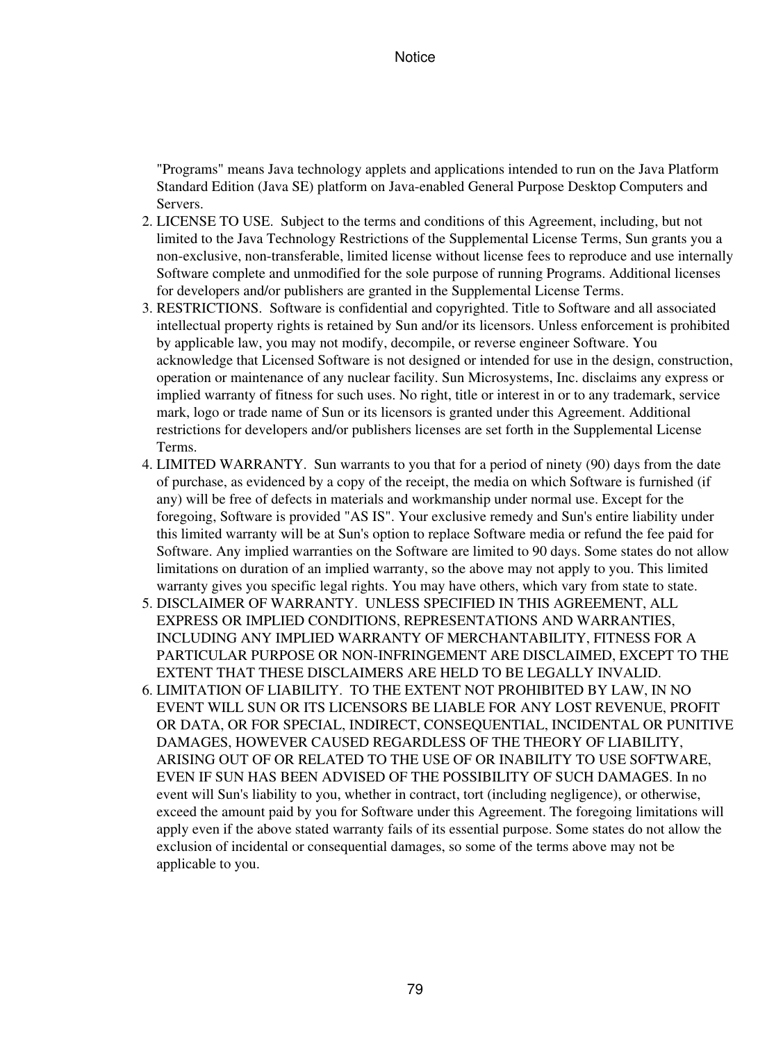"Programs" means Java technology applets and applications intended to run on the Java Platform Standard Edition (Java SE) platform on Java-enabled General Purpose Desktop Computers and Servers.

2. LICENSE TO USE. Subject to the terms and conditions of this Agreement, including, but not limited to the Java Technology Restrictions of the Supplemental License Terms, Sun grants you a non-exclusive, non-transferable, limited license without license fees to reproduce and use internally Software complete and unmodified for the sole purpose of running Programs. Additional licenses for developers and/or publishers are granted in the Supplemental License Terms.
3. RESTRICTIONS. Software is confidential and copyrighted. Title to Software and all associated intellectual property rights is retained by Sun and/or its licensors. Unless enforcement is prohibited by applicable law, you may not modify, decompile, or reverse engineer Software. You acknowledge that Licensed Software is not designed or intended for use in the design, construction, operation or maintenance of any nuclear facility. Sun Microsystems, Inc. disclaims any express or implied warranty of fitness for such uses. No right, title or interest in or to any trademark, service mark, logo or trade name of Sun or its licensors is granted under this Agreement. Additional restrictions for developers and/or publishers licenses are set forth in the Supplemental License Terms.
4. LIMITED WARRANTY. Sun warrants to you that for a period of ninety (90) days from the date of purchase, as evidenced by a copy of the receipt, the media on which Software is furnished (if any) will be free of defects in materials and workmanship under normal use. Except for the foregoing, Software is provided "AS IS". Your exclusive remedy and Sun's entire liability under this limited warranty will be at Sun's option to replace Software media or refund the fee paid for Software. Any implied warranties on the Software are limited to 90 days. Some states do not allow limitations on duration of an implied warranty, so the above may not apply to you. This limited warranty gives you specific legal rights. You may have others, which vary from state to state.
5. DISCLAIMER OF WARRANTY. UNLESS SPECIFIED IN THIS AGREEMENT, ALL EXPRESS OR IMPLIED CONDITIONS, REPRESENTATIONS AND WARRANTIES, INCLUDING ANY IMPLIED WARRANTY OF MERCHANTABILITY, FITNESS FOR A PARTICULAR PURPOSE OR NON-INFRINGEMENT ARE DISCLAIMED, EXCEPT TO THE EXTENT THAT THESE DISCLAIMERS ARE HELD TO BE LEGALLY INVALID.
6. LIMITATION OF LIABILITY. TO THE EXTENT NOT PROHIBITED BY LAW, IN NO EVENT WILL SUN OR ITS LICENSORS BE LIABLE FOR ANY LOST REVENUE, PROFIT OR DATA, OR FOR SPECIAL, INDIRECT, CONSEQUENTIAL, INCIDENTAL OR PUNITIVE DAMAGES, HOWEVER CAUSED REGARDLESS OF THE THEORY OF LIABILITY, ARISING OUT OF OR RELATED TO THE USE OF OR INABILITY TO USE SOFTWARE, EVEN IF SUN HAS BEEN ADVISED OF THE POSSIBILITY OF SUCH DAMAGES. In no event will Sun's liability to you, whether in contract, tort (including negligence), or otherwise, exceed the amount paid by you for Software under this Agreement. The foregoing limitations will apply even if the above stated warranty fails of its essential purpose. Some states do not allow the exclusion of incidental or consequential damages, so some of the terms above may not be applicable to you.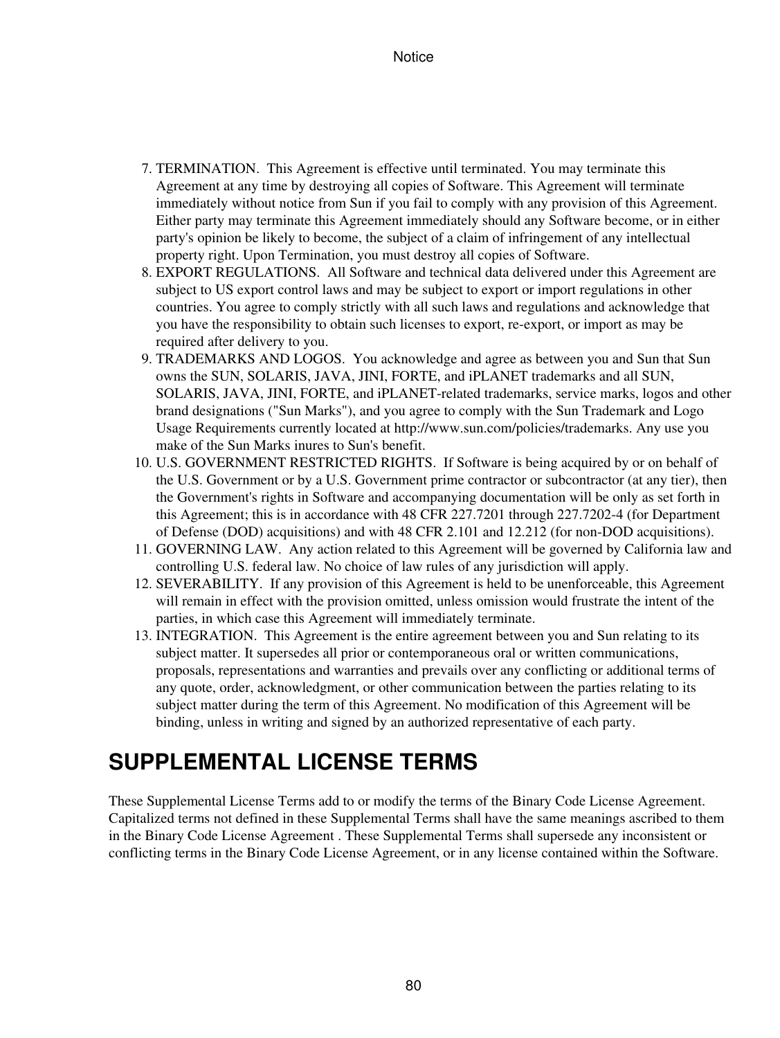7. TERMINATION. This Agreement is effective until terminated. You may terminate this Agreement at any time by destroying all copies of Software. This Agreement will terminate immediately without notice from Sun if you fail to comply with any provision of this Agreement. Either party may terminate this Agreement immediately should any Software become, or in either party's opinion be likely to become, the subject of a claim of infringement of any intellectual property right. Upon Termination, you must destroy all copies of Software.
8. EXPORT REGULATIONS. All Software and technical data delivered under this Agreement are subject to US export control laws and may be subject to export or import regulations in other countries. You agree to comply strictly with all such laws and regulations and acknowledge that you have the responsibility to obtain such licenses to export, re-export, or import as may be required after delivery to you.
9. TRADEMARKS AND LOGOS. You acknowledge and agree as between you and Sun that Sun owns the SUN, SOLARIS, JAVA, JINI, FORTE, and iPLANET trademarks and all SUN, SOLARIS, JAVA, JINI, FORTE, and iPLANET-related trademarks, service marks, logos and other brand designations ("Sun Marks"), and you agree to comply with the Sun Trademark and Logo Usage Requirements currently located at http://www.sun.com/policies/trademarks. Any use you make of the Sun Marks inures to Sun's benefit.
10. U.S. GOVERNMENT RESTRICTED RIGHTS. If Software is being acquired by or on behalf of the U.S. Government or by a U.S. Government prime contractor or subcontractor (at any tier), then the Government's rights in Software and accompanying documentation will be only as set forth in this Agreement; this is in accordance with 48 CFR 227.7201 through 227.7202-4 (for Department of Defense (DOD) acquisitions) and with 48 CFR 2.101 and 12.212 (for non-DOD acquisitions).
11. GOVERNING LAW. Any action related to this Agreement will be governed by California law and controlling U.S. federal law. No choice of law rules of any jurisdiction will apply.
12. SEVERABILITY. If any provision of this Agreement is held to be unenforceable, this Agreement will remain in effect with the provision omitted, unless omission would frustrate the intent of the parties, in which case this Agreement will immediately terminate.
13. INTEGRATION. This Agreement is the entire agreement between you and Sun relating to its subject matter. It supersedes all prior or contemporaneous oral or written communications, proposals, representations and warranties and prevails over any conflicting or additional terms of any quote, order, acknowledgment, or other communication between the parties relating to its subject matter during the term of this Agreement. No modification of this Agreement will be binding, unless in writing and signed by an authorized representative of each party.

## SUPPLEMENTAL LICENSE TERMS

These Supplemental License Terms add to or modify the terms of the Binary Code License Agreement. Capitalized terms not defined in these Supplemental Terms shall have the same meanings ascribed to them in the Binary Code License Agreement . These Supplemental Terms shall supersede any inconsistent or conflicting terms in the Binary Code License Agreement, or in any license contained within the Software.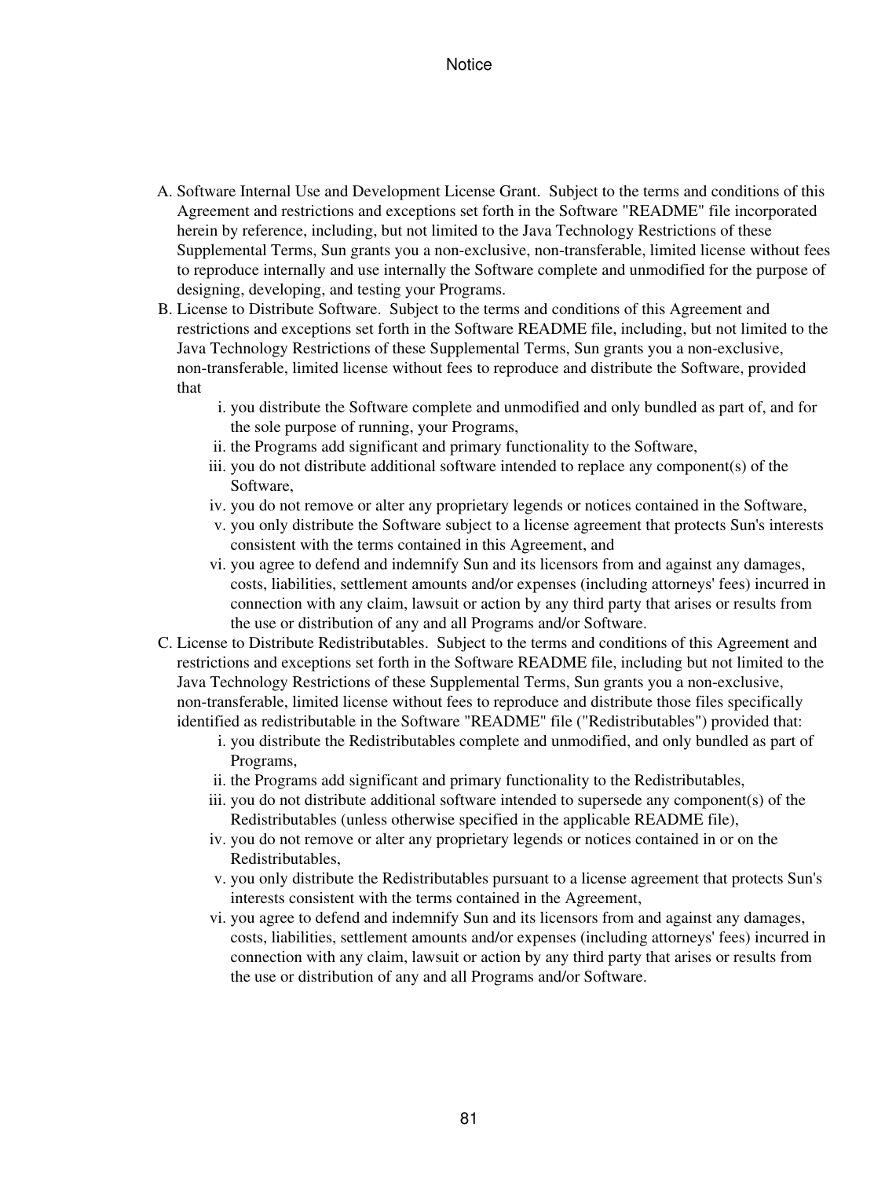A. Software Internal Use and Development License Grant. Subject to the terms and conditions of this Agreement and restrictions and exceptions set forth in the Software "README" file incorporated herein by reference, including, but not limited to the Java Technology Restrictions of these Supplemental Terms, Sun grants you a non-exclusive, non-transferable, limited license without fees to reproduce internally and use internally the Software complete and unmodified for the purpose of designing, developing, and testing your Programs.

B. License to Distribute Software. Subject to the terms and conditions of this Agreement and restrictions and exceptions set forth in the Software README file, including, but not limited to the Java Technology Restrictions of these Supplemental Terms, Sun grants you a non-exclusive, non-transferable, limited license without fees to reproduce and distribute the Software, provided that

   i. you distribute the Software complete and unmodified and only bundled as part of, and for the sole purpose of running, your Programs,
   ii. the Programs add significant and primary functionality to the Software,
   iii. you do not distribute additional software intended to replace any component(s) of the Software,
   iv. you do not remove or alter any proprietary legends or notices contained in the Software,
   v. you only distribute the Software subject to a license agreement that protects Sun's interests consistent with the terms contained in this Agreement, and
   vi. you agree to defend and indemnify Sun and its licensors from and against any damages, costs, liabilities, settlement amounts and/or expenses (including attorneys' fees) incurred in connection with any claim, lawsuit or action by any third party that arises or results from the use or distribution of any and all Programs and/or Software.

C. License to Distribute Redistributables. Subject to the terms and conditions of this Agreement and restrictions and exceptions set forth in the Software README file, including but not limited to the Java Technology Restrictions of these Supplemental Terms, Sun grants you a non-exclusive, non-transferable, limited license without fees to reproduce and distribute those files specifically identified as redistributable in the Software "README" file ("Redistributables") provided that:

   i. you distribute the Redistributables complete and unmodified, and only bundled as part of Programs,
   ii. the Programs add significant and primary functionality to the Redistributables,
   iii. you do not distribute additional software intended to supersede any component(s) of the Redistributables (unless otherwise specified in the applicable README file),
   iv. you do not remove or alter any proprietary legends or notices contained in or on the Redistributables,
   v. you only distribute the Redistributables pursuant to a license agreement that protects Sun's interests consistent with the terms contained in the Agreement,
   vi. you agree to defend and indemnify Sun and its licensors from and against any damages, costs, liabilities, settlement amounts and/or expenses (including attorneys' fees) incurred in connection with any claim, lawsuit or action by any third party that arises or results from the use or distribution of any and all Programs and/or Software.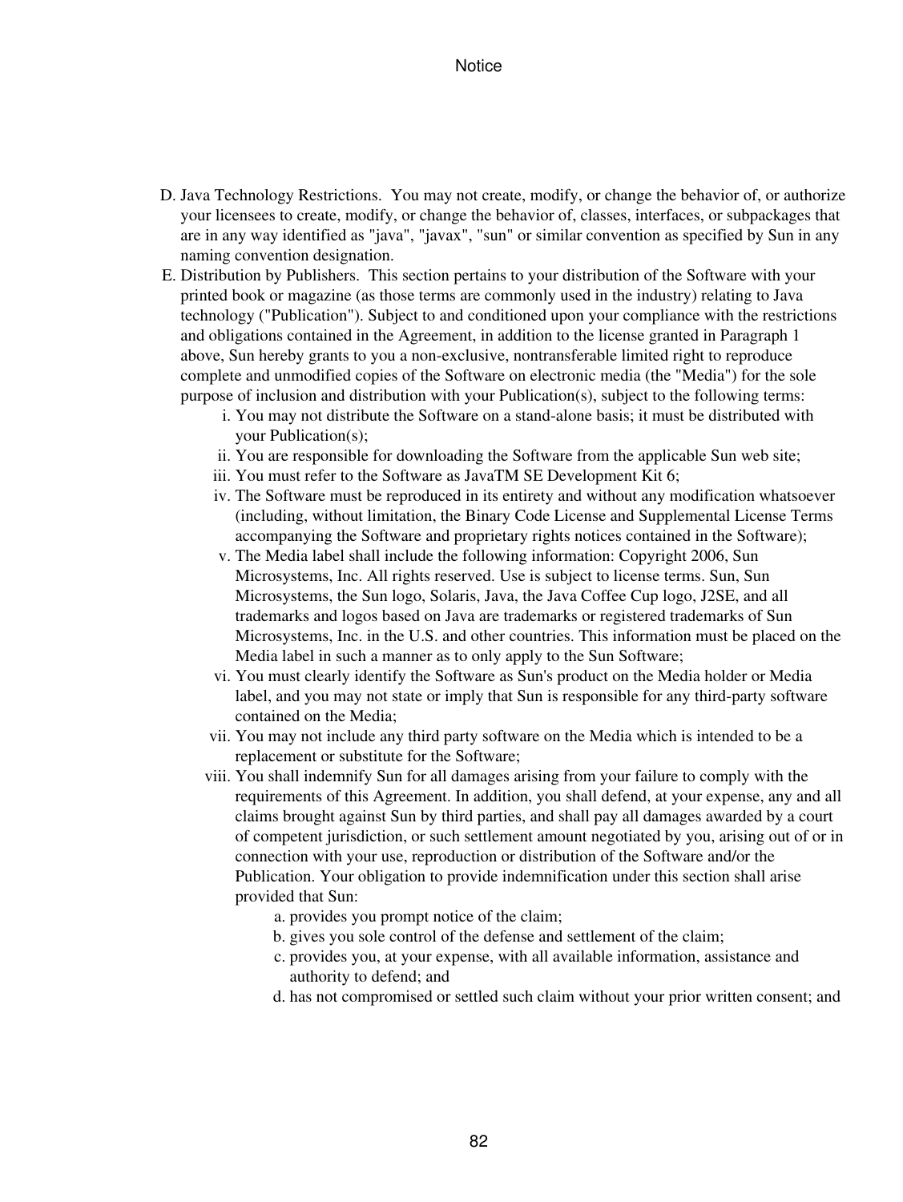D. Java Technology Restrictions. You may not create, modify, or change the behavior of, or authorize your licensees to create, modify, or change the behavior of, classes, interfaces, or subpackages that are in any way identified as "java", "javax", "sun" or similar convention as specified by Sun in any naming convention designation.

E. Distribution by Publishers. This section pertains to your distribution of the Software with your printed book or magazine (as those terms are commonly used in the industry) relating to Java technology ("Publication"). Subject to and conditioned upon your compliance with the restrictions and obligations contained in the Agreement, in addition to the license granted in Paragraph 1 above, Sun hereby grants to you a non-exclusive, nontransferable limited right to reproduce complete and unmodified copies of the Software on electronic media (the "Media") for the sole purpose of inclusion and distribution with your Publication(s), subject to the following terms:

   i. You may not distribute the Software on a stand-alone basis; it must be distributed with your Publication(s);
   ii. You are responsible for downloading the Software from the applicable Sun web site;
   iii. You must refer to the Software as JavaTM SE Development Kit 6;
   iv. The Software must be reproduced in its entirety and without any modification whatsoever (including, without limitation, the Binary Code License and Supplemental License Terms accompanying the Software and proprietary rights notices contained in the Software);
   v. The Media label shall include the following information: Copyright 2006, Sun Microsystems, Inc. All rights reserved. Use is subject to license terms. Sun, Sun Microsystems, the Sun logo, Solaris, Java, the Java Coffee Cup logo, J2SE, and all trademarks and logos based on Java are trademarks or registered trademarks of Sun Microsystems, Inc. in the U.S. and other countries. This information must be placed on the Media label in such a manner as to only apply to the Sun Software;
   vi. You must clearly identify the Software as Sun's product on the Media holder or Media label, and you may not state or imply that Sun is responsible for any third-party software contained on the Media;
   vii. You may not include any third party software on the Media which is intended to be a replacement or substitute for the Software;
   viii. You shall indemnify Sun for all damages arising from your failure to comply with the requirements of this Agreement. In addition, you shall defend, at your expense, any and all claims brought against Sun by third parties, and shall pay all damages awarded by a court of competent jurisdiction, or such settlement amount negotiated by you, arising out of or in connection with your use, reproduction or distribution of the Software and/or the Publication. Your obligation to provide indemnification under this section shall arise provided that Sun:
      a. provides you prompt notice of the claim;
      b. gives you sole control of the defense and settlement of the claim;
      c. provides you, at your expense, with all available information, assistance and authority to defend; and
      d. has not compromised or settled such claim without your prior written consent; and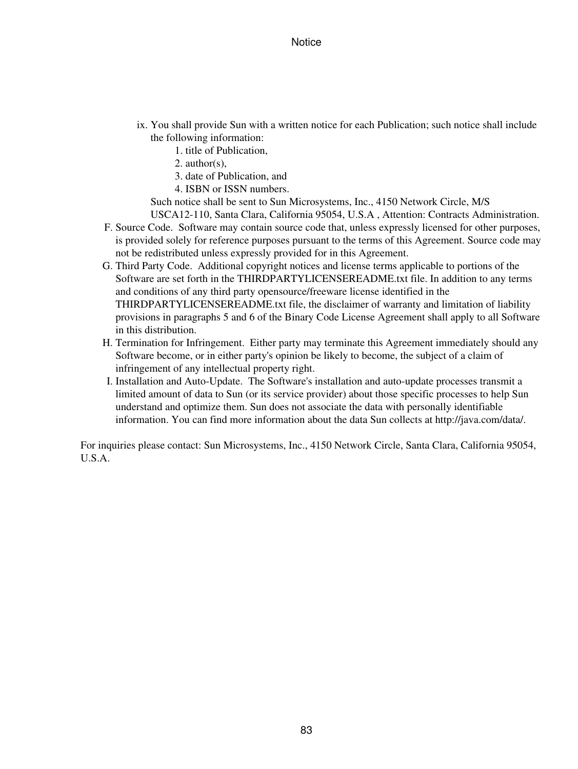ix. You shall provide Sun with a written notice for each Publication; such notice shall include the following information:
   1. title of Publication,
   2. author(s),
   3. date of Publication, and
   4. ISBN or ISSN numbers.

   Such notice shall be sent to Sun Microsystems, Inc., 4150 Network Circle, M/S USCA12-110, Santa Clara, California 95054, U.S.A , Attention: Contracts Administration.

F. Source Code. Software may contain source code that, unless expressly licensed for other purposes, is provided solely for reference purposes pursuant to the terms of this Agreement. Source code may not be redistributed unless expressly provided for in this Agreement.

G. Third Party Code. Additional copyright notices and license terms applicable to portions of the Software are set forth in the THIRDPARTYLICENSEREADME.txt file. In addition to any terms and conditions of any third party opensource/freeware license identified in the THIRDPARTYLICENSEREADME.txt file, the disclaimer of warranty and limitation of liability provisions in paragraphs 5 and 6 of the Binary Code License Agreement shall apply to all Software in this distribution.

H. Termination for Infringement. Either party may terminate this Agreement immediately should any Software become, or in either party's opinion be likely to become, the subject of a claim of infringement of any intellectual property right.

I. Installation and Auto-Update. The Software's installation and auto-update processes transmit a limited amount of data to Sun (or its service provider) about those specific processes to help Sun understand and optimize them. Sun does not associate the data with personally identifiable information. You can find more information about the data Sun collects at http://java.com/data/.

For inquiries please contact: Sun Microsystems, Inc., 4150 Network Circle, Santa Clara, California 95054, U.S.A.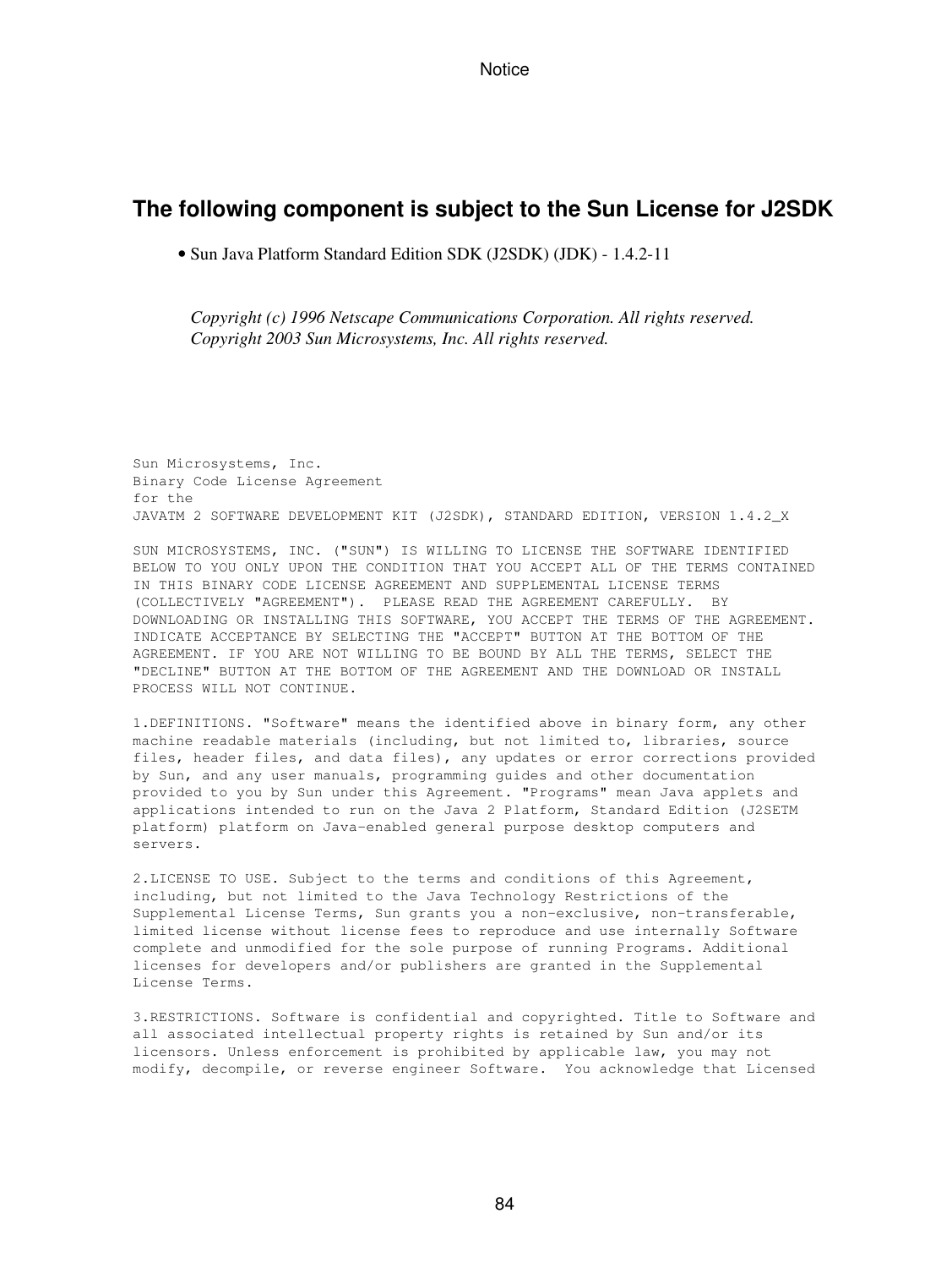## The following component is subject to the Sun License for J2SDK

- Sun Java Platform Standard Edition SDK (J2SDK) (JDK) - 1.4.2-11

*Copyright (c) 1996 Netscape Communications Corporation. All rights reserved.*
*Copyright 2003 Sun Microsystems, Inc. All rights reserved.*

```
Sun Microsystems, Inc.
Binary Code License Agreement
for the
JAVATM 2 SOFTWARE DEVELOPMENT KIT (J2SDK), STANDARD EDITION, VERSION 1.4.2_X

SUN MICROSYSTEMS, INC. ("SUN") IS WILLING TO LICENSE THE SOFTWARE IDENTIFIED
BELOW TO YOU ONLY UPON THE CONDITION THAT YOU ACCEPT ALL OF THE TERMS CONTAINED
IN THIS BINARY CODE LICENSE AGREEMENT AND SUPPLEMENTAL LICENSE TERMS
(COLLECTIVELY "AGREEMENT").  PLEASE READ THE AGREEMENT CAREFULLY.  BY
DOWNLOADING OR INSTALLING THIS SOFTWARE, YOU ACCEPT THE TERMS OF THE AGREEMENT.
INDICATE ACCEPTANCE BY SELECTING THE "ACCEPT" BUTTON AT THE BOTTOM OF THE
AGREEMENT. IF YOU ARE NOT WILLING TO BE BOUND BY ALL THE TERMS, SELECT THE
"DECLINE" BUTTON AT THE BOTTOM OF THE AGREEMENT AND THE DOWNLOAD OR INSTALL
PROCESS WILL NOT CONTINUE.

1.DEFINITIONS. "Software" means the identified above in binary form, any other
machine readable materials (including, but not limited to, libraries, source
files, header files, and data files), any updates or error corrections provided
by Sun, and any user manuals, programming guides and other documentation
provided to you by Sun under this Agreement. "Programs" mean Java applets and
applications intended to run on the Java 2 Platform, Standard Edition (J2SETM
platform) platform on Java-enabled general purpose desktop computers and
servers.

2.LICENSE TO USE. Subject to the terms and conditions of this Agreement,
including, but not limited to the Java Technology Restrictions of the
Supplemental License Terms, Sun grants you a non-exclusive, non-transferable,
limited license without license fees to reproduce and use internally Software
complete and unmodified for the sole purpose of running Programs. Additional
licenses for developers and/or publishers are granted in the Supplemental
License Terms.

3.RESTRICTIONS. Software is confidential and copyrighted. Title to Software and
all associated intellectual property rights is retained by Sun and/or its
licensors. Unless enforcement is prohibited by applicable law, you may not
modify, decompile, or reverse engineer Software.  You acknowledge that Licensed
```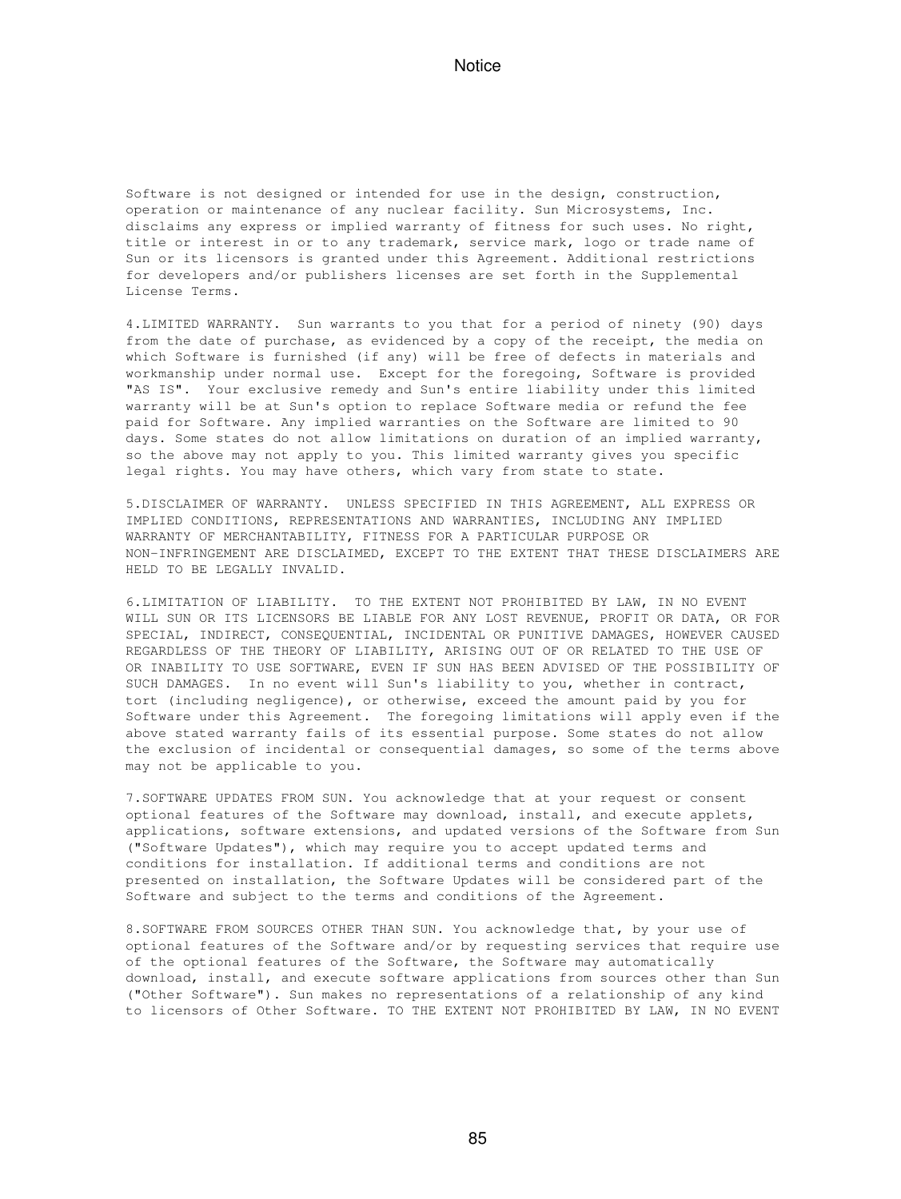Software is not designed or intended for use in the design, construction, operation or maintenance of any nuclear facility. Sun Microsystems, Inc. disclaims any express or implied warranty of fitness for such uses. No right, title or interest in or to any trademark, service mark, logo or trade name of Sun or its licensors is granted under this Agreement. Additional restrictions for developers and/or publishers licenses are set forth in the Supplemental License Terms.

4.LIMITED WARRANTY. Sun warrants to you that for a period of ninety (90) days from the date of purchase, as evidenced by a copy of the receipt, the media on which Software is furnished (if any) will be free of defects in materials and workmanship under normal use. Except for the foregoing, Software is provided "AS IS". Your exclusive remedy and Sun's entire liability under this limited warranty will be at Sun's option to replace Software media or refund the fee paid for Software. Any implied warranties on the Software are limited to 90 days. Some states do not allow limitations on duration of an implied warranty, so the above may not apply to you. This limited warranty gives you specific legal rights. You may have others, which vary from state to state.

5.DISCLAIMER OF WARRANTY. UNLESS SPECIFIED IN THIS AGREEMENT, ALL EXPRESS OR IMPLIED CONDITIONS, REPRESENTATIONS AND WARRANTIES, INCLUDING ANY IMPLIED WARRANTY OF MERCHANTABILITY, FITNESS FOR A PARTICULAR PURPOSE OR NON-INFRINGEMENT ARE DISCLAIMED, EXCEPT TO THE EXTENT THAT THESE DISCLAIMERS ARE HELD TO BE LEGALLY INVALID.

6.LIMITATION OF LIABILITY. TO THE EXTENT NOT PROHIBITED BY LAW, IN NO EVENT WILL SUN OR ITS LICENSORS BE LIABLE FOR ANY LOST REVENUE, PROFIT OR DATA, OR FOR SPECIAL, INDIRECT, CONSEQUENTIAL, INCIDENTAL OR PUNITIVE DAMAGES, HOWEVER CAUSED REGARDLESS OF THE THEORY OF LIABILITY, ARISING OUT OF OR RELATED TO THE USE OF OR INABILITY TO USE SOFTWARE, EVEN IF SUN HAS BEEN ADVISED OF THE POSSIBILITY OF SUCH DAMAGES. In no event will Sun's liability to you, whether in contract, tort (including negligence), or otherwise, exceed the amount paid by you for Software under this Agreement. The foregoing limitations will apply even if the above stated warranty fails of its essential purpose. Some states do not allow the exclusion of incidental or consequential damages, so some of the terms above may not be applicable to you.

7.SOFTWARE UPDATES FROM SUN. You acknowledge that at your request or consent optional features of the Software may download, install, and execute applets, applications, software extensions, and updated versions of the Software from Sun ("Software Updates"), which may require you to accept updated terms and conditions for installation. If additional terms and conditions are not presented on installation, the Software Updates will be considered part of the Software and subject to the terms and conditions of the Agreement.

8.SOFTWARE FROM SOURCES OTHER THAN SUN. You acknowledge that, by your use of optional features of the Software and/or by requesting services that require use of the optional features of the Software, the Software may automatically download, install, and execute software applications from sources other than Sun ("Other Software"). Sun makes no representations of a relationship of any kind to licensors of Other Software. TO THE EXTENT NOT PROHIBITED BY LAW, IN NO EVENT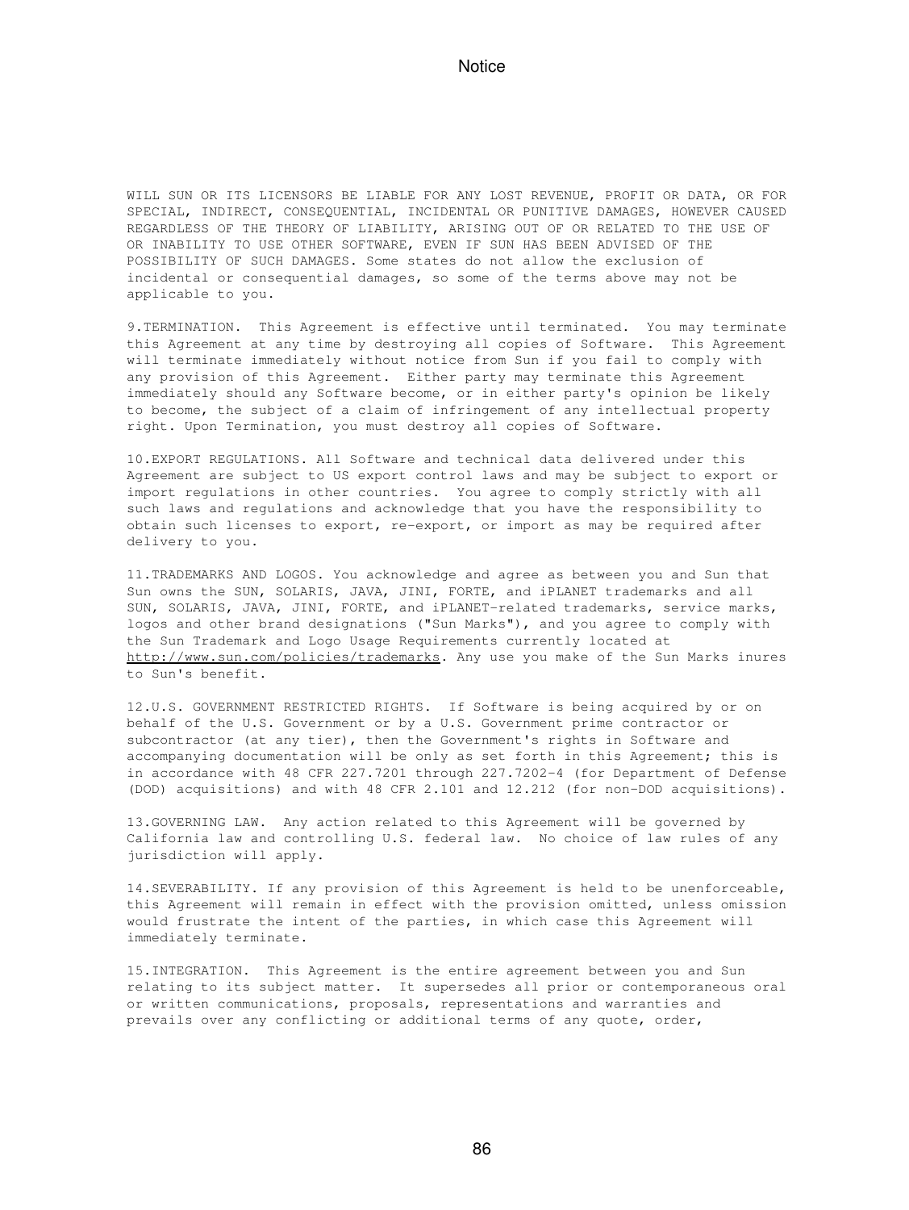WILL SUN OR ITS LICENSORS BE LIABLE FOR ANY LOST REVENUE, PROFIT OR DATA, OR FOR SPECIAL, INDIRECT, CONSEQUENTIAL, INCIDENTAL OR PUNITIVE DAMAGES, HOWEVER CAUSED REGARDLESS OF THE THEORY OF LIABILITY, ARISING OUT OF OR RELATED TO THE USE OF OR INABILITY TO USE OTHER SOFTWARE, EVEN IF SUN HAS BEEN ADVISED OF THE POSSIBILITY OF SUCH DAMAGES. Some states do not allow the exclusion of incidental or consequential damages, so some of the terms above may not be applicable to you.

9.TERMINATION. This Agreement is effective until terminated. You may terminate this Agreement at any time by destroying all copies of Software. This Agreement will terminate immediately without notice from Sun if you fail to comply with any provision of this Agreement. Either party may terminate this Agreement immediately should any Software become, or in either party's opinion be likely to become, the subject of a claim of infringement of any intellectual property right. Upon Termination, you must destroy all copies of Software.

10.EXPORT REGULATIONS. All Software and technical data delivered under this Agreement are subject to US export control laws and may be subject to export or import regulations in other countries. You agree to comply strictly with all such laws and regulations and acknowledge that you have the responsibility to obtain such licenses to export, re-export, or import as may be required after delivery to you.

11.TRADEMARKS AND LOGOS. You acknowledge and agree as between you and Sun that Sun owns the SUN, SOLARIS, JAVA, JINI, FORTE, and iPLANET trademarks and all SUN, SOLARIS, JAVA, JINI, FORTE, and iPLANET-related trademarks, service marks, logos and other brand designations ("Sun Marks"), and you agree to comply with the Sun Trademark and Logo Usage Requirements currently located at http://www.sun.com/policies/trademarks. Any use you make of the Sun Marks inures to Sun's benefit.

12.U.S. GOVERNMENT RESTRICTED RIGHTS. If Software is being acquired by or on behalf of the U.S. Government or by a U.S. Government prime contractor or subcontractor (at any tier), then the Government's rights in Software and accompanying documentation will be only as set forth in this Agreement; this is in accordance with 48 CFR 227.7201 through 227.7202-4 (for Department of Defense (DOD) acquisitions) and with 48 CFR 2.101 and 12.212 (for non-DOD acquisitions).

13.GOVERNING LAW. Any action related to this Agreement will be governed by California law and controlling U.S. federal law. No choice of law rules of any jurisdiction will apply.

14.SEVERABILITY. If any provision of this Agreement is held to be unenforceable, this Agreement will remain in effect with the provision omitted, unless omission would frustrate the intent of the parties, in which case this Agreement will immediately terminate.

15.INTEGRATION. This Agreement is the entire agreement between you and Sun relating to its subject matter. It supersedes all prior or contemporaneous oral or written communications, proposals, representations and warranties and prevails over any conflicting or additional terms of any quote, order,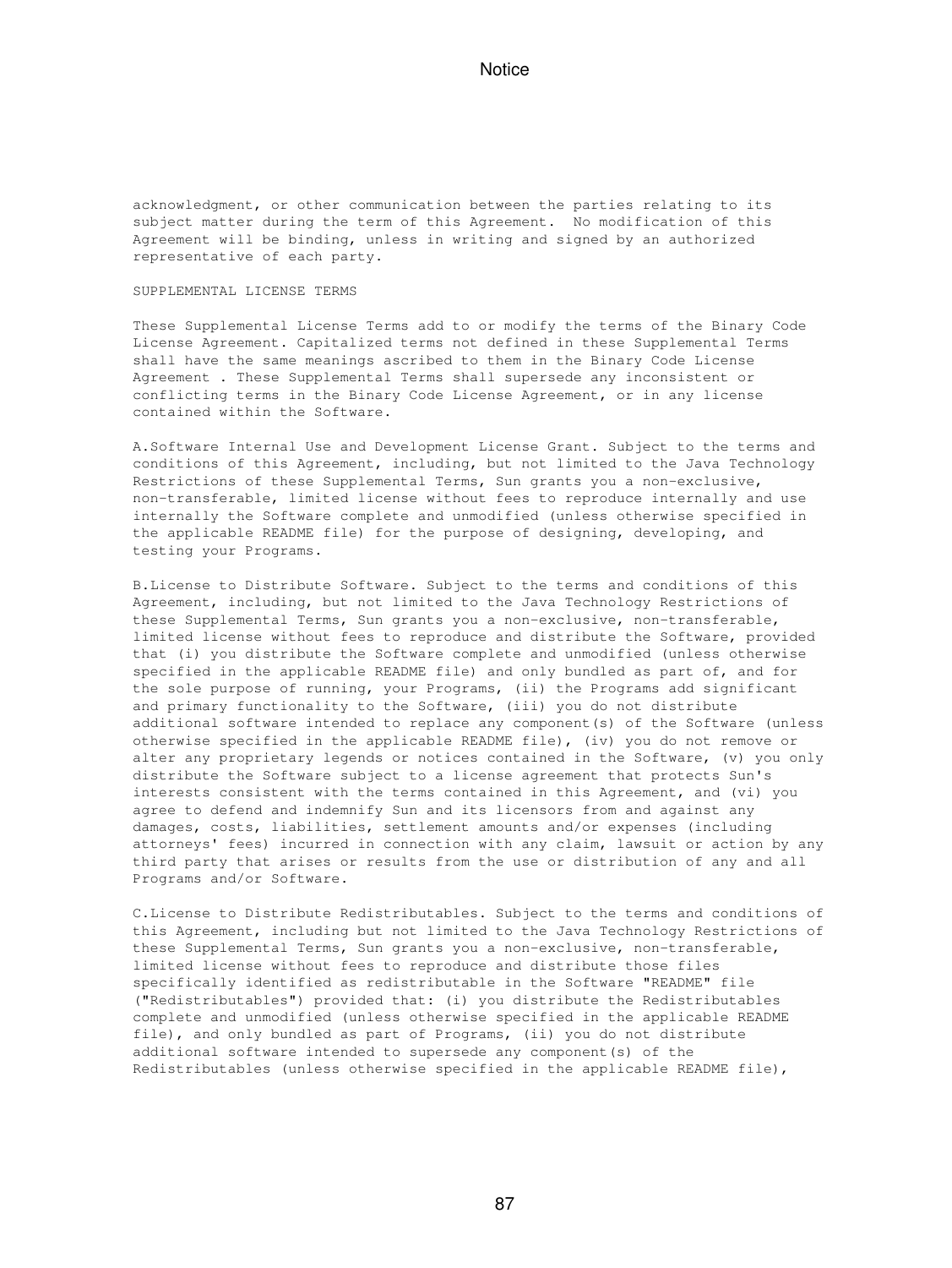acknowledgment, or other communication between the parties relating to its subject matter during the term of this Agreement. No modification of this Agreement will be binding, unless in writing and signed by an authorized representative of each party.

SUPPLEMENTAL LICENSE TERMS

These Supplemental License Terms add to or modify the terms of the Binary Code License Agreement. Capitalized terms not defined in these Supplemental Terms shall have the same meanings ascribed to them in the Binary Code License Agreement . These Supplemental Terms shall supersede any inconsistent or conflicting terms in the Binary Code License Agreement, or in any license contained within the Software.

A.Software Internal Use and Development License Grant. Subject to the terms and conditions of this Agreement, including, but not limited to the Java Technology Restrictions of these Supplemental Terms, Sun grants you a non-exclusive, non-transferable, limited license without fees to reproduce internally and use internally the Software complete and unmodified (unless otherwise specified in the applicable README file) for the purpose of designing, developing, and testing your Programs.

B.License to Distribute Software. Subject to the terms and conditions of this Agreement, including, but not limited to the Java Technology Restrictions of these Supplemental Terms, Sun grants you a non-exclusive, non-transferable, limited license without fees to reproduce and distribute the Software, provided that (i) you distribute the Software complete and unmodified (unless otherwise specified in the applicable README file) and only bundled as part of, and for the sole purpose of running, your Programs, (ii) the Programs add significant and primary functionality to the Software, (iii) you do not distribute additional software intended to replace any component(s) of the Software (unless otherwise specified in the applicable README file), (iv) you do not remove or alter any proprietary legends or notices contained in the Software, (v) you only distribute the Software subject to a license agreement that protects Sun's interests consistent with the terms contained in this Agreement, and (vi) you agree to defend and indemnify Sun and its licensors from and against any damages, costs, liabilities, settlement amounts and/or expenses (including attorneys' fees) incurred in connection with any claim, lawsuit or action by any third party that arises or results from the use or distribution of any and all Programs and/or Software.

C.License to Distribute Redistributables. Subject to the terms and conditions of this Agreement, including but not limited to the Java Technology Restrictions of these Supplemental Terms, Sun grants you a non-exclusive, non-transferable, limited license without fees to reproduce and distribute those files specifically identified as redistributable in the Software "README" file ("Redistributables") provided that: (i) you distribute the Redistributables complete and unmodified (unless otherwise specified in the applicable README file), and only bundled as part of Programs, (ii) you do not distribute additional software intended to supersede any component(s) of the Redistributables (unless otherwise specified in the applicable README file),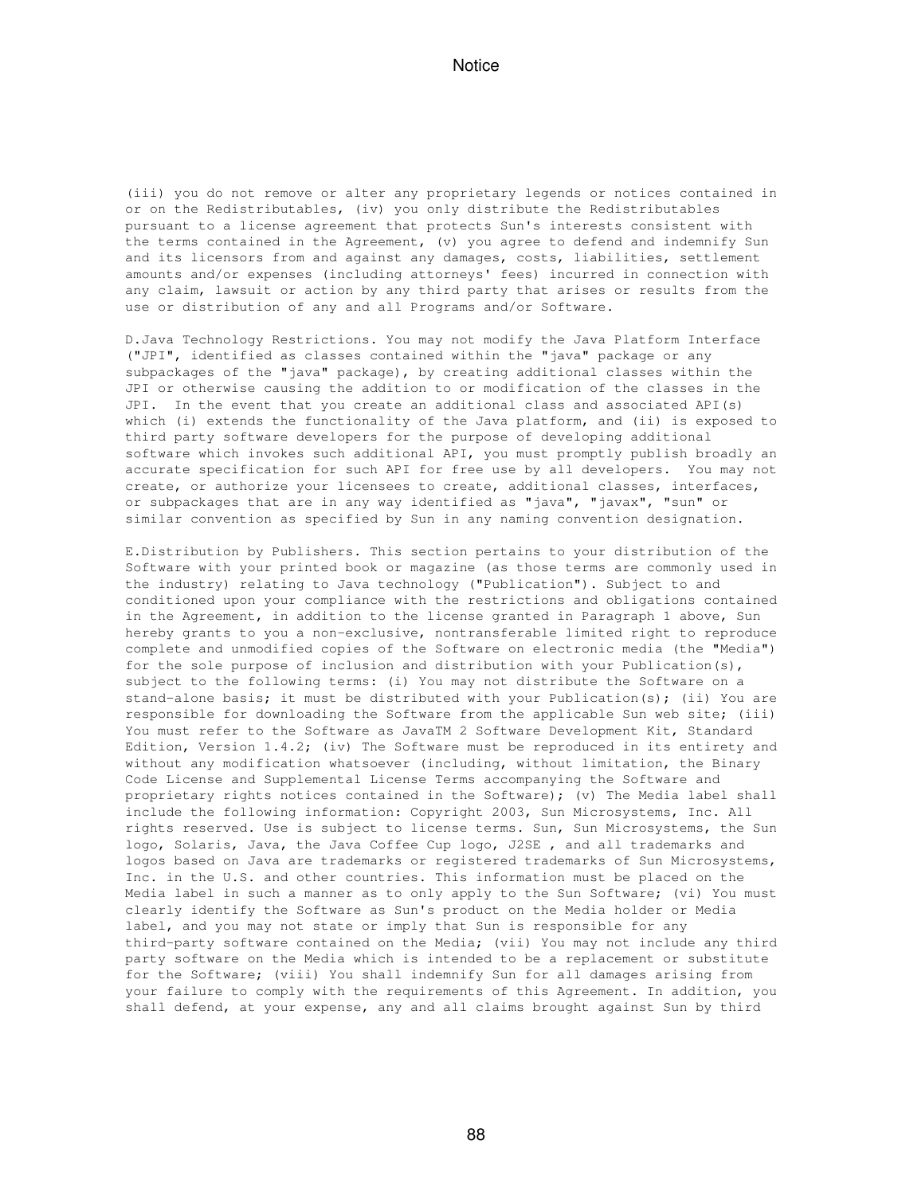(iii) you do not remove or alter any proprietary legends or notices contained in or on the Redistributables, (iv) you only distribute the Redistributables pursuant to a license agreement that protects Sun's interests consistent with the terms contained in the Agreement, (v) you agree to defend and indemnify Sun and its licensors from and against any damages, costs, liabilities, settlement amounts and/or expenses (including attorneys' fees) incurred in connection with any claim, lawsuit or action by any third party that arises or results from the use or distribution of any and all Programs and/or Software.

D.Java Technology Restrictions. You may not modify the Java Platform Interface ("JPI", identified as classes contained within the "java" package or any subpackages of the "java" package), by creating additional classes within the JPI or otherwise causing the addition to or modification of the classes in the JPI. In the event that you create an additional class and associated API(s) which (i) extends the functionality of the Java platform, and (ii) is exposed to third party software developers for the purpose of developing additional software which invokes such additional API, you must promptly publish broadly an accurate specification for such API for free use by all developers. You may not create, or authorize your licensees to create, additional classes, interfaces, or subpackages that are in any way identified as "java", "javax", "sun" or similar convention as specified by Sun in any naming convention designation.

E.Distribution by Publishers. This section pertains to your distribution of the Software with your printed book or magazine (as those terms are commonly used in the industry) relating to Java technology ("Publication"). Subject to and conditioned upon your compliance with the restrictions and obligations contained in the Agreement, in addition to the license granted in Paragraph 1 above, Sun hereby grants to you a non-exclusive, nontransferable limited right to reproduce complete and unmodified copies of the Software on electronic media (the "Media") for the sole purpose of inclusion and distribution with your Publication(s), subject to the following terms: (i) You may not distribute the Software on a stand-alone basis; it must be distributed with your Publication(s); (ii) You are responsible for downloading the Software from the applicable Sun web site; (iii) You must refer to the Software as JavaTM 2 Software Development Kit, Standard Edition, Version 1.4.2; (iv) The Software must be reproduced in its entirety and without any modification whatsoever (including, without limitation, the Binary Code License and Supplemental License Terms accompanying the Software and proprietary rights notices contained in the Software); (v) The Media label shall include the following information: Copyright 2003, Sun Microsystems, Inc. All rights reserved. Use is subject to license terms. Sun, Sun Microsystems, the Sun logo, Solaris, Java, the Java Coffee Cup logo, J2SE , and all trademarks and logos based on Java are trademarks or registered trademarks of Sun Microsystems, Inc. in the U.S. and other countries. This information must be placed on the Media label in such a manner as to only apply to the Sun Software; (vi) You must clearly identify the Software as Sun's product on the Media holder or Media label, and you may not state or imply that Sun is responsible for any third-party software contained on the Media; (vii) You may not include any third party software on the Media which is intended to be a replacement or substitute for the Software; (viii) You shall indemnify Sun for all damages arising from your failure to comply with the requirements of this Agreement. In addition, you shall defend, at your expense, any and all claims brought against Sun by third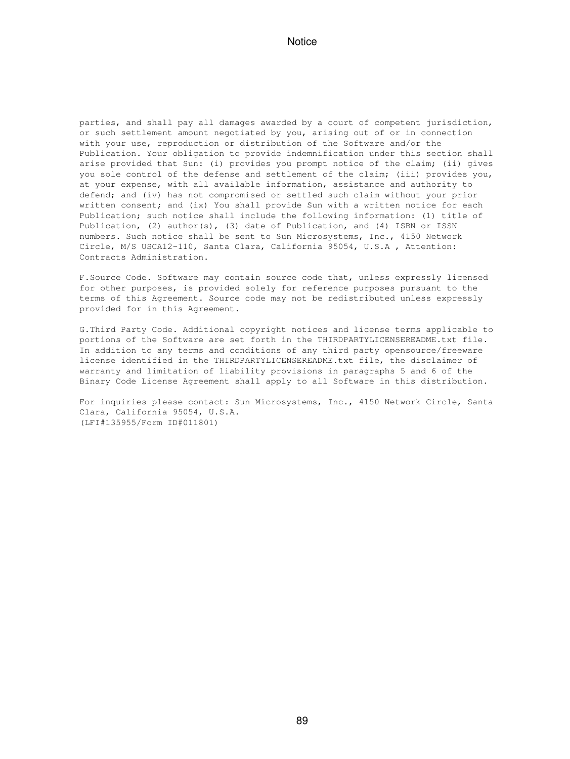parties, and shall pay all damages awarded by a court of competent jurisdiction, or such settlement amount negotiated by you, arising out of or in connection with your use, reproduction or distribution of the Software and/or the Publication. Your obligation to provide indemnification under this section shall arise provided that Sun: (i) provides you prompt notice of the claim; (ii) gives you sole control of the defense and settlement of the claim; (iii) provides you, at your expense, with all available information, assistance and authority to defend; and (iv) has not compromised or settled such claim without your prior written consent; and (ix) You shall provide Sun with a written notice for each Publication; such notice shall include the following information: (1) title of Publication, (2) author(s), (3) date of Publication, and (4) ISBN or ISSN numbers. Such notice shall be sent to Sun Microsystems, Inc., 4150 Network Circle, M/S USCA12-110, Santa Clara, California 95054, U.S.A , Attention: Contracts Administration.

F.Source Code. Software may contain source code that, unless expressly licensed for other purposes, is provided solely for reference purposes pursuant to the terms of this Agreement. Source code may not be redistributed unless expressly provided for in this Agreement.

G.Third Party Code. Additional copyright notices and license terms applicable to portions of the Software are set forth in the THIRDPARTYLICENSEREADME.txt file. In addition to any terms and conditions of any third party opensource/freeware license identified in the THIRDPARTYLICENSEREADME.txt file, the disclaimer of warranty and limitation of liability provisions in paragraphs 5 and 6 of the Binary Code License Agreement shall apply to all Software in this distribution.

For inquiries please contact: Sun Microsystems, Inc., 4150 Network Circle, Santa Clara, California 95054, U.S.A.
(LFI#135955/Form ID#011801)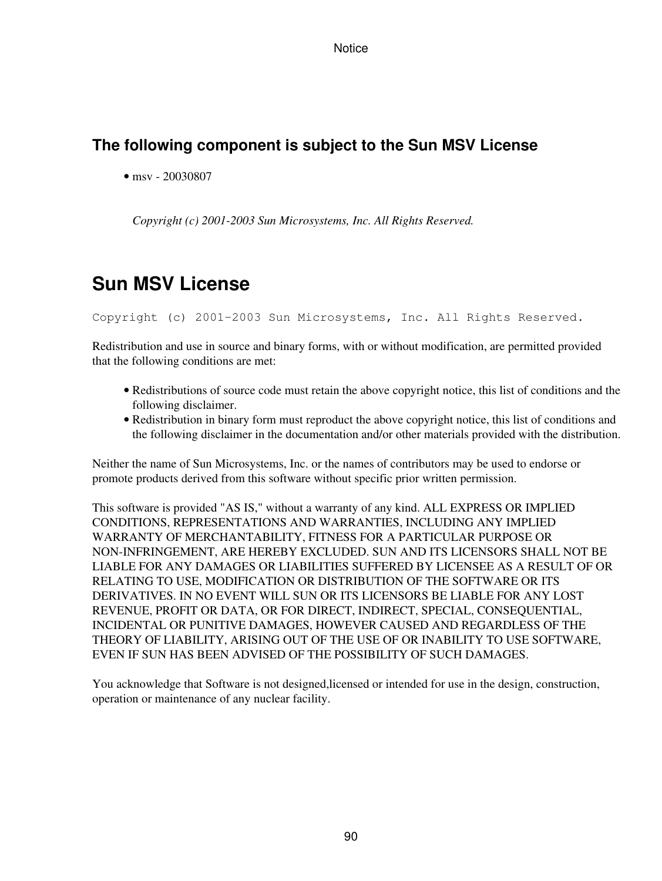### The following component is subject to the Sun MSV License

- msv - 20030807

*Copyright (c) 2001-2003 Sun Microsystems, Inc. All Rights Reserved.*

## Sun MSV License

```
Copyright (c) 2001-2003 Sun Microsystems, Inc. All Rights Reserved.
```

Redistribution and use in source and binary forms, with or without modification, are permitted provided that the following conditions are met:

- Redistributions of source code must retain the above copyright notice, this list of conditions and the following disclaimer.
- Redistribution in binary form must reproduct the above copyright notice, this list of conditions and the following disclaimer in the documentation and/or other materials provided with the distribution.

Neither the name of Sun Microsystems, Inc. or the names of contributors may be used to endorse or promote products derived from this software without specific prior written permission.

This software is provided "AS IS," without a warranty of any kind. ALL EXPRESS OR IMPLIED CONDITIONS, REPRESENTATIONS AND WARRANTIES, INCLUDING ANY IMPLIED WARRANTY OF MERCHANTABILITY, FITNESS FOR A PARTICULAR PURPOSE OR NON-INFRINGEMENT, ARE HEREBY EXCLUDED. SUN AND ITS LICENSORS SHALL NOT BE LIABLE FOR ANY DAMAGES OR LIABILITIES SUFFERED BY LICENSEE AS A RESULT OF OR RELATING TO USE, MODIFICATION OR DISTRIBUTION OF THE SOFTWARE OR ITS DERIVATIVES. IN NO EVENT WILL SUN OR ITS LICENSORS BE LIABLE FOR ANY LOST REVENUE, PROFIT OR DATA, OR FOR DIRECT, INDIRECT, SPECIAL, CONSEQUENTIAL, INCIDENTAL OR PUNITIVE DAMAGES, HOWEVER CAUSED AND REGARDLESS OF THE THEORY OF LIABILITY, ARISING OUT OF THE USE OF OR INABILITY TO USE SOFTWARE, EVEN IF SUN HAS BEEN ADVISED OF THE POSSIBILITY OF SUCH DAMAGES.

You acknowledge that Software is not designed,licensed or intended for use in the design, construction, operation or maintenance of any nuclear facility.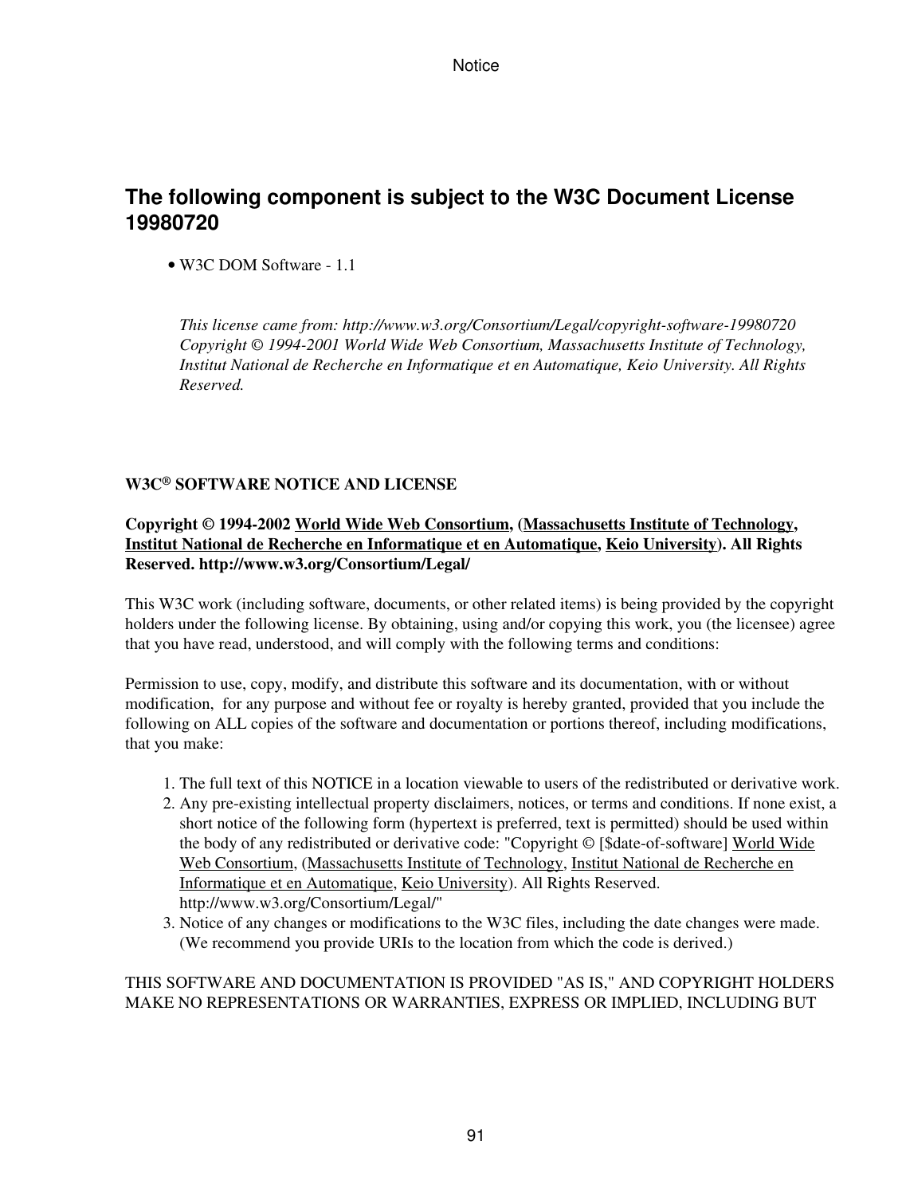## The following component is subject to the W3C Document License 19980720

- W3C DOM Software - 1.1

*This license came from: http://www.w3.org/Consortium/Legal/copyright-software-19980720 Copyright © 1994-2001 World Wide Web Consortium, Massachusetts Institute of Technology, Institut National de Recherche en Informatique et en Automatique, Keio University. All Rights Reserved.*

**W3C® SOFTWARE NOTICE AND LICENSE**

**Copyright © 1994-2002 World Wide Web Consortium, (Massachusetts Institute of Technology, Institut National de Recherche en Informatique et en Automatique, Keio University). All Rights Reserved. http://www.w3.org/Consortium/Legal/**

This W3C work (including software, documents, or other related items) is being provided by the copyright holders under the following license. By obtaining, using and/or copying this work, you (the licensee) agree that you have read, understood, and will comply with the following terms and conditions:

Permission to use, copy, modify, and distribute this software and its documentation, with or without modification, for any purpose and without fee or royalty is hereby granted, provided that you include the following on ALL copies of the software and documentation or portions thereof, including modifications, that you make:

1. The full text of this NOTICE in a location viewable to users of the redistributed or derivative work.
2. Any pre-existing intellectual property disclaimers, notices, or terms and conditions. If none exist, a short notice of the following form (hypertext is preferred, text is permitted) should be used within the body of any redistributed or derivative code: "Copyright © [$date-of-software] World Wide Web Consortium, (Massachusetts Institute of Technology, Institut National de Recherche en Informatique et en Automatique, Keio University). All Rights Reserved. http://www.w3.org/Consortium/Legal/"
3. Notice of any changes or modifications to the W3C files, including the date changes were made. (We recommend you provide URIs to the location from which the code is derived.)

THIS SOFTWARE AND DOCUMENTATION IS PROVIDED "AS IS," AND COPYRIGHT HOLDERS MAKE NO REPRESENTATIONS OR WARRANTIES, EXPRESS OR IMPLIED, INCLUDING BUT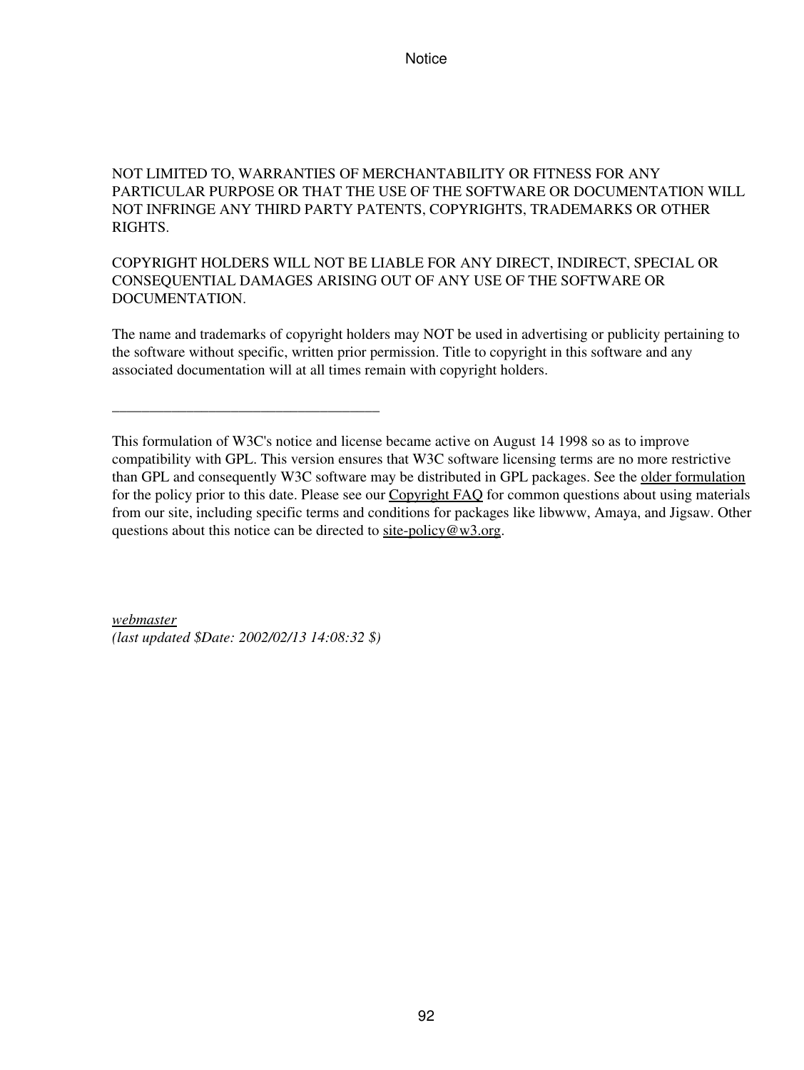NOT LIMITED TO, WARRANTIES OF MERCHANTABILITY OR FITNESS FOR ANY PARTICULAR PURPOSE OR THAT THE USE OF THE SOFTWARE OR DOCUMENTATION WILL NOT INFRINGE ANY THIRD PARTY PATENTS, COPYRIGHTS, TRADEMARKS OR OTHER RIGHTS.

COPYRIGHT HOLDERS WILL NOT BE LIABLE FOR ANY DIRECT, INDIRECT, SPECIAL OR CONSEQUENTIAL DAMAGES ARISING OUT OF ANY USE OF THE SOFTWARE OR DOCUMENTATION.

The name and trademarks of copyright holders may NOT be used in advertising or publicity pertaining to the software without specific, written prior permission. Title to copyright in this software and any associated documentation will at all times remain with copyright holders.

---

This formulation of W3C's notice and license became active on August 14 1998 so as to improve compatibility with GPL. This version ensures that W3C software licensing terms are no more restrictive than GPL and consequently W3C software may be distributed in GPL packages. See the older formulation for the policy prior to this date. Please see our Copyright FAQ for common questions about using materials from our site, including specific terms and conditions for packages like libwww, Amaya, and Jigsaw. Other questions about this notice can be directed to site-policy@w3.org.

*webmaster*
*(last updated $Date: 2002/02/13 14:08:32 $)*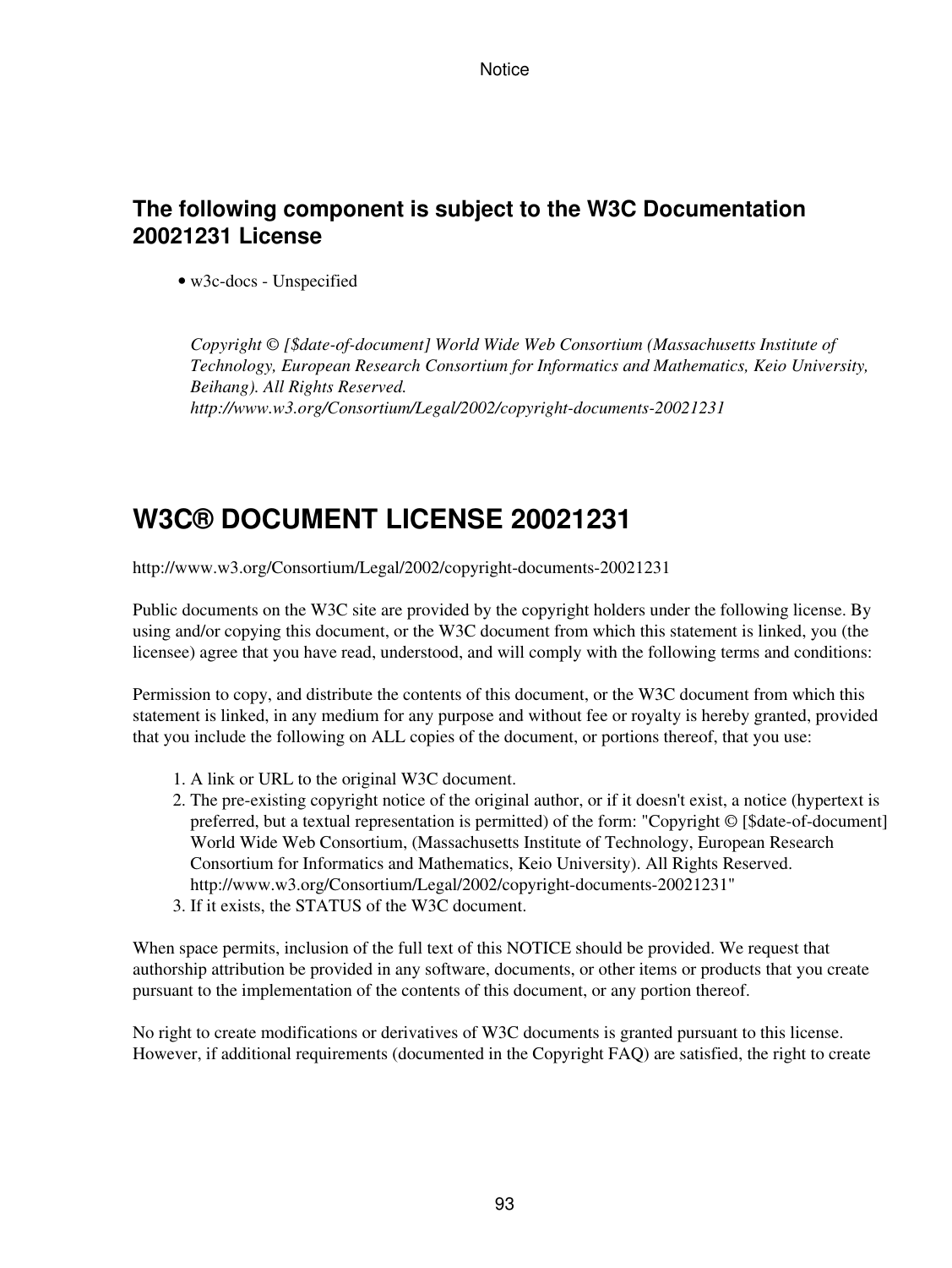### The following component is subject to the W3C Documentation 20021231 License

- w3c-docs - Unspecified

> *Copyright © [$date-of-document] World Wide Web Consortium (Massachusetts Institute of Technology, European Research Consortium for Informatics and Mathematics, Keio University, Beihang). All Rights Reserved. http://www.w3.org/Consortium/Legal/2002/copyright-documents-20021231*

## W3C® DOCUMENT LICENSE 20021231

http://www.w3.org/Consortium/Legal/2002/copyright-documents-20021231

Public documents on the W3C site are provided by the copyright holders under the following license. By using and/or copying this document, or the W3C document from which this statement is linked, you (the licensee) agree that you have read, understood, and will comply with the following terms and conditions:

Permission to copy, and distribute the contents of this document, or the W3C document from which this statement is linked, in any medium for any purpose and without fee or royalty is hereby granted, provided that you include the following on ALL copies of the document, or portions thereof, that you use:

1. A link or URL to the original W3C document.
2. The pre-existing copyright notice of the original author, or if it doesn't exist, a notice (hypertext is preferred, but a textual representation is permitted) of the form: "Copyright © [$date-of-document] World Wide Web Consortium, (Massachusetts Institute of Technology, European Research Consortium for Informatics and Mathematics, Keio University). All Rights Reserved. http://www.w3.org/Consortium/Legal/2002/copyright-documents-20021231"
3. If it exists, the STATUS of the W3C document.

When space permits, inclusion of the full text of this NOTICE should be provided. We request that authorship attribution be provided in any software, documents, or other items or products that you create pursuant to the implementation of the contents of this document, or any portion thereof.

No right to create modifications or derivatives of W3C documents is granted pursuant to this license. However, if additional requirements (documented in the Copyright FAQ) are satisfied, the right to create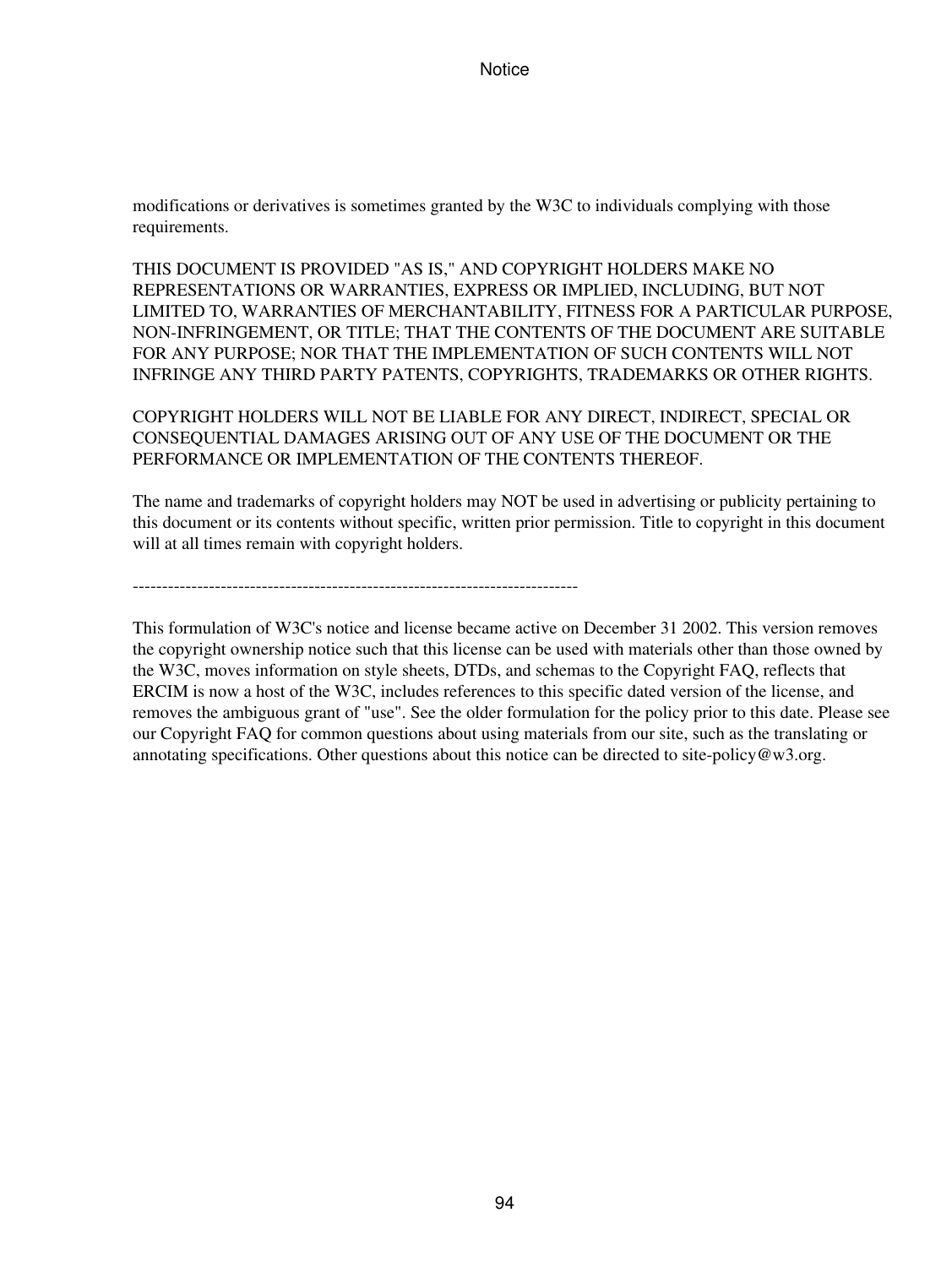modifications or derivatives is sometimes granted by the W3C to individuals complying with those requirements.

THIS DOCUMENT IS PROVIDED "AS IS," AND COPYRIGHT HOLDERS MAKE NO REPRESENTATIONS OR WARRANTIES, EXPRESS OR IMPLIED, INCLUDING, BUT NOT LIMITED TO, WARRANTIES OF MERCHANTABILITY, FITNESS FOR A PARTICULAR PURPOSE, NON-INFRINGEMENT, OR TITLE; THAT THE CONTENTS OF THE DOCUMENT ARE SUITABLE FOR ANY PURPOSE; NOR THAT THE IMPLEMENTATION OF SUCH CONTENTS WILL NOT INFRINGE ANY THIRD PARTY PATENTS, COPYRIGHTS, TRADEMARKS OR OTHER RIGHTS.

COPYRIGHT HOLDERS WILL NOT BE LIABLE FOR ANY DIRECT, INDIRECT, SPECIAL OR CONSEQUENTIAL DAMAGES ARISING OUT OF ANY USE OF THE DOCUMENT OR THE PERFORMANCE OR IMPLEMENTATION OF THE CONTENTS THEREOF.

The name and trademarks of copyright holders may NOT be used in advertising or publicity pertaining to this document or its contents without specific, written prior permission. Title to copyright in this document will at all times remain with copyright holders.

----------------------------------------------------------------------------

This formulation of W3C's notice and license became active on December 31 2002. This version removes the copyright ownership notice such that this license can be used with materials other than those owned by the W3C, moves information on style sheets, DTDs, and schemas to the Copyright FAQ, reflects that ERCIM is now a host of the W3C, includes references to this specific dated version of the license, and removes the ambiguous grant of "use". See the older formulation for the policy prior to this date. Please see our Copyright FAQ for common questions about using materials from our site, such as the translating or annotating specifications. Other questions about this notice can be directed to site-policy@w3.org.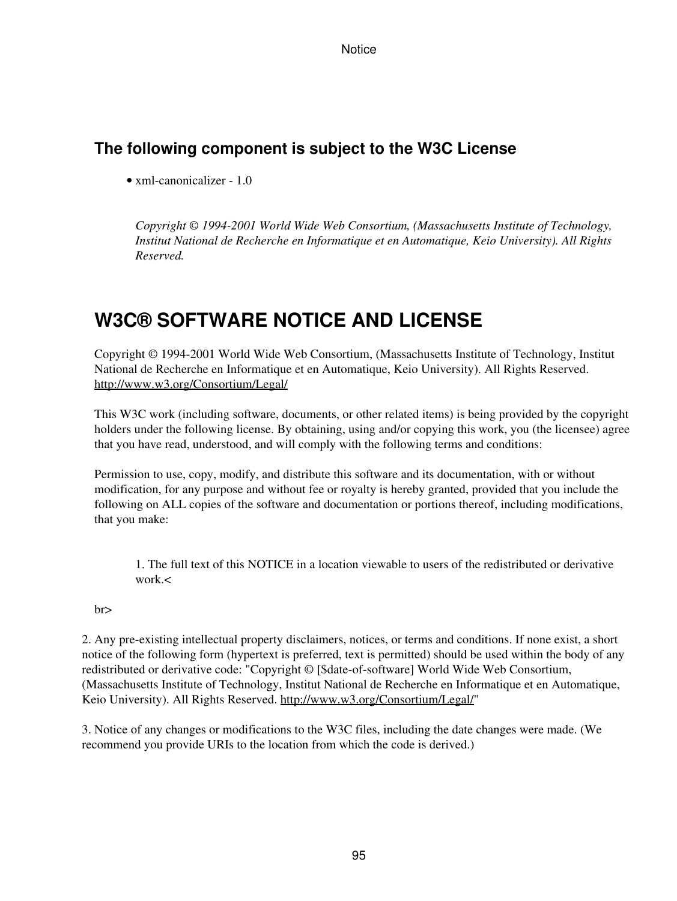### The following component is subject to the W3C License

- xml-canonicalizer - 1.0

> *Copyright © 1994-2001 World Wide Web Consortium, (Massachusetts Institute of Technology, Institut National de Recherche en Informatique et en Automatique, Keio University). All Rights Reserved.*

## W3C® SOFTWARE NOTICE AND LICENSE

Copyright © 1994-2001 World Wide Web Consortium, (Massachusetts Institute of Technology, Institut National de Recherche en Informatique et en Automatique, Keio University). All Rights Reserved. http://www.w3.org/Consortium/Legal/

This W3C work (including software, documents, or other related items) is being provided by the copyright holders under the following license. By obtaining, using and/or copying this work, you (the licensee) agree that you have read, understood, and will comply with the following terms and conditions:

Permission to use, copy, modify, and distribute this software and its documentation, with or without modification, for any purpose and without fee or royalty is hereby granted, provided that you include the following on ALL copies of the software and documentation or portions thereof, including modifications, that you make:

> 1. The full text of this NOTICE in a location viewable to users of the redistributed or derivative work.<

br>

2. Any pre-existing intellectual property disclaimers, notices, or terms and conditions. If none exist, a short notice of the following form (hypertext is preferred, text is permitted) should be used within the body of any redistributed or derivative code: "Copyright © [$date-of-software] World Wide Web Consortium, (Massachusetts Institute of Technology, Institut National de Recherche en Informatique et en Automatique, Keio University). All Rights Reserved. http://www.w3.org/Consortium/Legal/"

3. Notice of any changes or modifications to the W3C files, including the date changes were made. (We recommend you provide URIs to the location from which the code is derived.)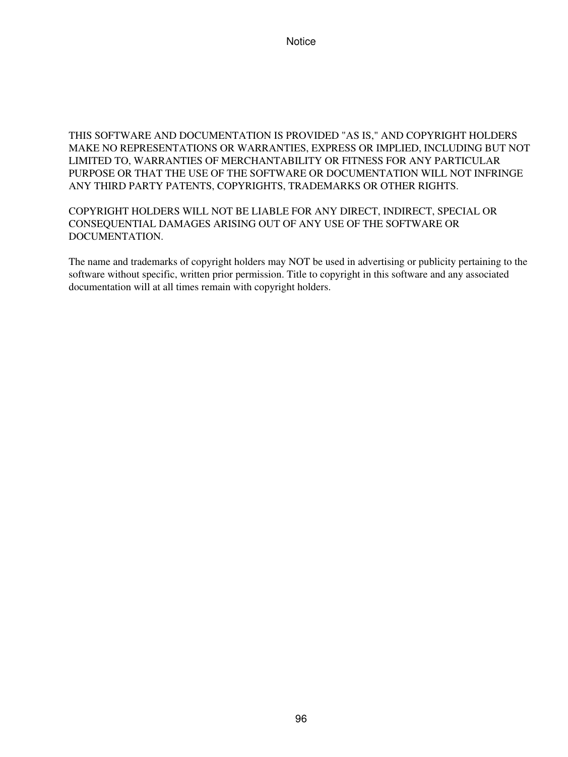THIS SOFTWARE AND DOCUMENTATION IS PROVIDED "AS IS," AND COPYRIGHT HOLDERS MAKE NO REPRESENTATIONS OR WARRANTIES, EXPRESS OR IMPLIED, INCLUDING BUT NOT LIMITED TO, WARRANTIES OF MERCHANTABILITY OR FITNESS FOR ANY PARTICULAR PURPOSE OR THAT THE USE OF THE SOFTWARE OR DOCUMENTATION WILL NOT INFRINGE ANY THIRD PARTY PATENTS, COPYRIGHTS, TRADEMARKS OR OTHER RIGHTS.

COPYRIGHT HOLDERS WILL NOT BE LIABLE FOR ANY DIRECT, INDIRECT, SPECIAL OR CONSEQUENTIAL DAMAGES ARISING OUT OF ANY USE OF THE SOFTWARE OR DOCUMENTATION.

The name and trademarks of copyright holders may NOT be used in advertising or publicity pertaining to the software without specific, written prior permission. Title to copyright in this software and any associated documentation will at all times remain with copyright holders.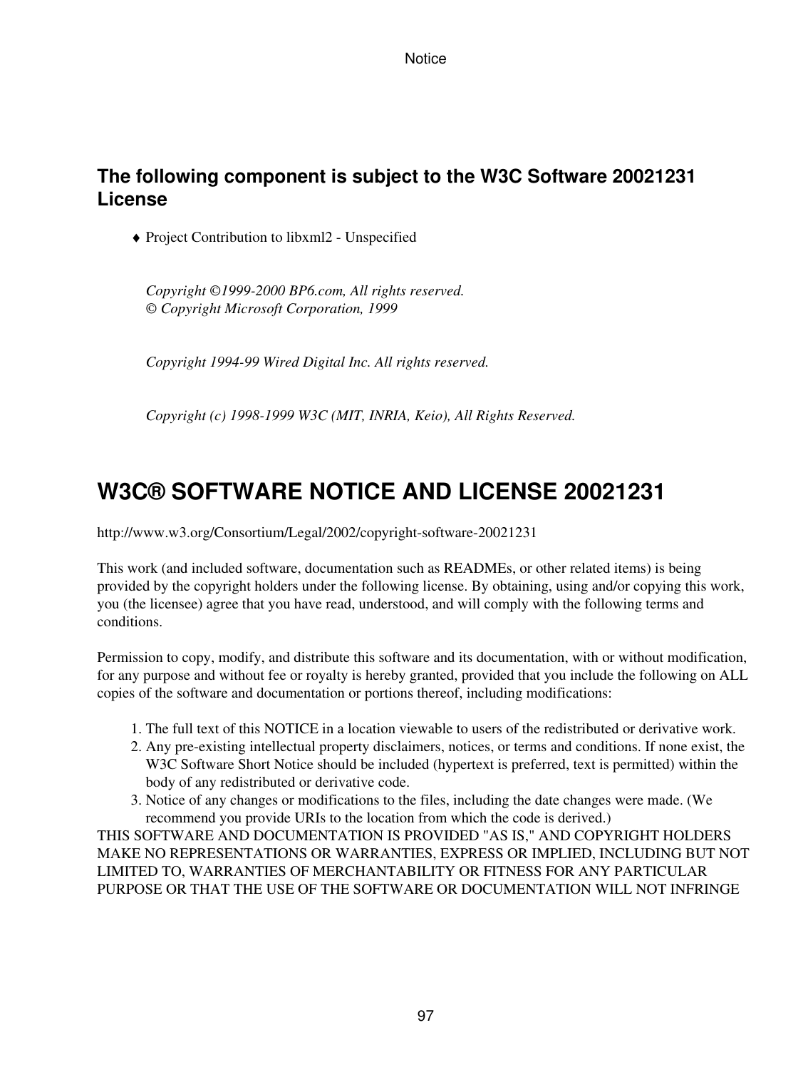## The following component is subject to the W3C Software 20021231 License

- ♦ Project Contribution to libxml2 - Unspecified

*Copyright ©1999-2000 BP6.com, All rights reserved.*
*© Copyright Microsoft Corporation, 1999*

*Copyright 1994-99 Wired Digital Inc. All rights reserved.*

*Copyright (c) 1998-1999 W3C (MIT, INRIA, Keio), All Rights Reserved.*

# W3C® SOFTWARE NOTICE AND LICENSE 20021231

http://www.w3.org/Consortium/Legal/2002/copyright-software-20021231

This work (and included software, documentation such as READMEs, or other related items) is being provided by the copyright holders under the following license. By obtaining, using and/or copying this work, you (the licensee) agree that you have read, understood, and will comply with the following terms and conditions.

Permission to copy, modify, and distribute this software and its documentation, with or without modification, for any purpose and without fee or royalty is hereby granted, provided that you include the following on ALL copies of the software and documentation or portions thereof, including modifications:

1. The full text of this NOTICE in a location viewable to users of the redistributed or derivative work.
2. Any pre-existing intellectual property disclaimers, notices, or terms and conditions. If none exist, the W3C Software Short Notice should be included (hypertext is preferred, text is permitted) within the body of any redistributed or derivative code.
3. Notice of any changes or modifications to the files, including the date changes were made. (We recommend you provide URIs to the location from which the code is derived.)

THIS SOFTWARE AND DOCUMENTATION IS PROVIDED "AS IS," AND COPYRIGHT HOLDERS MAKE NO REPRESENTATIONS OR WARRANTIES, EXPRESS OR IMPLIED, INCLUDING BUT NOT LIMITED TO, WARRANTIES OF MERCHANTABILITY OR FITNESS FOR ANY PARTICULAR PURPOSE OR THAT THE USE OF THE SOFTWARE OR DOCUMENTATION WILL NOT INFRINGE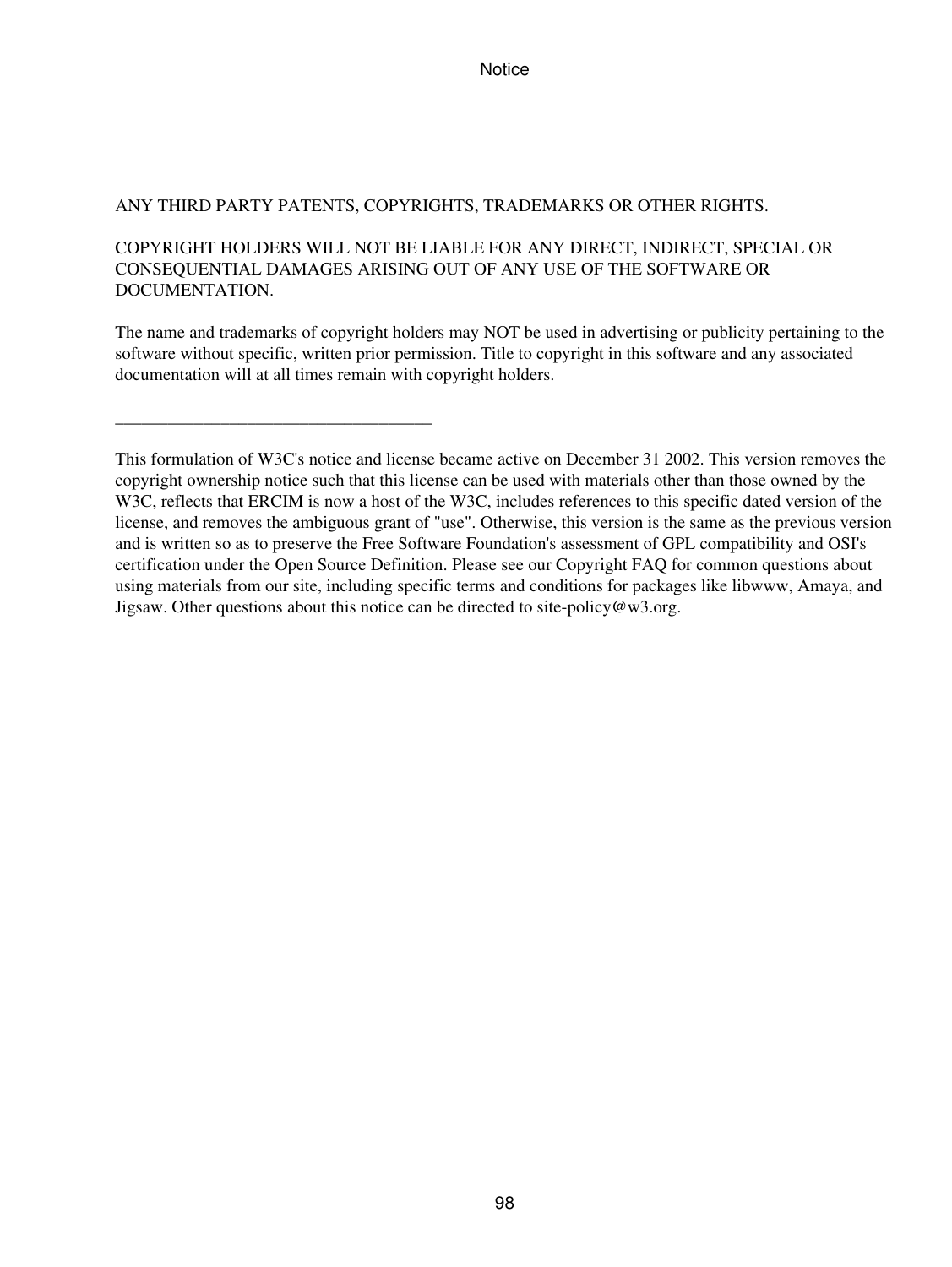ANY THIRD PARTY PATENTS, COPYRIGHTS, TRADEMARKS OR OTHER RIGHTS.

COPYRIGHT HOLDERS WILL NOT BE LIABLE FOR ANY DIRECT, INDIRECT, SPECIAL OR CONSEQUENTIAL DAMAGES ARISING OUT OF ANY USE OF THE SOFTWARE OR DOCUMENTATION.

The name and trademarks of copyright holders may NOT be used in advertising or publicity pertaining to the software without specific, written prior permission. Title to copyright in this software and any associated documentation will at all times remain with copyright holders.

---

This formulation of W3C's notice and license became active on December 31 2002. This version removes the copyright ownership notice such that this license can be used with materials other than those owned by the W3C, reflects that ERCIM is now a host of the W3C, includes references to this specific dated version of the license, and removes the ambiguous grant of "use". Otherwise, this version is the same as the previous version and is written so as to preserve the Free Software Foundation's assessment of GPL compatibility and OSI's certification under the Open Source Definition. Please see our Copyright FAQ for common questions about using materials from our site, including specific terms and conditions for packages like libwww, Amaya, and Jigsaw. Other questions about this notice can be directed to site-policy@w3.org.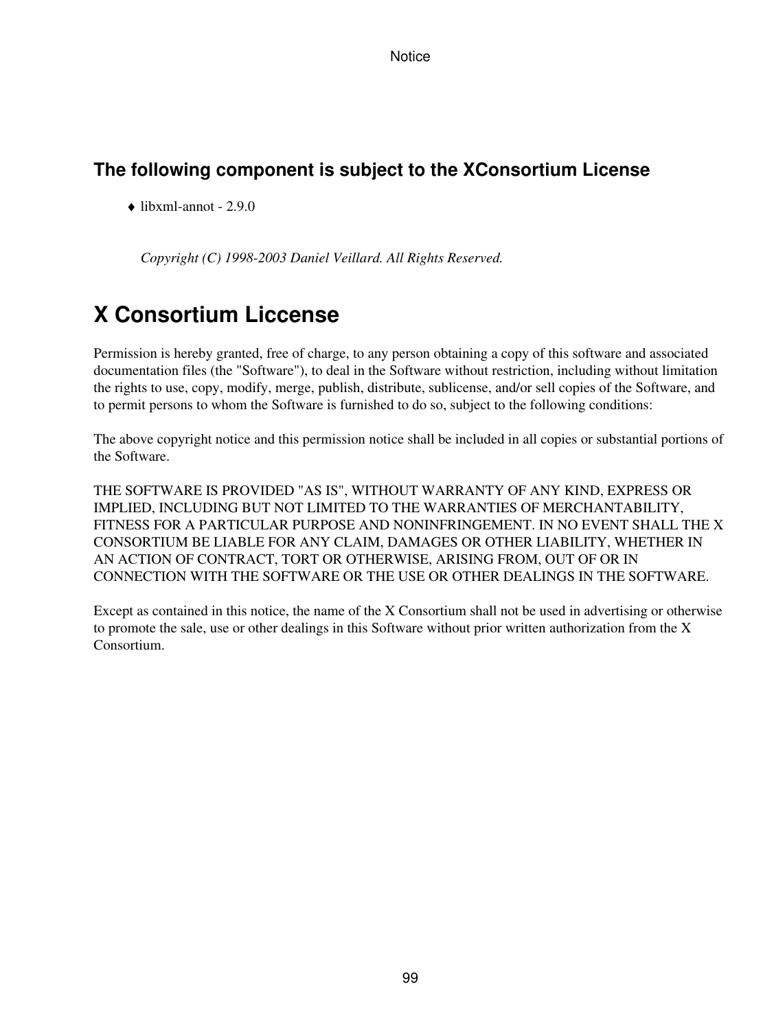### The following component is subject to the XConsortium License

- libxml-annot - 2.9.0

*Copyright (C) 1998-2003 Daniel Veillard. All Rights Reserved.*

## X Consortium Liccense

Permission is hereby granted, free of charge, to any person obtaining a copy of this software and associated documentation files (the "Software"), to deal in the Software without restriction, including without limitation the rights to use, copy, modify, merge, publish, distribute, sublicense, and/or sell copies of the Software, and to permit persons to whom the Software is furnished to do so, subject to the following conditions:

The above copyright notice and this permission notice shall be included in all copies or substantial portions of the Software.

THE SOFTWARE IS PROVIDED "AS IS", WITHOUT WARRANTY OF ANY KIND, EXPRESS OR IMPLIED, INCLUDING BUT NOT LIMITED TO THE WARRANTIES OF MERCHANTABILITY, FITNESS FOR A PARTICULAR PURPOSE AND NONINFRINGEMENT. IN NO EVENT SHALL THE X CONSORTIUM BE LIABLE FOR ANY CLAIM, DAMAGES OR OTHER LIABILITY, WHETHER IN AN ACTION OF CONTRACT, TORT OR OTHERWISE, ARISING FROM, OUT OF OR IN CONNECTION WITH THE SOFTWARE OR THE USE OR OTHER DEALINGS IN THE SOFTWARE.

Except as contained in this notice, the name of the X Consortium shall not be used in advertising or otherwise to promote the sale, use or other dealings in this Software without prior written authorization from the X Consortium.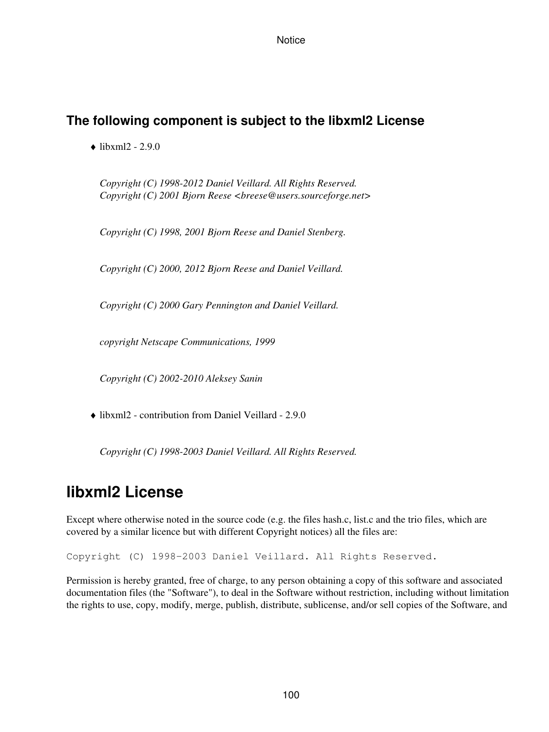## The following component is subject to the libxml2 License

- libxml2 - 2.9.0

  *Copyright (C) 1998-2012 Daniel Veillard. All Rights Reserved.*
  *Copyright (C) 2001 Bjorn Reese <breese@users.sourceforge.net>*

  *Copyright (C) 1998, 2001 Bjorn Reese and Daniel Stenberg.*

  *Copyright (C) 2000, 2012 Bjorn Reese and Daniel Veillard.*

  *Copyright (C) 2000 Gary Pennington and Daniel Veillard.*

  *copyright Netscape Communications, 1999*

  *Copyright (C) 2002-2010 Aleksey Sanin*

- libxml2 - contribution from Daniel Veillard - 2.9.0

  *Copyright (C) 1998-2003 Daniel Veillard. All Rights Reserved.*

# libxml2 License

Except where otherwise noted in the source code (e.g. the files hash.c, list.c and the trio files, which are covered by a similar licence but with different Copyright notices) all the files are:

```
Copyright (C) 1998-2003 Daniel Veillard. All Rights Reserved.
```

Permission is hereby granted, free of charge, to any person obtaining a copy of this software and associated documentation files (the "Software"), to deal in the Software without restriction, including without limitation the rights to use, copy, modify, merge, publish, distribute, sublicense, and/or sell copies of the Software, and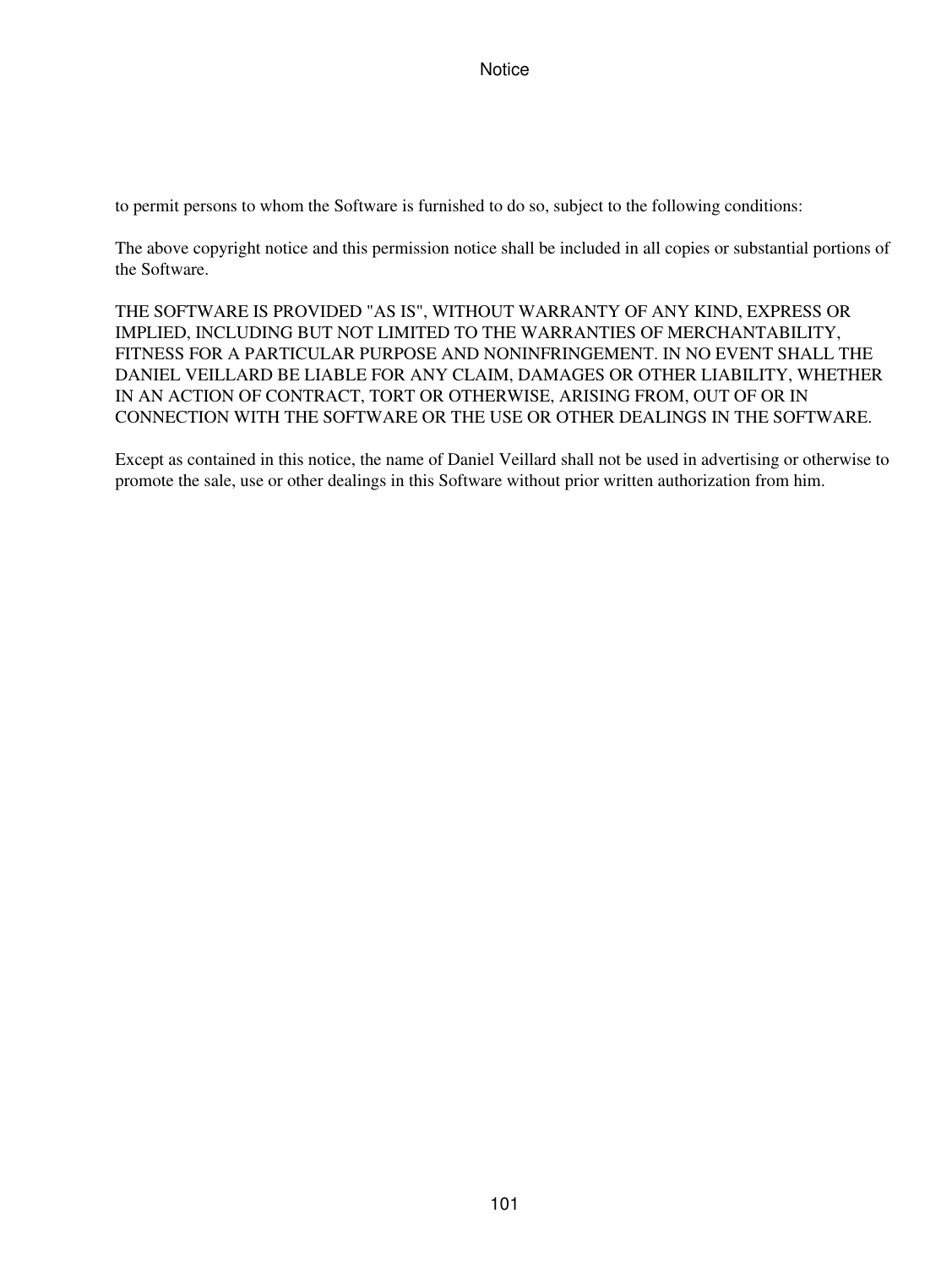to permit persons to whom the Software is furnished to do so, subject to the following conditions:

The above copyright notice and this permission notice shall be included in all copies or substantial portions of the Software.

THE SOFTWARE IS PROVIDED "AS IS", WITHOUT WARRANTY OF ANY KIND, EXPRESS OR IMPLIED, INCLUDING BUT NOT LIMITED TO THE WARRANTIES OF MERCHANTABILITY, FITNESS FOR A PARTICULAR PURPOSE AND NONINFRINGEMENT. IN NO EVENT SHALL THE DANIEL VEILLARD BE LIABLE FOR ANY CLAIM, DAMAGES OR OTHER LIABILITY, WHETHER IN AN ACTION OF CONTRACT, TORT OR OTHERWISE, ARISING FROM, OUT OF OR IN CONNECTION WITH THE SOFTWARE OR THE USE OR OTHER DEALINGS IN THE SOFTWARE.

Except as contained in this notice, the name of Daniel Veillard shall not be used in advertising or otherwise to promote the sale, use or other dealings in this Software without prior written authorization from him.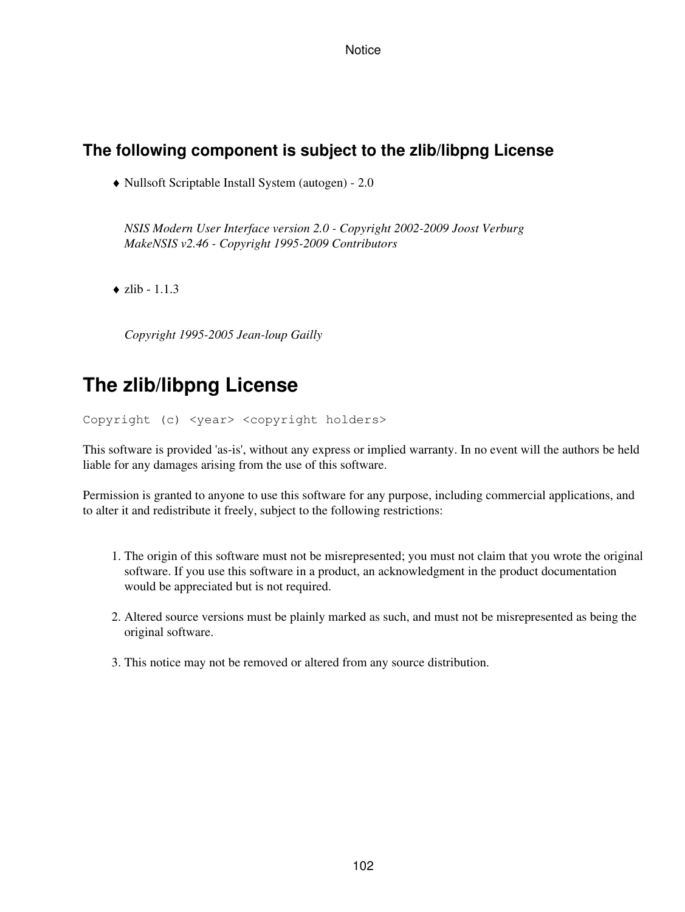### The following component is subject to the zlib/libpng License

- Nullsoft Scriptable Install System (autogen) - 2.0

  *NSIS Modern User Interface version 2.0 - Copyright 2002-2009 Joost Verburg*
  *MakeNSIS v2.46 - Copyright 1995-2009 Contributors*

- zlib - 1.1.3

  *Copyright 1995-2005 Jean-loup Gailly*

## The zlib/libpng License

```
Copyright (c) <year> <copyright holders>
```

This software is provided 'as-is', without any express or implied warranty. In no event will the authors be held liable for any damages arising from the use of this software.

Permission is granted to anyone to use this software for any purpose, including commercial applications, and to alter it and redistribute it freely, subject to the following restrictions:

1. The origin of this software must not be misrepresented; you must not claim that you wrote the original software. If you use this software in a product, an acknowledgment in the product documentation would be appreciated but is not required.
2. Altered source versions must be plainly marked as such, and must not be misrepresented as being the original software.
3. This notice may not be removed or altered from any source distribution.